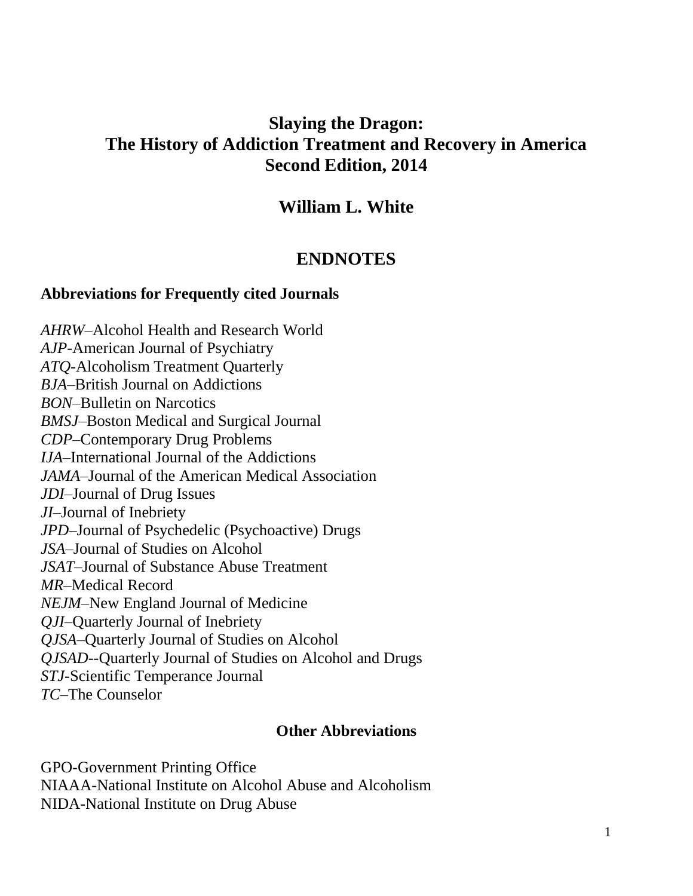# Slaying the Dragon:
# The History of Addiction Treatment and Recovery in America
# Second Edition, 2014

## William L. White

## ENDNOTES

### Abbreviations for Frequently cited Journals

*AHRW*–Alcohol Health and Research World
*AJP*-American Journal of Psychiatry
*ATQ*-Alcoholism Treatment Quarterly
*BJA*–British Journal on Addictions
*BON*–Bulletin on Narcotics
*BMSJ*–Boston Medical and Surgical Journal
*CDP*–Contemporary Drug Problems
*IJA*–International Journal of the Addictions
*JAMA*–Journal of the American Medical Association
*JDI*–Journal of Drug Issues
*JI*–Journal of Inebriety
*JPD*–Journal of Psychedelic (Psychoactive) Drugs
*JSA*–Journal of Studies on Alcohol
*JSAT*–Journal of Substance Abuse Treatment
*MR*–Medical Record
*NEJM*–New England Journal of Medicine
*QJI*–Quarterly Journal of Inebriety
*QJSA*–Quarterly Journal of Studies on Alcohol
*QJSAD*--Quarterly Journal of Studies on Alcohol and Drugs
*STJ*-Scientific Temperance Journal
*TC*–The Counselor

### Other Abbreviations

GPO-Government Printing Office
NIAAA-National Institute on Alcohol Abuse and Alcoholism
NIDA-National Institute on Drug Abuse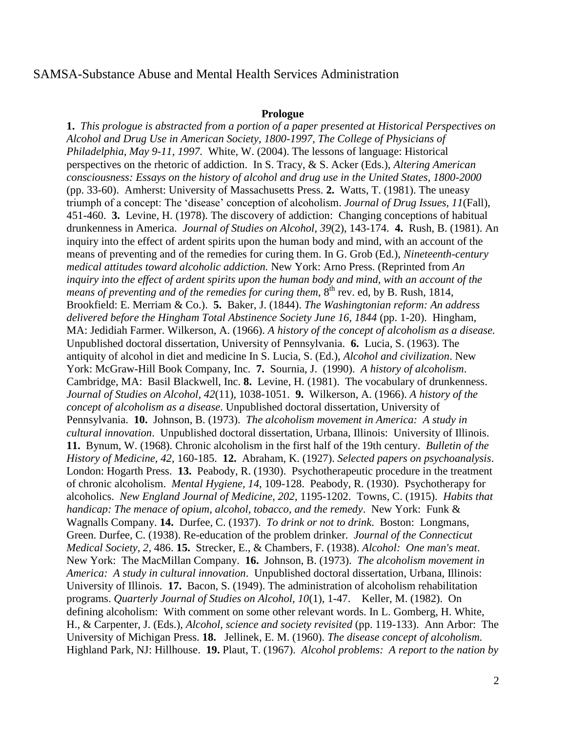SAMSA-Substance Abuse and Mental Health Services Administration

## Prologue

**1.** *This prologue is abstracted from a portion of a paper presented at Historical Perspectives on Alcohol and Drug Use in American Society, 1800-1997, The College of Physicians of Philadelphia, May 9-11, 1997.* White, W. (2004). The lessons of language: Historical perspectives on the rhetoric of addiction. In S. Tracy, & S. Acker (Eds.), *Altering American consciousness: Essays on the history of alcohol and drug use in the United States, 1800-2000* (pp. 33-60). Amherst: University of Massachusetts Press. **2.** Watts, T. (1981). The uneasy triumph of a concept: The 'disease' conception of alcoholism. *Journal of Drug Issues, 11*(Fall), 451-460. **3.** Levine, H. (1978). The discovery of addiction: Changing conceptions of habitual drunkenness in America. *Journal of Studies on Alcohol, 39*(2), 143-174. **4.** Rush, B. (1981). An inquiry into the effect of ardent spirits upon the human body and mind, with an account of the means of preventing and of the remedies for curing them. In G. Grob (Ed.), *Nineteenth-century medical attitudes toward alcoholic addiction.* New York: Arno Press. (Reprinted from *An inquiry into the effect of ardent spirits upon the human body and mind, with an account of the means of preventing and of the remedies for curing them*, 8th rev. ed, by B. Rush, 1814, Brookfield: E. Merriam & Co.). **5.** Baker, J. (1844). *The Washingtonian reform: An address delivered before the Hingham Total Abstinence Society June 16, 1844* (pp. 1-20). Hingham, MA: Jedidiah Farmer. Wilkerson, A. (1966). *A history of the concept of alcoholism as a disease.* Unpublished doctoral dissertation, University of Pennsylvania. **6.** Lucia, S. (1963). The antiquity of alcohol in diet and medicine In S. Lucia, S. (Ed.), *Alcohol and civilization*. New York: McGraw-Hill Book Company, Inc. **7.** Sournia, J. (1990). *A history of alcoholism*. Cambridge, MA: Basil Blackwell, Inc. **8.** Levine, H. (1981). The vocabulary of drunkenness. *Journal of Studies on Alcohol, 42*(11), 1038-1051. **9.** Wilkerson, A. (1966). *A history of the concept of alcoholism as a disease*. Unpublished doctoral dissertation, University of Pennsylvania. **10.** Johnson, B. (1973). *The alcoholism movement in America: A study in cultural innovation*. Unpublished doctoral dissertation, Urbana, Illinois: University of Illinois. **11.** Bynum, W. (1968). Chronic alcoholism in the first half of the 19th century. *Bulletin of the History of Medicine, 42*, 160-185. **12.** Abraham, K. (1927). *Selected papers on psychoanalysis*. London: Hogarth Press. **13.** Peabody, R. (1930). Psychotherapeutic procedure in the treatment of chronic alcoholism. *Mental Hygiene, 14*, 109-128. Peabody, R. (1930). Psychotherapy for alcoholics. *New England Journal of Medicine, 202*, 1195-1202. Towns, C. (1915). *Habits that handicap: The menace of opium, alcohol, tobacco, and the remedy*. New York: Funk & Wagnalls Company. **14.** Durfee, C. (1937). *To drink or not to drink*. Boston: Longmans, Green. Durfee, C. (1938). Re-education of the problem drinker. *Journal of the Connecticut Medical Society, 2*, 486. **15.** Strecker, E., & Chambers, F. (1938). *Alcohol: One man's meat*. New York: The MacMillan Company. **16.** Johnson, B. (1973). *The alcoholism movement in America: A study in cultural innovation*. Unpublished doctoral dissertation, Urbana, Illinois: University of Illinois. **17.** Bacon, S. (1949). The administration of alcoholism rehabilitation programs. *Quarterly Journal of Studies on Alcohol, 10*(1), 1-47. Keller, M. (1982). On defining alcoholism: With comment on some other relevant words. In L. Gomberg, H. White, H., & Carpenter, J. (Eds.), *Alcohol, science and society revisited* (pp. 119-133). Ann Arbor: The University of Michigan Press. **18.** Jellinek, E. M. (1960). *The disease concept of alcoholism.* Highland Park, NJ: Hillhouse. **19.** Plaut, T. (1967). *Alcohol problems: A report to the nation by*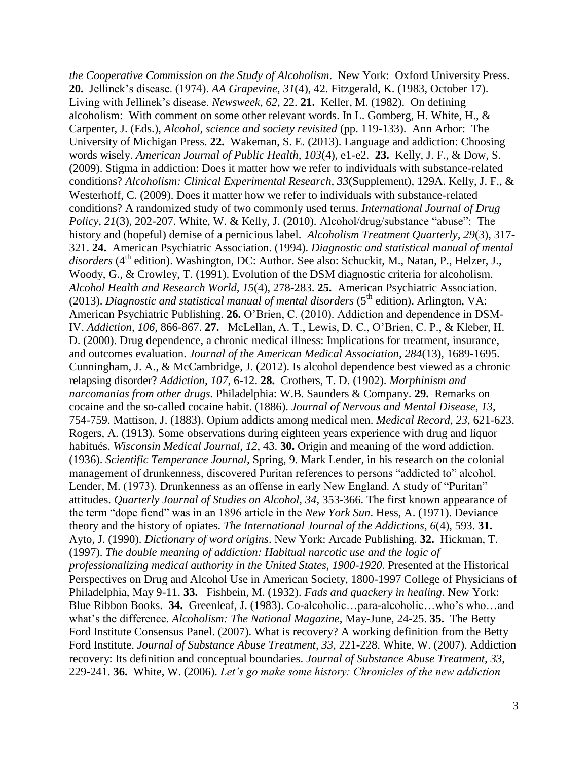*the Cooperative Commission on the Study of Alcoholism*. New York: Oxford University Press. **20.** Jellinek's disease. (1974). *AA Grapevine*, *31*(4), 42. Fitzgerald, K. (1983, October 17). Living with Jellinek's disease. *Newsweek*, *62*, 22. **21.** Keller, M. (1982). On defining alcoholism: With comment on some other relevant words. In L. Gomberg, H. White, H., & Carpenter, J. (Eds.), *Alcohol, science and society revisited* (pp. 119-133). Ann Arbor: The University of Michigan Press. **22.** Wakeman, S. E. (2013). Language and addiction: Choosing words wisely. *American Journal of Public Health, 103*(4), e1-e2. **23.** Kelly, J. F., & Dow, S. (2009). Stigma in addiction: Does it matter how we refer to individuals with substance-related conditions? *Alcoholism: Clinical Experimental Research*, *33*(Supplement), 129A. Kelly, J. F., & Westerhoff, C. (2009). Does it matter how we refer to individuals with substance-related conditions? A randomized study of two commonly used terms. *International Journal of Drug Policy, 21*(3), 202-207. White, W. & Kelly, J. (2010). Alcohol/drug/substance "abuse": The history and (hopeful) demise of a pernicious label. *Alcoholism Treatment Quarterly, 29*(3), 317-321. **24.** American Psychiatric Association. (1994). *Diagnostic and statistical manual of mental disorders* (4th edition). Washington, DC: Author. See also: Schuckit, M., Natan, P., Helzer, J., Woody, G., & Crowley, T. (1991). Evolution of the DSM diagnostic criteria for alcoholism. *Alcohol Health and Research World, 15*(4), 278-283. **25.** American Psychiatric Association. (2013). *Diagnostic and statistical manual of mental disorders* (5th edition). Arlington, VA: American Psychiatric Publishing. **26.** O'Brien, C. (2010). Addiction and dependence in DSM-IV. *Addiction, 106,* 866-867. **27.** McLellan, A. T., Lewis, D. C., O'Brien, C. P., & Kleber, H. D. (2000). Drug dependence, a chronic medical illness: Implications for treatment, insurance, and outcomes evaluation. *Journal of the American Medical Association, 284*(13), 1689-1695. Cunningham, J. A., & McCambridge, J. (2012). Is alcohol dependence best viewed as a chronic relapsing disorder? *Addiction, 107*, 6-12. **28.** Crothers, T. D. (1902). *Morphinism and narcomanias from other drugs.* Philadelphia: W.B. Saunders & Company. **29.** Remarks on cocaine and the so-called cocaine habit. (1886). *Journal of Nervous and Mental Disease*, *13*, 754-759. Mattison, J. (1883). Opium addicts among medical men. *Medical Record, 23,* 621-623. Rogers, A. (1913). Some observations during eighteen years experience with drug and liquor habitués. *Wisconsin Medical Journal, 12*, 43. **30.** Origin and meaning of the word addiction. (1936). *Scientific Temperance Journal,* Spring, 9. Mark Lender, in his research on the colonial management of drunkenness, discovered Puritan references to persons "addicted to" alcohol. Lender, M. (1973). Drunkenness as an offense in early New England. A study of "Puritan" attitudes. *Quarterly Journal of Studies on Alcohol*, *34*, 353-366. The first known appearance of the term "dope fiend" was in an 1896 article in the *New York Sun*. Hess, A. (1971). Deviance theory and the history of opiates. *The International Journal of the Addictions, 6*(4), 593. **31.** Ayto, J. (1990). *Dictionary of word origins*. New York: Arcade Publishing. **32.** Hickman, T. (1997). *The double meaning of addiction: Habitual narcotic use and the logic of professionalizing medical authority in the United States, 1900-1920*. Presented at the Historical Perspectives on Drug and Alcohol Use in American Society, 1800-1997 College of Physicians of Philadelphia, May 9-11. **33.** Fishbein, M. (1932). *Fads and quackery in healing*. New York: Blue Ribbon Books. **34.** Greenleaf, J. (1983). Co-alcoholic…para-alcoholic…who's who…and what's the difference. *Alcoholism: The National Magazine*, May-June, 24-25. **35.** The Betty Ford Institute Consensus Panel. (2007). What is recovery? A working definition from the Betty Ford Institute. *Journal of Substance Abuse Treatment, 33,* 221-228. White, W. (2007). Addiction recovery: Its definition and conceptual boundaries. *Journal of Substance Abuse Treatment, 33*, 229-241. **36.** White, W. (2006). *Let's go make some history: Chronicles of the new addiction*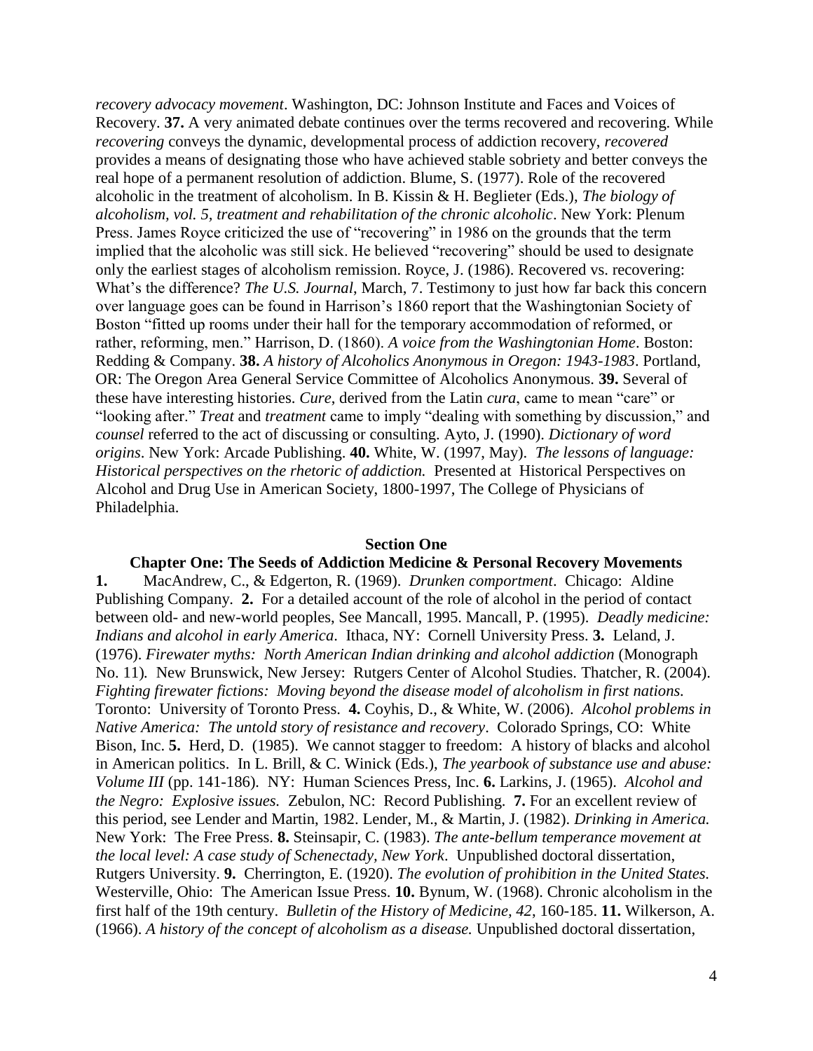*recovery advocacy movement*. Washington, DC: Johnson Institute and Faces and Voices of Recovery. **37.** A very animated debate continues over the terms recovered and recovering. While *recovering* conveys the dynamic, developmental process of addiction recovery, *recovered* provides a means of designating those who have achieved stable sobriety and better conveys the real hope of a permanent resolution of addiction. Blume, S. (1977). Role of the recovered alcoholic in the treatment of alcoholism. In B. Kissin & H. Beglieter (Eds.), *The biology of alcoholism, vol. 5, treatment and rehabilitation of the chronic alcoholic*. New York: Plenum Press. James Royce criticized the use of "recovering" in 1986 on the grounds that the term implied that the alcoholic was still sick. He believed "recovering" should be used to designate only the earliest stages of alcoholism remission. Royce, J. (1986). Recovered vs. recovering: What's the difference? *The U.S. Journal*, March, 7. Testimony to just how far back this concern over language goes can be found in Harrison's 1860 report that the Washingtonian Society of Boston "fitted up rooms under their hall for the temporary accommodation of reformed, or rather, reforming, men." Harrison, D. (1860). *A voice from the Washingtonian Home*. Boston: Redding & Company. **38.** *A history of Alcoholics Anonymous in Oregon: 1943-1983*. Portland, OR: The Oregon Area General Service Committee of Alcoholics Anonymous. **39.** Several of these have interesting histories. *Cure*, derived from the Latin *cura*, came to mean "care" or "looking after." *Treat* and *treatment* came to imply "dealing with something by discussion," and *counsel* referred to the act of discussing or consulting. Ayto, J. (1990). *Dictionary of word origins*. New York: Arcade Publishing. **40.** White, W. (1997, May). *The lessons of language: Historical perspectives on the rhetoric of addiction.* Presented at Historical Perspectives on Alcohol and Drug Use in American Society, 1800-1997, The College of Physicians of Philadelphia.

## Section One

### Chapter One: The Seeds of Addiction Medicine & Personal Recovery Movements

**1.** MacAndrew, C., & Edgerton, R. (1969). *Drunken comportment*. Chicago: Aldine Publishing Company. **2.** For a detailed account of the role of alcohol in the period of contact between old- and new-world peoples, See Mancall, 1995. Mancall, P. (1995). *Deadly medicine: Indians and alcohol in early America*. Ithaca, NY: Cornell University Press. **3.** Leland, J. (1976). *Firewater myths: North American Indian drinking and alcohol addiction* (Monograph No. 11)*.* New Brunswick, New Jersey: Rutgers Center of Alcohol Studies. Thatcher, R. (2004). *Fighting firewater fictions: Moving beyond the disease model of alcoholism in first nations.* Toronto: University of Toronto Press. **4.** Coyhis, D., & White, W. (2006). *Alcohol problems in Native America: The untold story of resistance and recovery*. Colorado Springs, CO: White Bison, Inc. **5.** Herd, D. (1985). We cannot stagger to freedom: A history of blacks and alcohol in American politics. In L. Brill, & C. Winick (Eds.), *The yearbook of substance use and abuse: Volume III* (pp. 141-186). NY: Human Sciences Press, Inc. **6.** Larkins, J. (1965). *Alcohol and the Negro: Explosive issues.* Zebulon, NC: Record Publishing. **7.** For an excellent review of this period, see Lender and Martin, 1982. Lender, M., & Martin, J. (1982). *Drinking in America.* New York: The Free Press. **8.** Steinsapir, C. (1983). *The ante-bellum temperance movement at the local level: A case study of Schenectady, New York*. Unpublished doctoral dissertation, Rutgers University. **9.** Cherrington, E. (1920). *The evolution of prohibition in the United States.* Westerville, Ohio: The American Issue Press. **10.** Bynum, W. (1968). Chronic alcoholism in the first half of the 19th century. *Bulletin of the History of Medicine, 42*, 160-185. **11.** Wilkerson, A. (1966). *A history of the concept of alcoholism as a disease.* Unpublished doctoral dissertation,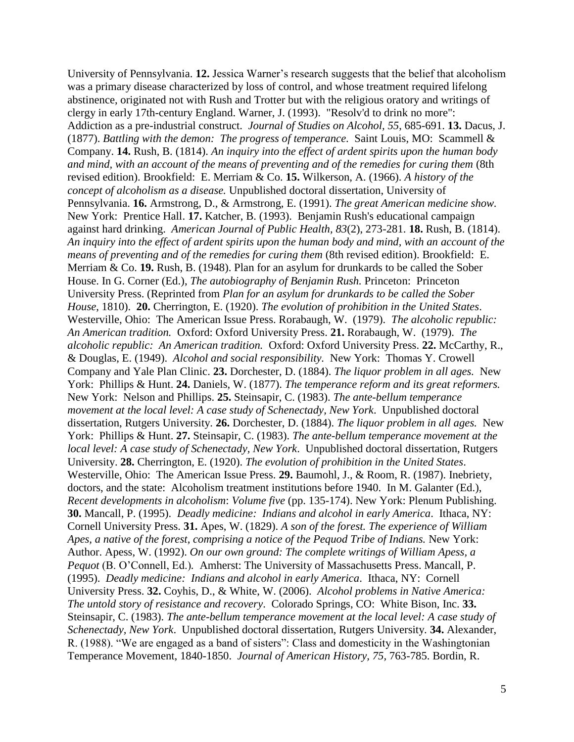University of Pennsylvania. **12.** Jessica Warner's research suggests that the belief that alcoholism was a primary disease characterized by loss of control, and whose treatment required lifelong abstinence, originated not with Rush and Trotter but with the religious oratory and writings of clergy in early 17th-century England. Warner, J. (1993). "Resolv'd to drink no more": Addiction as a pre-industrial construct. *Journal of Studies on Alcohol, 55*, 685-691. **13.** Dacus, J. (1877). *Battling with the demon: The progress of temperance*. Saint Louis, MO: Scammell & Company. **14.** Rush, B. (1814). *An inquiry into the effect of ardent spirits upon the human body and mind, with an account of the means of preventing and of the remedies for curing them* (8th revised edition). Brookfield: E. Merriam & Co. **15.** Wilkerson, A. (1966). *A history of the concept of alcoholism as a disease.* Unpublished doctoral dissertation, University of Pennsylvania. **16.** Armstrong, D., & Armstrong, E. (1991). *The great American medicine show.* New York: Prentice Hall. **17.** Katcher, B. (1993). Benjamin Rush's educational campaign against hard drinking. *American Journal of Public Health, 83*(2), 273-281. **18.** Rush, B. (1814). *An inquiry into the effect of ardent spirits upon the human body and mind, with an account of the means of preventing and of the remedies for curing them* (8th revised edition). Brookfield: E. Merriam & Co. **19.** Rush, B. (1948). Plan for an asylum for drunkards to be called the Sober House. In G. Corner (Ed.), *The autobiography of Benjamin Rush.* Princeton: Princeton University Press. (Reprinted from *Plan for an asylum for drunkards to be called the Sober House*, 1810). **20.** Cherrington, E. (1920). *The evolution of prohibition in the United States*. Westerville, Ohio: The American Issue Press. Rorabaugh, W. (1979). *The alcoholic republic: An American tradition.* Oxford: Oxford University Press. **21.** Rorabaugh, W. (1979). *The alcoholic republic: An American tradition.* Oxford: Oxford University Press. **22.** McCarthy, R., & Douglas, E. (1949). *Alcohol and social responsibility*. New York: Thomas Y. Crowell Company and Yale Plan Clinic. **23.** Dorchester, D. (1884). *The liquor problem in all ages.* New York: Phillips & Hunt. **24.** Daniels, W. (1877). *The temperance reform and its great reformers.* New York: Nelson and Phillips. **25.** Steinsapir, C. (1983). *The ante-bellum temperance movement at the local level: A case study of Schenectady, New York*. Unpublished doctoral dissertation, Rutgers University. **26.** Dorchester, D. (1884). *The liquor problem in all ages.* New York: Phillips & Hunt. **27.** Steinsapir, C. (1983). *The ante-bellum temperance movement at the local level: A case study of Schenectady, New York*. Unpublished doctoral dissertation, Rutgers University. **28.** Cherrington, E. (1920). *The evolution of prohibition in the United States*. Westerville, Ohio: The American Issue Press. **29.** Baumohl, J., & Room, R. (1987). Inebriety, doctors, and the state: Alcoholism treatment institutions before 1940. In M. Galanter (Ed.), *Recent developments in alcoholism*: *Volume five* (pp. 135-174). New York: Plenum Publishing. **30.** Mancall, P. (1995). *Deadly medicine: Indians and alcohol in early America*. Ithaca, NY: Cornell University Press. **31.** Apes, W. (1829). *A son of the forest. The experience of William Apes, a native of the forest, comprising a notice of the Pequod Tribe of Indians.* New York: Author. Apess, W. (1992). *On our own ground: The complete writings of William Apess, a Pequot* (B. O'Connell, Ed.). Amherst: The University of Massachusetts Press. Mancall, P. (1995). *Deadly medicine: Indians and alcohol in early America*. Ithaca, NY: Cornell University Press. **32.** Coyhis, D., & White, W. (2006). *Alcohol problems in Native America: The untold story of resistance and recovery*. Colorado Springs, CO: White Bison, Inc. **33.** Steinsapir, C. (1983). *The ante-bellum temperance movement at the local level: A case study of Schenectady, New York*. Unpublished doctoral dissertation, Rutgers University. **34.** Alexander, R. (1988). "We are engaged as a band of sisters": Class and domesticity in the Washingtonian Temperance Movement, 1840-1850. *Journal of American History, 75*, 763-785. Bordin, R.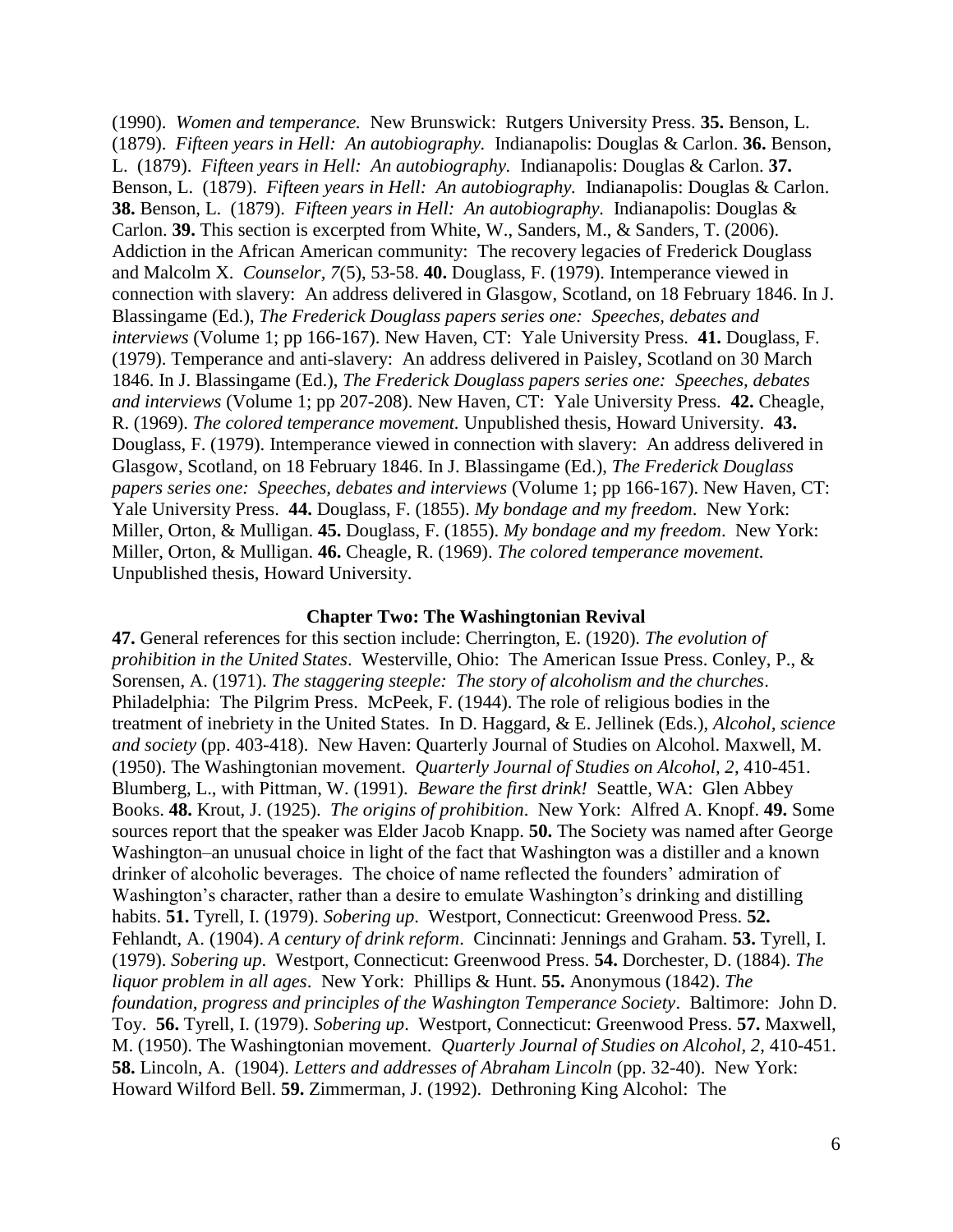(1990). *Women and temperance.* New Brunswick: Rutgers University Press. **35.** Benson, L. (1879). *Fifteen years in Hell: An autobiography.* Indianapolis: Douglas & Carlon. **36.** Benson, L. (1879). *Fifteen years in Hell: An autobiography.* Indianapolis: Douglas & Carlon. **37.** Benson, L. (1879). *Fifteen years in Hell: An autobiography.* Indianapolis: Douglas & Carlon. **38.** Benson, L. (1879). *Fifteen years in Hell: An autobiography.* Indianapolis: Douglas & Carlon. **39.** This section is excerpted from White, W., Sanders, M., & Sanders, T. (2006). Addiction in the African American community: The recovery legacies of Frederick Douglass and Malcolm X. *Counselor, 7*(5), 53-58. **40.** Douglass, F. (1979). Intemperance viewed in connection with slavery: An address delivered in Glasgow, Scotland, on 18 February 1846. In J. Blassingame (Ed.), *The Frederick Douglass papers series one: Speeches, debates and interviews* (Volume 1; pp 166-167). New Haven, CT: Yale University Press. **41.** Douglass, F. (1979). Temperance and anti-slavery: An address delivered in Paisley, Scotland on 30 March 1846. In J. Blassingame (Ed.), *The Frederick Douglass papers series one: Speeches, debates and interviews* (Volume 1; pp 207-208). New Haven, CT: Yale University Press. **42.** Cheagle, R. (1969). *The colored temperance movement.* Unpublished thesis, Howard University. **43.** Douglass, F. (1979). Intemperance viewed in connection with slavery: An address delivered in Glasgow, Scotland, on 18 February 1846. In J. Blassingame (Ed.), *The Frederick Douglass papers series one: Speeches, debates and interviews* (Volume 1; pp 166-167). New Haven, CT: Yale University Press. **44.** Douglass, F. (1855). *My bondage and my freedom*. New York: Miller, Orton, & Mulligan. **45.** Douglass, F. (1855). *My bondage and my freedom*. New York: Miller, Orton, & Mulligan. **46.** Cheagle, R. (1969). *The colored temperance movement.* Unpublished thesis, Howard University.

### Chapter Two: The Washingtonian Revival

**47.** General references for this section include: Cherrington, E. (1920). *The evolution of prohibition in the United States*. Westerville, Ohio: The American Issue Press. Conley, P., & Sorensen, A. (1971). *The staggering steeple: The story of alcoholism and the churches*. Philadelphia: The Pilgrim Press. McPeek, F. (1944). The role of religious bodies in the treatment of inebriety in the United States. In D. Haggard, & E. Jellinek (Eds.), *Alcohol, science and society* (pp. 403-418). New Haven: Quarterly Journal of Studies on Alcohol. Maxwell, M. (1950). The Washingtonian movement. *Quarterly Journal of Studies on Alcohol, 2,* 410-451. Blumberg, L., with Pittman, W. (1991). *Beware the first drink!* Seattle, WA: Glen Abbey Books. **48.** Krout, J. (1925). *The origins of prohibition*. New York: Alfred A. Knopf. **49.** Some sources report that the speaker was Elder Jacob Knapp. **50.** The Society was named after George Washington–an unusual choice in light of the fact that Washington was a distiller and a known drinker of alcoholic beverages. The choice of name reflected the founders' admiration of Washington's character, rather than a desire to emulate Washington's drinking and distilling habits. **51.** Tyrell, I. (1979). *Sobering up*. Westport, Connecticut: Greenwood Press. **52.** Fehlandt, A. (1904). *A century of drink reform*. Cincinnati: Jennings and Graham. **53.** Tyrell, I. (1979). *Sobering up*. Westport, Connecticut: Greenwood Press. **54.** Dorchester, D. (1884). *The liquor problem in all ages*. New York: Phillips & Hunt. **55.** Anonymous (1842). *The foundation, progress and principles of the Washington Temperance Society*. Baltimore: John D. Toy. **56.** Tyrell, I. (1979). *Sobering up*. Westport, Connecticut: Greenwood Press. **57.** Maxwell, M. (1950). The Washingtonian movement. *Quarterly Journal of Studies on Alcohol, 2*, 410-451. **58.** Lincoln, A. (1904). *Letters and addresses of Abraham Lincoln* (pp. 32-40). New York: Howard Wilford Bell. **59.** Zimmerman, J. (1992). Dethroning King Alcohol: The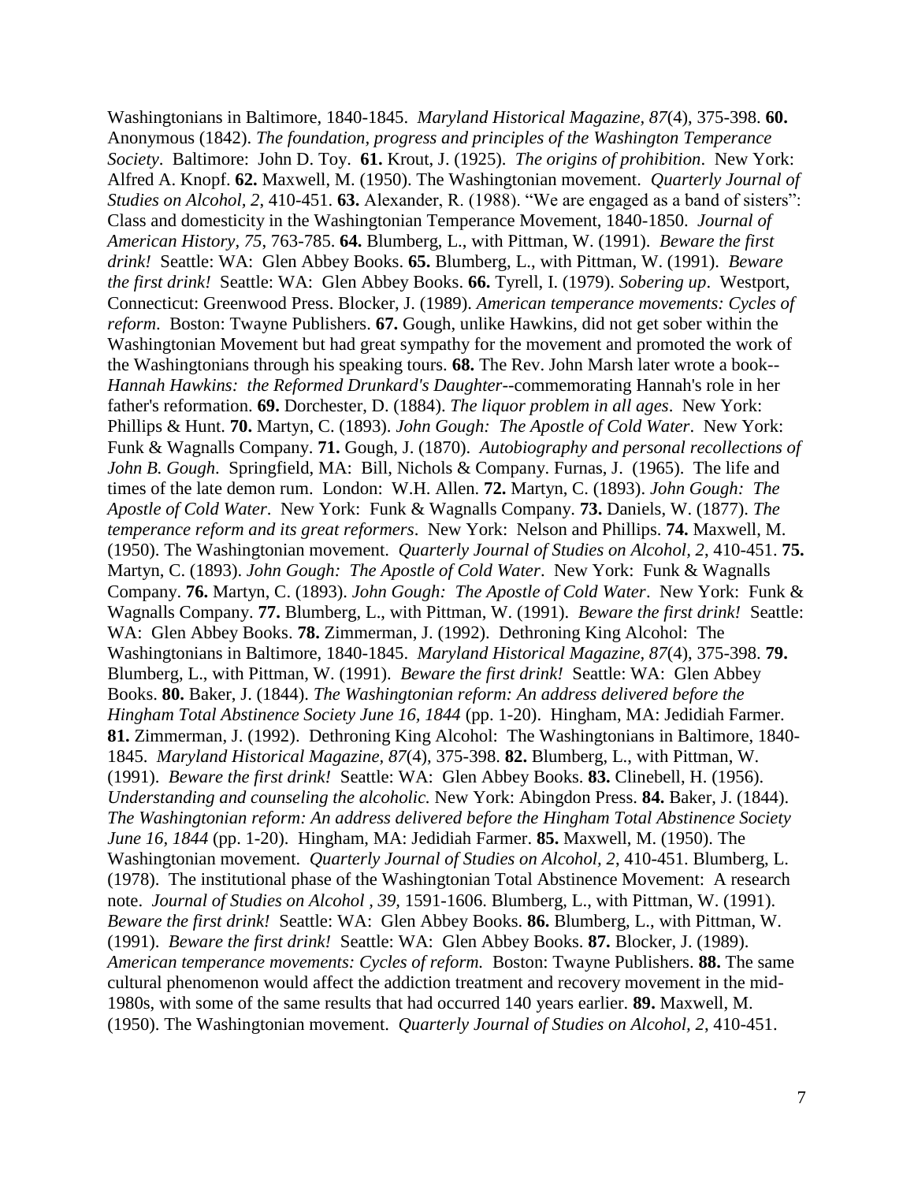Washingtonians in Baltimore, 1840-1845. *Maryland Historical Magazine, 87*(4), 375-398. **60.** Anonymous (1842). *The foundation, progress and principles of the Washington Temperance Society*. Baltimore: John D. Toy. **61.** Krout, J. (1925). *The origins of prohibition*. New York: Alfred A. Knopf. **62.** Maxwell, M. (1950). The Washingtonian movement. *Quarterly Journal of Studies on Alcohol, 2*, 410-451. **63.** Alexander, R. (1988). "We are engaged as a band of sisters": Class and domesticity in the Washingtonian Temperance Movement, 1840-1850. *Journal of American History, 75*, 763-785. **64.** Blumberg, L., with Pittman, W. (1991). *Beware the first drink!* Seattle: WA: Glen Abbey Books. **65.** Blumberg, L., with Pittman, W. (1991). *Beware the first drink!* Seattle: WA: Glen Abbey Books. **66.** Tyrell, I. (1979). *Sobering up*. Westport, Connecticut: Greenwood Press. Blocker, J. (1989). *American temperance movements: Cycles of reform*. Boston: Twayne Publishers. **67.** Gough, unlike Hawkins, did not get sober within the Washingtonian Movement but had great sympathy for the movement and promoted the work of the Washingtonians through his speaking tours. **68.** The Rev. John Marsh later wrote a book--*Hannah Hawkins: the Reformed Drunkard's Daughter*--commemorating Hannah's role in her father's reformation. **69.** Dorchester, D. (1884). *The liquor problem in all ages*. New York: Phillips & Hunt. **70.** Martyn, C. (1893). *John Gough: The Apostle of Cold Water*. New York: Funk & Wagnalls Company. **71.** Gough, J. (1870). *Autobiography and personal recollections of John B. Gough*. Springfield, MA: Bill, Nichols & Company. Furnas, J. (1965). The life and times of the late demon rum. London: W.H. Allen. **72.** Martyn, C. (1893). *John Gough: The Apostle of Cold Water*. New York: Funk & Wagnalls Company. **73.** Daniels, W. (1877). *The temperance reform and its great reformers*. New York: Nelson and Phillips. **74.** Maxwell, M. (1950). The Washingtonian movement. *Quarterly Journal of Studies on Alcohol, 2*, 410-451. **75.** Martyn, C. (1893). *John Gough: The Apostle of Cold Water*. New York: Funk & Wagnalls Company. **76.** Martyn, C. (1893). *John Gough: The Apostle of Cold Water*. New York: Funk & Wagnalls Company. **77.** Blumberg, L., with Pittman, W. (1991). *Beware the first drink!* Seattle: WA: Glen Abbey Books. **78.** Zimmerman, J. (1992). Dethroning King Alcohol: The Washingtonians in Baltimore, 1840-1845. *Maryland Historical Magazine, 87*(4), 375-398. **79.** Blumberg, L., with Pittman, W. (1991). *Beware the first drink!* Seattle: WA: Glen Abbey Books. **80.** Baker, J. (1844). *The Washingtonian reform: An address delivered before the Hingham Total Abstinence Society June 16, 1844* (pp. 1-20). Hingham, MA: Jedidiah Farmer. **81.** Zimmerman, J. (1992). Dethroning King Alcohol: The Washingtonians in Baltimore, 1840-1845. *Maryland Historical Magazine, 87*(4), 375-398. **82.** Blumberg, L., with Pittman, W. (1991). *Beware the first drink!* Seattle: WA: Glen Abbey Books. **83.** Clinebell, H. (1956). *Understanding and counseling the alcoholic.* New York: Abingdon Press. **84.** Baker, J. (1844). *The Washingtonian reform: An address delivered before the Hingham Total Abstinence Society June 16, 1844* (pp. 1-20). Hingham, MA: Jedidiah Farmer. **85.** Maxwell, M. (1950). The Washingtonian movement. *Quarterly Journal of Studies on Alcohol, 2*, 410-451. Blumberg, L. (1978). The institutional phase of the Washingtonian Total Abstinence Movement: A research note. *Journal of Studies on Alcohol , 39*, 1591-1606. Blumberg, L., with Pittman, W. (1991). *Beware the first drink!* Seattle: WA: Glen Abbey Books. **86.** Blumberg, L., with Pittman, W. (1991). *Beware the first drink!* Seattle: WA: Glen Abbey Books. **87.** Blocker, J. (1989). *American temperance movements: Cycles of reform.* Boston: Twayne Publishers. **88.** The same cultural phenomenon would affect the addiction treatment and recovery movement in the mid-1980s, with some of the same results that had occurred 140 years earlier. **89.** Maxwell, M. (1950). The Washingtonian movement. *Quarterly Journal of Studies on Alcohol, 2*, 410-451.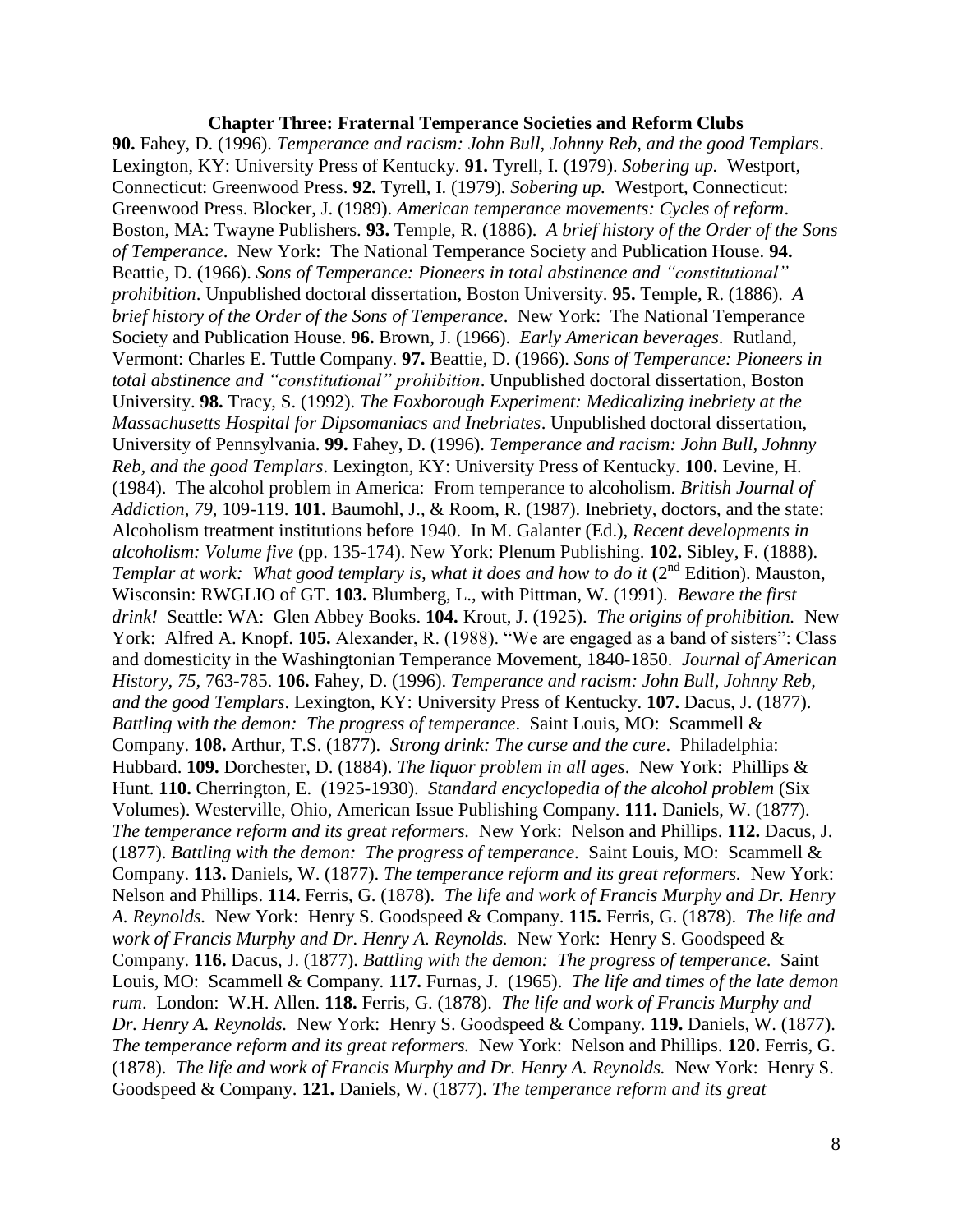### Chapter Three: Fraternal Temperance Societies and Reform Clubs

**90.** Fahey, D. (1996). *Temperance and racism: John Bull, Johnny Reb, and the good Templars*. Lexington, KY: University Press of Kentucky. **91.** Tyrell, I. (1979). *Sobering up.* Westport, Connecticut: Greenwood Press. **92.** Tyrell, I. (1979). *Sobering up.* Westport, Connecticut: Greenwood Press. Blocker, J. (1989). *American temperance movements: Cycles of reform*. Boston, MA: Twayne Publishers. **93.** Temple, R. (1886). *A brief history of the Order of the Sons of Temperance*. New York: The National Temperance Society and Publication House. **94.** Beattie, D. (1966). *Sons of Temperance: Pioneers in total abstinence and "constitutional" prohibition*. Unpublished doctoral dissertation, Boston University. **95.** Temple, R. (1886). *A brief history of the Order of the Sons of Temperance*. New York: The National Temperance Society and Publication House. **96.** Brown, J. (1966). *Early American beverages.* Rutland, Vermont: Charles E. Tuttle Company. **97.** Beattie, D. (1966). *Sons of Temperance: Pioneers in total abstinence and "constitutional" prohibition*. Unpublished doctoral dissertation, Boston University. **98.** Tracy, S. (1992). *The Foxborough Experiment: Medicalizing inebriety at the Massachusetts Hospital for Dipsomaniacs and Inebriates*. Unpublished doctoral dissertation, University of Pennsylvania. **99.** Fahey, D. (1996). *Temperance and racism: John Bull, Johnny Reb, and the good Templars*. Lexington, KY: University Press of Kentucky. **100.** Levine, H. (1984). The alcohol problem in America: From temperance to alcoholism. *British Journal of Addiction*, *79,* 109-119. **101.** Baumohl, J., & Room, R. (1987). Inebriety, doctors, and the state: Alcoholism treatment institutions before 1940. In M. Galanter (Ed.), *Recent developments in alcoholism: Volume five* (pp. 135-174). New York: Plenum Publishing. **102.** Sibley, F. (1888). *Templar at work: What good templary is, what it does and how to do it* (2nd Edition). Mauston, Wisconsin: RWGLIO of GT. **103.** Blumberg, L., with Pittman, W. (1991). *Beware the first drink!* Seattle: WA: Glen Abbey Books. **104.** Krout, J. (1925). *The origins of prohibition.* New York: Alfred A. Knopf. **105.** Alexander, R. (1988). "We are engaged as a band of sisters": Class and domesticity in the Washingtonian Temperance Movement, 1840-1850. *Journal of American History, 75,* 763-785. **106.** Fahey, D. (1996). *Temperance and racism: John Bull, Johnny Reb, and the good Templars*. Lexington, KY: University Press of Kentucky. **107.** Dacus, J. (1877). *Battling with the demon: The progress of temperance*. Saint Louis, MO: Scammell & Company. **108.** Arthur, T.S. (1877). *Strong drink: The curse and the cure*. Philadelphia: Hubbard. **109.** Dorchester, D. (1884). *The liquor problem in all ages*. New York: Phillips & Hunt. **110.** Cherrington, E. (1925-1930). *Standard encyclopedia of the alcohol problem* (Six Volumes). Westerville, Ohio, American Issue Publishing Company. **111.** Daniels, W. (1877). *The temperance reform and its great reformers.* New York: Nelson and Phillips. **112.** Dacus, J. (1877). *Battling with the demon: The progress of temperance*. Saint Louis, MO: Scammell & Company. **113.** Daniels, W. (1877). *The temperance reform and its great reformers.* New York: Nelson and Phillips. **114.** Ferris, G. (1878). *The life and work of Francis Murphy and Dr. Henry A. Reynolds.* New York: Henry S. Goodspeed & Company. **115.** Ferris, G. (1878). *The life and work of Francis Murphy and Dr. Henry A. Reynolds.* New York: Henry S. Goodspeed & Company. **116.** Dacus, J. (1877). *Battling with the demon: The progress of temperance*. Saint Louis, MO: Scammell & Company. **117.** Furnas, J. (1965). *The life and times of the late demon rum*. London: W.H. Allen. **118.** Ferris, G. (1878). *The life and work of Francis Murphy and Dr. Henry A. Reynolds.* New York: Henry S. Goodspeed & Company. **119.** Daniels, W. (1877). *The temperance reform and its great reformers.* New York: Nelson and Phillips. **120.** Ferris, G. (1878). *The life and work of Francis Murphy and Dr. Henry A. Reynolds.* New York: Henry S. Goodspeed & Company. **121.** Daniels, W. (1877). *The temperance reform and its great*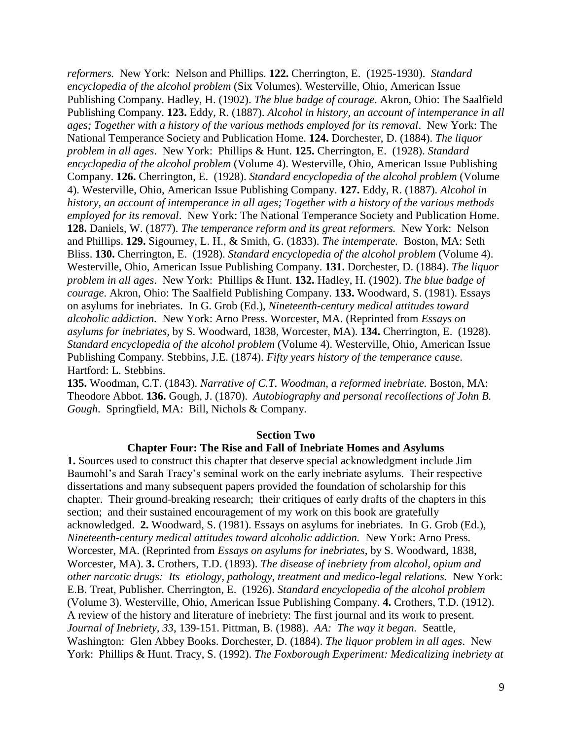*reformers.* New York: Nelson and Phillips. **122.** Cherrington, E. (1925-1930). *Standard encyclopedia of the alcohol problem* (Six Volumes). Westerville, Ohio, American Issue Publishing Company. Hadley, H. (1902). *The blue badge of courage*. Akron, Ohio: The Saalfield Publishing Company. **123.** Eddy, R. (1887). *Alcohol in history, an account of intemperance in all ages; Together with a history of the various methods employed for its removal*. New York: The National Temperance Society and Publication Home. **124.** Dorchester, D. (1884). *The liquor problem in all ages*. New York: Phillips & Hunt. **125.** Cherrington, E. (1928). *Standard encyclopedia of the alcohol problem* (Volume 4). Westerville, Ohio, American Issue Publishing Company. **126.** Cherrington, E. (1928). *Standard encyclopedia of the alcohol problem* (Volume 4). Westerville, Ohio, American Issue Publishing Company. **127.** Eddy, R. (1887). *Alcohol in history, an account of intemperance in all ages; Together with a history of the various methods employed for its removal*. New York: The National Temperance Society and Publication Home. **128.** Daniels, W. (1877). *The temperance reform and its great reformers.* New York: Nelson and Phillips. **129.** Sigourney, L. H., & Smith, G. (1833). *The intemperate.* Boston, MA: Seth Bliss. **130.** Cherrington, E. (1928). *Standard encyclopedia of the alcohol problem* (Volume 4). Westerville, Ohio, American Issue Publishing Company. **131.** Dorchester, D. (1884). *The liquor problem in all ages*. New York: Phillips & Hunt. **132.** Hadley, H. (1902). *The blue badge of courage*. Akron, Ohio: The Saalfield Publishing Company. **133.** Woodward, S. (1981). Essays on asylums for inebriates. In G. Grob (Ed.), *Nineteenth-century medical attitudes toward alcoholic addiction.* New York: Arno Press. Worcester, MA. (Reprinted from *Essays on asylums for inebriates*, by S. Woodward, 1838, Worcester, MA). **134.** Cherrington, E. (1928). *Standard encyclopedia of the alcohol problem* (Volume 4). Westerville, Ohio, American Issue Publishing Company. Stebbins, J.E. (1874). *Fifty years history of the temperance cause.* Hartford: L. Stebbins.
**135.** Woodman, C.T. (1843). *Narrative of C.T. Woodman, a reformed inebriate.* Boston, MA: Theodore Abbot. **136.** Gough, J. (1870). *Autobiography and personal recollections of John B. Gough.* Springfield, MA: Bill, Nichols & Company.

## Section Two

### Chapter Four: The Rise and Fall of Inebriate Homes and Asylums

**1.** Sources used to construct this chapter that deserve special acknowledgment include Jim Baumohl's and Sarah Tracy's seminal work on the early inebriate asylums. Their respective dissertations and many subsequent papers provided the foundation of scholarship for this chapter. Their ground-breaking research; their critiques of early drafts of the chapters in this section; and their sustained encouragement of my work on this book are gratefully acknowledged. **2.** Woodward, S. (1981). Essays on asylums for inebriates. In G. Grob (Ed.), *Nineteenth-century medical attitudes toward alcoholic addiction.* New York: Arno Press. Worcester, MA. (Reprinted from *Essays on asylums for inebriates,* by S. Woodward, 1838, Worcester, MA). **3.** Crothers, T.D. (1893). *The disease of inebriety from alcohol, opium and other narcotic drugs: Its etiology, pathology, treatment and medico-legal relations.* New York: E.B. Treat, Publisher. Cherrington, E. (1926). *Standard encyclopedia of the alcohol problem* (Volume 3). Westerville, Ohio, American Issue Publishing Company. **4.** Crothers, T.D. (1912). A review of the history and literature of inebriety: The first journal and its work to present. *Journal of Inebriety, 33*, 139-151. Pittman, B. (1988). *AA: The way it began.* Seattle, Washington: Glen Abbey Books. Dorchester, D. (1884). *The liquor problem in all ages*. New York: Phillips & Hunt. Tracy, S. (1992). *The Foxborough Experiment: Medicalizing inebriety at*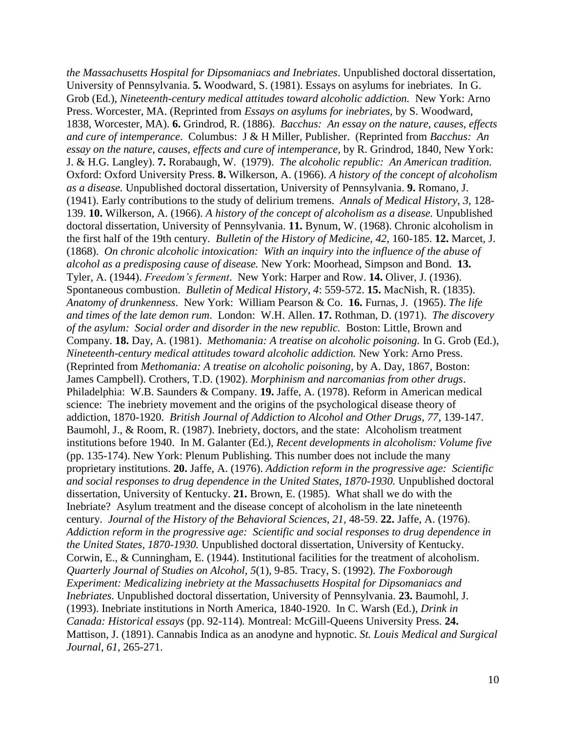*the Massachusetts Hospital for Dipsomaniacs and Inebriates*. Unpublished doctoral dissertation, University of Pennsylvania. **5.** Woodward, S. (1981). Essays on asylums for inebriates. In G. Grob (Ed.), *Nineteenth-century medical attitudes toward alcoholic addiction.* New York: Arno Press. Worcester, MA. (Reprinted from *Essays on asylums for inebriates,* by S. Woodward, 1838, Worcester, MA). **6.** Grindrod, R. (1886). *Bacchus: An essay on the nature, causes, effects and cure of intemperance*. Columbus: J & H Miller, Publisher. (Reprinted from *Bacchus: An essay on the nature, causes, effects and cure of intemperance,* by R. Grindrod, 1840, New York: J. & H.G. Langley). **7.** Rorabaugh, W. (1979). *The alcoholic republic: An American tradition.* Oxford: Oxford University Press. **8.** Wilkerson, A. (1966). *A history of the concept of alcoholism as a disease.* Unpublished doctoral dissertation, University of Pennsylvania. **9.** Romano, J. (1941). Early contributions to the study of delirium tremens. *Annals of Medical History*, *3,* 128-139. **10.** Wilkerson, A. (1966). *A history of the concept of alcoholism as a disease.* Unpublished doctoral dissertation, University of Pennsylvania. **11.** Bynum, W. (1968). Chronic alcoholism in the first half of the 19th century. *Bulletin of the History of Medicine, 42*, 160-185. **12.** Marcet, J. (1868). *On chronic alcoholic intoxication: With an inquiry into the influence of the abuse of alcohol as a predisposing cause of disease.* New York: Moorhead, Simpson and Bond. **13.** Tyler, A. (1944). *Freedom's ferment*. New York: Harper and Row. **14.** Oliver, J. (1936). Spontaneous combustion. *Bulletin of Medical History*, *4*: 559-572. **15.** MacNish, R. (1835). *Anatomy of drunkenness*. New York: William Pearson & Co. **16.** Furnas, J. (1965). *The life and times of the late demon rum*. London: W.H. Allen. **17.** Rothman, D. (1971). *The discovery of the asylum: Social order and disorder in the new republic.* Boston: Little, Brown and Company. **18.** Day, A. (1981). *Methomania: A treatise on alcoholic poisoning.* In G. Grob (Ed.), *Nineteenth-century medical attitudes toward alcoholic addiction.* New York: Arno Press. (Reprinted from *Methomania: A treatise on alcoholic poisoning,* by A. Day, 1867, Boston: James Campbell). Crothers, T.D. (1902). *Morphinism and narcomanias from other drugs*. Philadelphia: W.B. Saunders & Company. **19.** Jaffe, A. (1978). Reform in American medical science: The inebriety movement and the origins of the psychological disease theory of addiction, 1870-1920. *British Journal of Addiction to Alcohol and Other Drugs*, *77*, 139-147. Baumohl, J., & Room, R. (1987). Inebriety, doctors, and the state: Alcoholism treatment institutions before 1940. In M. Galanter (Ed.), *Recent developments in alcoholism: Volume five* (pp. 135-174). New York: Plenum Publishing. This number does not include the many proprietary institutions. **20.** Jaffe, A. (1976). *Addiction reform in the progressive age: Scientific and social responses to drug dependence in the United States, 1870-1930.* Unpublished doctoral dissertation, University of Kentucky. **21.** Brown, E. (1985). What shall we do with the Inebriate? Asylum treatment and the disease concept of alcoholism in the late nineteenth century. *Journal of the History of the Behavioral Sciences*, *21,* 48-59. **22.** Jaffe, A. (1976). *Addiction reform in the progressive age: Scientific and social responses to drug dependence in the United States, 1870-1930.* Unpublished doctoral dissertation, University of Kentucky. Corwin, E., & Cunningham, E. (1944). Institutional facilities for the treatment of alcoholism. *Quarterly Journal of Studies on Alcohol*, *5*(1), 9-85. Tracy, S. (1992). *The Foxborough Experiment: Medicalizing inebriety at the Massachusetts Hospital for Dipsomaniacs and Inebriates*. Unpublished doctoral dissertation, University of Pennsylvania. **23.** Baumohl, J. (1993). Inebriate institutions in North America, 1840-1920. In C. Warsh (Ed.), *Drink in Canada: Historical essays* (pp. 92-114)*.* Montreal: McGill-Queens University Press. **24.** Mattison, J. (1891). Cannabis Indica as an anodyne and hypnotic. *St. Louis Medical and Surgical Journal*, *61*, 265-271.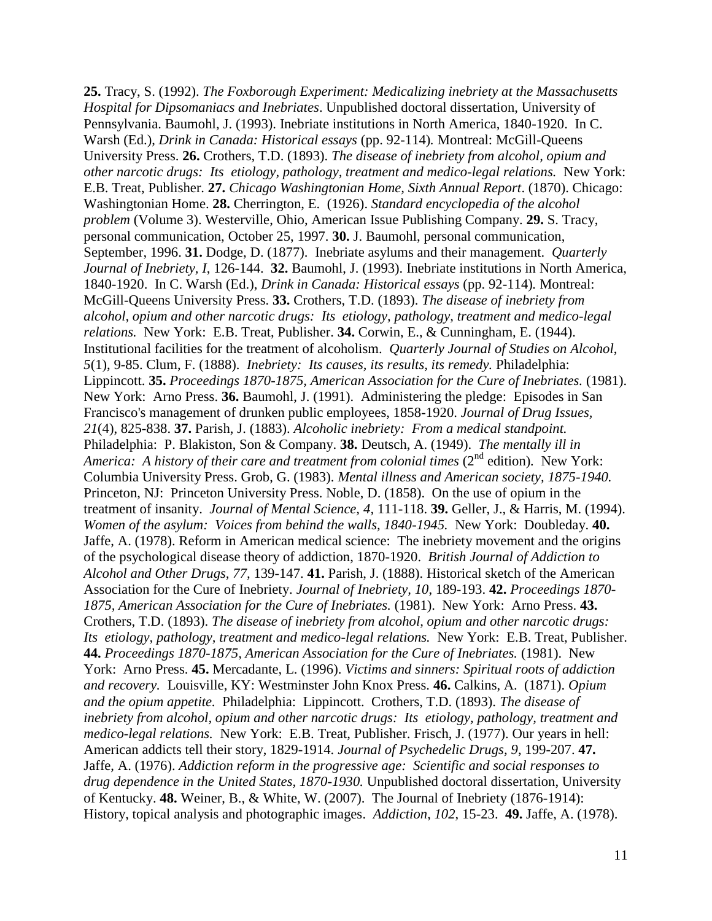**25.** Tracy, S. (1992). *The Foxborough Experiment: Medicalizing inebriety at the Massachusetts Hospital for Dipsomaniacs and Inebriates*. Unpublished doctoral dissertation, University of Pennsylvania. Baumohl, J. (1993). Inebriate institutions in North America, 1840-1920. In C. Warsh (Ed.), *Drink in Canada: Historical essays* (pp. 92-114)*.* Montreal: McGill-Queens University Press. **26.** Crothers, T.D. (1893). *The disease of inebriety from alcohol, opium and other narcotic drugs: Its etiology, pathology, treatment and medico-legal relations.* New York: E.B. Treat, Publisher. **27.** *Chicago Washingtonian Home, Sixth Annual Report*. (1870). Chicago: Washingtonian Home. **28.** Cherrington, E. (1926). *Standard encyclopedia of the alcohol problem* (Volume 3). Westerville, Ohio, American Issue Publishing Company. **29.** S. Tracy, personal communication, October 25, 1997. **30.** J. Baumohl, personal communication, September, 1996. **31.** Dodge, D. (1877). Inebriate asylums and their management. *Quarterly Journal of Inebriety, I*, 126-144. **32.** Baumohl, J. (1993). Inebriate institutions in North America, 1840-1920. In C. Warsh (Ed.), *Drink in Canada: Historical essays* (pp. 92-114)*.* Montreal: McGill-Queens University Press. **33.** Crothers, T.D. (1893). *The disease of inebriety from alcohol, opium and other narcotic drugs: Its etiology, pathology, treatment and medico-legal relations.* New York: E.B. Treat, Publisher. **34.** Corwin, E., & Cunningham, E. (1944). Institutional facilities for the treatment of alcoholism. *Quarterly Journal of Studies on Alcohol, 5*(1), 9-85. Clum, F. (1888). *Inebriety: Its causes, its results, its remedy.* Philadelphia: Lippincott. **35.** *Proceedings 1870-1875, American Association for the Cure of Inebriates.* (1981). New York: Arno Press. **36.** Baumohl, J. (1991). Administering the pledge: Episodes in San Francisco's management of drunken public employees, 1858-1920. *Journal of Drug Issues*, *21*(4), 825-838. **37.** Parish, J. (1883). *Alcoholic inebriety: From a medical standpoint.* Philadelphia: P. Blakiston, Son & Company. **38.** Deutsch, A. (1949). *The mentally ill in America: A history of their care and treatment from colonial times* (2nd edition). New York: Columbia University Press. Grob, G. (1983). *Mental illness and American society, 1875-1940.* Princeton, NJ: Princeton University Press. Noble, D. (1858). On the use of opium in the treatment of insanity. *Journal of Mental Science, 4,* 111-118. **39.** Geller, J., & Harris, M. (1994). *Women of the asylum: Voices from behind the walls, 1840-1945.* New York: Doubleday. **40.** Jaffe, A. (1978). Reform in American medical science: The inebriety movement and the origins of the psychological disease theory of addiction, 1870-1920. *British Journal of Addiction to Alcohol and Other Drugs, 77,* 139-147. **41.** Parish, J. (1888). Historical sketch of the American Association for the Cure of Inebriety. *Journal of Inebriety, 10*, 189-193. **42.** *Proceedings 1870-1875, American Association for the Cure of Inebriates.* (1981). New York: Arno Press. **43.** Crothers, T.D. (1893). *The disease of inebriety from alcohol, opium and other narcotic drugs: Its etiology, pathology, treatment and medico-legal relations.* New York: E.B. Treat, Publisher. **44.** *Proceedings 1870-1875, American Association for the Cure of Inebriates.* (1981). New York: Arno Press. **45.** Mercadante, L. (1996). *Victims and sinners: Spiritual roots of addiction and recovery.* Louisville, KY: Westminster John Knox Press. **46.** Calkins, A. (1871). *Opium and the opium appetite.* Philadelphia: Lippincott. Crothers, T.D. (1893). *The disease of inebriety from alcohol, opium and other narcotic drugs: Its etiology, pathology, treatment and medico-legal relations.* New York: E.B. Treat, Publisher. Frisch, J. (1977). Our years in hell: American addicts tell their story, 1829-1914. *Journal of Psychedelic Drugs, 9*, 199-207. **47.** Jaffe, A. (1976). *Addiction reform in the progressive age: Scientific and social responses to drug dependence in the United States, 1870-1930.* Unpublished doctoral dissertation, University of Kentucky. **48.** Weiner, B., & White, W. (2007). The Journal of Inebriety (1876-1914): History, topical analysis and photographic images. *Addiction*, *102*, 15-23. **49.** Jaffe, A. (1978).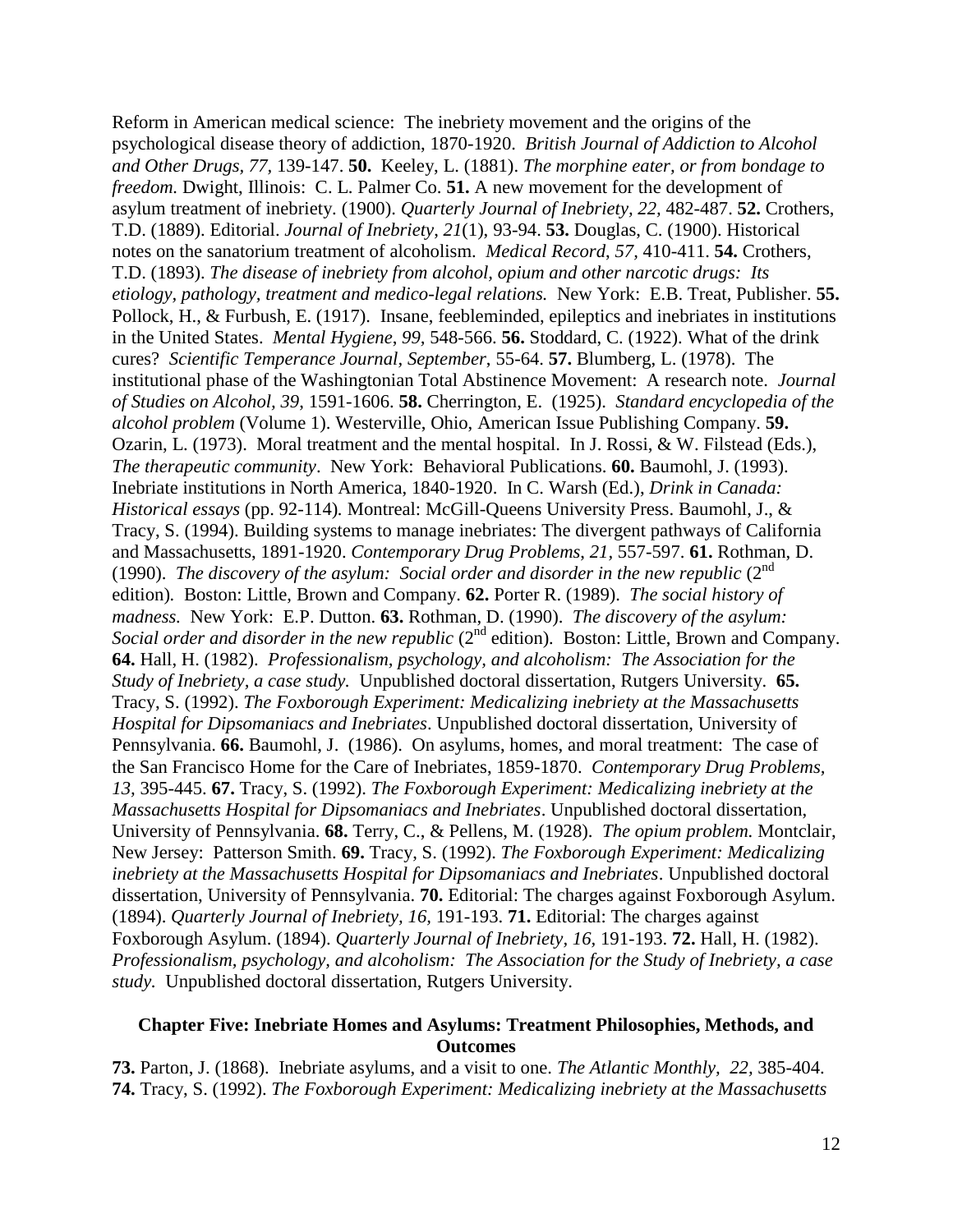Reform in American medical science: The inebriety movement and the origins of the psychological disease theory of addiction, 1870-1920. *British Journal of Addiction to Alcohol and Other Drugs, 77,* 139-147. **50.** Keeley, L. (1881). *The morphine eater, or from bondage to freedom.* Dwight, Illinois: C. L. Palmer Co. **51.** A new movement for the development of asylum treatment of inebriety. (1900). *Quarterly Journal of Inebriety, 22,* 482-487. **52.** Crothers, T.D. (1889). Editorial. *Journal of Inebriety*, *21*(1), 93-94. **53.** Douglas, C. (1900). Historical notes on the sanatorium treatment of alcoholism. *Medical Record*, *57,* 410-411. **54.** Crothers, T.D. (1893). *The disease of inebriety from alcohol, opium and other narcotic drugs: Its etiology, pathology, treatment and medico-legal relations.* New York: E.B. Treat, Publisher. **55.** Pollock, H., & Furbush, E. (1917). Insane, feebleminded, epileptics and inebriates in institutions in the United States. *Mental Hygiene*, *99,* 548-566. **56.** Stoddard, C. (1922). What of the drink cures? *Scientific Temperance Journal, September*, 55-64. **57.** Blumberg, L. (1978). The institutional phase of the Washingtonian Total Abstinence Movement: A research note. *Journal of Studies on Alcohol, 39,* 1591-1606. **58.** Cherrington, E. (1925). *Standard encyclopedia of the alcohol problem* (Volume 1). Westerville, Ohio, American Issue Publishing Company. **59.** Ozarin, L. (1973). Moral treatment and the mental hospital. In J. Rossi, & W. Filstead (Eds.), *The therapeutic community*. New York: Behavioral Publications. **60.** Baumohl, J. (1993). Inebriate institutions in North America, 1840-1920. In C. Warsh (Ed.), *Drink in Canada: Historical essays* (pp. 92-114)*.* Montreal: McGill-Queens University Press. Baumohl, J., & Tracy, S. (1994). Building systems to manage inebriates: The divergent pathways of California and Massachusetts, 1891-1920. *Contemporary Drug Problems*, *21,* 557-597. **61.** Rothman, D. (1990). *The discovery of the asylum: Social order and disorder in the new republic* (2nd edition)*.* Boston: Little, Brown and Company. **62.** Porter R. (1989). *The social history of madness.* New York: E.P. Dutton. **63.** Rothman, D. (1990). *The discovery of the asylum: Social order and disorder in the new republic* (2nd edition)*.* Boston: Little, Brown and Company. **64.** Hall, H. (1982). *Professionalism, psychology, and alcoholism: The Association for the Study of Inebriety, a case study.* Unpublished doctoral dissertation, Rutgers University. **65.** Tracy, S. (1992). *The Foxborough Experiment: Medicalizing inebriety at the Massachusetts Hospital for Dipsomaniacs and Inebriates*. Unpublished doctoral dissertation, University of Pennsylvania. **66.** Baumohl, J. (1986). On asylums, homes, and moral treatment: The case of the San Francisco Home for the Care of Inebriates, 1859-1870. *Contemporary Drug Problems, 13,* 395-445. **67.** Tracy, S. (1992). *The Foxborough Experiment: Medicalizing inebriety at the Massachusetts Hospital for Dipsomaniacs and Inebriates*. Unpublished doctoral dissertation, University of Pennsylvania. **68.** Terry, C., & Pellens, M. (1928). *The opium problem.* Montclair, New Jersey: Patterson Smith. **69.** Tracy, S. (1992). *The Foxborough Experiment: Medicalizing inebriety at the Massachusetts Hospital for Dipsomaniacs and Inebriates*. Unpublished doctoral dissertation, University of Pennsylvania. **70.** Editorial: The charges against Foxborough Asylum. (1894). *Quarterly Journal of Inebriety, 16,* 191-193. **71.** Editorial: The charges against Foxborough Asylum. (1894). *Quarterly Journal of Inebriety, 16,* 191-193. **72.** Hall, H. (1982). *Professionalism, psychology, and alcoholism: The Association for the Study of Inebriety, a case study.* Unpublished doctoral dissertation, Rutgers University.

## Chapter Five: Inebriate Homes and Asylums: Treatment Philosophies, Methods, and Outcomes

**73.** Parton, J. (1868). Inebriate asylums, and a visit to one. *The Atlantic Monthly, 22,* 385-404. **74.** Tracy, S. (1992). *The Foxborough Experiment: Medicalizing inebriety at the Massachusetts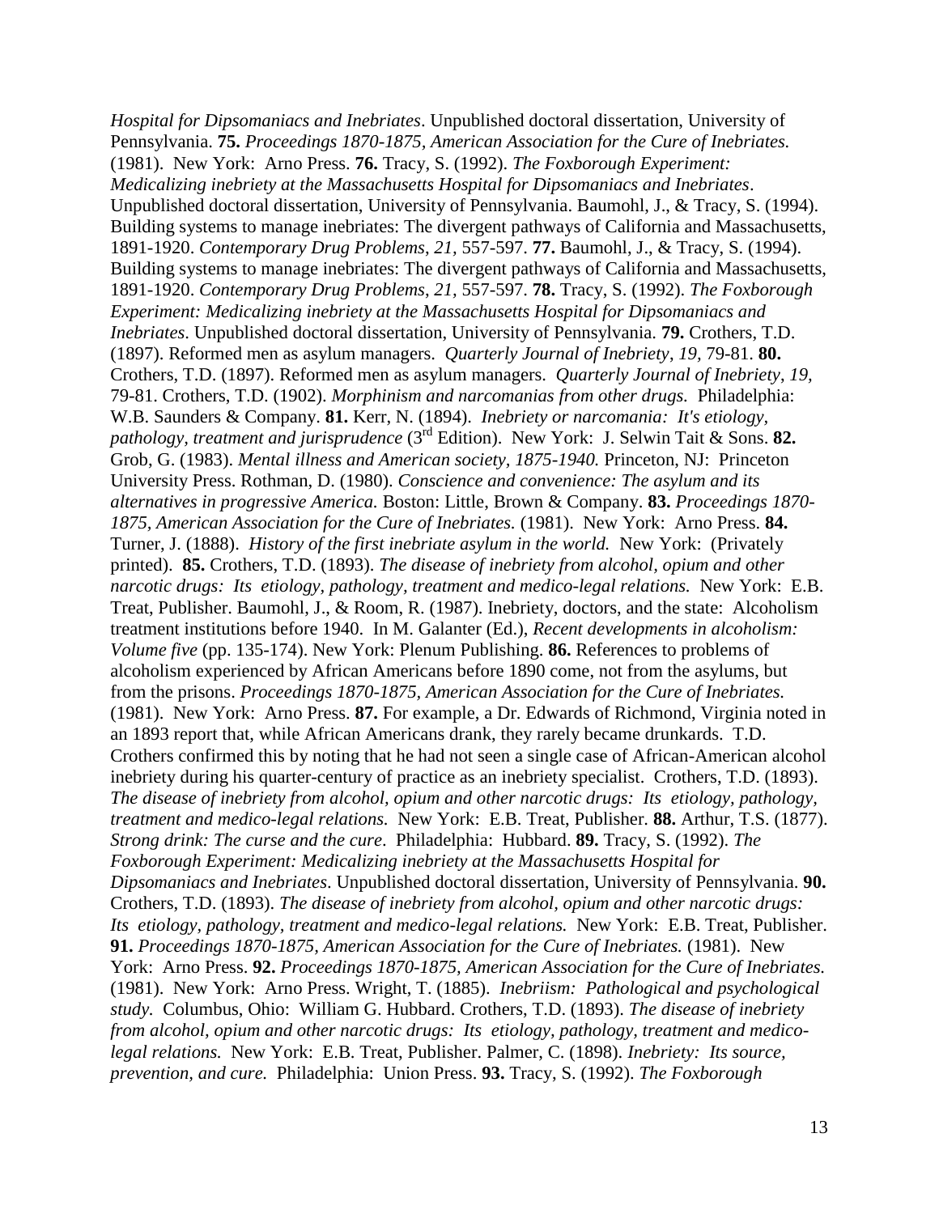*Hospital for Dipsomaniacs and Inebriates*. Unpublished doctoral dissertation, University of Pennsylvania. **75.** *Proceedings 1870-1875, American Association for the Cure of Inebriates.* (1981). New York: Arno Press. **76.** Tracy, S. (1992). *The Foxborough Experiment: Medicalizing inebriety at the Massachusetts Hospital for Dipsomaniacs and Inebriates*. Unpublished doctoral dissertation, University of Pennsylvania. Baumohl, J., & Tracy, S. (1994). Building systems to manage inebriates: The divergent pathways of California and Massachusetts, 1891-1920. *Contemporary Drug Problems, 21,* 557-597. **77.** Baumohl, J., & Tracy, S. (1994). Building systems to manage inebriates: The divergent pathways of California and Massachusetts, 1891-1920. *Contemporary Drug Problems, 21,* 557-597. **78.** Tracy, S. (1992). *The Foxborough Experiment: Medicalizing inebriety at the Massachusetts Hospital for Dipsomaniacs and Inebriates*. Unpublished doctoral dissertation, University of Pennsylvania. **79.** Crothers, T.D. (1897). Reformed men as asylum managers. *Quarterly Journal of Inebriety, 19,* 79-81. **80.** Crothers, T.D. (1897). Reformed men as asylum managers. *Quarterly Journal of Inebriety, 19,* 79-81. Crothers, T.D. (1902). *Morphinism and narcomanias from other drugs.* Philadelphia: W.B. Saunders & Company. **81.** Kerr, N. (1894). *Inebriety or narcomania: It's etiology, pathology, treatment and jurisprudence* (3rd Edition). New York: J. Selwin Tait & Sons. **82.** Grob, G. (1983). *Mental illness and American society, 1875-1940.* Princeton, NJ: Princeton University Press. Rothman, D. (1980). *Conscience and convenience: The asylum and its alternatives in progressive America.* Boston: Little, Brown & Company. **83.** *Proceedings 1870-1875, American Association for the Cure of Inebriates.* (1981). New York: Arno Press. **84.** Turner, J. (1888). *History of the first inebriate asylum in the world.* New York: (Privately printed). **85.** Crothers, T.D. (1893). *The disease of inebriety from alcohol, opium and other narcotic drugs: Its etiology, pathology, treatment and medico-legal relations.* New York: E.B. Treat, Publisher. Baumohl, J., & Room, R. (1987). Inebriety, doctors, and the state: Alcoholism treatment institutions before 1940. In M. Galanter (Ed.), *Recent developments in alcoholism: Volume five* (pp. 135-174). New York: Plenum Publishing. **86.** References to problems of alcoholism experienced by African Americans before 1890 come, not from the asylums, but from the prisons. *Proceedings 1870-1875, American Association for the Cure of Inebriates.* (1981). New York: Arno Press. **87.** For example, a Dr. Edwards of Richmond, Virginia noted in an 1893 report that, while African Americans drank, they rarely became drunkards. T.D. Crothers confirmed this by noting that he had not seen a single case of African-American alcohol inebriety during his quarter-century of practice as an inebriety specialist. Crothers, T.D. (1893). *The disease of inebriety from alcohol, opium and other narcotic drugs: Its etiology, pathology, treatment and medico-legal relations.* New York: E.B. Treat, Publisher. **88.** Arthur, T.S. (1877). *Strong drink: The curse and the cure*. Philadelphia: Hubbard. **89.** Tracy, S. (1992). *The Foxborough Experiment: Medicalizing inebriety at the Massachusetts Hospital for Dipsomaniacs and Inebriates*. Unpublished doctoral dissertation, University of Pennsylvania. **90.** Crothers, T.D. (1893). *The disease of inebriety from alcohol, opium and other narcotic drugs: Its etiology, pathology, treatment and medico-legal relations.* New York: E.B. Treat, Publisher. **91.** *Proceedings 1870-1875, American Association for the Cure of Inebriates.* (1981). New York: Arno Press. **92.** *Proceedings 1870-1875, American Association for the Cure of Inebriates.* (1981). New York: Arno Press. Wright, T. (1885). *Inebriism: Pathological and psychological study.* Columbus, Ohio: William G. Hubbard. Crothers, T.D. (1893). *The disease of inebriety from alcohol, opium and other narcotic drugs: Its etiology, pathology, treatment and medico-legal relations.* New York: E.B. Treat, Publisher. Palmer, C. (1898). *Inebriety: Its source, prevention, and cure.* Philadelphia: Union Press. **93.** Tracy, S. (1992). *The Foxborough*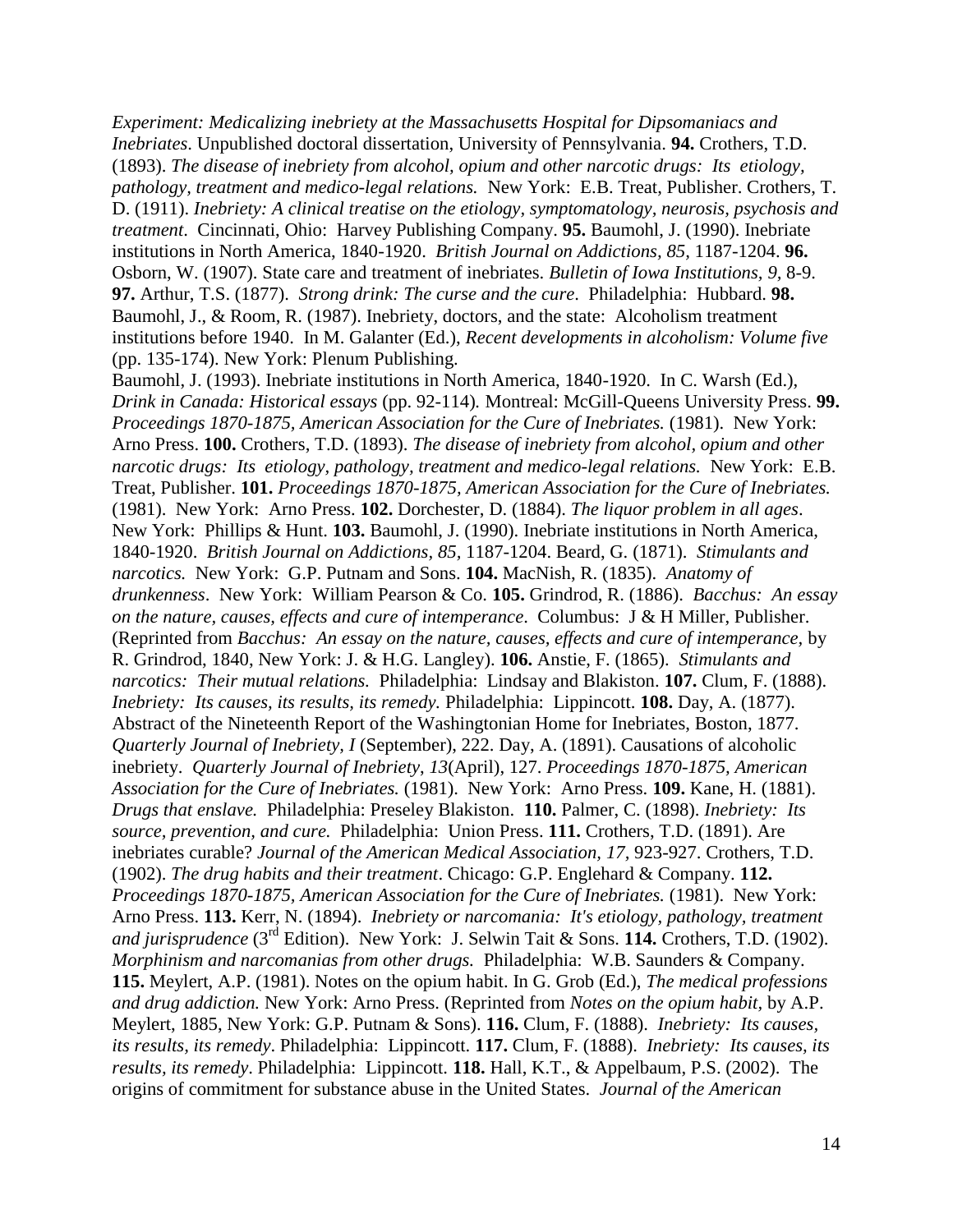*Experiment: Medicalizing inebriety at the Massachusetts Hospital for Dipsomaniacs and Inebriates*. Unpublished doctoral dissertation, University of Pennsylvania. **94.** Crothers, T.D. (1893). *The disease of inebriety from alcohol, opium and other narcotic drugs: Its etiology, pathology, treatment and medico-legal relations.* New York: E.B. Treat, Publisher. Crothers, T. D. (1911). *Inebriety: A clinical treatise on the etiology, symptomatology, neurosis, psychosis and treatment*. Cincinnati, Ohio: Harvey Publishing Company. **95.** Baumohl, J. (1990). Inebriate institutions in North America, 1840-1920. *British Journal on Addictions, 85,* 1187-1204. **96.** Osborn, W. (1907). State care and treatment of inebriates. *Bulletin of Iowa Institutions, 9,* 8-9. **97.** Arthur, T.S. (1877). *Strong drink: The curse and the cure*. Philadelphia: Hubbard. **98.** Baumohl, J., & Room, R. (1987). Inebriety, doctors, and the state: Alcoholism treatment institutions before 1940. In M. Galanter (Ed.), *Recent developments in alcoholism: Volume five* (pp. 135-174). New York: Plenum Publishing.

Baumohl, J. (1993). Inebriate institutions in North America, 1840-1920. In C. Warsh (Ed.), *Drink in Canada: Historical essays* (pp. 92-114). Montreal: McGill-Queens University Press. **99.** *Proceedings 1870-1875, American Association for the Cure of Inebriates.* (1981). New York: Arno Press. **100.** Crothers, T.D. (1893). *The disease of inebriety from alcohol, opium and other narcotic drugs: Its etiology, pathology, treatment and medico-legal relations.* New York: E.B. Treat, Publisher. **101.** *Proceedings 1870-1875, American Association for the Cure of Inebriates.* (1981). New York: Arno Press. **102.** Dorchester, D. (1884). *The liquor problem in all ages*. New York: Phillips & Hunt. **103.** Baumohl, J. (1990). Inebriate institutions in North America, 1840-1920. *British Journal on Addictions, 85,* 1187-1204. Beard, G. (1871). *Stimulants and narcotics.* New York: G.P. Putnam and Sons. **104.** MacNish, R. (1835). *Anatomy of drunkenness*. New York: William Pearson & Co. **105.** Grindrod, R. (1886). *Bacchus: An essay on the nature, causes, effects and cure of intemperance*. Columbus: J & H Miller, Publisher. (Reprinted from *Bacchus: An essay on the nature, causes, effects and cure of intemperance,* by R. Grindrod, 1840, New York: J. & H.G. Langley). **106.** Anstie, F. (1865). *Stimulants and narcotics: Their mutual relations.* Philadelphia: Lindsay and Blakiston. **107.** Clum, F. (1888). *Inebriety: Its causes, its results, its remedy.* Philadelphia: Lippincott. **108.** Day, A. (1877). Abstract of the Nineteenth Report of the Washingtonian Home for Inebriates, Boston, 1877. *Quarterly Journal of Inebriety, I* (September), 222. Day, A. (1891). Causations of alcoholic inebriety. *Quarterly Journal of Inebriety*, *13*(April), 127. *Proceedings 1870-1875, American Association for the Cure of Inebriates.* (1981). New York: Arno Press. **109.** Kane, H. (1881). *Drugs that enslave.* Philadelphia: Preseley Blakiston. **110.** Palmer, C. (1898). *Inebriety: Its source, prevention, and cure.* Philadelphia: Union Press. **111.** Crothers, T.D. (1891). Are inebriates curable? *Journal of the American Medical Association, 17,* 923-927. Crothers, T.D. (1902). *The drug habits and their treatment*. Chicago: G.P. Englehard & Company. **112.** *Proceedings 1870-1875, American Association for the Cure of Inebriates.* (1981). New York: Arno Press. **113.** Kerr, N. (1894). *Inebriety or narcomania: It's etiology, pathology, treatment and jurisprudence* (3rd Edition). New York: J. Selwin Tait & Sons. **114.** Crothers, T.D. (1902). *Morphinism and narcomanias from other drugs.* Philadelphia: W.B. Saunders & Company. **115.** Meylert, A.P. (1981). Notes on the opium habit. In G. Grob (Ed.), *The medical professions and drug addiction.* New York: Arno Press. (Reprinted from *Notes on the opium habit*, by A.P. Meylert, 1885, New York: G.P. Putnam & Sons). **116.** Clum, F. (1888). *Inebriety: Its causes, its results, its remedy*. Philadelphia: Lippincott. **117.** Clum, F. (1888). *Inebriety: Its causes, its results, its remedy*. Philadelphia: Lippincott. **118.** Hall, K.T., & Appelbaum, P.S. (2002). The origins of commitment for substance abuse in the United States. *Journal of the American*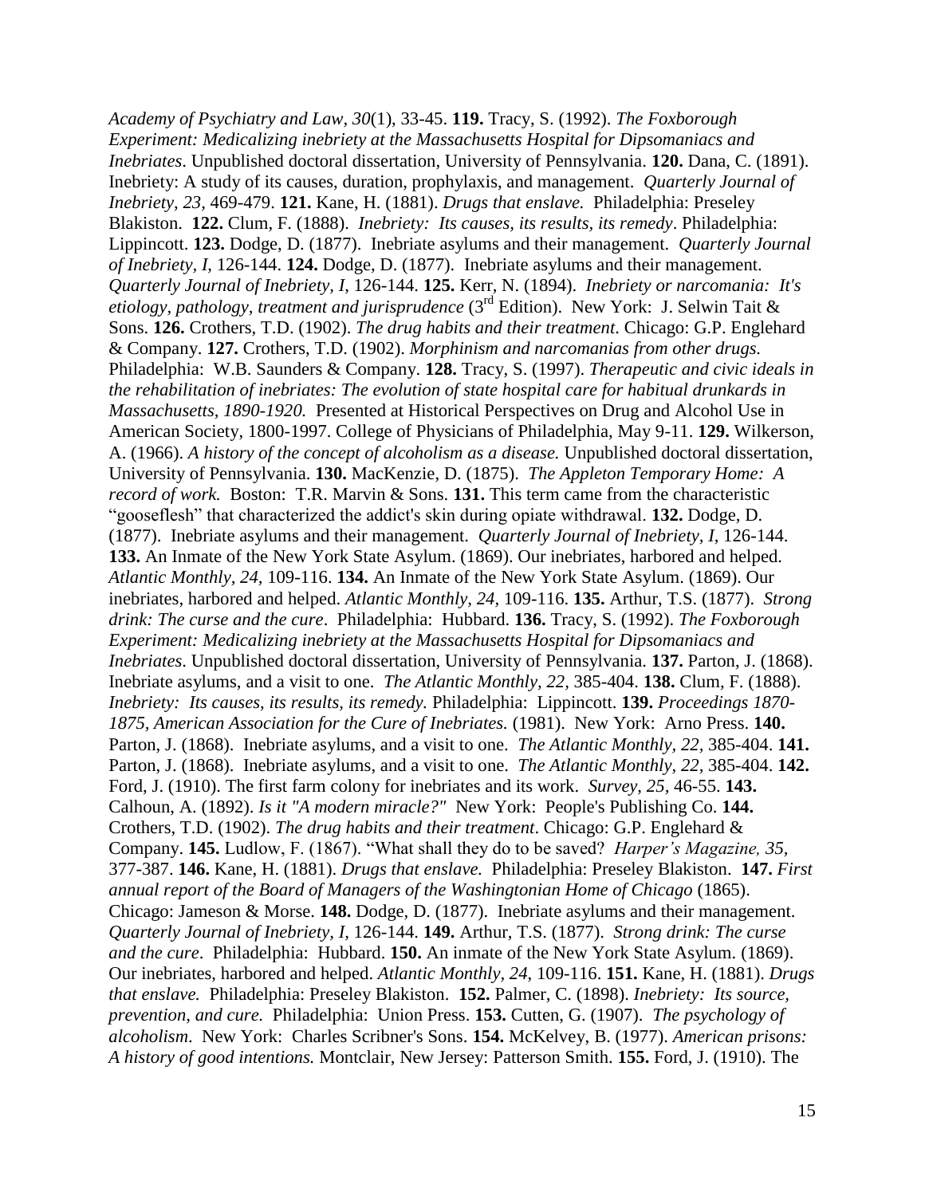*Academy of Psychiatry and Law, 30*(1), 33-45. **119.** Tracy, S. (1992). *The Foxborough Experiment: Medicalizing inebriety at the Massachusetts Hospital for Dipsomaniacs and Inebriates*. Unpublished doctoral dissertation, University of Pennsylvania. **120.** Dana, C. (1891). Inebriety: A study of its causes, duration, prophylaxis, and management. *Quarterly Journal of Inebriety, 23*, 469-479. **121.** Kane, H. (1881). *Drugs that enslave.* Philadelphia: Preseley Blakiston. **122.** Clum, F. (1888). *Inebriety: Its causes, its results, its remedy*. Philadelphia: Lippincott. **123.** Dodge, D. (1877). Inebriate asylums and their management. *Quarterly Journal of Inebriety, I*, 126-144. **124.** Dodge, D. (1877). Inebriate asylums and their management. *Quarterly Journal of Inebriety, I*, 126-144. **125.** Kerr, N. (1894). *Inebriety or narcomania: It's etiology, pathology, treatment and jurisprudence* (3rd Edition). New York: J. Selwin Tait & Sons. **126.** Crothers, T.D. (1902). *The drug habits and their treatment*. Chicago: G.P. Englehard & Company. **127.** Crothers, T.D. (1902). *Morphinism and narcomanias from other drugs.* Philadelphia: W.B. Saunders & Company. **128.** Tracy, S. (1997). *Therapeutic and civic ideals in the rehabilitation of inebriates: The evolution of state hospital care for habitual drunkards in Massachusetts, 1890-1920.* Presented at Historical Perspectives on Drug and Alcohol Use in American Society, 1800-1997. College of Physicians of Philadelphia, May 9-11. **129.** Wilkerson, A. (1966). *A history of the concept of alcoholism as a disease.* Unpublished doctoral dissertation, University of Pennsylvania. **130.** MacKenzie, D. (1875). *The Appleton Temporary Home: A record of work.* Boston: T.R. Marvin & Sons. **131.** This term came from the characteristic "gooseflesh" that characterized the addict's skin during opiate withdrawal. **132.** Dodge, D. (1877). Inebriate asylums and their management. *Quarterly Journal of Inebriety, I*, 126-144. **133.** An Inmate of the New York State Asylum. (1869). Our inebriates, harbored and helped. *Atlantic Monthly, 24,* 109-116. **134.** An Inmate of the New York State Asylum. (1869). Our inebriates, harbored and helped. *Atlantic Monthly, 24,* 109-116. **135.** Arthur, T.S. (1877). *Strong drink: The curse and the cure*. Philadelphia: Hubbard. **136.** Tracy, S. (1992). *The Foxborough Experiment: Medicalizing inebriety at the Massachusetts Hospital for Dipsomaniacs and Inebriates*. Unpublished doctoral dissertation, University of Pennsylvania. **137.** Parton, J. (1868). Inebriate asylums, and a visit to one. *The Atlantic Monthly, 22,* 385-404. **138.** Clum, F. (1888). *Inebriety: Its causes, its results, its remedy.* Philadelphia: Lippincott. **139.** *Proceedings 1870-1875, American Association for the Cure of Inebriates.* (1981). New York: Arno Press. **140.** Parton, J. (1868). Inebriate asylums, and a visit to one. *The Atlantic Monthly, 22*, 385-404. **141.** Parton, J. (1868). Inebriate asylums, and a visit to one. *The Atlantic Monthly, 22*, 385-404. **142.** Ford, J. (1910). The first farm colony for inebriates and its work. *Survey, 25*, 46-55. **143.** Calhoun, A. (1892). *Is it "A modern miracle?"* New York: People's Publishing Co. **144.** Crothers, T.D. (1902). *The drug habits and their treatment*. Chicago: G.P. Englehard & Company. **145.** Ludlow, F. (1867). "What shall they do to be saved? *Harper's Magazine, 35*, 377-387. **146.** Kane, H. (1881). *Drugs that enslave.* Philadelphia: Preseley Blakiston. **147.** *First annual report of the Board of Managers of the Washingtonian Home of Chicago* (1865). Chicago: Jameson & Morse. **148.** Dodge, D. (1877). Inebriate asylums and their management. *Quarterly Journal of Inebriety, I,* 126-144. **149.** Arthur, T.S. (1877). *Strong drink: The curse and the cure*. Philadelphia: Hubbard. **150.** An inmate of the New York State Asylum. (1869). Our inebriates, harbored and helped. *Atlantic Monthly, 24*, 109-116. **151.** Kane, H. (1881). *Drugs that enslave.* Philadelphia: Preseley Blakiston. **152.** Palmer, C. (1898). *Inebriety: Its source, prevention, and cure.* Philadelphia: Union Press. **153.** Cutten, G. (1907). *The psychology of alcoholism*. New York: Charles Scribner's Sons. **154.** McKelvey, B. (1977). *American prisons: A history of good intentions.* Montclair, New Jersey: Patterson Smith. **155.** Ford, J. (1910). The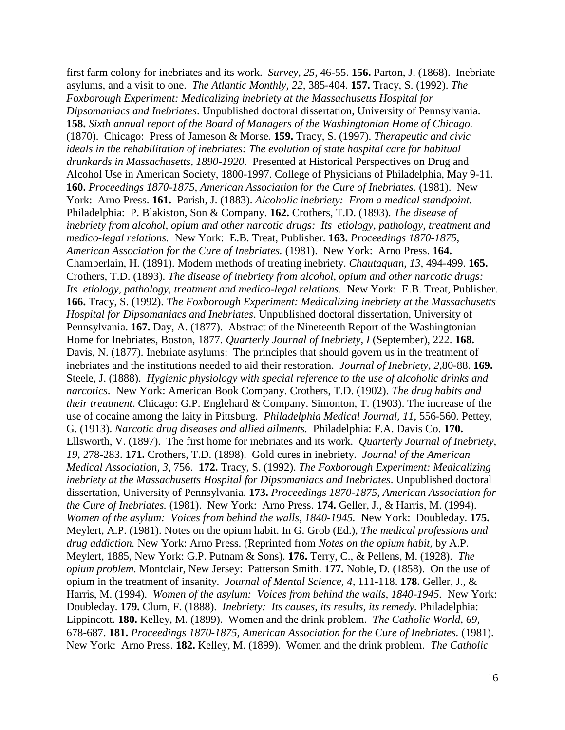first farm colony for inebriates and its work. *Survey, 25,* 46-55. **156.** Parton, J. (1868). Inebriate asylums, and a visit to one. *The Atlantic Monthly, 22,* 385-404. **157.** Tracy, S. (1992). *The Foxborough Experiment: Medicalizing inebriety at the Massachusetts Hospital for Dipsomaniacs and Inebriates*. Unpublished doctoral dissertation, University of Pennsylvania. **158.** *Sixth annual report of the Board of Managers of the Washingtonian Home of Chicago.* (1870). Chicago: Press of Jameson & Morse. **159.** Tracy, S. (1997). *Therapeutic and civic ideals in the rehabilitation of inebriates: The evolution of state hospital care for habitual drunkards in Massachusetts, 1890-1920.* Presented at Historical Perspectives on Drug and Alcohol Use in American Society, 1800-1997. College of Physicians of Philadelphia, May 9-11. **160.** *Proceedings 1870-1875, American Association for the Cure of Inebriates.* (1981). New York: Arno Press. **161.** Parish, J. (1883). *Alcoholic inebriety: From a medical standpoint.* Philadelphia: P. Blakiston, Son & Company. **162.** Crothers, T.D. (1893). *The disease of inebriety from alcohol, opium and other narcotic drugs: Its etiology, pathology, treatment and medico-legal relations.* New York: E.B. Treat, Publisher. **163.** *Proceedings 1870-1875, American Association for the Cure of Inebriates.* (1981). New York: Arno Press. **164.** Chamberlain, H. (1891). Modern methods of treating inebriety. *Chautaquan, 13,* 494-499. **165.** Crothers, T.D. (1893). *The disease of inebriety from alcohol, opium and other narcotic drugs: Its etiology, pathology, treatment and medico-legal relations.* New York: E.B. Treat, Publisher. **166.** Tracy, S. (1992). *The Foxborough Experiment: Medicalizing inebriety at the Massachusetts Hospital for Dipsomaniacs and Inebriates*. Unpublished doctoral dissertation, University of Pennsylvania. **167.** Day, A. (1877). Abstract of the Nineteenth Report of the Washingtonian Home for Inebriates, Boston, 1877. *Quarterly Journal of Inebriety, I* (September), 222. **168.** Davis, N. (1877). Inebriate asylums: The principles that should govern us in the treatment of inebriates and the institutions needed to aid their restoration. *Journal of Inebriety, 2,*80-88. **169.** Steele, J. (1888). *Hygienic physiology with special reference to the use of alcoholic drinks and narcotics.* New York: American Book Company. Crothers, T.D. (1902). *The drug habits and their treatment*. Chicago: G.P. Englehard & Company. Simonton, T. (1903). The increase of the use of cocaine among the laity in Pittsburg. *Philadelphia Medical Journal, 11,* 556-560. Pettey, G. (1913). *Narcotic drug diseases and allied ailments.* Philadelphia: F.A. Davis Co. **170.** Ellsworth, V. (1897). The first home for inebriates and its work. *Quarterly Journal of Inebriety, 19,* 278-283. **171.** Crothers, T.D. (1898). Gold cures in inebriety. *Journal of the American Medical Association, 3,* 756. **172.** Tracy, S. (1992). *The Foxborough Experiment: Medicalizing inebriety at the Massachusetts Hospital for Dipsomaniacs and Inebriates*. Unpublished doctoral dissertation, University of Pennsylvania. **173.** *Proceedings 1870-1875, American Association for the Cure of Inebriates.* (1981). New York: Arno Press. **174.** Geller, J., & Harris, M. (1994). *Women of the asylum: Voices from behind the walls, 1840-1945.* New York: Doubleday. **175.** Meylert, A.P. (1981). Notes on the opium habit. In G. Grob (Ed.), *The medical professions and drug addiction.* New York: Arno Press. (Reprinted from *Notes on the opium habit,* by A.P. Meylert, 1885, New York: G.P. Putnam & Sons). **176.** Terry, C., & Pellens, M. (1928). *The opium problem.* Montclair, New Jersey: Patterson Smith. **177.** Noble, D. (1858). On the use of opium in the treatment of insanity. *Journal of Mental Science, 4,* 111-118. **178.** Geller, J., & Harris, M. (1994). *Women of the asylum: Voices from behind the walls, 1840-1945.* New York: Doubleday. **179.** Clum, F. (1888). *Inebriety: Its causes, its results, its remedy.* Philadelphia: Lippincott. **180.** Kelley, M. (1899). Women and the drink problem. *The Catholic World, 69,* 678-687. **181.** *Proceedings 1870-1875, American Association for the Cure of Inebriates.* (1981). New York: Arno Press. **182.** Kelley, M. (1899). Women and the drink problem. *The Catholic*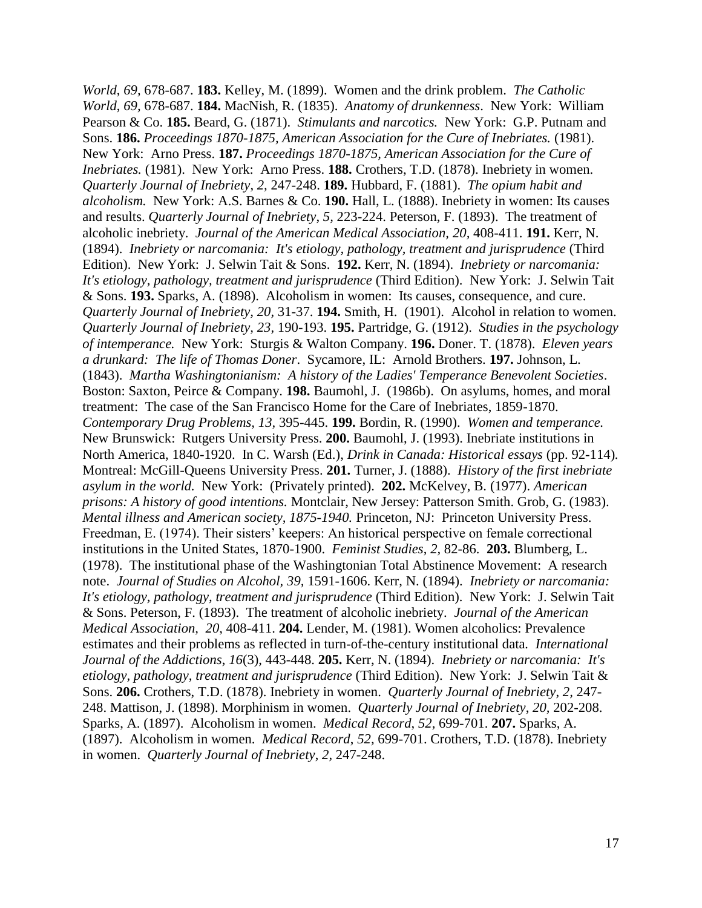*World*, *69*, 678-687. **183.** Kelley, M. (1899). Women and the drink problem. *The Catholic World*, *69*, 678-687. **184.** MacNish, R. (1835). *Anatomy of drunkenness*. New York: William Pearson & Co. **185.** Beard, G. (1871). *Stimulants and narcotics.* New York: G.P. Putnam and Sons. **186.** *Proceedings 1870-1875, American Association for the Cure of Inebriates.* (1981). New York: Arno Press. **187.** *Proceedings 1870-1875, American Association for the Cure of Inebriates.* (1981). New York: Arno Press. **188.** Crothers, T.D. (1878). Inebriety in women. *Quarterly Journal of Inebriety*, *2,* 247-248. **189.** Hubbard, F. (1881). *The opium habit and alcoholism.* New York: A.S. Barnes & Co. **190.** Hall, L. (1888). Inebriety in women: Its causes and results. *Quarterly Journal of Inebriety*, *5,* 223-224. Peterson, F. (1893). The treatment of alcoholic inebriety. *Journal of the American Medical Association, 20,* 408-411. **191.** Kerr, N. (1894). *Inebriety or narcomania: It's etiology, pathology, treatment and jurisprudence* (Third Edition). New York: J. Selwin Tait & Sons. **192.** Kerr, N. (1894). *Inebriety or narcomania: It's etiology, pathology, treatment and jurisprudence* (Third Edition). New York: J. Selwin Tait & Sons. **193.** Sparks, A. (1898). Alcoholism in women: Its causes, consequence, and cure. *Quarterly Journal of Inebriety, 20,* 31-37. **194.** Smith, H. (1901). Alcohol in relation to women. *Quarterly Journal of Inebriety, 23,* 190-193. **195.** Partridge, G. (1912). *Studies in the psychology of intemperance.* New York: Sturgis & Walton Company. **196.** Doner. T. (1878). *Eleven years a drunkard: The life of Thomas Doner*. Sycamore, IL: Arnold Brothers. **197.** Johnson, L. (1843). *Martha Washingtonianism: A history of the Ladies' Temperance Benevolent Societies*. Boston: Saxton, Peirce & Company. **198.** Baumohl, J. (1986b). On asylums, homes, and moral treatment: The case of the San Francisco Home for the Care of Inebriates, 1859-1870. *Contemporary Drug Problems, 13,* 395-445. **199.** Bordin, R. (1990). *Women and temperance.* New Brunswick: Rutgers University Press. **200.** Baumohl, J. (1993). Inebriate institutions in North America, 1840-1920. In C. Warsh (Ed.), *Drink in Canada: Historical essays* (pp. 92-114)*.* Montreal: McGill-Queens University Press. **201.** Turner, J. (1888). *History of the first inebriate asylum in the world.* New York: (Privately printed). **202.** McKelvey, B. (1977). *American prisons: A history of good intentions.* Montclair, New Jersey: Patterson Smith. Grob, G. (1983). *Mental illness and American society, 1875-1940.* Princeton, NJ: Princeton University Press. Freedman, E. (1974). Their sisters' keepers: An historical perspective on female correctional institutions in the United States, 1870-1900. *Feminist Studies*, *2,* 82-86. **203.** Blumberg, L. (1978). The institutional phase of the Washingtonian Total Abstinence Movement: A research note. *Journal of Studies on Alcohol, 39*, 1591-1606. Kerr, N. (1894). *Inebriety or narcomania: It's etiology, pathology, treatment and jurisprudence* (Third Edition). New York: J. Selwin Tait & Sons. Peterson, F. (1893). The treatment of alcoholic inebriety. *Journal of the American Medical Association, 20*, 408-411. **204.** Lender, M. (1981). Women alcoholics: Prevalence estimates and their problems as reflected in turn-of-the-century institutional data. *International Journal of the Addictions*, *16*(3), 443-448. **205.** Kerr, N. (1894). *Inebriety or narcomania: It's etiology, pathology, treatment and jurisprudence* (Third Edition). New York: J. Selwin Tait & Sons. **206.** Crothers, T.D. (1878). Inebriety in women. *Quarterly Journal of Inebriety*, *2,* 247-248. Mattison, J. (1898). Morphinism in women. *Quarterly Journal of Inebriety*, *20,* 202-208. Sparks, A. (1897). Alcoholism in women. *Medical Record*, *52,* 699-701. **207.** Sparks, A. (1897). Alcoholism in women. *Medical Record*, *52,* 699-701. Crothers, T.D. (1878). Inebriety in women. *Quarterly Journal of Inebriety*, *2,* 247-248.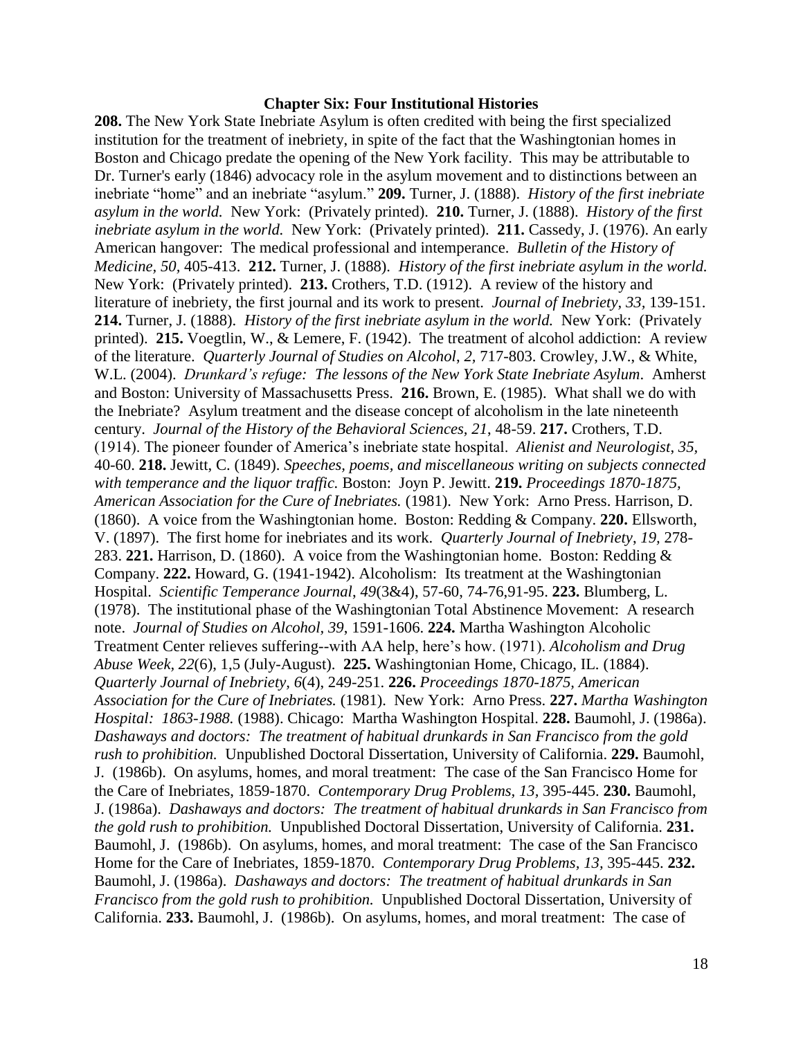## Chapter Six: Four Institutional Histories

**208.** The New York State Inebriate Asylum is often credited with being the first specialized institution for the treatment of inebriety, in spite of the fact that the Washingtonian homes in Boston and Chicago predate the opening of the New York facility. This may be attributable to Dr. Turner's early (1846) advocacy role in the asylum movement and to distinctions between an inebriate "home" and an inebriate "asylum." **209.** Turner, J. (1888). *History of the first inebriate asylum in the world.* New York: (Privately printed). **210.** Turner, J. (1888). *History of the first inebriate asylum in the world.* New York: (Privately printed). **211.** Cassedy, J. (1976). An early American hangover: The medical professional and intemperance. *Bulletin of the History of Medicine, 50*, 405-413. **212.** Turner, J. (1888). *History of the first inebriate asylum in the world.* New York: (Privately printed). **213.** Crothers, T.D. (1912). A review of the history and literature of inebriety, the first journal and its work to present. *Journal of Inebriety*, *33*, 139-151. **214.** Turner, J. (1888). *History of the first inebriate asylum in the world.* New York: (Privately printed). **215.** Voegtlin, W., & Lemere, F. (1942). The treatment of alcohol addiction: A review of the literature. *Quarterly Journal of Studies on Alcohol*, *2*, 717-803. Crowley, J.W., & White, W.L. (2004). *Drunkard's refuge: The lessons of the New York State Inebriate Asylum*. Amherst and Boston: University of Massachusetts Press. **216.** Brown, E. (1985). What shall we do with the Inebriate? Asylum treatment and the disease concept of alcoholism in the late nineteenth century. *Journal of the History of the Behavioral Sciences, 21*, 48-59. **217.** Crothers, T.D. (1914). The pioneer founder of America's inebriate state hospital. *Alienist and Neurologist*, *35*, 40-60. **218.** Jewitt, C. (1849). *Speeches, poems, and miscellaneous writing on subjects connected with temperance and the liquor traffic.* Boston: Joyn P. Jewitt. **219.** *Proceedings 1870-1875, American Association for the Cure of Inebriates.* (1981). New York: Arno Press. Harrison, D. (1860). A voice from the Washingtonian home. Boston: Redding & Company. **220.** Ellsworth, V. (1897). The first home for inebriates and its work. *Quarterly Journal of Inebriety*, *19*, 278-283. **221.** Harrison, D. (1860). A voice from the Washingtonian home. Boston: Redding & Company. **222.** Howard, G. (1941-1942). Alcoholism: Its treatment at the Washingtonian Hospital. *Scientific Temperance Journal*, *49*(3&4), 57-60, 74-76,91-95. **223.** Blumberg, L. (1978). The institutional phase of the Washingtonian Total Abstinence Movement: A research note. *Journal of Studies on Alcohol, 39*, 1591-1606. **224.** Martha Washington Alcoholic Treatment Center relieves suffering--with AA help, here's how. (1971). *Alcoholism and Drug Abuse Week*, *22*(6), 1,5 (July-August). **225.** Washingtonian Home, Chicago, IL. (1884). *Quarterly Journal of Inebriety, 6*(4), 249-251. **226.** *Proceedings 1870-1875, American Association for the Cure of Inebriates.* (1981). New York: Arno Press. **227.** *Martha Washington Hospital: 1863-1988.* (1988). Chicago: Martha Washington Hospital. **228.** Baumohl, J. (1986a). *Dashaways and doctors: The treatment of habitual drunkards in San Francisco from the gold rush to prohibition.* Unpublished Doctoral Dissertation, University of California. **229.** Baumohl, J. (1986b). On asylums, homes, and moral treatment: The case of the San Francisco Home for the Care of Inebriates, 1859-1870. *Contemporary Drug Problems, 13*, 395-445. **230.** Baumohl, J. (1986a). *Dashaways and doctors: The treatment of habitual drunkards in San Francisco from the gold rush to prohibition.* Unpublished Doctoral Dissertation, University of California. **231.** Baumohl, J. (1986b). On asylums, homes, and moral treatment: The case of the San Francisco Home for the Care of Inebriates, 1859-1870. *Contemporary Drug Problems, 13*, 395-445. **232.** Baumohl, J. (1986a). *Dashaways and doctors: The treatment of habitual drunkards in San Francisco from the gold rush to prohibition.* Unpublished Doctoral Dissertation, University of California. **233.** Baumohl, J. (1986b). On asylums, homes, and moral treatment: The case of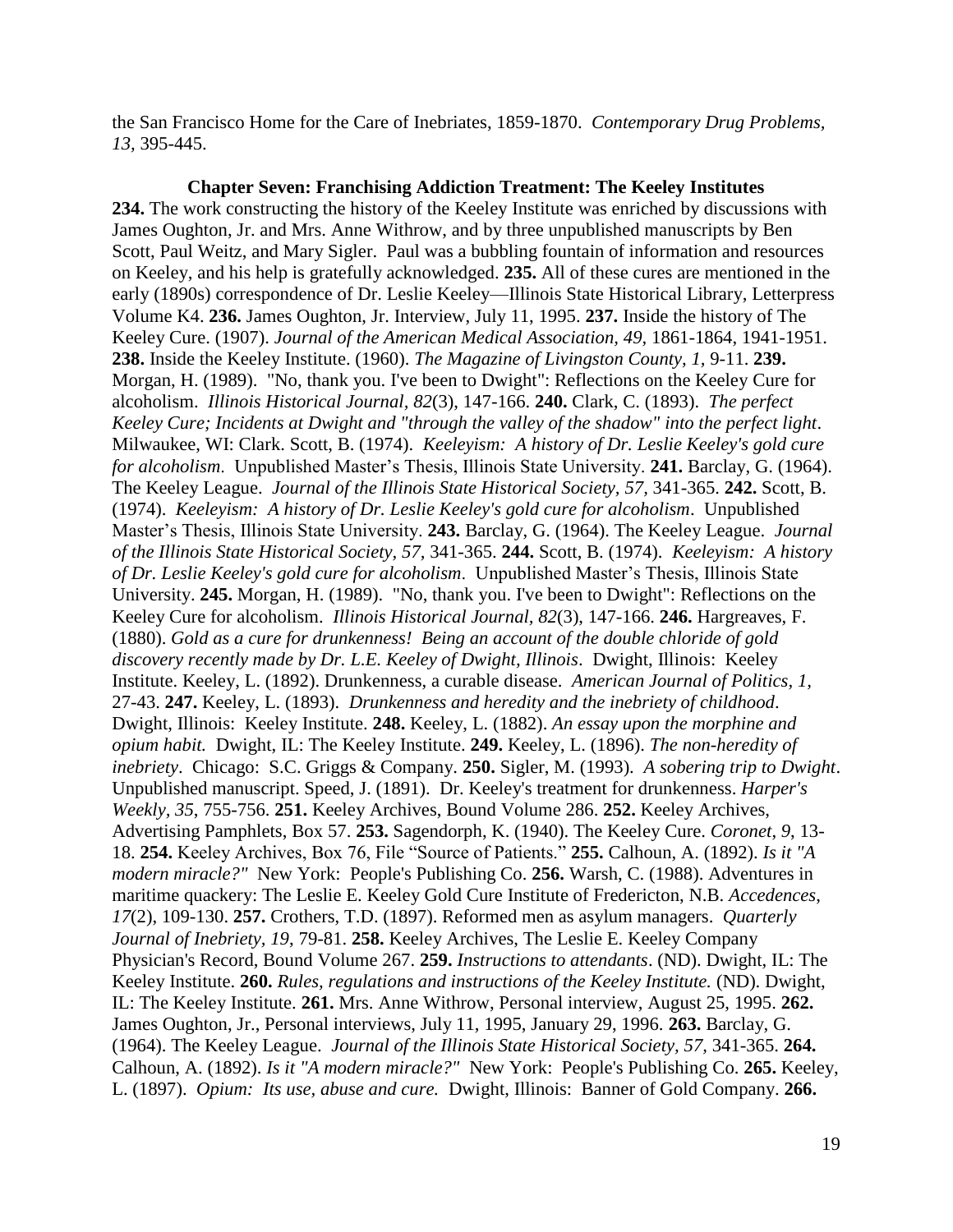the San Francisco Home for the Care of Inebriates, 1859-1870. *Contemporary Drug Problems, 13,* 395-445.

### Chapter Seven: Franchising Addiction Treatment: The Keeley Institutes

**234.** The work constructing the history of the Keeley Institute was enriched by discussions with James Oughton, Jr. and Mrs. Anne Withrow, and by three unpublished manuscripts by Ben Scott, Paul Weitz, and Mary Sigler. Paul was a bubbling fountain of information and resources on Keeley, and his help is gratefully acknowledged. **235.** All of these cures are mentioned in the early (1890s) correspondence of Dr. Leslie Keeley—Illinois State Historical Library, Letterpress Volume K4. **236.** James Oughton, Jr. Interview, July 11, 1995. **237.** Inside the history of The Keeley Cure. (1907). *Journal of the American Medical Association, 49,* 1861-1864, 1941-1951. **238.** Inside the Keeley Institute. (1960). *The Magazine of Livingston County, 1,* 9-11. **239.** Morgan, H. (1989). "No, thank you. I've been to Dwight": Reflections on the Keeley Cure for alcoholism. *Illinois Historical Journal, 82*(3), 147-166. **240.** Clark, C. (1893). *The perfect Keeley Cure; Incidents at Dwight and "through the valley of the shadow" into the perfect light*. Milwaukee, WI: Clark. Scott, B. (1974). *Keeleyism: A history of Dr. Leslie Keeley's gold cure for alcoholism*. Unpublished Master's Thesis, Illinois State University. **241.** Barclay, G. (1964). The Keeley League. *Journal of the Illinois State Historical Society, 57,* 341-365. **242.** Scott, B. (1974). *Keeleyism: A history of Dr. Leslie Keeley's gold cure for alcoholism*. Unpublished Master's Thesis, Illinois State University. **243.** Barclay, G. (1964). The Keeley League. *Journal of the Illinois State Historical Society, 57,* 341-365. **244.** Scott, B. (1974). *Keeleyism: A history of Dr. Leslie Keeley's gold cure for alcoholism*. Unpublished Master's Thesis, Illinois State University. **245.** Morgan, H. (1989). "No, thank you. I've been to Dwight": Reflections on the Keeley Cure for alcoholism. *Illinois Historical Journal, 82*(3), 147-166. **246.** Hargreaves, F. (1880). *Gold as a cure for drunkenness! Being an account of the double chloride of gold discovery recently made by Dr. L.E. Keeley of Dwight, Illinois*. Dwight, Illinois: Keeley Institute. Keeley, L. (1892). Drunkenness, a curable disease. *American Journal of Politics, 1,* 27-43. **247.** Keeley, L. (1893). *Drunkenness and heredity and the inebriety of childhood*. Dwight, Illinois: Keeley Institute. **248.** Keeley, L. (1882). *An essay upon the morphine and opium habit.* Dwight, IL: The Keeley Institute. **249.** Keeley, L. (1896). *The non-heredity of inebriety*. Chicago: S.C. Griggs & Company. **250.** Sigler, M. (1993). *A sobering trip to Dwight*. Unpublished manuscript. Speed, J. (1891). Dr. Keeley's treatment for drunkenness. *Harper's Weekly, 35,* 755-756. **251.** Keeley Archives, Bound Volume 286. **252.** Keeley Archives, Advertising Pamphlets, Box 57. **253.** Sagendorph, K. (1940). The Keeley Cure. *Coronet, 9,* 13-18. **254.** Keeley Archives, Box 76, File "Source of Patients." **255.** Calhoun, A. (1892). *Is it "A modern miracle?"* New York: People's Publishing Co. **256.** Warsh, C. (1988). Adventures in maritime quackery: The Leslie E. Keeley Gold Cure Institute of Fredericton, N.B. *Accedences, 17*(2), 109-130. **257.** Crothers, T.D. (1897). Reformed men as asylum managers. *Quarterly Journal of Inebriety, 19,* 79-81. **258.** Keeley Archives, The Leslie E. Keeley Company Physician's Record, Bound Volume 267. **259.** *Instructions to attendants*. (ND). Dwight, IL: The Keeley Institute. **260.** *Rules, regulations and instructions of the Keeley Institute.* (ND). Dwight, IL: The Keeley Institute. **261.** Mrs. Anne Withrow, Personal interview, August 25, 1995. **262.** James Oughton, Jr., Personal interviews, July 11, 1995, January 29, 1996. **263.** Barclay, G. (1964). The Keeley League. *Journal of the Illinois State Historical Society, 57,* 341-365. **264.** Calhoun, A. (1892). *Is it "A modern miracle?"* New York: People's Publishing Co. **265.** Keeley, L. (1897). *Opium: Its use, abuse and cure.* Dwight, Illinois: Banner of Gold Company. **266.**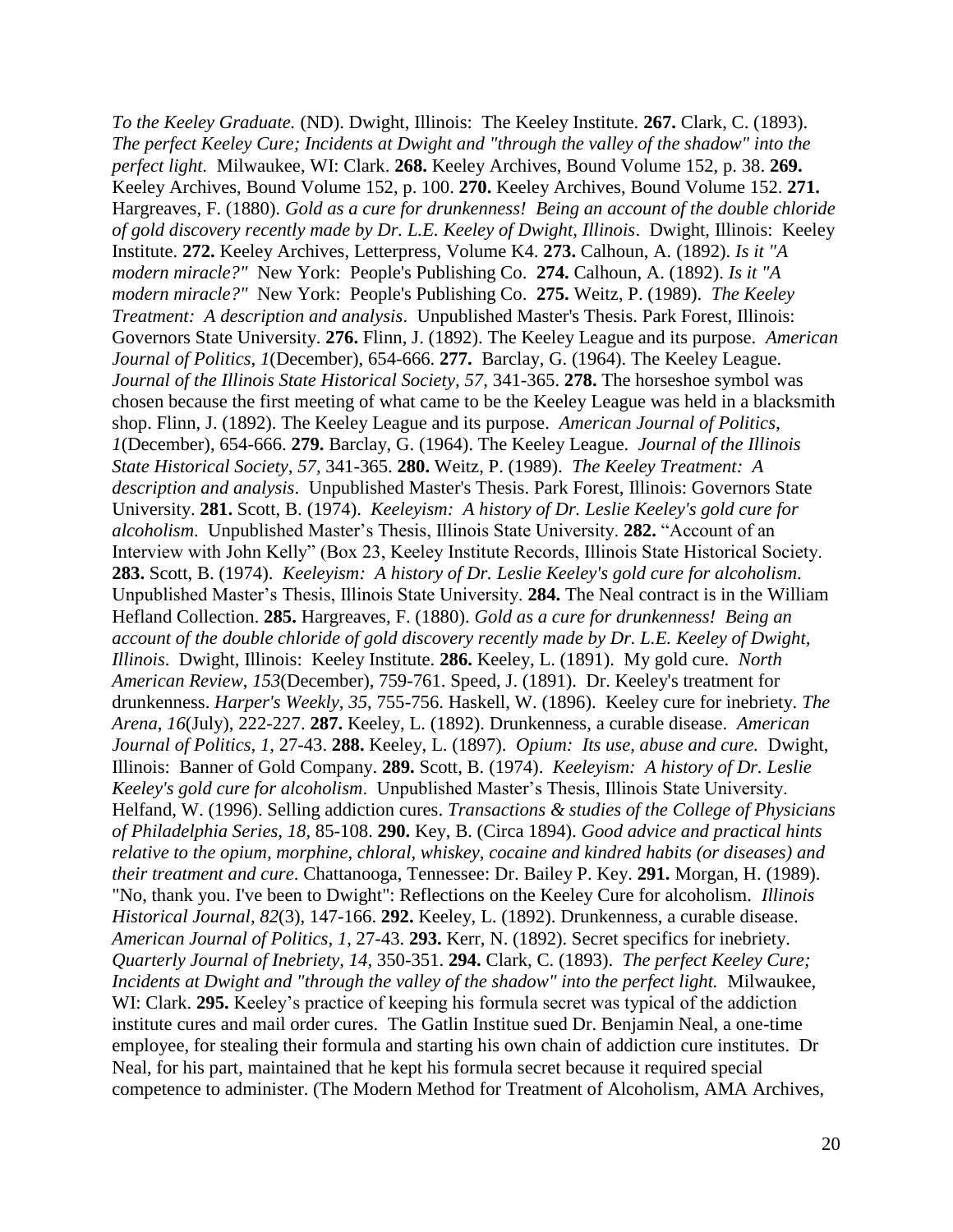*To the Keeley Graduate.* (ND). Dwight, Illinois: The Keeley Institute. **267.** Clark, C. (1893). *The perfect Keeley Cure; Incidents at Dwight and "through the valley of the shadow" into the perfect light.* Milwaukee, WI: Clark. **268.** Keeley Archives, Bound Volume 152, p. 38. **269.** Keeley Archives, Bound Volume 152, p. 100. **270.** Keeley Archives, Bound Volume 152. **271.** Hargreaves, F. (1880). *Gold as a cure for drunkenness! Being an account of the double chloride of gold discovery recently made by Dr. L.E. Keeley of Dwight, Illinois*. Dwight, Illinois: Keeley Institute. **272.** Keeley Archives, Letterpress, Volume K4. **273.** Calhoun, A. (1892). *Is it "A modern miracle?"* New York: People's Publishing Co. **274.** Calhoun, A. (1892). *Is it "A modern miracle?"* New York: People's Publishing Co. **275.** Weitz, P. (1989). *The Keeley Treatment: A description and analysis*. Unpublished Master's Thesis. Park Forest, Illinois: Governors State University. **276.** Flinn, J. (1892). The Keeley League and its purpose. *American Journal of Politics, 1*(December), 654-666. **277.** Barclay, G. (1964). The Keeley League. *Journal of the Illinois State Historical Society, 57*, 341-365. **278.** The horseshoe symbol was chosen because the first meeting of what came to be the Keeley League was held in a blacksmith shop. Flinn, J. (1892). The Keeley League and its purpose. *American Journal of Politics*, *1*(December), 654-666. **279.** Barclay, G. (1964). The Keeley League. *Journal of the Illinois State Historical Society, 57*, 341-365. **280.** Weitz, P. (1989). *The Keeley Treatment: A description and analysis*. Unpublished Master's Thesis. Park Forest, Illinois: Governors State University. **281.** Scott, B. (1974). *Keeleyism: A history of Dr. Leslie Keeley's gold cure for alcoholism.* Unpublished Master's Thesis, Illinois State University. **282.** "Account of an Interview with John Kelly" (Box 23, Keeley Institute Records, Illinois State Historical Society. **283.** Scott, B. (1974). *Keeleyism: A history of Dr. Leslie Keeley's gold cure for alcoholism*. Unpublished Master's Thesis, Illinois State University. **284.** The Neal contract is in the William Hefland Collection. **285.** Hargreaves, F. (1880). *Gold as a cure for drunkenness! Being an account of the double chloride of gold discovery recently made by Dr. L.E. Keeley of Dwight, Illinois*. Dwight, Illinois: Keeley Institute. **286.** Keeley, L. (1891). My gold cure. *North American Review*, *153*(December), 759-761. Speed, J. (1891). Dr. Keeley's treatment for drunkenness. *Harper's Weekly, 35*, 755-756. Haskell, W. (1896). Keeley cure for inebriety. *The Arena*, *16*(July), 222-227. **287.** Keeley, L. (1892). Drunkenness, a curable disease. *American Journal of Politics, 1,* 27-43. **288.** Keeley, L. (1897). *Opium: Its use, abuse and cure.* Dwight, Illinois: Banner of Gold Company. **289.** Scott, B. (1974). *Keeleyism: A history of Dr. Leslie Keeley's gold cure for alcoholism*. Unpublished Master's Thesis, Illinois State University. Helfand, W. (1996). Selling addiction cures. *Transactions & studies of the College of Physicians of Philadelphia Series, 18,* 85-108. **290.** Key, B. (Circa 1894). *Good advice and practical hints relative to the opium, morphine, chloral, whiskey, cocaine and kindred habits (or diseases) and their treatment and cure*. Chattanooga, Tennessee: Dr. Bailey P. Key. **291.** Morgan, H. (1989). "No, thank you. I've been to Dwight": Reflections on the Keeley Cure for alcoholism. *Illinois Historical Journal*, *82*(3), 147-166. **292.** Keeley, L. (1892). Drunkenness, a curable disease. *American Journal of Politics, 1*, 27-43. **293.** Kerr, N. (1892). Secret specifics for inebriety. *Quarterly Journal of Inebriety, 14*, 350-351. **294.** Clark, C. (1893). *The perfect Keeley Cure; Incidents at Dwight and "through the valley of the shadow" into the perfect light.* Milwaukee, WI: Clark. **295.** Keeley's practice of keeping his formula secret was typical of the addiction institute cures and mail order cures. The Gatlin Institue sued Dr. Benjamin Neal, a one-time employee, for stealing their formula and starting his own chain of addiction cure institutes. Dr Neal, for his part, maintained that he kept his formula secret because it required special competence to administer. (The Modern Method for Treatment of Alcoholism, AMA Archives,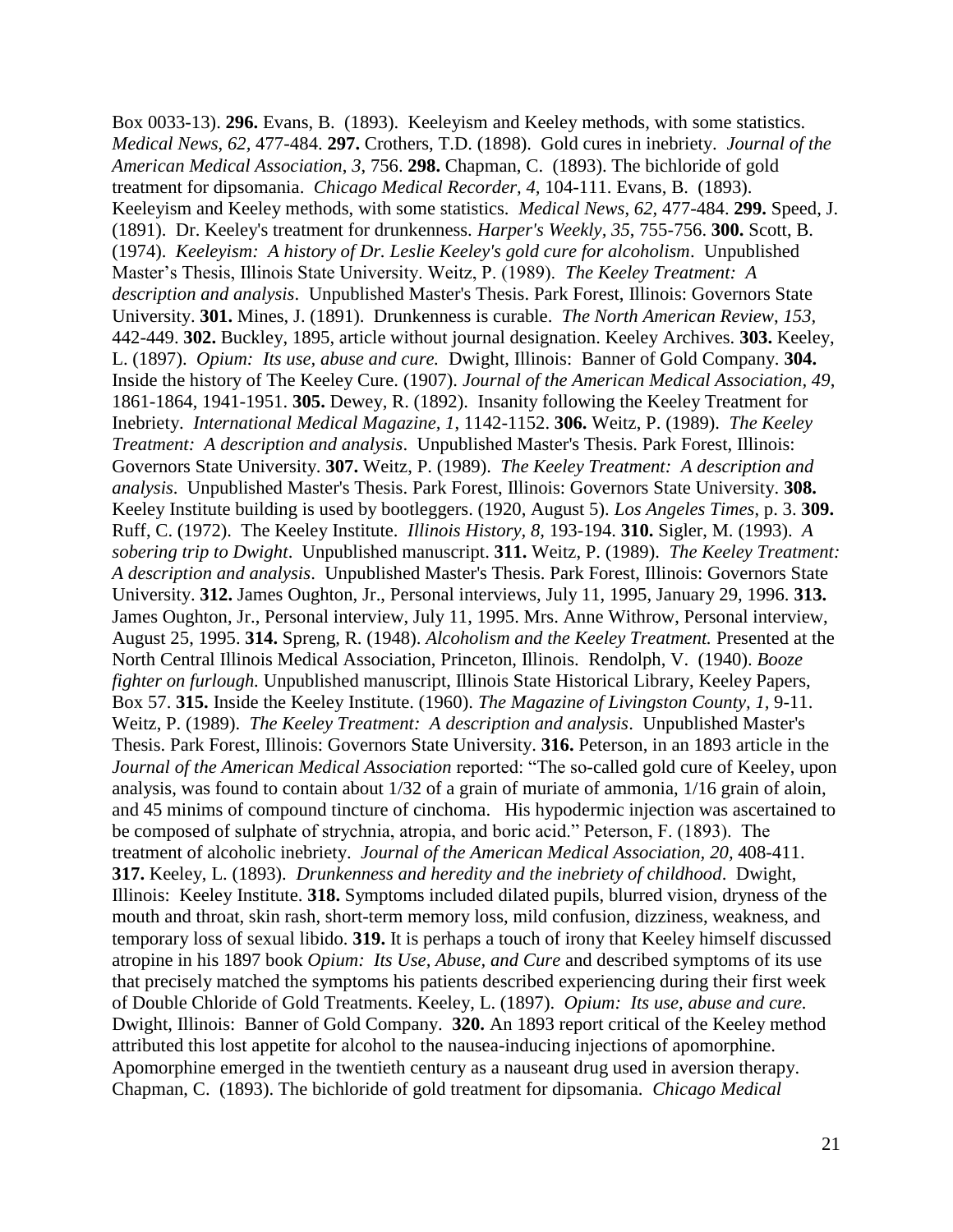Box 0033-13). **296.** Evans, B. (1893). Keeleyism and Keeley methods, with some statistics. *Medical News*, *62*, 477-484. **297.** Crothers, T.D. (1898). Gold cures in inebriety. *Journal of the American Medical Association*, *3*, 756. **298.** Chapman, C. (1893). The bichloride of gold treatment for dipsomania. *Chicago Medical Recorder*, *4*, 104-111. Evans, B. (1893). Keeleyism and Keeley methods, with some statistics. *Medical News*, *62*, 477-484. **299.** Speed, J. (1891). Dr. Keeley's treatment for drunkenness. *Harper's Weekly*, *35*, 755-756. **300.** Scott, B. (1974). *Keeleyism: A history of Dr. Leslie Keeley's gold cure for alcoholism*. Unpublished Master's Thesis, Illinois State University. Weitz, P. (1989). *The Keeley Treatment: A description and analysis*. Unpublished Master's Thesis. Park Forest, Illinois: Governors State University. **301.** Mines, J. (1891). Drunkenness is curable. *The North American Review*, *153*, 442-449. **302.** Buckley, 1895, article without journal designation. Keeley Archives. **303.** Keeley, L. (1897). *Opium: Its use, abuse and cure.* Dwight, Illinois: Banner of Gold Company. **304.** Inside the history of The Keeley Cure. (1907). *Journal of the American Medical Association*, *49*, 1861-1864, 1941-1951. **305.** Dewey, R. (1892). Insanity following the Keeley Treatment for Inebriety. *International Medical Magazine*, *1*, 1142-1152. **306.** Weitz, P. (1989). *The Keeley Treatment: A description and analysis*. Unpublished Master's Thesis. Park Forest, Illinois: Governors State University. **307.** Weitz, P. (1989). *The Keeley Treatment: A description and analysis*. Unpublished Master's Thesis. Park Forest, Illinois: Governors State University. **308.** Keeley Institute building is used by bootleggers. (1920, August 5). *Los Angeles Times*, p. 3. **309.** Ruff, C. (1972). The Keeley Institute. *Illinois History*, *8*, 193-194. **310.** Sigler, M. (1993). *A sobering trip to Dwight*. Unpublished manuscript. **311.** Weitz, P. (1989). *The Keeley Treatment: A description and analysis*. Unpublished Master's Thesis. Park Forest, Illinois: Governors State University. **312.** James Oughton, Jr., Personal interviews, July 11, 1995, January 29, 1996. **313.** James Oughton, Jr., Personal interview, July 11, 1995. Mrs. Anne Withrow, Personal interview, August 25, 1995. **314.** Spreng, R. (1948). *Alcoholism and the Keeley Treatment.* Presented at the North Central Illinois Medical Association, Princeton, Illinois. Rendolph, V. (1940). *Booze fighter on furlough.* Unpublished manuscript, Illinois State Historical Library, Keeley Papers, Box 57. **315.** Inside the Keeley Institute. (1960). *The Magazine of Livingston County*, *1*, 9-11. Weitz, P. (1989). *The Keeley Treatment: A description and analysis*. Unpublished Master's Thesis. Park Forest, Illinois: Governors State University. **316.** Peterson, in an 1893 article in the *Journal of the American Medical Association* reported: "The so-called gold cure of Keeley, upon analysis, was found to contain about 1/32 of a grain of muriate of ammonia, 1/16 grain of aloin, and 45 minims of compound tincture of cinchoma. His hypodermic injection was ascertained to be composed of sulphate of strychnia, atropia, and boric acid." Peterson, F. (1893). The treatment of alcoholic inebriety. *Journal of the American Medical Association*, *20*, 408-411. **317.** Keeley, L. (1893). *Drunkenness and heredity and the inebriety of childhood*. Dwight, Illinois: Keeley Institute. **318.** Symptoms included dilated pupils, blurred vision, dryness of the mouth and throat, skin rash, short-term memory loss, mild confusion, dizziness, weakness, and temporary loss of sexual libido. **319.** It is perhaps a touch of irony that Keeley himself discussed atropine in his 1897 book *Opium: Its Use, Abuse, and Cure* and described symptoms of its use that precisely matched the symptoms his patients described experiencing during their first week of Double Chloride of Gold Treatments. Keeley, L. (1897). *Opium: Its use, abuse and cure.* Dwight, Illinois: Banner of Gold Company. **320.** An 1893 report critical of the Keeley method attributed this lost appetite for alcohol to the nausea-inducing injections of apomorphine. Apomorphine emerged in the twentieth century as a nauseant drug used in aversion therapy. Chapman, C. (1893). The bichloride of gold treatment for dipsomania. *Chicago Medical*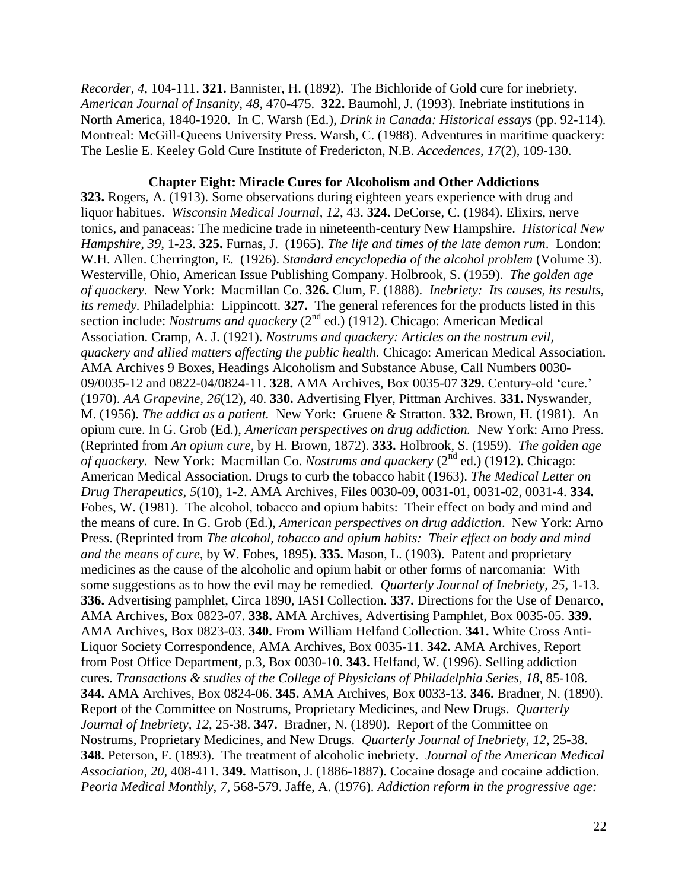*Recorder, 4,* 104-111. **321.** Bannister, H. (1892). The Bichloride of Gold cure for inebriety. *American Journal of Insanity, 48*, 470-475. **322.** Baumohl, J. (1993). Inebriate institutions in North America, 1840-1920. In C. Warsh (Ed.), *Drink in Canada: Historical essays* (pp. 92-114)*.* Montreal: McGill-Queens University Press. Warsh, C. (1988). Adventures in maritime quackery: The Leslie E. Keeley Gold Cure Institute of Fredericton, N.B. *Accedences*, *17*(2), 109-130.

**Chapter Eight: Miracle Cures for Alcoholism and Other Addictions**

**323.** Rogers, A. (1913). Some observations during eighteen years experience with drug and liquor habitues. *Wisconsin Medical Journal, 12*, 43. **324.** DeCorse, C. (1984). Elixirs, nerve tonics, and panaceas: The medicine trade in nineteenth-century New Hampshire. *Historical New Hampshire*, *39*, 1-23. **325.** Furnas, J. (1965). *The life and times of the late demon rum*. London: W.H. Allen. Cherrington, E. (1926). *Standard encyclopedia of the alcohol problem* (Volume 3). Westerville, Ohio, American Issue Publishing Company. Holbrook, S. (1959). *The golden age of quackery*. New York: Macmillan Co. **326.** Clum, F. (1888). *Inebriety: Its causes, its results, its remedy.* Philadelphia: Lippincott. **327.** The general references for the products listed in this section include: *Nostrums and quackery* (2nd ed.) (1912). Chicago: American Medical Association. Cramp, A. J. (1921). *Nostrums and quackery: Articles on the nostrum evil, quackery and allied matters affecting the public health.* Chicago: American Medical Association. AMA Archives 9 Boxes, Headings Alcoholism and Substance Abuse, Call Numbers 0030-09/0035-12 and 0822-04/0824-11. **328.** AMA Archives, Box 0035-07 **329.** Century-old 'cure.' (1970). *AA Grapevine, 26*(12), 40. **330.** Advertising Flyer, Pittman Archives. **331.** Nyswander, M. (1956). *The addict as a patient.* New York: Gruene & Stratton. **332.** Brown, H. (1981). An opium cure. In G. Grob (Ed.), *American perspectives on drug addiction.* New York: Arno Press. (Reprinted from *An opium cure*, by H. Brown, 1872). **333.** Holbrook, S. (1959). *The golden age of quackery*. New York: Macmillan Co. *Nostrums and quackery* (2nd ed.) (1912). Chicago: American Medical Association. Drugs to curb the tobacco habit (1963). *The Medical Letter on Drug Therapeutics*, *5*(10), 1-2. AMA Archives, Files 0030-09, 0031-01, 0031-02, 0031-4. **334.** Fobes, W. (1981). The alcohol, tobacco and opium habits: Their effect on body and mind and the means of cure. In G. Grob (Ed.), *American perspectives on drug addiction*. New York: Arno Press. (Reprinted from *The alcohol, tobacco and opium habits: Their effect on body and mind and the means of cure,* by W. Fobes, 1895). **335.** Mason, L. (1903). Patent and proprietary medicines as the cause of the alcoholic and opium habit or other forms of narcomania: With some suggestions as to how the evil may be remedied. *Quarterly Journal of Inebriety, 25*, 1-13. **336.** Advertising pamphlet, Circa 1890, IASI Collection. **337.** Directions for the Use of Denarco, AMA Archives, Box 0823-07. **338.** AMA Archives, Advertising Pamphlet, Box 0035-05. **339.** AMA Archives, Box 0823-03. **340.** From William Helfand Collection. **341.** White Cross Anti-Liquor Society Correspondence, AMA Archives, Box 0035-11. **342.** AMA Archives, Report from Post Office Department, p.3, Box 0030-10. **343.** Helfand, W. (1996). Selling addiction cures. *Transactions & studies of the College of Physicians of Philadelphia Series, 18,* 85-108. **344.** AMA Archives, Box 0824-06. **345.** AMA Archives, Box 0033-13. **346.** Bradner, N. (1890). Report of the Committee on Nostrums, Proprietary Medicines, and New Drugs. *Quarterly Journal of Inebriety, 12*, 25-38. **347.** Bradner, N. (1890). Report of the Committee on Nostrums, Proprietary Medicines, and New Drugs. *Quarterly Journal of Inebriety, 12*, 25-38. **348.** Peterson, F. (1893). The treatment of alcoholic inebriety. *Journal of the American Medical Association, 20,* 408-411. **349.** Mattison, J. (1886-1887). Cocaine dosage and cocaine addiction. *Peoria Medical Monthly*, *7,* 568-579. Jaffe, A. (1976). *Addiction reform in the progressive age:*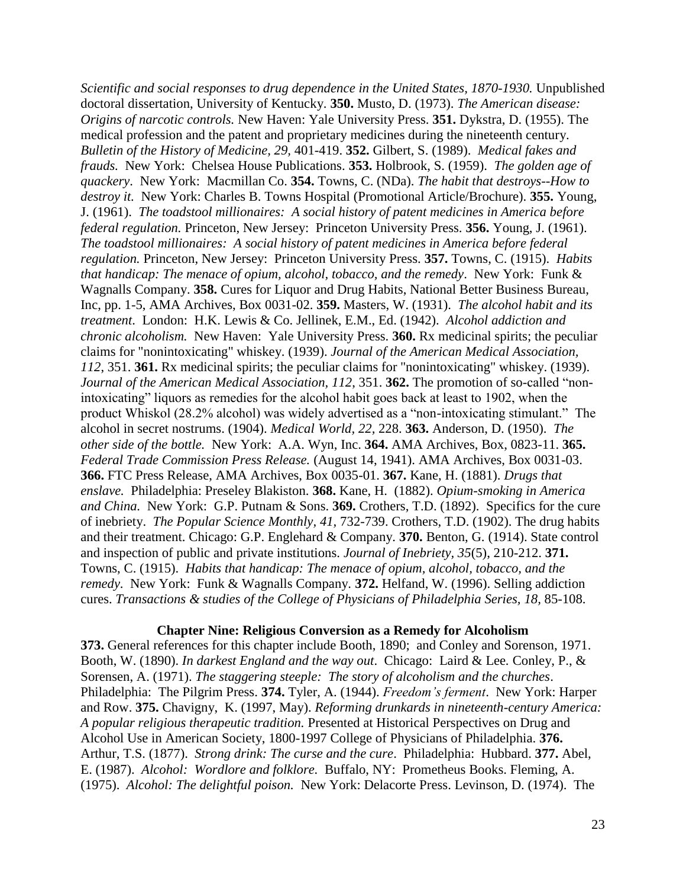*Scientific and social responses to drug dependence in the United States, 1870-1930.* Unpublished doctoral dissertation, University of Kentucky. **350.** Musto, D. (1973). *The American disease: Origins of narcotic controls.* New Haven: Yale University Press. **351.** Dykstra, D. (1955). The medical profession and the patent and proprietary medicines during the nineteenth century. *Bulletin of the History of Medicine, 29,* 401-419. **352.** Gilbert, S. (1989). *Medical fakes and frauds.* New York: Chelsea House Publications. **353.** Holbrook, S. (1959). *The golden age of quackery*. New York: Macmillan Co. **354.** Towns, C. (NDa). *The habit that destroys--How to destroy it.* New York: Charles B. Towns Hospital (Promotional Article/Brochure). **355.** Young, J. (1961). *The toadstool millionaires: A social history of patent medicines in America before federal regulation.* Princeton, New Jersey: Princeton University Press. **356.** Young, J. (1961). *The toadstool millionaires: A social history of patent medicines in America before federal regulation.* Princeton, New Jersey: Princeton University Press. **357.** Towns, C. (1915). *Habits that handicap: The menace of opium, alcohol, tobacco, and the remedy*. New York: Funk & Wagnalls Company. **358.** Cures for Liquor and Drug Habits, National Better Business Bureau, Inc, pp. 1-5, AMA Archives, Box 0031-02. **359.** Masters, W. (1931). *The alcohol habit and its treatment*. London: H.K. Lewis & Co. Jellinek, E.M., Ed. (1942). *Alcohol addiction and chronic alcoholism.* New Haven: Yale University Press. **360.** Rx medicinal spirits; the peculiar claims for "nonintoxicating" whiskey. (1939). *Journal of the American Medical Association, 112,* 351. **361.** Rx medicinal spirits; the peculiar claims for "nonintoxicating" whiskey. (1939). *Journal of the American Medical Association, 112,* 351. **362.** The promotion of so-called "non-intoxicating" liquors as remedies for the alcohol habit goes back at least to 1902, when the product Whiskol (28.2% alcohol) was widely advertised as a "non-intoxicating stimulant." The alcohol in secret nostrums. (1904). *Medical World, 22,* 228. **363.** Anderson, D. (1950). *The other side of the bottle.* New York: A.A. Wyn, Inc. **364.** AMA Archives, Box, 0823-11. **365.** *Federal Trade Commission Press Release.* (August 14, 1941). AMA Archives, Box 0031-03. **366.** FTC Press Release, AMA Archives, Box 0035-01. **367.** Kane, H. (1881). *Drugs that enslave.* Philadelphia: Preseley Blakiston. **368.** Kane, H. (1882). *Opium-smoking in America and China.* New York: G.P. Putnam & Sons. **369.** Crothers, T.D. (1892). Specifics for the cure of inebriety. *The Popular Science Monthly, 41,* 732-739. Crothers, T.D. (1902). The drug habits and their treatment. Chicago: G.P. Englehard & Company. **370.** Benton, G. (1914). State control and inspection of public and private institutions. *Journal of Inebriety, 35*(5), 210-212. **371.** Towns, C. (1915). *Habits that handicap: The menace of opium, alcohol, tobacco, and the remedy.* New York: Funk & Wagnalls Company. **372.** Helfand, W. (1996). Selling addiction cures. *Transactions & studies of the College of Physicians of Philadelphia Series, 18,* 85-108.

## Chapter Nine: Religious Conversion as a Remedy for Alcoholism

**373.** General references for this chapter include Booth, 1890; and Conley and Sorenson, 1971. Booth, W. (1890). *In darkest England and the way out*. Chicago: Laird & Lee. Conley, P., & Sorensen, A. (1971). *The staggering steeple: The story of alcoholism and the churches*. Philadelphia: The Pilgrim Press. **374.** Tyler, A. (1944). *Freedom's ferment*. New York: Harper and Row. **375.** Chavigny, K. (1997, May). *Reforming drunkards in nineteenth-century America: A popular religious therapeutic tradition.* Presented at Historical Perspectives on Drug and Alcohol Use in American Society, 1800-1997 College of Physicians of Philadelphia. **376.** Arthur, T.S. (1877). *Strong drink: The curse and the cure*. Philadelphia: Hubbard. **377.** Abel, E. (1987). *Alcohol: Wordlore and folklore.* Buffalo, NY: Prometheus Books. Fleming, A. (1975). *Alcohol: The delightful poison.* New York: Delacorte Press. Levinson, D. (1974). The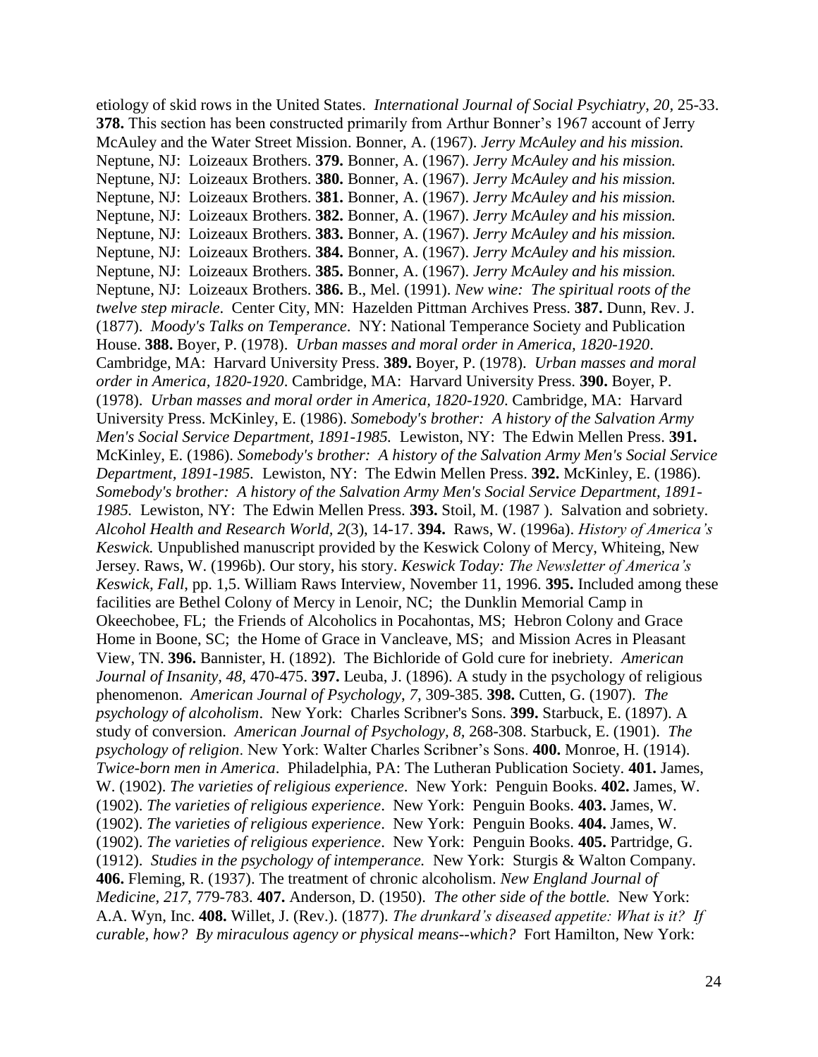etiology of skid rows in the United States. *International Journal of Social Psychiatry, 20,* 25-33. **378.** This section has been constructed primarily from Arthur Bonner's 1967 account of Jerry McAuley and the Water Street Mission. Bonner, A. (1967). *Jerry McAuley and his mission.* Neptune, NJ: Loizeaux Brothers. **379.** Bonner, A. (1967). *Jerry McAuley and his mission.* Neptune, NJ: Loizeaux Brothers. **380.** Bonner, A. (1967). *Jerry McAuley and his mission.* Neptune, NJ: Loizeaux Brothers. **381.** Bonner, A. (1967). *Jerry McAuley and his mission.* Neptune, NJ: Loizeaux Brothers. **382.** Bonner, A. (1967). *Jerry McAuley and his mission.* Neptune, NJ: Loizeaux Brothers. **383.** Bonner, A. (1967). *Jerry McAuley and his mission.* Neptune, NJ: Loizeaux Brothers. **384.** Bonner, A. (1967). *Jerry McAuley and his mission.* Neptune, NJ: Loizeaux Brothers. **385.** Bonner, A. (1967). *Jerry McAuley and his mission.* Neptune, NJ: Loizeaux Brothers. **386.** B., Mel. (1991). *New wine: The spiritual roots of the twelve step miracle.* Center City, MN: Hazelden Pittman Archives Press. **387.** Dunn, Rev. J. (1877). *Moody's Talks on Temperance.* NY: National Temperance Society and Publication House. **388.** Boyer, P. (1978). *Urban masses and moral order in America, 1820-1920*. Cambridge, MA: Harvard University Press. **389.** Boyer, P. (1978). *Urban masses and moral order in America, 1820-1920*. Cambridge, MA: Harvard University Press. **390.** Boyer, P. (1978). *Urban masses and moral order in America, 1820-1920*. Cambridge, MA: Harvard University Press. McKinley, E. (1986). *Somebody's brother: A history of the Salvation Army Men's Social Service Department, 1891-1985.* Lewiston, NY: The Edwin Mellen Press. **391.** McKinley, E. (1986). *Somebody's brother: A history of the Salvation Army Men's Social Service Department, 1891-1985.* Lewiston, NY: The Edwin Mellen Press. **392.** McKinley, E. (1986). *Somebody's brother: A history of the Salvation Army Men's Social Service Department, 1891-1985.* Lewiston, NY: The Edwin Mellen Press. **393.** Stoil, M. (1987 ). Salvation and sobriety. *Alcohol Health and Research World, 2*(3), 14-17. **394.** Raws, W. (1996a). *History of America's Keswick.* Unpublished manuscript provided by the Keswick Colony of Mercy, Whiteing, New Jersey. Raws, W. (1996b). Our story, his story. *Keswick Today: The Newsletter of America's Keswick, Fall*, pp. 1,5. William Raws Interview, November 11, 1996. **395.** Included among these facilities are Bethel Colony of Mercy in Lenoir, NC; the Dunklin Memorial Camp in Okeechobee, FL; the Friends of Alcoholics in Pocahontas, MS; Hebron Colony and Grace Home in Boone, SC; the Home of Grace in Vancleave, MS; and Mission Acres in Pleasant View, TN. **396.** Bannister, H. (1892). The Bichloride of Gold cure for inebriety. *American Journal of Insanity, 48,* 470-475. **397.** Leuba, J. (1896). A study in the psychology of religious phenomenon. *American Journal of Psychology, 7,* 309-385. **398.** Cutten, G. (1907). *The psychology of alcoholism*. New York: Charles Scribner's Sons. **399.** Starbuck, E. (1897). A study of conversion. *American Journal of Psychology, 8,* 268-308. Starbuck, E. (1901). *The psychology of religion*. New York: Walter Charles Scribner's Sons. **400.** Monroe, H. (1914). *Twice-born men in America*. Philadelphia, PA: The Lutheran Publication Society. **401.** James, W. (1902). *The varieties of religious experience*. New York: Penguin Books. **402.** James, W. (1902). *The varieties of religious experience*. New York: Penguin Books. **403.** James, W. (1902). *The varieties of religious experience*. New York: Penguin Books. **404.** James, W. (1902). *The varieties of religious experience*. New York: Penguin Books. **405.** Partridge, G. (1912). *Studies in the psychology of intemperance.* New York: Sturgis & Walton Company. **406.** Fleming, R. (1937). The treatment of chronic alcoholism. *New England Journal of Medicine, 217,* 779-783. **407.** Anderson, D. (1950). *The other side of the bottle.* New York: A.A. Wyn, Inc. **408.** Willet, J. (Rev.). (1877). *The drunkard's diseased appetite: What is it? If curable, how? By miraculous agency or physical means--which?* Fort Hamilton, New York: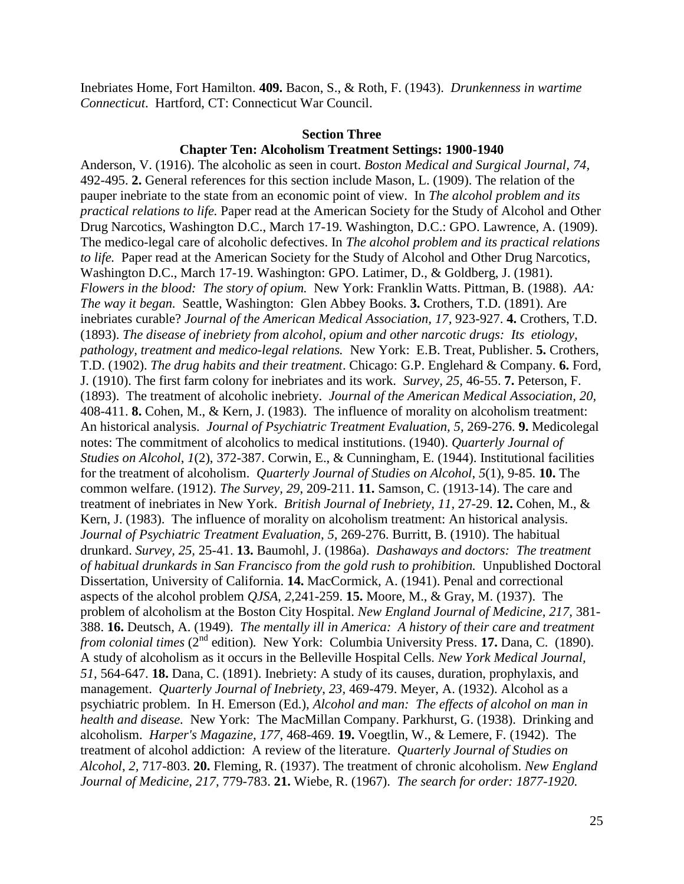Inebriates Home, Fort Hamilton. **409.** Bacon, S., & Roth, F. (1943). *Drunkenness in wartime Connecticut*. Hartford, CT: Connecticut War Council.

## Section Three

### Chapter Ten: Alcoholism Treatment Settings: 1900-1940

Anderson, V. (1916). The alcoholic as seen in court. *Boston Medical and Surgical Journal, 74,* 492-495. **2.** General references for this section include Mason, L. (1909). The relation of the pauper inebriate to the state from an economic point of view. In *The alcohol problem and its practical relations to life.* Paper read at the American Society for the Study of Alcohol and Other Drug Narcotics, Washington D.C., March 17-19. Washington, D.C.: GPO. Lawrence, A. (1909). The medico-legal care of alcoholic defectives. In *The alcohol problem and its practical relations to life.* Paper read at the American Society for the Study of Alcohol and Other Drug Narcotics, Washington D.C., March 17-19. Washington: GPO. Latimer, D., & Goldberg, J. (1981). *Flowers in the blood: The story of opium.* New York: Franklin Watts. Pittman, B. (1988). *AA: The way it began.* Seattle, Washington: Glen Abbey Books. **3.** Crothers, T.D. (1891). Are inebriates curable? *Journal of the American Medical Association, 17,* 923-927. **4.** Crothers, T.D. (1893). *The disease of inebriety from alcohol, opium and other narcotic drugs: Its etiology, pathology, treatment and medico-legal relations.* New York: E.B. Treat, Publisher. **5.** Crothers, T.D. (1902). *The drug habits and their treatment*. Chicago: G.P. Englehard & Company. **6.** Ford, J. (1910). The first farm colony for inebriates and its work. *Survey, 25,* 46-55. **7.** Peterson, F. (1893). The treatment of alcoholic inebriety. *Journal of the American Medical Association, 20,* 408-411. **8.** Cohen, M., & Kern, J. (1983). The influence of morality on alcoholism treatment: An historical analysis. *Journal of Psychiatric Treatment Evaluation, 5,* 269-276. **9.** Medicolegal notes: The commitment of alcoholics to medical institutions. (1940). *Quarterly Journal of Studies on Alcohol, 1*(2), 372-387. Corwin, E., & Cunningham, E. (1944). Institutional facilities for the treatment of alcoholism. *Quarterly Journal of Studies on Alcohol, 5*(1), 9-85. **10.** The common welfare. (1912). *The Survey, 29*, 209-211. **11.** Samson, C. (1913-14). The care and treatment of inebriates in New York. *British Journal of Inebriety, 11,* 27-29. **12.** Cohen, M., & Kern, J. (1983). The influence of morality on alcoholism treatment: An historical analysis. *Journal of Psychiatric Treatment Evaluation, 5,* 269-276. Burritt, B. (1910). The habitual drunkard. *Survey, 25,* 25-41. **13.** Baumohl, J. (1986a). *Dashaways and doctors: The treatment of habitual drunkards in San Francisco from the gold rush to prohibition.* Unpublished Doctoral Dissertation, University of California. **14.** MacCormick, A. (1941). Penal and correctional aspects of the alcohol problem *QJSA, 2,*241-259. **15.** Moore, M., & Gray, M. (1937). The problem of alcoholism at the Boston City Hospital. *New England Journal of Medicine, 217,* 381-388. **16.** Deutsch, A. (1949). *The mentally ill in America: A history of their care and treatment from colonial times* (2nd edition). New York: Columbia University Press. **17.** Dana, C. (1890). A study of alcoholism as it occurs in the Belleville Hospital Cells. *New York Medical Journal, 51,* 564-647. **18.** Dana, C. (1891). Inebriety: A study of its causes, duration, prophylaxis, and management. *Quarterly Journal of Inebriety, 23,* 469-479. Meyer, A. (1932). Alcohol as a psychiatric problem. In H. Emerson (Ed.), *Alcohol and man: The effects of alcohol on man in health and disease.* New York: The MacMillan Company. Parkhurst, G. (1938). Drinking and alcoholism. *Harper's Magazine, 177,* 468-469. **19.** Voegtlin, W., & Lemere, F. (1942). The treatment of alcohol addiction: A review of the literature. *Quarterly Journal of Studies on Alcohol, 2,* 717-803. **20.** Fleming, R. (1937). The treatment of chronic alcoholism. *New England Journal of Medicine, 217,* 779-783. **21.** Wiebe, R. (1967). *The search for order: 1877-1920.*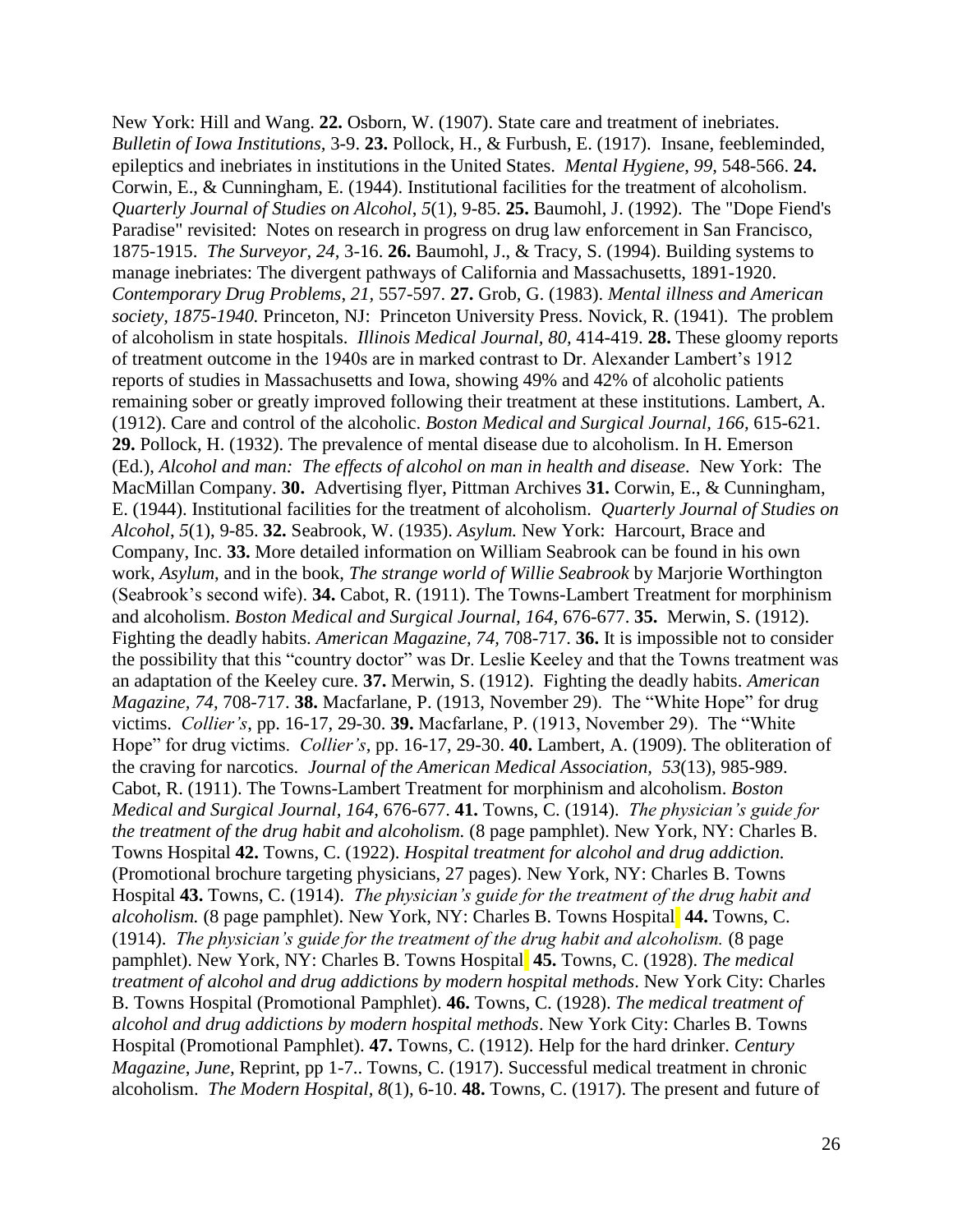New York: Hill and Wang. **22.** Osborn, W. (1907). State care and treatment of inebriates. *Bulletin of Iowa Institutions,* 3-9. **23.** Pollock, H., & Furbush, E. (1917). Insane, feebleminded, epileptics and inebriates in institutions in the United States. *Mental Hygiene, 99,* 548-566. **24.** Corwin, E., & Cunningham, E. (1944). Institutional facilities for the treatment of alcoholism. *Quarterly Journal of Studies on Alcohol, 5*(1), 9-85. **25.** Baumohl, J. (1992). The "Dope Fiend's Paradise" revisited: Notes on research in progress on drug law enforcement in San Francisco, 1875-1915. *The Surveyor, 24,* 3-16. **26.** Baumohl, J., & Tracy, S. (1994). Building systems to manage inebriates: The divergent pathways of California and Massachusetts, 1891-1920. *Contemporary Drug Problems, 21,* 557-597. **27.** Grob, G. (1983). *Mental illness and American society, 1875-1940.* Princeton, NJ: Princeton University Press. Novick, R. (1941). The problem of alcoholism in state hospitals. *Illinois Medical Journal, 80,* 414-419. **28.** These gloomy reports of treatment outcome in the 1940s are in marked contrast to Dr. Alexander Lambert's 1912 reports of studies in Massachusetts and Iowa, showing 49% and 42% of alcoholic patients remaining sober or greatly improved following their treatment at these institutions. Lambert, A. (1912). Care and control of the alcoholic. *Boston Medical and Surgical Journal, 166,* 615-621. **29.** Pollock, H. (1932). The prevalence of mental disease due to alcoholism. In H. Emerson (Ed.), *Alcohol and man: The effects of alcohol on man in health and disease*. New York: The MacMillan Company. **30.** Advertising flyer, Pittman Archives **31.** Corwin, E., & Cunningham, E. (1944). Institutional facilities for the treatment of alcoholism. *Quarterly Journal of Studies on Alcohol, 5*(1), 9-85. **32.** Seabrook, W. (1935). *Asylum.* New York: Harcourt, Brace and Company, Inc. **33.** More detailed information on William Seabrook can be found in his own work, *Asylum*, and in the book, *The strange world of Willie Seabrook* by Marjorie Worthington (Seabrook's second wife). **34.** Cabot, R. (1911). The Towns-Lambert Treatment for morphinism and alcoholism. *Boston Medical and Surgical Journal, 164,* 676-677. **35.** Merwin, S. (1912). Fighting the deadly habits. *American Magazine, 74,* 708-717. **36.** It is impossible not to consider the possibility that this "country doctor" was Dr. Leslie Keeley and that the Towns treatment was an adaptation of the Keeley cure. **37.** Merwin, S. (1912). Fighting the deadly habits. *American Magazine, 74,* 708-717. **38.** Macfarlane, P. (1913, November 29). The "White Hope" for drug victims. *Collier's*, pp. 16-17, 29-30. **39.** Macfarlane, P. (1913, November 29). The "White Hope" for drug victims. *Collier's*, pp. 16-17, 29-30. **40.** Lambert, A. (1909). The obliteration of the craving for narcotics. *Journal of the American Medical Association, 53*(13), 985-989. Cabot, R. (1911). The Towns-Lambert Treatment for morphinism and alcoholism. *Boston Medical and Surgical Journal, 164,* 676-677. **41.** Towns, C. (1914). *The physician's guide for the treatment of the drug habit and alcoholism.* (8 page pamphlet). New York, NY: Charles B. Towns Hospital **42.** Towns, C. (1922). *Hospital treatment for alcohol and drug addiction.* (Promotional brochure targeting physicians, 27 pages). New York, NY: Charles B. Towns Hospital **43.** Towns, C. (1914). *The physician's guide for the treatment of the drug habit and alcoholism.* (8 page pamphlet). New York, NY: Charles B. Towns Hospital **44.** Towns, C. (1914). *The physician's guide for the treatment of the drug habit and alcoholism.* (8 page pamphlet). New York, NY: Charles B. Towns Hospital **45.** Towns, C. (1928). *The medical treatment of alcohol and drug addictions by modern hospital methods*. New York City: Charles B. Towns Hospital (Promotional Pamphlet). **46.** Towns, C. (1928). *The medical treatment of alcohol and drug addictions by modern hospital methods*. New York City: Charles B. Towns Hospital (Promotional Pamphlet). **47.** Towns, C. (1912). Help for the hard drinker. *Century Magazine*, *June,* Reprint, pp 1-7.. Towns, C. (1917). Successful medical treatment in chronic alcoholism. *The Modern Hospital, 8*(1), 6-10. **48.** Towns, C. (1917). The present and future of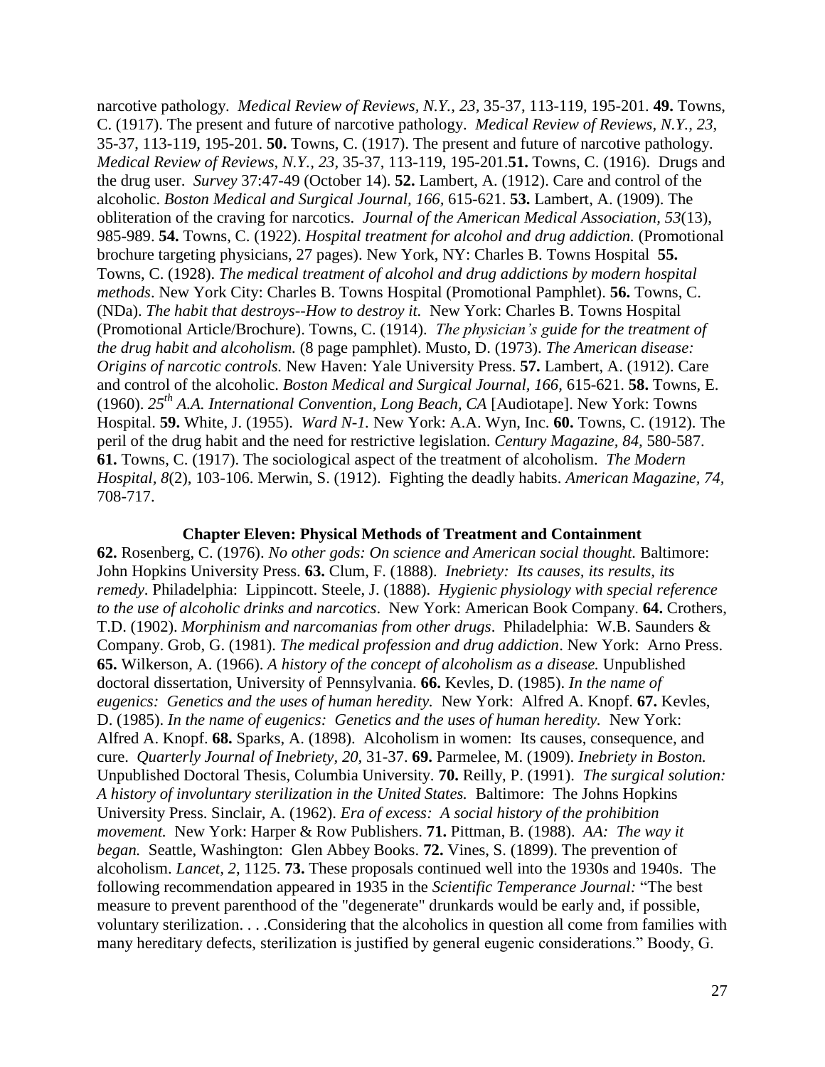narcotive pathology. *Medical Review of Reviews, N.Y., 23,* 35-37, 113-119, 195-201. **49.** Towns, C. (1917). The present and future of narcotive pathology. *Medical Review of Reviews, N.Y., 23,* 35-37, 113-119, 195-201. **50.** Towns, C. (1917). The present and future of narcotive pathology. *Medical Review of Reviews, N.Y., 23,* 35-37, 113-119, 195-201.**51.** Towns, C. (1916). Drugs and the drug user. *Survey* 37:47-49 (October 14). **52.** Lambert, A. (1912). Care and control of the alcoholic. *Boston Medical and Surgical Journal, 166*, 615-621. **53.** Lambert, A. (1909). The obliteration of the craving for narcotics. *Journal of the American Medical Association, 53*(13), 985-989. **54.** Towns, C. (1922). *Hospital treatment for alcohol and drug addiction.* (Promotional brochure targeting physicians, 27 pages). New York, NY: Charles B. Towns Hospital **55.** Towns, C. (1928). *The medical treatment of alcohol and drug addictions by modern hospital methods*. New York City: Charles B. Towns Hospital (Promotional Pamphlet). **56.** Towns, C. (NDa). *The habit that destroys--How to destroy it.* New York: Charles B. Towns Hospital (Promotional Article/Brochure). Towns, C. (1914). *The physician's guide for the treatment of the drug habit and alcoholism.* (8 page pamphlet). Musto, D. (1973). *The American disease: Origins of narcotic controls.* New Haven: Yale University Press. **57.** Lambert, A. (1912). Care and control of the alcoholic. *Boston Medical and Surgical Journal, 166*, 615-621. **58.** Towns, E. (1960). *25th A.A. International Convention, Long Beach, CA* [Audiotape]. New York: Towns Hospital. **59.** White, J. (1955). *Ward N-1.* New York: A.A. Wyn, Inc. **60.** Towns, C. (1912). The peril of the drug habit and the need for restrictive legislation. *Century Magazine, 84,* 580-587. **61.** Towns, C. (1917). The sociological aspect of the treatment of alcoholism. *The Modern Hospital, 8*(2), 103-106. Merwin, S. (1912). Fighting the deadly habits. *American Magazine, 74,* 708-717.

### Chapter Eleven: Physical Methods of Treatment and Containment

**62.** Rosenberg, C. (1976). *No other gods: On science and American social thought.* Baltimore: John Hopkins University Press. **63.** Clum, F. (1888). *Inebriety: Its causes, its results, its remedy*. Philadelphia: Lippincott. Steele, J. (1888). *Hygienic physiology with special reference to the use of alcoholic drinks and narcotics*. New York: American Book Company. **64.** Crothers, T.D. (1902). *Morphinism and narcomanias from other drugs*. Philadelphia: W.B. Saunders & Company. Grob, G. (1981). *The medical profession and drug addiction*. New York: Arno Press. **65.** Wilkerson, A. (1966). *A history of the concept of alcoholism as a disease.* Unpublished doctoral dissertation, University of Pennsylvania. **66.** Kevles, D. (1985). *In the name of eugenics: Genetics and the uses of human heredity.* New York: Alfred A. Knopf. **67.** Kevles, D. (1985). *In the name of eugenics: Genetics and the uses of human heredity.* New York: Alfred A. Knopf. **68.** Sparks, A. (1898). Alcoholism in women: Its causes, consequence, and cure. *Quarterly Journal of Inebriety, 20,* 31-37. **69.** Parmelee, M. (1909). *Inebriety in Boston.* Unpublished Doctoral Thesis, Columbia University. **70.** Reilly, P. (1991). *The surgical solution: A history of involuntary sterilization in the United States.* Baltimore: The Johns Hopkins University Press. Sinclair, A. (1962). *Era of excess: A social history of the prohibition movement.* New York: Harper & Row Publishers. **71.** Pittman, B. (1988). *AA: The way it began.* Seattle, Washington: Glen Abbey Books. **72.** Vines, S. (1899). The prevention of alcoholism. *Lancet, 2,* 1125. **73.** These proposals continued well into the 1930s and 1940s. The following recommendation appeared in 1935 in the *Scientific Temperance Journal:* "The best measure to prevent parenthood of the "degenerate" drunkards would be early and, if possible, voluntary sterilization. . . .Considering that the alcoholics in question all come from families with many hereditary defects, sterilization is justified by general eugenic considerations." Boody, G.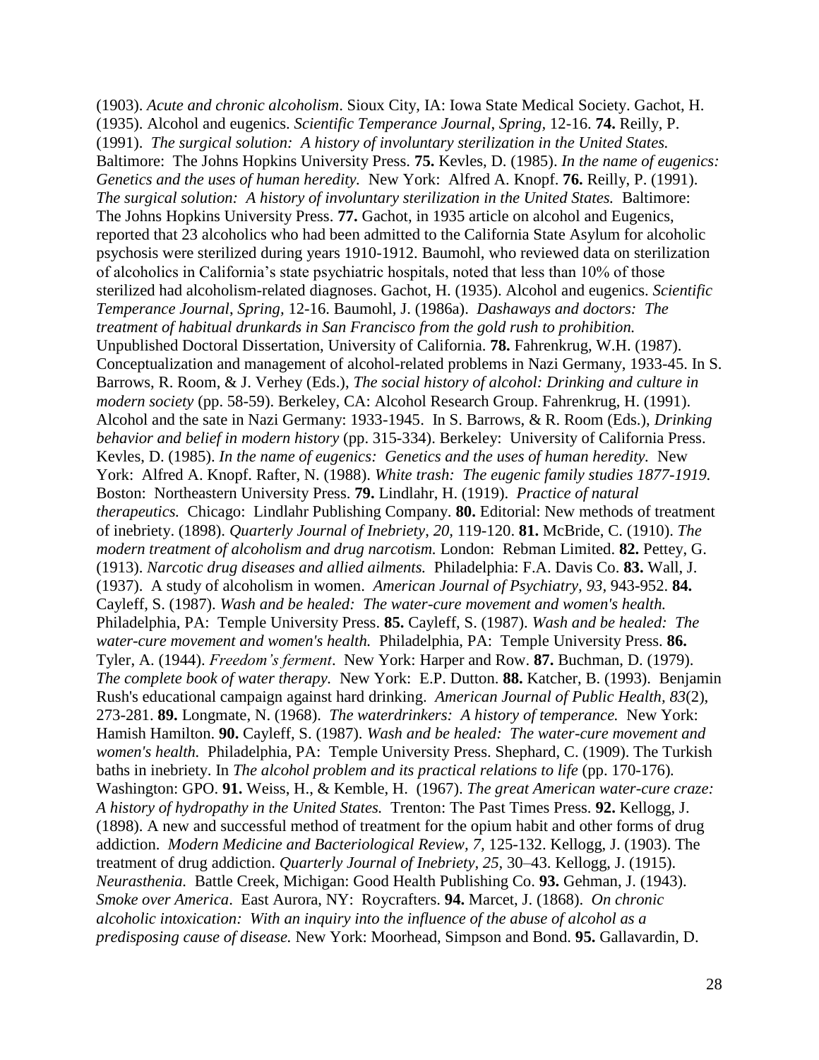(1903). *Acute and chronic alcoholism*. Sioux City, IA: Iowa State Medical Society. Gachot, H. (1935). Alcohol and eugenics. *Scientific Temperance Journal*, *Spring*, 12-16. **74.** Reilly, P. (1991). *The surgical solution: A history of involuntary sterilization in the United States.* Baltimore: The Johns Hopkins University Press. **75.** Kevles, D. (1985). *In the name of eugenics: Genetics and the uses of human heredity.* New York: Alfred A. Knopf. **76.** Reilly, P. (1991). *The surgical solution: A history of involuntary sterilization in the United States.* Baltimore: The Johns Hopkins University Press. **77.** Gachot, in 1935 article on alcohol and Eugenics, reported that 23 alcoholics who had been admitted to the California State Asylum for alcoholic psychosis were sterilized during years 1910-1912. Baumohl, who reviewed data on sterilization of alcoholics in California's state psychiatric hospitals, noted that less than 10% of those sterilized had alcoholism-related diagnoses. Gachot, H. (1935). Alcohol and eugenics. *Scientific Temperance Journal*, *Spring,* 12-16. Baumohl, J. (1986a). *Dashaways and doctors: The treatment of habitual drunkards in San Francisco from the gold rush to prohibition.* Unpublished Doctoral Dissertation, University of California. **78.** Fahrenkrug, W.H. (1987). Conceptualization and management of alcohol-related problems in Nazi Germany, 1933-45. In S. Barrows, R. Room, & J. Verhey (Eds.), *The social history of alcohol: Drinking and culture in modern society* (pp. 58-59). Berkeley, CA: Alcohol Research Group. Fahrenkrug, H. (1991). Alcohol and the sate in Nazi Germany: 1933-1945. In S. Barrows, & R. Room (Eds.), *Drinking behavior and belief in modern history* (pp. 315-334). Berkeley: University of California Press. Kevles, D. (1985). *In the name of eugenics: Genetics and the uses of human heredity.* New York: Alfred A. Knopf. Rafter, N. (1988). *White trash: The eugenic family studies 1877-1919.* Boston: Northeastern University Press. **79.** Lindlahr, H. (1919). *Practice of natural therapeutics.* Chicago: Lindlahr Publishing Company. **80.** Editorial: New methods of treatment of inebriety. (1898). *Quarterly Journal of Inebriety*, *20*, 119-120. **81.** McBride, C. (1910). *The modern treatment of alcoholism and drug narcotism.* London: Rebman Limited. **82.** Pettey, G. (1913). *Narcotic drug diseases and allied ailments.* Philadelphia: F.A. Davis Co. **83.** Wall, J. (1937). A study of alcoholism in women. *American Journal of Psychiatry, 93*, 943-952. **84.** Cayleff, S. (1987). *Wash and be healed: The water-cure movement and women's health.* Philadelphia, PA: Temple University Press. **85.** Cayleff, S. (1987). *Wash and be healed: The water-cure movement and women's health.* Philadelphia, PA: Temple University Press. **86.** Tyler, A. (1944). *Freedom's ferment*. New York: Harper and Row. **87.** Buchman, D. (1979). *The complete book of water therapy.* New York: E.P. Dutton. **88.** Katcher, B. (1993). Benjamin Rush's educational campaign against hard drinking. *American Journal of Public Health*, *83*(2), 273-281. **89.** Longmate, N. (1968). *The waterdrinkers: A history of temperance.* New York: Hamish Hamilton. **90.** Cayleff, S. (1987). *Wash and be healed: The water-cure movement and women's health.* Philadelphia, PA: Temple University Press. Shephard, C. (1909). The Turkish baths in inebriety. In *The alcohol problem and its practical relations to life* (pp. 170-176)*.* Washington: GPO. **91.** Weiss, H., & Kemble, H. (1967). *The great American water-cure craze: A history of hydropathy in the United States.* Trenton: The Past Times Press. **92.** Kellogg, J. (1898). A new and successful method of treatment for the opium habit and other forms of drug addiction. *Modern Medicine and Bacteriological Review*, *7*, 125-132. Kellogg, J. (1903). The treatment of drug addiction. *Quarterly Journal of Inebriety*, *25*, 30–43. Kellogg, J. (1915). *Neurasthenia.* Battle Creek, Michigan: Good Health Publishing Co. **93.** Gehman, J. (1943). *Smoke over America*. East Aurora, NY: Roycrafters. **94.** Marcet, J. (1868). *On chronic alcoholic intoxication: With an inquiry into the influence of the abuse of alcohol as a predisposing cause of disease.* New York: Moorhead, Simpson and Bond. **95.** Gallavardin, D.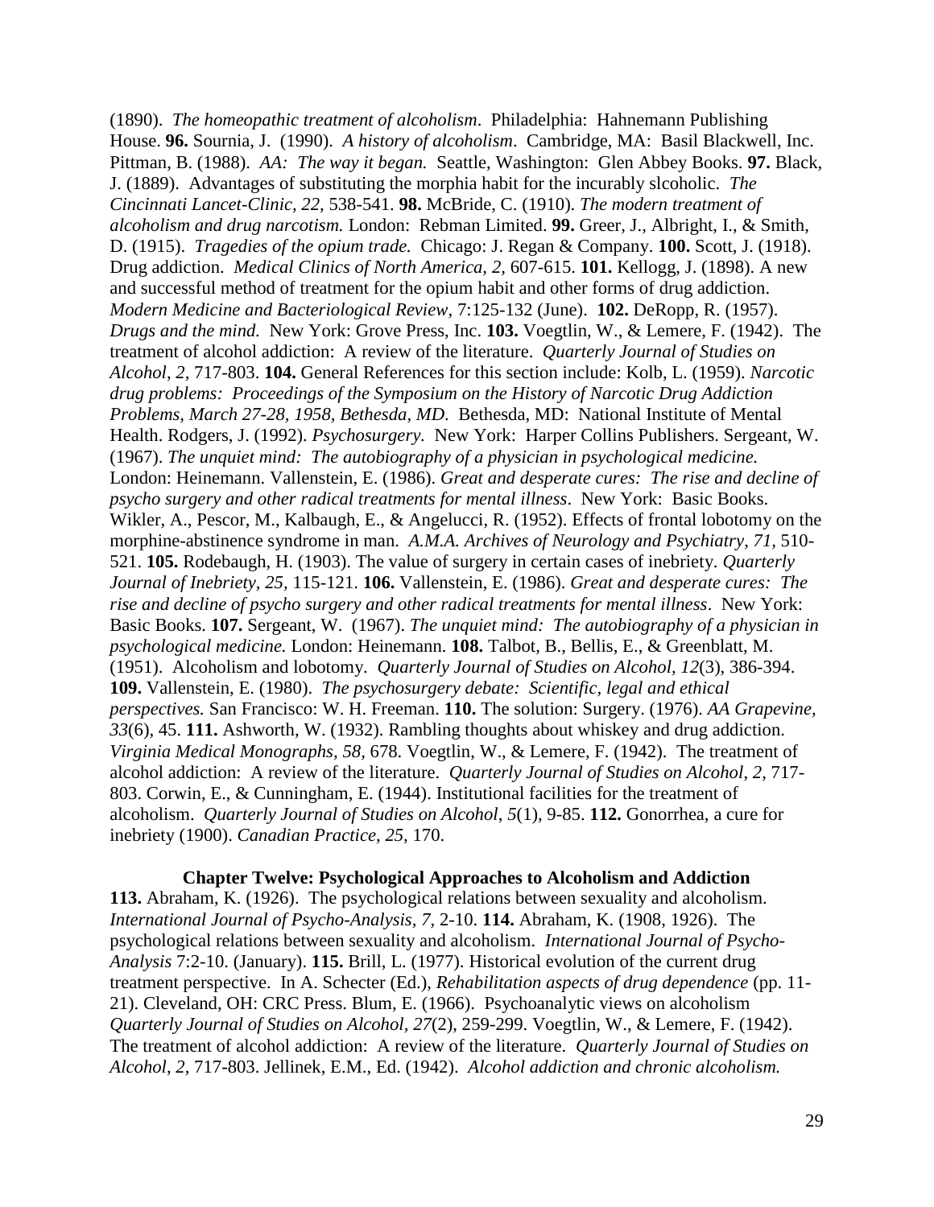(1890). *The homeopathic treatment of alcoholism*. Philadelphia: Hahnemann Publishing House. **96.** Sournia, J. (1990). *A history of alcoholism*. Cambridge, MA: Basil Blackwell, Inc. Pittman, B. (1988). *AA: The way it began.* Seattle, Washington: Glen Abbey Books. **97.** Black, J. (1889). Advantages of substituting the morphia habit for the incurably slcoholic. *The Cincinnati Lancet-Clinic, 22,* 538-541. **98.** McBride, C. (1910). *The modern treatment of alcoholism and drug narcotism.* London: Rebman Limited. **99.** Greer, J., Albright, I., & Smith, D. (1915). *Tragedies of the opium trade.* Chicago: J. Regan & Company. **100.** Scott, J. (1918). Drug addiction. *Medical Clinics of North America, 2,* 607-615. **101.** Kellogg, J. (1898). A new and successful method of treatment for the opium habit and other forms of drug addiction. *Modern Medicine and Bacteriological Review,* 7:125-132 (June). **102.** DeRopp, R. (1957). *Drugs and the mind.* New York: Grove Press, Inc. **103.** Voegtlin, W., & Lemere, F. (1942). The treatment of alcohol addiction: A review of the literature. *Quarterly Journal of Studies on Alcohol, 2,* 717-803. **104.** General References for this section include: Kolb, L. (1959). *Narcotic drug problems: Proceedings of the Symposium on the History of Narcotic Drug Addiction Problems, March 27-28, 1958, Bethesda, MD*. Bethesda, MD: National Institute of Mental Health. Rodgers, J. (1992). *Psychosurgery.* New York: Harper Collins Publishers. Sergeant, W. (1967). *The unquiet mind: The autobiography of a physician in psychological medicine.* London: Heinemann. Vallenstein, E. (1986). *Great and desperate cures: The rise and decline of psycho surgery and other radical treatments for mental illness*. New York: Basic Books. Wikler, A., Pescor, M., Kalbaugh, E., & Angelucci, R. (1952). Effects of frontal lobotomy on the morphine-abstinence syndrome in man. *A.M.A. Archives of Neurology and Psychiatry, 71,* 510-521. **105.** Rodebaugh, H. (1903). The value of surgery in certain cases of inebriety. *Quarterly Journal of Inebriety, 25,* 115-121. **106.** Vallenstein, E. (1986). *Great and desperate cures: The rise and decline of psycho surgery and other radical treatments for mental illness*. New York: Basic Books. **107.** Sergeant, W. (1967). *The unquiet mind: The autobiography of a physician in psychological medicine.* London: Heinemann. **108.** Talbot, B., Bellis, E., & Greenblatt, M. (1951). Alcoholism and lobotomy. *Quarterly Journal of Studies on Alcohol, 12*(3), 386-394. **109.** Vallenstein, E. (1980). *The psychosurgery debate: Scientific, legal and ethical perspectives.* San Francisco: W. H. Freeman. **110.** The solution: Surgery. (1976). *AA Grapevine, 33*(6), 45. **111.** Ashworth, W. (1932). Rambling thoughts about whiskey and drug addiction. *Virginia Medical Monographs, 58,* 678. Voegtlin, W., & Lemere, F. (1942). The treatment of alcohol addiction: A review of the literature. *Quarterly Journal of Studies on Alcohol, 2,* 717-803. Corwin, E., & Cunningham, E. (1944). Institutional facilities for the treatment of alcoholism. *Quarterly Journal of Studies on Alcohol, 5*(1), 9-85. **112.** Gonorrhea, a cure for inebriety (1900). *Canadian Practice, 25,* 170.

### Chapter Twelve: Psychological Approaches to Alcoholism and Addiction

**113.** Abraham, K. (1926). The psychological relations between sexuality and alcoholism. *International Journal of Psycho-Analysis, 7,* 2-10. **114.** Abraham, K. (1908, 1926). The psychological relations between sexuality and alcoholism. *International Journal of Psycho-Analysis* 7:2-10. (January). **115.** Brill, L. (1977). Historical evolution of the current drug treatment perspective. In A. Schecter (Ed.), *Rehabilitation aspects of drug dependence* (pp. 11-21). Cleveland, OH: CRC Press. Blum, E. (1966). Psychoanalytic views on alcoholism *Quarterly Journal of Studies on Alcohol, 27*(2), 259-299. Voegtlin, W., & Lemere, F. (1942). The treatment of alcohol addiction: A review of the literature. *Quarterly Journal of Studies on Alcohol, 2,* 717-803. Jellinek, E.M., Ed. (1942). *Alcohol addiction and chronic alcoholism.*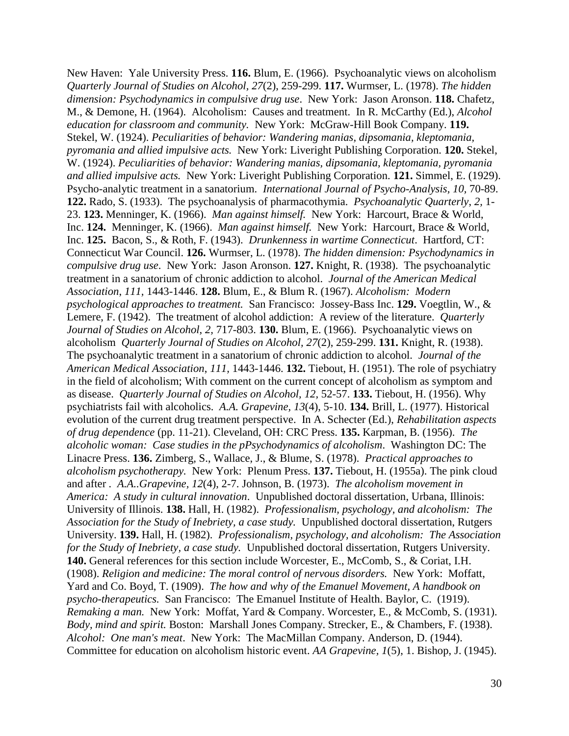New Haven: Yale University Press. **116.** Blum, E. (1966). Psychoanalytic views on alcoholism *Quarterly Journal of Studies on Alcohol, 27*(2), 259-299. **117.** Wurmser, L. (1978). *The hidden dimension: Psychodynamics in compulsive drug use*. New York: Jason Aronson. **118.** Chafetz, M., & Demone, H. (1964). Alcoholism: Causes and treatment. In R. McCarthy (Ed.), *Alcohol education for classroom and community.* New York: McGraw-Hill Book Company. **119.** Stekel, W. (1924). *Peculiarities of behavior: Wandering manias, dipsomania, kleptomania, pyromania and allied impulsive acts.* New York: Liveright Publishing Corporation. **120.** Stekel, W. (1924). *Peculiarities of behavior: Wandering manias, dipsomania, kleptomania, pyromania and allied impulsive acts.* New York: Liveright Publishing Corporation. **121.** Simmel, E. (1929). Psycho-analytic treatment in a sanatorium. *International Journal of Psycho-Analysis, 10*, 70-89. **122.** Rado, S. (1933). The psychoanalysis of pharmacothymia. *Psychoanalytic Quarterly*, *2*, 1-23. **123.** Menninger, K. (1966). *Man against himself.* New York: Harcourt, Brace & World, Inc. **124.** Menninger, K. (1966). *Man against himself.* New York: Harcourt, Brace & World, Inc. **125.** Bacon, S., & Roth, F. (1943). *Drunkenness in wartime Connecticut*. Hartford, CT: Connecticut War Council. **126.** Wurmser, L. (1978). *The hidden dimension: Psychodynamics in compulsive drug use*. New York: Jason Aronson. **127.** Knight, R. (1938). The psychoanalytic treatment in a sanatorium of chronic addiction to alcohol. *Journal of the American Medical Association*, *111*, 1443-1446. **128.** Blum, E., & Blum R. (1967). *Alcoholism: Modern psychological approaches to treatment.* San Francisco: Jossey-Bass Inc. **129.** Voegtlin, W., & Lemere, F. (1942). The treatment of alcohol addiction: A review of the literature. *Quarterly Journal of Studies on Alcohol*, *2*, 717-803. **130.** Blum, E. (1966). Psychoanalytic views on alcoholism *Quarterly Journal of Studies on Alcohol, 27*(2), 259-299. **131.** Knight, R. (1938). The psychoanalytic treatment in a sanatorium of chronic addiction to alcohol. *Journal of the American Medical Association*, *111*, 1443-1446. **132.** Tiebout, H. (1951). The role of psychiatry in the field of alcoholism; With comment on the current concept of alcoholism as symptom and as disease. *Quarterly Journal of Studies on Alcohol, 12*, 52-57. **133.** Tiebout, H. (1956). Why psychiatrists fail with alcoholics. *A.A. Grapevine*, *13*(4), 5-10. **134.** Brill, L. (1977). Historical evolution of the current drug treatment perspective. In A. Schecter (Ed.), *Rehabilitation aspects of drug dependence* (pp. 11-21). Cleveland, OH: CRC Press. **135.** Karpman, B. (1956). *The alcoholic woman: Case studies in the pPsychodynamics of alcoholism*. Washington DC: The Linacre Press. **136.** Zimberg, S., Wallace, J., & Blume, S. (1978). *Practical approaches to alcoholism psychotherapy.* New York: Plenum Press. **137.** Tiebout, H. (1955a). The pink cloud and after . *A.A..Grapevine*, *12*(4), 2-7. Johnson, B. (1973). *The alcoholism movement in America: A study in cultural innovation*. Unpublished doctoral dissertation, Urbana, Illinois: University of Illinois. **138.** Hall, H. (1982). *Professionalism, psychology, and alcoholism: The Association for the Study of Inebriety, a case study.* Unpublished doctoral dissertation, Rutgers University. **139.** Hall, H. (1982). *Professionalism, psychology, and alcoholism: The Association for the Study of Inebriety, a case study.* Unpublished doctoral dissertation, Rutgers University. **140.** General references for this section include Worcester, E., McComb, S., & Coriat, I.H. (1908). *Religion and medicine: The moral control of nervous disorders.* New York: Moffatt, Yard and Co. Boyd, T. (1909). *The how and why of the Emanuel Movement, A handbook on psycho-therapeutics.* San Francisco: The Emanuel Institute of Health. Baylor, C. (1919). *Remaking a man.* New York: Moffat, Yard & Company. Worcester, E., & McComb, S. (1931). *Body, mind and spirit.* Boston: Marshall Jones Company. Strecker, E., & Chambers, F. (1938). *Alcohol: One man's meat*. New York: The MacMillan Company. Anderson, D. (1944). Committee for education on alcoholism historic event. *AA Grapevine, 1*(5), 1. Bishop, J. (1945).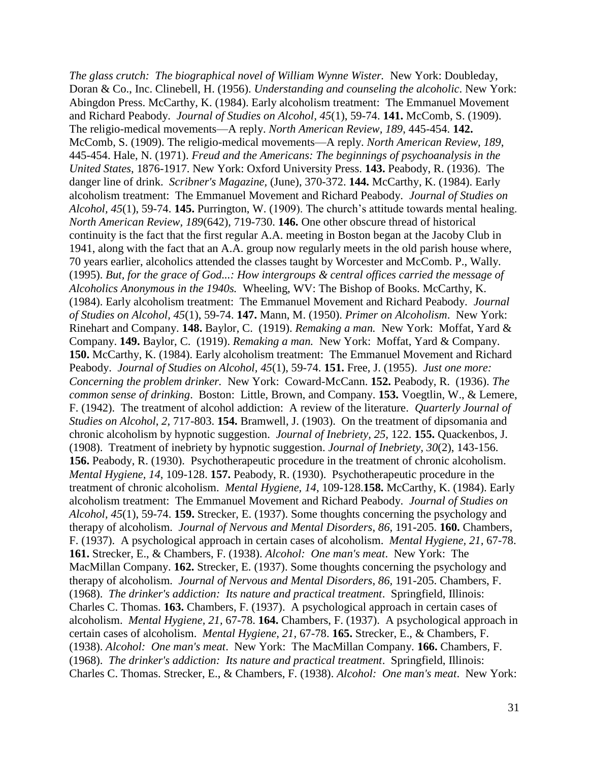*The glass crutch: The biographical novel of William Wynne Wister.* New York: Doubleday, Doran & Co., Inc. Clinebell, H. (1956). *Understanding and counseling the alcoholic*. New York: Abingdon Press. McCarthy, K. (1984). Early alcoholism treatment: The Emmanuel Movement and Richard Peabody. *Journal of Studies on Alcohol, 45*(1), 59-74. **141.** McComb, S. (1909). The religio-medical movements—A reply. *North American Review, 189*, 445-454. **142.** McComb, S. (1909). The religio-medical movements—A reply. *North American Review, 189*, 445-454. Hale, N. (1971). *Freud and the Americans: The beginnings of psychoanalysis in the United States*, 1876-1917. New York: Oxford University Press. **143.** Peabody, R. (1936). The danger line of drink. *Scribner's Magazine,* (June), 370-372. **144.** McCarthy, K. (1984). Early alcoholism treatment: The Emmanuel Movement and Richard Peabody. *Journal of Studies on Alcohol, 45*(1), 59-74. **145.** Purrington, W. (1909). The church's attitude towards mental healing. *North American Review, 189*(642), 719-730. **146.** One other obscure thread of historical continuity is the fact that the first regular A.A. meeting in Boston began at the Jacoby Club in 1941, along with the fact that an A.A. group now regularly meets in the old parish house where, 70 years earlier, alcoholics attended the classes taught by Worcester and McComb. P., Wally. (1995). *But, for the grace of God...: How intergroups & central offices carried the message of Alcoholics Anonymous in the 1940s.* Wheeling, WV: The Bishop of Books. McCarthy, K. (1984). Early alcoholism treatment: The Emmanuel Movement and Richard Peabody. *Journal of Studies on Alcohol, 45*(1), 59-74. **147.** Mann, M. (1950). *Primer on Alcoholism*. New York: Rinehart and Company. **148.** Baylor, C. (1919). *Remaking a man.* New York: Moffat, Yard & Company. **149.** Baylor, C. (1919). *Remaking a man.* New York: Moffat, Yard & Company. **150.** McCarthy, K. (1984). Early alcoholism treatment: The Emmanuel Movement and Richard Peabody. *Journal of Studies on Alcohol, 45*(1), 59-74. **151.** Free, J. (1955). *Just one more: Concerning the problem drinker.* New York: Coward-McCann. **152.** Peabody, R. (1936). *The common sense of drinking*. Boston: Little, Brown, and Company. **153.** Voegtlin, W., & Lemere, F. (1942). The treatment of alcohol addiction: A review of the literature. *Quarterly Journal of Studies on Alcohol, 2,* 717-803. **154.** Bramwell, J. (1903). On the treatment of dipsomania and chronic alcoholism by hypnotic suggestion. *Journal of Inebriety, 25,* 122. **155.** Quackenbos, J. (1908). Treatment of inebriety by hypnotic suggestion. *Journal of Inebriety, 30*(2), 143-156. **156.** Peabody, R. (1930). Psychotherapeutic procedure in the treatment of chronic alcoholism. *Mental Hygiene, 14*, 109-128. **157.** Peabody, R. (1930). Psychotherapeutic procedure in the treatment of chronic alcoholism. *Mental Hygiene, 14,* 109-128.**158.** McCarthy, K. (1984). Early alcoholism treatment: The Emmanuel Movement and Richard Peabody. *Journal of Studies on Alcohol, 45*(1), 59-74. **159.** Strecker, E. (1937). Some thoughts concerning the psychology and therapy of alcoholism. *Journal of Nervous and Mental Disorders*, *86,* 191-205. **160.** Chambers, F. (1937). A psychological approach in certain cases of alcoholism. *Mental Hygiene, 21*, 67-78. **161.** Strecker, E., & Chambers, F. (1938). *Alcohol: One man's meat*. New York: The MacMillan Company. **162.** Strecker, E. (1937). Some thoughts concerning the psychology and therapy of alcoholism. *Journal of Nervous and Mental Disorders*, *86,* 191-205. Chambers, F. (1968). *The drinker's addiction: Its nature and practical treatment*. Springfield, Illinois: Charles C. Thomas. **163.** Chambers, F. (1937). A psychological approach in certain cases of alcoholism. *Mental Hygiene, 21,* 67-78. **164.** Chambers, F. (1937). A psychological approach in certain cases of alcoholism. *Mental Hygiene, 21*, 67-78. **165.** Strecker, E., & Chambers, F. (1938). *Alcohol: One man's meat*. New York: The MacMillan Company. **166.** Chambers, F. (1968). *The drinker's addiction: Its nature and practical treatment*. Springfield, Illinois: Charles C. Thomas. Strecker, E., & Chambers, F. (1938). *Alcohol: One man's meat*. New York: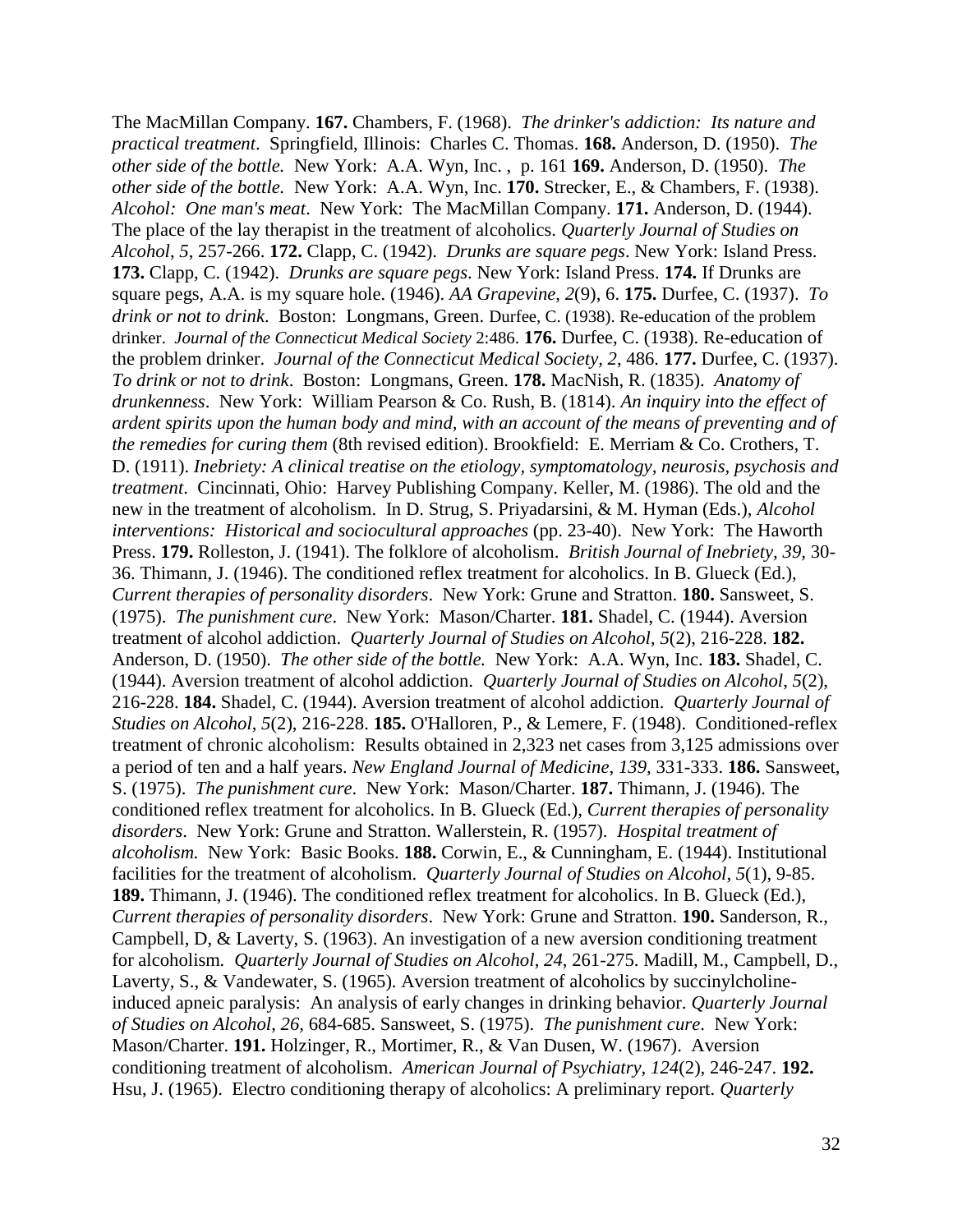The MacMillan Company. **167.** Chambers, F. (1968). *The drinker's addiction: Its nature and practical treatment*. Springfield, Illinois: Charles C. Thomas. **168.** Anderson, D. (1950). *The other side of the bottle.* New York: A.A. Wyn, Inc. , p. 161 **169.** Anderson, D. (1950). *The other side of the bottle.* New York: A.A. Wyn, Inc. **170.** Strecker, E., & Chambers, F. (1938). *Alcohol: One man's meat*. New York: The MacMillan Company. **171.** Anderson, D. (1944). The place of the lay therapist in the treatment of alcoholics. *Quarterly Journal of Studies on Alcohol*, *5*, 257-266. **172.** Clapp, C. (1942). *Drunks are square pegs*. New York: Island Press. **173.** Clapp, C. (1942). *Drunks are square pegs*. New York: Island Press. **174.** If Drunks are square pegs, A.A. is my square hole. (1946). *AA Grapevine*, *2*(9), 6. **175.** Durfee, C. (1937). *To drink or not to drink*. Boston: Longmans, Green. Durfee, C. (1938). Re-education of the problem drinker. *Journal of the Connecticut Medical Society* 2:486. **176.** Durfee, C. (1938). Re-education of the problem drinker. *Journal of the Connecticut Medical Society, 2*, 486. **177.** Durfee, C. (1937). *To drink or not to drink*. Boston: Longmans, Green. **178.** MacNish, R. (1835). *Anatomy of drunkenness*. New York: William Pearson & Co. Rush, B. (1814). *An inquiry into the effect of ardent spirits upon the human body and mind, with an account of the means of preventing and of the remedies for curing them* (8th revised edition). Brookfield: E. Merriam & Co. Crothers, T. D. (1911). *Inebriety: A clinical treatise on the etiology, symptomatology, neurosis, psychosis and treatment*. Cincinnati, Ohio: Harvey Publishing Company. Keller, M. (1986). The old and the new in the treatment of alcoholism. In D. Strug, S. Priyadarsini, & M. Hyman (Eds.), *Alcohol interventions: Historical and sociocultural approaches* (pp. 23-40). New York: The Haworth Press. **179.** Rolleston, J. (1941). The folklore of alcoholism. *British Journal of Inebriety, 39,* 30-36. Thimann, J. (1946). The conditioned reflex treatment for alcoholics. In B. Glueck (Ed.), *Current therapies of personality disorders*. New York: Grune and Stratton. **180.** Sansweet, S. (1975). *The punishment cure*. New York: Mason/Charter. **181.** Shadel, C. (1944). Aversion treatment of alcohol addiction. *Quarterly Journal of Studies on Alcohol*, *5*(2), 216-228. **182.** Anderson, D. (1950). *The other side of the bottle.* New York: A.A. Wyn, Inc. **183.** Shadel, C. (1944). Aversion treatment of alcohol addiction. *Quarterly Journal of Studies on Alcohol*, *5*(2), 216-228. **184.** Shadel, C. (1944). Aversion treatment of alcohol addiction. *Quarterly Journal of Studies on Alcohol*, *5*(2), 216-228. **185.** O'Halloren, P., & Lemere, F. (1948). Conditioned-reflex treatment of chronic alcoholism: Results obtained in 2,323 net cases from 3,125 admissions over a period of ten and a half years. *New England Journal of Medicine*, *139,* 331-333. **186.** Sansweet, S. (1975). *The punishment cure*. New York: Mason/Charter. **187.** Thimann, J. (1946). The conditioned reflex treatment for alcoholics. In B. Glueck (Ed.), *Current therapies of personality disorders*. New York: Grune and Stratton. Wallerstein, R. (1957). *Hospital treatment of alcoholism.* New York: Basic Books. **188.** Corwin, E., & Cunningham, E. (1944). Institutional facilities for the treatment of alcoholism. *Quarterly Journal of Studies on Alcohol*, *5*(1), 9-85. **189.** Thimann, J. (1946). The conditioned reflex treatment for alcoholics. In B. Glueck (Ed.), *Current therapies of personality disorders*. New York: Grune and Stratton. **190.** Sanderson, R., Campbell, D, & Laverty, S. (1963). An investigation of a new aversion conditioning treatment for alcoholism. *Quarterly Journal of Studies on Alcohol, 24,* 261-275. Madill, M., Campbell, D., Laverty, S., & Vandewater, S. (1965). Aversion treatment of alcoholics by succinylcholine-induced apneic paralysis: An analysis of early changes in drinking behavior. *Quarterly Journal of Studies on Alcohol*, *26,* 684-685. Sansweet, S. (1975). *The punishment cure*. New York: Mason/Charter. **191.** Holzinger, R., Mortimer, R., & Van Dusen, W. (1967). Aversion conditioning treatment of alcoholism. *American Journal of Psychiatry, 124*(2), 246-247. **192.** Hsu, J. (1965). Electro conditioning therapy of alcoholics: A preliminary report. *Quarterly*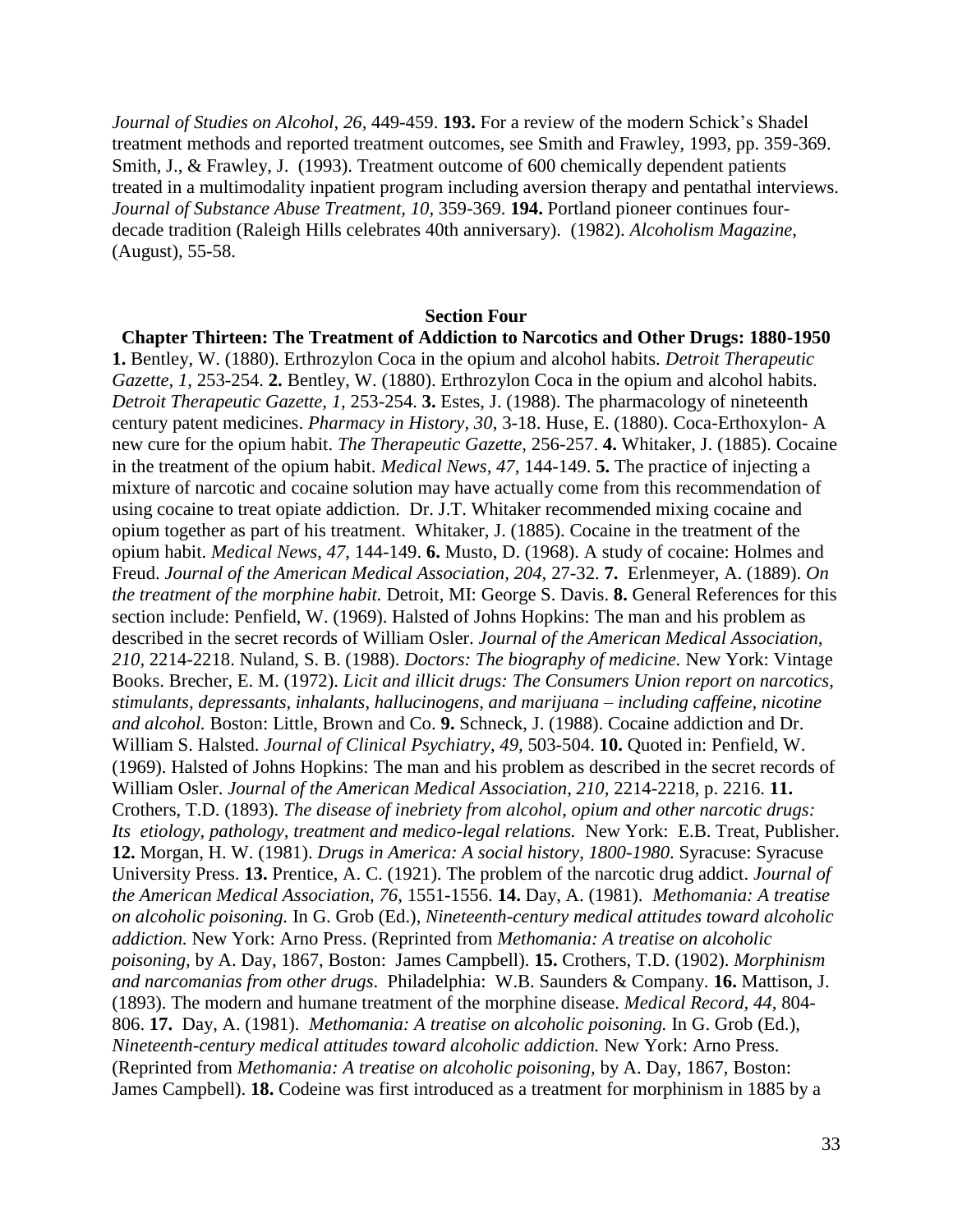*Journal of Studies on Alcohol, 26,* 449-459. **193.** For a review of the modern Schick's Shadel treatment methods and reported treatment outcomes, see Smith and Frawley, 1993, pp. 359-369. Smith, J., & Frawley, J. (1993). Treatment outcome of 600 chemically dependent patients treated in a multimodality inpatient program including aversion therapy and pentathal interviews. *Journal of Substance Abuse Treatment, 10*, 359-369. **194.** Portland pioneer continues four-decade tradition (Raleigh Hills celebrates 40th anniversary). (1982). *Alcoholism Magazine,* (August), 55-58.

## Section Four

### Chapter Thirteen: The Treatment of Addiction to Narcotics and Other Drugs: 1880-1950

**1.** Bentley, W. (1880). Erthrozylon Coca in the opium and alcohol habits. *Detroit Therapeutic Gazette, 1,* 253-254. **2.** Bentley, W. (1880). Erthrozylon Coca in the opium and alcohol habits. *Detroit Therapeutic Gazette, 1,* 253-254. **3.** Estes, J. (1988). The pharmacology of nineteenth century patent medicines. *Pharmacy in History, 30,* 3-18. Huse, E. (1880). Coca-Erthoxylon- A new cure for the opium habit. *The Therapeutic Gazette,* 256-257. **4.** Whitaker, J. (1885). Cocaine in the treatment of the opium habit. *Medical News, 47,* 144-149. **5.** The practice of injecting a mixture of narcotic and cocaine solution may have actually come from this recommendation of using cocaine to treat opiate addiction. Dr. J.T. Whitaker recommended mixing cocaine and opium together as part of his treatment. Whitaker, J. (1885). Cocaine in the treatment of the opium habit. *Medical News, 47,* 144-149. **6.** Musto, D. (1968). A study of cocaine: Holmes and Freud. *Journal of the American Medical Association, 204,* 27-32. **7.** Erlenmeyer, A. (1889). *On the treatment of the morphine habit.* Detroit, MI: George S. Davis. **8.** General References for this section include: Penfield, W. (1969). Halsted of Johns Hopkins: The man and his problem as described in the secret records of William Osler. *Journal of the American Medical Association, 210,* 2214-2218. Nuland, S. B. (1988). *Doctors: The biography of medicine.* New York: Vintage Books. Brecher, E. M. (1972). *Licit and illicit drugs: The Consumers Union report on narcotics, stimulants, depressants, inhalants, hallucinogens, and marijuana – including caffeine, nicotine and alcohol.* Boston: Little, Brown and Co. **9.** Schneck, J. (1988). Cocaine addiction and Dr. William S. Halsted. *Journal of Clinical Psychiatry, 49,* 503-504. **10.** Quoted in: Penfield, W. (1969). Halsted of Johns Hopkins: The man and his problem as described in the secret records of William Osler. *Journal of the American Medical Association, 210,* 2214-2218, p. 2216. **11.** Crothers, T.D. (1893). *The disease of inebriety from alcohol, opium and other narcotic drugs: Its etiology, pathology, treatment and medico-legal relations.* New York: E.B. Treat, Publisher. **12.** Morgan, H. W. (1981). *Drugs in America: A social history, 1800-1980.* Syracuse: Syracuse University Press. **13.** Prentice, A. C. (1921). The problem of the narcotic drug addict. *Journal of the American Medical Association, 76,* 1551-1556. **14.** Day, A. (1981). *Methomania: A treatise on alcoholic poisoning.* In G. Grob (Ed.), *Nineteenth-century medical attitudes toward alcoholic addiction.* New York: Arno Press. (Reprinted from *Methomania: A treatise on alcoholic poisoning,* by A. Day, 1867, Boston: James Campbell). **15.** Crothers, T.D. (1902). *Morphinism and narcomanias from other drugs.* Philadelphia: W.B. Saunders & Company. **16.** Mattison, J. (1893). The modern and humane treatment of the morphine disease. *Medical Record, 44,* 804-806. **17.** Day, A. (1981). *Methomania: A treatise on alcoholic poisoning.* In G. Grob (Ed.), *Nineteenth-century medical attitudes toward alcoholic addiction.* New York: Arno Press. (Reprinted from *Methomania: A treatise on alcoholic poisoning,* by A. Day, 1867, Boston: James Campbell). **18.** Codeine was first introduced as a treatment for morphinism in 1885 by a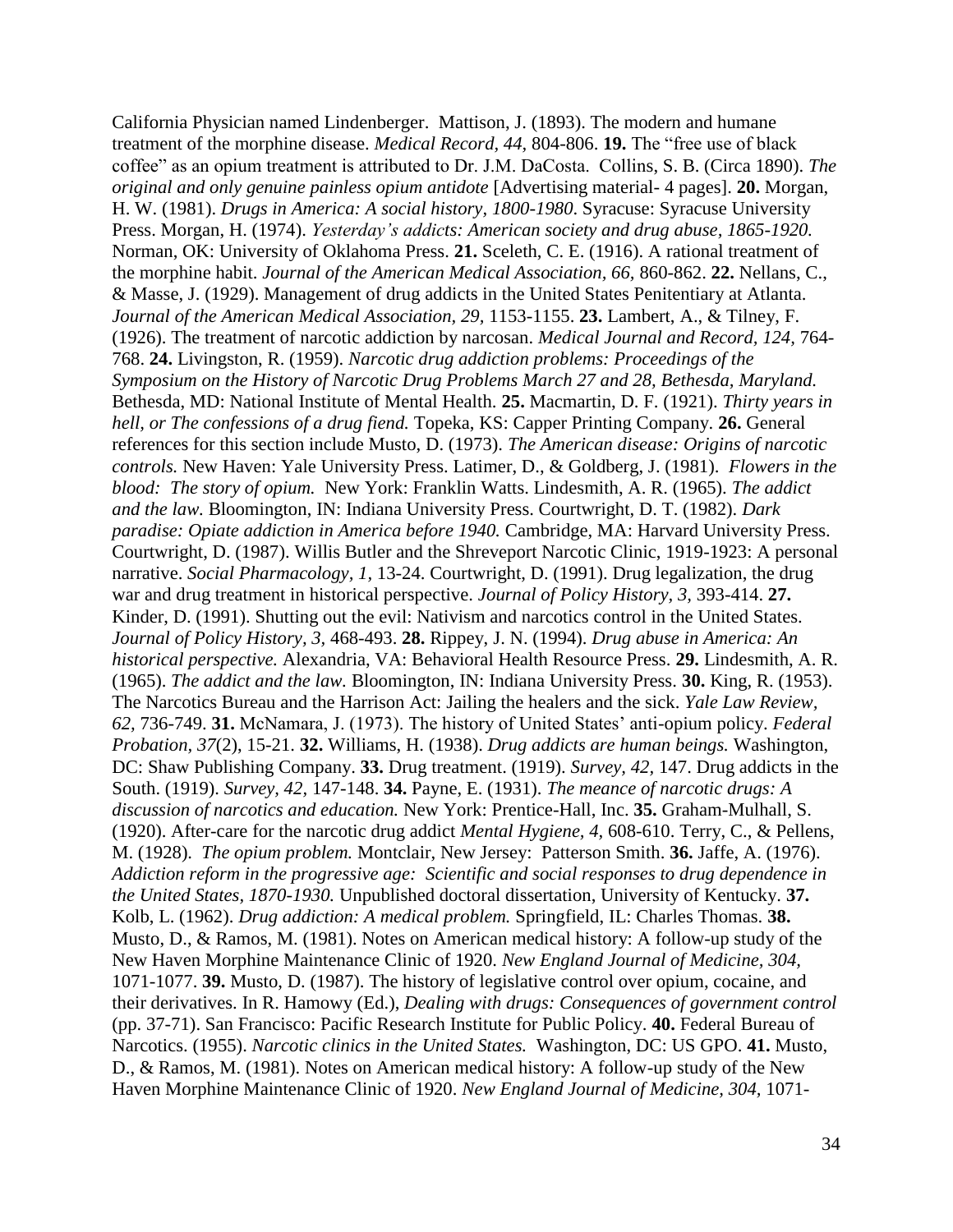California Physician named Lindenberger. Mattison, J. (1893). The modern and humane treatment of the morphine disease. *Medical Record, 44,* 804-806. **19.** The "free use of black coffee" as an opium treatment is attributed to Dr. J.M. DaCosta. Collins, S. B. (Circa 1890). *The original and only genuine painless opium antidote* [Advertising material- 4 pages]. **20.** Morgan, H. W. (1981). *Drugs in America: A social history, 1800-1980.* Syracuse: Syracuse University Press. Morgan, H. (1974). *Yesterday's addicts: American society and drug abuse, 1865-1920.* Norman, OK: University of Oklahoma Press. **21.** Sceleth, C. E. (1916). A rational treatment of the morphine habit. *Journal of the American Medical Association, 66,* 860-862. **22.** Nellans, C., & Masse, J. (1929). Management of drug addicts in the United States Penitentiary at Atlanta. *Journal of the American Medical Association, 29,* 1153-1155. **23.** Lambert, A., & Tilney, F. (1926). The treatment of narcotic addiction by narcosan. *Medical Journal and Record, 124,* 764-768. **24.** Livingston, R. (1959). *Narcotic drug addiction problems: Proceedings of the Symposium on the History of Narcotic Drug Problems March 27 and 28, Bethesda, Maryland.* Bethesda, MD: National Institute of Mental Health. **25.** Macmartin, D. F. (1921). *Thirty years in hell, or The confessions of a drug fiend.* Topeka, KS: Capper Printing Company. **26.** General references for this section include Musto, D. (1973). *The American disease: Origins of narcotic controls.* New Haven: Yale University Press. Latimer, D., & Goldberg, J. (1981). *Flowers in the blood: The story of opium.* New York: Franklin Watts. Lindesmith, A. R. (1965). *The addict and the law.* Bloomington, IN: Indiana University Press. Courtwright, D. T. (1982). *Dark paradise: Opiate addiction in America before 1940.* Cambridge, MA: Harvard University Press. Courtwright, D. (1987). Willis Butler and the Shreveport Narcotic Clinic, 1919-1923: A personal narrative. *Social Pharmacology, 1,* 13-24. Courtwright, D. (1991). Drug legalization, the drug war and drug treatment in historical perspective. *Journal of Policy History, 3,* 393-414. **27.** Kinder, D. (1991). Shutting out the evil: Nativism and narcotics control in the United States. *Journal of Policy History, 3,* 468-493. **28.** Rippey, J. N. (1994). *Drug abuse in America: An historical perspective.* Alexandria, VA: Behavioral Health Resource Press. **29.** Lindesmith, A. R. (1965). *The addict and the law.* Bloomington, IN: Indiana University Press. **30.** King, R. (1953). The Narcotics Bureau and the Harrison Act: Jailing the healers and the sick. *Yale Law Review, 62,* 736-749. **31.** McNamara, J. (1973). The history of United States' anti-opium policy. *Federal Probation, 37*(2), 15-21. **32.** Williams, H. (1938). *Drug addicts are human beings.* Washington, DC: Shaw Publishing Company. **33.** Drug treatment. (1919). *Survey, 42,* 147. Drug addicts in the South. (1919). *Survey, 42,* 147-148. **34.** Payne, E. (1931). *The meance of narcotic drugs: A discussion of narcotics and education.* New York: Prentice-Hall, Inc. **35.** Graham-Mulhall, S. (1920). After-care for the narcotic drug addict *Mental Hygiene, 4,* 608-610. Terry, C., & Pellens, M. (1928). *The opium problem.* Montclair, New Jersey: Patterson Smith. **36.** Jaffe, A. (1976). *Addiction reform in the progressive age: Scientific and social responses to drug dependence in the United States, 1870-1930.* Unpublished doctoral dissertation, University of Kentucky. **37.** Kolb, L. (1962). *Drug addiction: A medical problem.* Springfield, IL: Charles Thomas. **38.** Musto, D., & Ramos, M. (1981). Notes on American medical history: A follow-up study of the New Haven Morphine Maintenance Clinic of 1920. *New England Journal of Medicine, 304,* 1071-1077. **39.** Musto, D. (1987). The history of legislative control over opium, cocaine, and their derivatives. In R. Hamowy (Ed.), *Dealing with drugs: Consequences of government control* (pp. 37-71). San Francisco: Pacific Research Institute for Public Policy. **40.** Federal Bureau of Narcotics. (1955). *Narcotic clinics in the United States.* Washington, DC: US GPO. **41.** Musto, D., & Ramos, M. (1981). Notes on American medical history: A follow-up study of the New Haven Morphine Maintenance Clinic of 1920. *New England Journal of Medicine, 304,* 1071-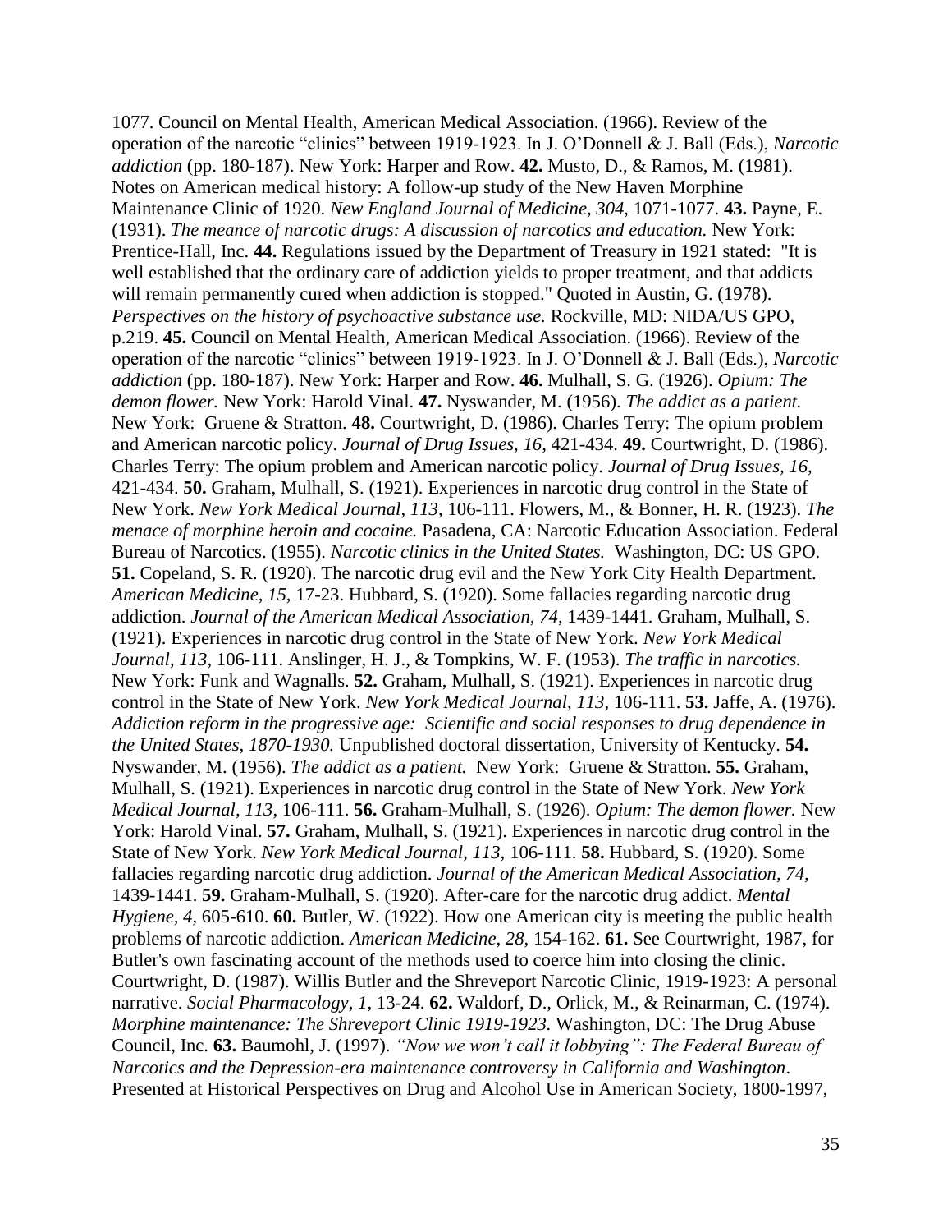1077. Council on Mental Health, American Medical Association. (1966). Review of the operation of the narcotic "clinics" between 1919-1923. In J. O'Donnell & J. Ball (Eds.), *Narcotic addiction* (pp. 180-187). New York: Harper and Row. **42.** Musto, D., & Ramos, M. (1981). Notes on American medical history: A follow-up study of the New Haven Morphine Maintenance Clinic of 1920. *New England Journal of Medicine, 304,* 1071-1077. **43.** Payne, E. (1931). *The meance of narcotic drugs: A discussion of narcotics and education.* New York: Prentice-Hall, Inc. **44.** Regulations issued by the Department of Treasury in 1921 stated: "It is well established that the ordinary care of addiction yields to proper treatment, and that addicts will remain permanently cured when addiction is stopped." Quoted in Austin, G. (1978). *Perspectives on the history of psychoactive substance use.* Rockville, MD: NIDA/US GPO, p.219. **45.** Council on Mental Health, American Medical Association. (1966). Review of the operation of the narcotic "clinics" between 1919-1923. In J. O'Donnell & J. Ball (Eds.), *Narcotic addiction* (pp. 180-187). New York: Harper and Row. **46.** Mulhall, S. G. (1926). *Opium: The demon flower.* New York: Harold Vinal. **47.** Nyswander, M. (1956). *The addict as a patient.* New York: Gruene & Stratton. **48.** Courtwright, D. (1986). Charles Terry: The opium problem and American narcotic policy. *Journal of Drug Issues, 16,* 421-434. **49.** Courtwright, D. (1986). Charles Terry: The opium problem and American narcotic policy. *Journal of Drug Issues, 16,* 421-434. **50.** Graham, Mulhall, S. (1921). Experiences in narcotic drug control in the State of New York. *New York Medical Journal, 113,* 106-111. Flowers, M., & Bonner, H. R. (1923). *The menace of morphine heroin and cocaine.* Pasadena, CA: Narcotic Education Association. Federal Bureau of Narcotics. (1955). *Narcotic clinics in the United States.* Washington, DC: US GPO. **51.** Copeland, S. R. (1920). The narcotic drug evil and the New York City Health Department. *American Medicine, 15,* 17-23. Hubbard, S. (1920). Some fallacies regarding narcotic drug addiction. *Journal of the American Medical Association, 74,* 1439-1441. Graham, Mulhall, S. (1921). Experiences in narcotic drug control in the State of New York. *New York Medical Journal, 113,* 106-111. Anslinger, H. J., & Tompkins, W. F. (1953). *The traffic in narcotics.* New York: Funk and Wagnalls. **52.** Graham, Mulhall, S. (1921). Experiences in narcotic drug control in the State of New York. *New York Medical Journal, 113,* 106-111. **53.** Jaffe, A. (1976). *Addiction reform in the progressive age: Scientific and social responses to drug dependence in the United States, 1870-1930.* Unpublished doctoral dissertation, University of Kentucky. **54.** Nyswander, M. (1956). *The addict as a patient.* New York: Gruene & Stratton. **55.** Graham, Mulhall, S. (1921). Experiences in narcotic drug control in the State of New York. *New York Medical Journal, 113,* 106-111. **56.** Graham-Mulhall, S. (1926). *Opium: The demon flower.* New York: Harold Vinal. **57.** Graham, Mulhall, S. (1921). Experiences in narcotic drug control in the State of New York. *New York Medical Journal, 113,* 106-111. **58.** Hubbard, S. (1920). Some fallacies regarding narcotic drug addiction. *Journal of the American Medical Association, 74,* 1439-1441. **59.** Graham-Mulhall, S. (1920). After-care for the narcotic drug addict. *Mental Hygiene, 4,* 605-610. **60.** Butler, W. (1922). How one American city is meeting the public health problems of narcotic addiction. *American Medicine, 28,* 154-162. **61.** See Courtwright, 1987, for Butler's own fascinating account of the methods used to coerce him into closing the clinic. Courtwright, D. (1987). Willis Butler and the Shreveport Narcotic Clinic, 1919-1923: A personal narrative. *Social Pharmacology, 1,* 13-24. **62.** Waldorf, D., Orlick, M., & Reinarman, C. (1974). *Morphine maintenance: The Shreveport Clinic 1919-1923.* Washington, DC: The Drug Abuse Council, Inc. **63.** Baumohl, J. (1997). *"Now we won't call it lobbying": The Federal Bureau of Narcotics and the Depression-era maintenance controversy in California and Washington*. Presented at Historical Perspectives on Drug and Alcohol Use in American Society, 1800-1997,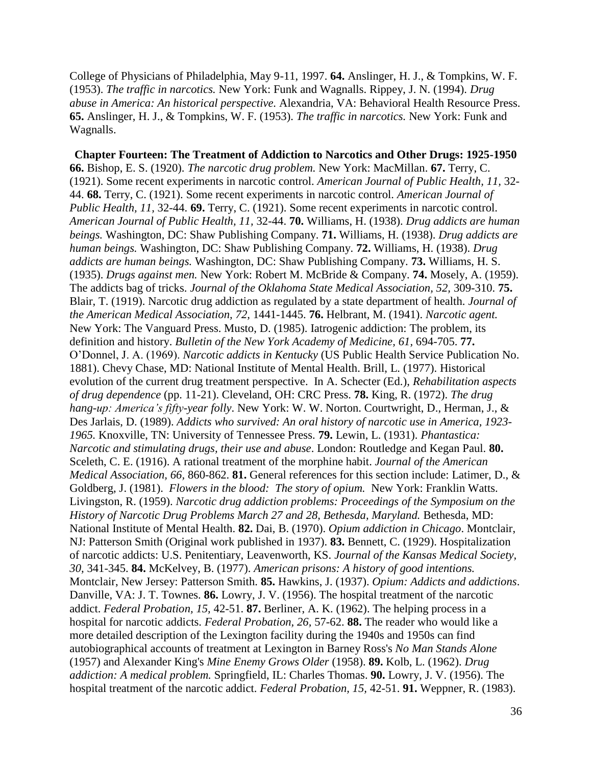College of Physicians of Philadelphia, May 9-11, 1997. **64.** Anslinger, H. J., & Tompkins, W. F. (1953). *The traffic in narcotics.* New York: Funk and Wagnalls. Rippey, J. N. (1994). *Drug abuse in America: An historical perspective.* Alexandria, VA: Behavioral Health Resource Press. **65.** Anslinger, H. J., & Tompkins, W. F. (1953). *The traffic in narcotics.* New York: Funk and Wagnalls.

**Chapter Fourteen: The Treatment of Addiction to Narcotics and Other Drugs: 1925-1950**

**66.** Bishop, E. S. (1920). *The narcotic drug problem.* New York: MacMillan. **67.** Terry, C. (1921). Some recent experiments in narcotic control. *American Journal of Public Health, 11,* 32-44. **68.** Terry, C. (1921). Some recent experiments in narcotic control. *American Journal of Public Health, 11,* 32-44. **69.** Terry, C. (1921). Some recent experiments in narcotic control. *American Journal of Public Health, 11,* 32-44. **70.** Williams, H. (1938). *Drug addicts are human beings.* Washington, DC: Shaw Publishing Company. **71.** Williams, H. (1938). *Drug addicts are human beings.* Washington, DC: Shaw Publishing Company. **72.** Williams, H. (1938). *Drug addicts are human beings.* Washington, DC: Shaw Publishing Company. **73.** Williams, H. S. (1935). *Drugs against men.* New York: Robert M. McBride & Company. **74.** Mosely, A. (1959). The addicts bag of tricks. *Journal of the Oklahoma State Medical Association, 52,* 309-310. **75.** Blair, T. (1919). Narcotic drug addiction as regulated by a state department of health. *Journal of the American Medical Association, 72,* 1441-1445. **76.** Helbrant, M. (1941). *Narcotic agent.* New York: The Vanguard Press. Musto, D. (1985). Iatrogenic addiction: The problem, its definition and history. *Bulletin of the New York Academy of Medicine, 61,* 694-705. **77.** O'Donnel, J. A. (1969). *Narcotic addicts in Kentucky* (US Public Health Service Publication No. 1881). Chevy Chase, MD: National Institute of Mental Health. Brill, L. (1977). Historical evolution of the current drug treatment perspective. In A. Schecter (Ed.), *Rehabilitation aspects of drug dependence* (pp. 11-21). Cleveland, OH: CRC Press. **78.** King, R. (1972). *The drug hang-up: America's fifty-year folly*. New York: W. W. Norton. Courtwright, D., Herman, J., & Des Jarlais, D. (1989). *Addicts who survived: An oral history of narcotic use in America, 1923-1965.* Knoxville, TN: University of Tennessee Press. **79.** Lewin, L. (1931). *Phantastica: Narcotic and stimulating drugs, their use and abuse*. London: Routledge and Kegan Paul. **80.** Sceleth, C. E. (1916). A rational treatment of the morphine habit. *Journal of the American Medical Association, 66,* 860-862. **81.** General references for this section include: Latimer, D., & Goldberg, J. (1981). *Flowers in the blood: The story of opium.* New York: Franklin Watts. Livingston, R. (1959). *Narcotic drug addiction problems: Proceedings of the Symposium on the History of Narcotic Drug Problems March 27 and 28, Bethesda, Maryland.* Bethesda, MD: National Institute of Mental Health. **82.** Dai, B. (1970). *Opium addiction in Chicago*. Montclair, NJ: Patterson Smith (Original work published in 1937). **83.** Bennett, C. (1929). Hospitalization of narcotic addicts: U.S. Penitentiary, Leavenworth, KS. *Journal of the Kansas Medical Society, 30,* 341-345. **84.** McKelvey, B. (1977). *American prisons: A history of good intentions.* Montclair, New Jersey: Patterson Smith. **85.** Hawkins, J. (1937). *Opium: Addicts and addictions*. Danville, VA: J. T. Townes. **86.** Lowry, J. V. (1956). The hospital treatment of the narcotic addict. *Federal Probation, 15,* 42-51. **87.** Berliner, A. K. (1962). The helping process in a hospital for narcotic addicts. *Federal Probation, 26,* 57-62. **88.** The reader who would like a more detailed description of the Lexington facility during the 1940s and 1950s can find autobiographical accounts of treatment at Lexington in Barney Ross's *No Man Stands Alone* (1957) and Alexander King's *Mine Enemy Grows Older* (1958). **89.** Kolb, L. (1962). *Drug addiction: A medical problem.* Springfield, IL: Charles Thomas. **90.** Lowry, J. V. (1956). The hospital treatment of the narcotic addict. *Federal Probation, 15,* 42-51. **91.** Weppner, R. (1983).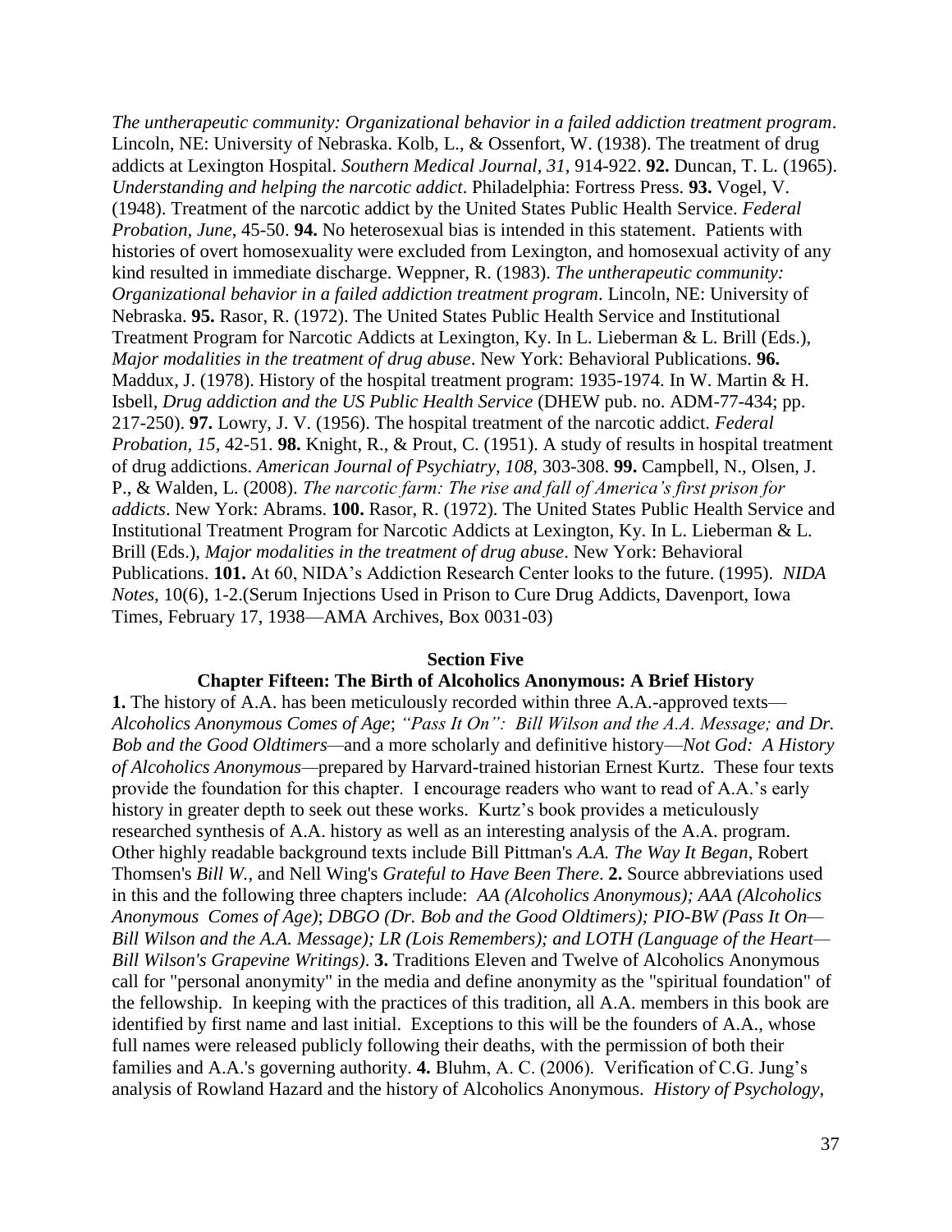*The untherapeutic community: Organizational behavior in a failed addiction treatment program*. Lincoln, NE: University of Nebraska. Kolb, L., & Ossenfort, W. (1938). The treatment of drug addicts at Lexington Hospital. *Southern Medical Journal, 31*, 914-922. **92.** Duncan, T. L. (1965). *Understanding and helping the narcotic addict*. Philadelphia: Fortress Press. **93.** Vogel, V. (1948). Treatment of the narcotic addict by the United States Public Health Service. *Federal Probation, June*, 45-50. **94.** No heterosexual bias is intended in this statement. Patients with histories of overt homosexuality were excluded from Lexington, and homosexual activity of any kind resulted in immediate discharge. Weppner, R. (1983). *The untherapeutic community: Organizational behavior in a failed addiction treatment program*. Lincoln, NE: University of Nebraska. **95.** Rasor, R. (1972). The United States Public Health Service and Institutional Treatment Program for Narcotic Addicts at Lexington, Ky. In L. Lieberman & L. Brill (Eds.), *Major modalities in the treatment of drug abuse*. New York: Behavioral Publications. **96.** Maddux, J. (1978). History of the hospital treatment program: 1935-1974. In W. Martin & H. Isbell, *Drug addiction and the US Public Health Service* (DHEW pub. no. ADM-77-434; pp. 217-250). **97.** Lowry, J. V. (1956). The hospital treatment of the narcotic addict. *Federal Probation, 15*, 42-51. **98.** Knight, R., & Prout, C. (1951). A study of results in hospital treatment of drug addictions. *American Journal of Psychiatry, 108,* 303-308. **99.** Campbell, N., Olsen, J. P., & Walden, L. (2008). *The narcotic farm: The rise and fall of America's first prison for addicts*. New York: Abrams. **100.** Rasor, R. (1972). The United States Public Health Service and Institutional Treatment Program for Narcotic Addicts at Lexington, Ky. In L. Lieberman & L. Brill (Eds.), *Major modalities in the treatment of drug abuse*. New York: Behavioral Publications. **101.** At 60, NIDA's Addiction Research Center looks to the future. (1995). *NIDA Notes*, 10(6), 1-2.(Serum Injections Used in Prison to Cure Drug Addicts, Davenport, Iowa Times, February 17, 1938—AMA Archives, Box 0031-03)

## Section Five

### Chapter Fifteen: The Birth of Alcoholics Anonymous: A Brief History

**1.** The history of A.A. has been meticulously recorded within three A.A.-approved texts—*Alcoholics Anonymous Comes of Age*; *"Pass It On": Bill Wilson and the A.A. Message; and Dr. Bob and the Good Oldtimers*—and a more scholarly and definitive history—*Not God: A History of Alcoholics Anonymous*—prepared by Harvard-trained historian Ernest Kurtz. These four texts provide the foundation for this chapter. I encourage readers who want to read of A.A.'s early history in greater depth to seek out these works. Kurtz's book provides a meticulously researched synthesis of A.A. history as well as an interesting analysis of the A.A. program. Other highly readable background texts include Bill Pittman's *A.A. The Way It Began*, Robert Thomsen's *Bill W.*, and Nell Wing's *Grateful to Have Been There*. **2.** Source abbreviations used in this and the following three chapters include: *AA (Alcoholics Anonymous); AAA (Alcoholics Anonymous Comes of Age)*; *DBGO (Dr. Bob and the Good Oldtimers); PIO-BW (Pass It On—Bill Wilson and the A.A. Message); LR (Lois Remembers); and LOTH (Language of the Heart—Bill Wilson's Grapevine Writings)*. **3.** Traditions Eleven and Twelve of Alcoholics Anonymous call for "personal anonymity" in the media and define anonymity as the "spiritual foundation" of the fellowship. In keeping with the practices of this tradition, all A.A. members in this book are identified by first name and last initial. Exceptions to this will be the founders of A.A., whose full names were released publicly following their deaths, with the permission of both their families and A.A.'s governing authority. **4.** Bluhm, A. C. (2006). Verification of C.G. Jung's analysis of Rowland Hazard and the history of Alcoholics Anonymous. *History of Psychology,*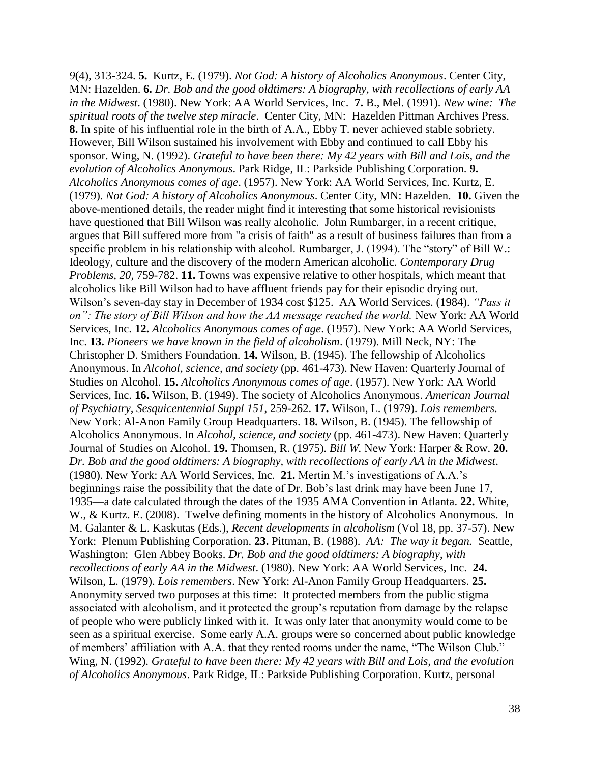*9*(4), 313-324. **5.** Kurtz, E. (1979). *Not God: A history of Alcoholics Anonymous*. Center City, MN: Hazelden. **6.** *Dr. Bob and the good oldtimers: A biography, with recollections of early AA in the Midwest*. (1980). New York: AA World Services, Inc. **7.** B., Mel. (1991). *New wine: The spiritual roots of the twelve step miracle*. Center City, MN: Hazelden Pittman Archives Press. **8.** In spite of his influential role in the birth of A.A., Ebby T. never achieved stable sobriety. However, Bill Wilson sustained his involvement with Ebby and continued to call Ebby his sponsor. Wing, N. (1992). *Grateful to have been there: My 42 years with Bill and Lois, and the evolution of Alcoholics Anonymous*. Park Ridge, IL: Parkside Publishing Corporation. **9.** *Alcoholics Anonymous comes of age*. (1957). New York: AA World Services, Inc. Kurtz, E. (1979). *Not God: A history of Alcoholics Anonymous*. Center City, MN: Hazelden. **10.** Given the above-mentioned details, the reader might find it interesting that some historical revisionists have questioned that Bill Wilson was really alcoholic. John Rumbarger, in a recent critique, argues that Bill suffered more from "a crisis of faith" as a result of business failures than from a specific problem in his relationship with alcohol. Rumbarger, J. (1994). The "story" of Bill W.: Ideology, culture and the discovery of the modern American alcoholic. *Contemporary Drug Problems, 20,* 759-782. **11.** Towns was expensive relative to other hospitals, which meant that alcoholics like Bill Wilson had to have affluent friends pay for their episodic drying out. Wilson's seven-day stay in December of 1934 cost $125. AA World Services. (1984). *"Pass it on": The story of Bill Wilson and how the AA message reached the world.* New York: AA World Services, Inc. **12.** *Alcoholics Anonymous comes of age*. (1957). New York: AA World Services, Inc. **13.** *Pioneers we have known in the field of alcoholism*. (1979). Mill Neck, NY: The Christopher D. Smithers Foundation. **14.** Wilson, B. (1945). The fellowship of Alcoholics Anonymous. In *Alcohol, science, and society* (pp. 461-473). New Haven: Quarterly Journal of Studies on Alcohol. **15.** *Alcoholics Anonymous comes of age*. (1957). New York: AA World Services, Inc. **16.** Wilson, B. (1949). The society of Alcoholics Anonymous. *American Journal of Psychiatry, Sesquicentennial Suppl 151*, 259-262. **17.** Wilson, L. (1979). *Lois remembers*. New York: Al-Anon Family Group Headquarters. **18.** Wilson, B. (1945). The fellowship of Alcoholics Anonymous. In *Alcohol, science, and society* (pp. 461-473). New Haven: Quarterly Journal of Studies on Alcohol. **19.** Thomsen, R. (1975). *Bill W.* New York: Harper & Row. **20.** *Dr. Bob and the good oldtimers: A biography, with recollections of early AA in the Midwest*. (1980). New York: AA World Services, Inc. **21.** Mertin M.'s investigations of A.A.'s beginnings raise the possibility that the date of Dr. Bob's last drink may have been June 17, 1935—a date calculated through the dates of the 1935 AMA Convention in Atlanta. **22.** White, W., & Kurtz. E. (2008). Twelve defining moments in the history of Alcoholics Anonymous. In M. Galanter & L. Kaskutas (Eds.), *Recent developments in alcoholism* (Vol 18, pp. 37-57). New York: Plenum Publishing Corporation. **23.** Pittman, B. (1988). *AA: The way it began.* Seattle, Washington: Glen Abbey Books. *Dr. Bob and the good oldtimers: A biography, with recollections of early AA in the Midwest*. (1980). New York: AA World Services, Inc. **24.** Wilson, L. (1979). *Lois remembers*. New York: Al-Anon Family Group Headquarters. **25.** Anonymity served two purposes at this time: It protected members from the public stigma associated with alcoholism, and it protected the group's reputation from damage by the relapse of people who were publicly linked with it. It was only later that anonymity would come to be seen as a spiritual exercise. Some early A.A. groups were so concerned about public knowledge of members' affiliation with A.A. that they rented rooms under the name, "The Wilson Club." Wing, N. (1992). *Grateful to have been there: My 42 years with Bill and Lois, and the evolution of Alcoholics Anonymous*. Park Ridge, IL: Parkside Publishing Corporation. Kurtz, personal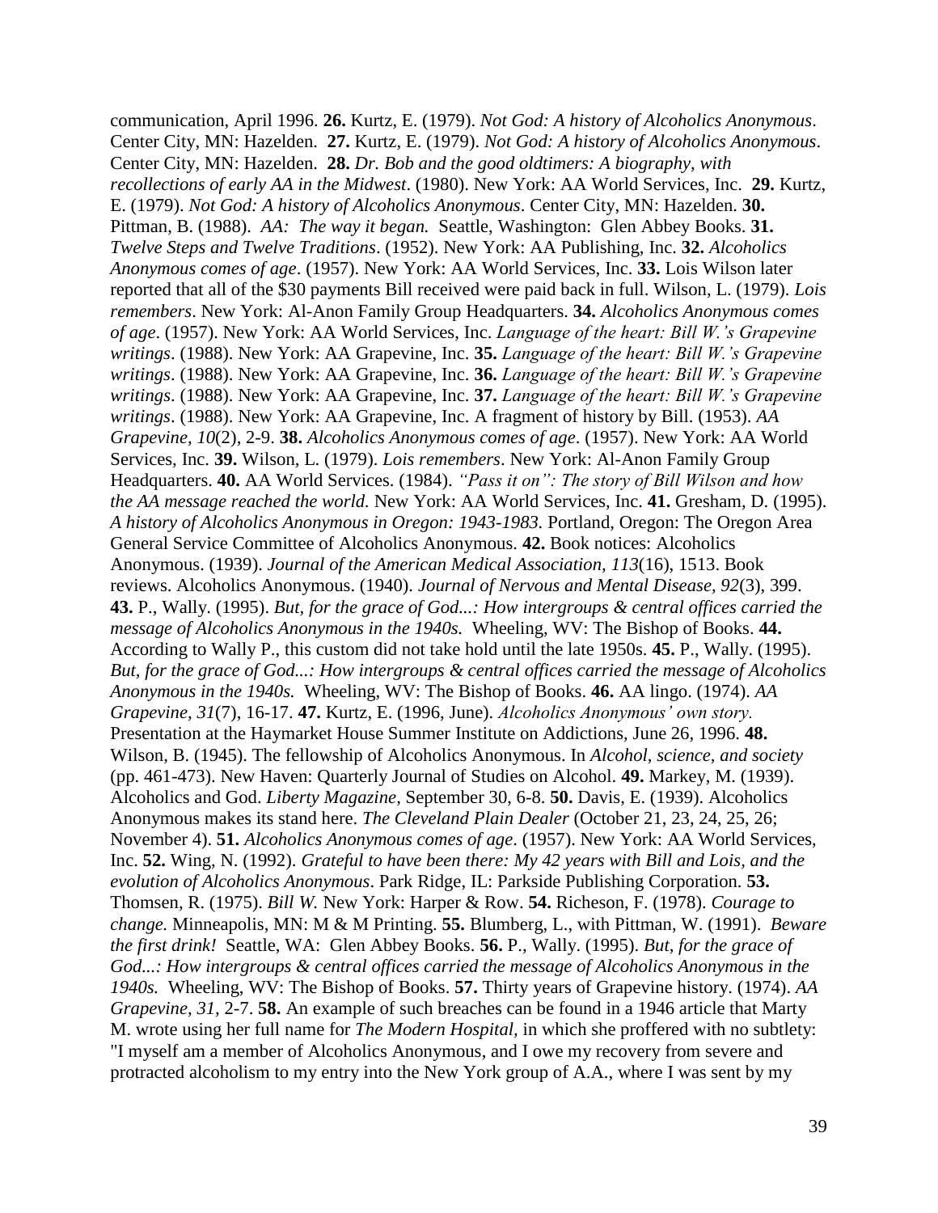communication, April 1996. **26.** Kurtz, E. (1979). *Not God: A history of Alcoholics Anonymous*. Center City, MN: Hazelden. **27.** Kurtz, E. (1979). *Not God: A history of Alcoholics Anonymous*. Center City, MN: Hazelden. **28.** *Dr. Bob and the good oldtimers: A biography, with recollections of early AA in the Midwest*. (1980). New York: AA World Services, Inc. **29.** Kurtz, E. (1979). *Not God: A history of Alcoholics Anonymous*. Center City, MN: Hazelden. **30.** Pittman, B. (1988). *AA: The way it began.* Seattle, Washington: Glen Abbey Books. **31.** *Twelve Steps and Twelve Traditions*. (1952). New York: AA Publishing, Inc. **32.** *Alcoholics Anonymous comes of age*. (1957). New York: AA World Services, Inc. **33.** Lois Wilson later reported that all of the $30 payments Bill received were paid back in full. Wilson, L. (1979). *Lois remembers*. New York: Al-Anon Family Group Headquarters. **34.** *Alcoholics Anonymous comes of age*. (1957). New York: AA World Services, Inc. *Language of the heart: Bill W.'s Grapevine writings*. (1988). New York: AA Grapevine, Inc. **35.** *Language of the heart: Bill W.'s Grapevine writings*. (1988). New York: AA Grapevine, Inc. **36.** *Language of the heart: Bill W.'s Grapevine writings*. (1988). New York: AA Grapevine, Inc. **37.** *Language of the heart: Bill W.'s Grapevine writings*. (1988). New York: AA Grapevine, Inc. A fragment of history by Bill. (1953). *AA Grapevine*, *10*(2), 2-9. **38.** *Alcoholics Anonymous comes of age*. (1957). New York: AA World Services, Inc. **39.** Wilson, L. (1979). *Lois remembers*. New York: Al-Anon Family Group Headquarters. **40.** AA World Services. (1984). *"Pass it on": The story of Bill Wilson and how the AA message reached the world.* New York: AA World Services, Inc. **41.** Gresham, D. (1995). *A history of Alcoholics Anonymous in Oregon: 1943-1983.* Portland, Oregon: The Oregon Area General Service Committee of Alcoholics Anonymous. **42.** Book notices: Alcoholics Anonymous. (1939). *Journal of the American Medical Association, 113*(16), 1513. Book reviews. Alcoholics Anonymous. (1940). *Journal of Nervous and Mental Disease, 92*(3), 399. **43.** P., Wally. (1995). *But, for the grace of God...: How intergroups & central offices carried the message of Alcoholics Anonymous in the 1940s.* Wheeling, WV: The Bishop of Books. **44.** According to Wally P., this custom did not take hold until the late 1950s. **45.** P., Wally. (1995). *But, for the grace of God...: How intergroups & central offices carried the message of Alcoholics Anonymous in the 1940s.* Wheeling, WV: The Bishop of Books. **46.** AA lingo. (1974). *AA Grapevine, 31*(7), 16-17. **47.** Kurtz, E. (1996, June). *Alcoholics Anonymous' own story.* Presentation at the Haymarket House Summer Institute on Addictions, June 26, 1996. **48.** Wilson, B. (1945). The fellowship of Alcoholics Anonymous. In *Alcohol, science, and society* (pp. 461-473). New Haven: Quarterly Journal of Studies on Alcohol. **49.** Markey, M. (1939). Alcoholics and God. *Liberty Magazine,* September 30, 6-8. **50.** Davis, E. (1939). Alcoholics Anonymous makes its stand here. *The Cleveland Plain Dealer* (October 21, 23, 24, 25, 26; November 4). **51.** *Alcoholics Anonymous comes of age*. (1957). New York: AA World Services, Inc. **52.** Wing, N. (1992). *Grateful to have been there: My 42 years with Bill and Lois, and the evolution of Alcoholics Anonymous*. Park Ridge, IL: Parkside Publishing Corporation. **53.** Thomsen, R. (1975). *Bill W.* New York: Harper & Row. **54.** Richeson, F. (1978). *Courage to change.* Minneapolis, MN: M & M Printing. **55.** Blumberg, L., with Pittman, W. (1991). *Beware the first drink!* Seattle, WA: Glen Abbey Books. **56.** P., Wally. (1995). *But, for the grace of God...: How intergroups & central offices carried the message of Alcoholics Anonymous in the 1940s.* Wheeling, WV: The Bishop of Books. **57.** Thirty years of Grapevine history. (1974). *AA Grapevine, 31,* 2-7. **58.** An example of such breaches can be found in a 1946 article that Marty M. wrote using her full name for *The Modern Hospital,* in which she proffered with no subtlety: "I myself am a member of Alcoholics Anonymous, and I owe my recovery from severe and protracted alcoholism to my entry into the New York group of A.A., where I was sent by my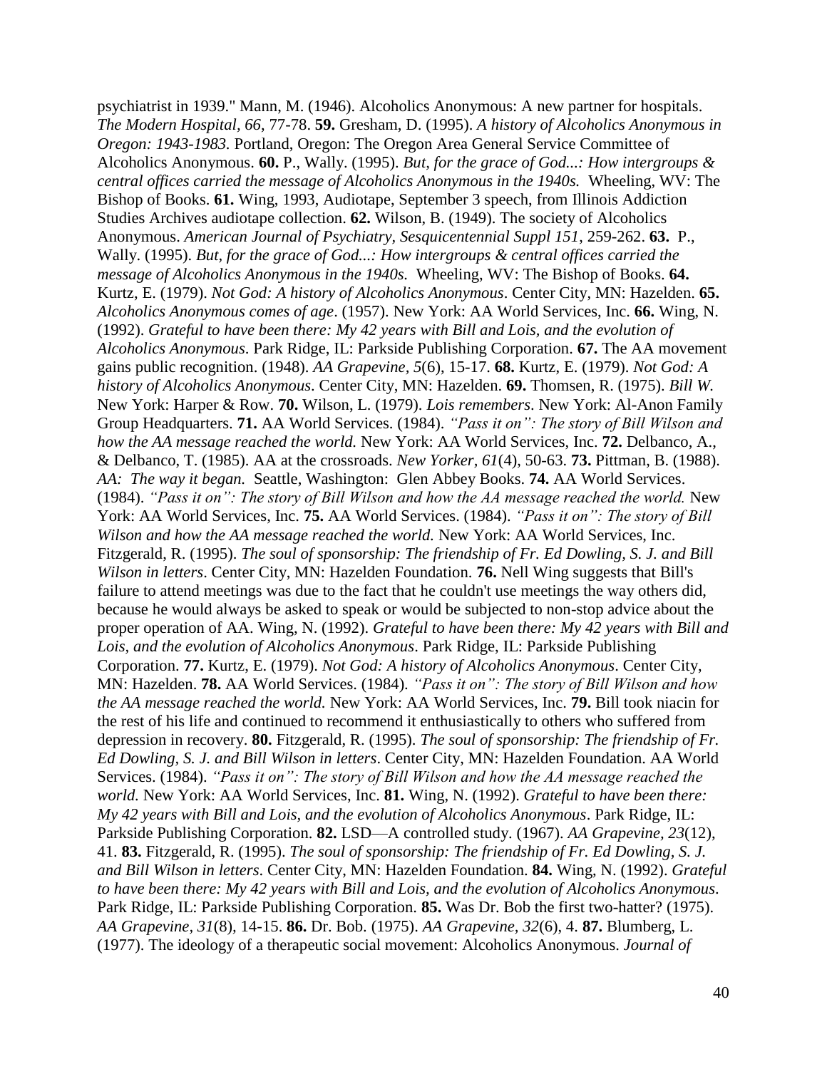psychiatrist in 1939." Mann, M. (1946). Alcoholics Anonymous: A new partner for hospitals. *The Modern Hospital*, *66*, 77-78. **59.** Gresham, D. (1995). *A history of Alcoholics Anonymous in Oregon: 1943-1983.* Portland, Oregon: The Oregon Area General Service Committee of Alcoholics Anonymous. **60.** P., Wally. (1995). *But, for the grace of God...: How intergroups & central offices carried the message of Alcoholics Anonymous in the 1940s.* Wheeling, WV: The Bishop of Books. **61.** Wing, 1993, Audiotape, September 3 speech, from Illinois Addiction Studies Archives audiotape collection. **62.** Wilson, B. (1949). The society of Alcoholics Anonymous. *American Journal of Psychiatry, Sesquicentennial Suppl 151*, 259-262. **63.** P., Wally. (1995). *But, for the grace of God...: How intergroups & central offices carried the message of Alcoholics Anonymous in the 1940s.* Wheeling, WV: The Bishop of Books. **64.** Kurtz, E. (1979). *Not God: A history of Alcoholics Anonymous*. Center City, MN: Hazelden. **65.** *Alcoholics Anonymous comes of age*. (1957). New York: AA World Services, Inc. **66.** Wing, N. (1992). *Grateful to have been there: My 42 years with Bill and Lois, and the evolution of Alcoholics Anonymous*. Park Ridge, IL: Parkside Publishing Corporation. **67.** The AA movement gains public recognition. (1948). *AA Grapevine, 5*(6), 15-17. **68.** Kurtz, E. (1979). *Not God: A history of Alcoholics Anonymous*. Center City, MN: Hazelden. **69.** Thomsen, R. (1975). *Bill W.* New York: Harper & Row. **70.** Wilson, L. (1979). *Lois remembers*. New York: Al-Anon Family Group Headquarters. **71.** AA World Services. (1984). *"Pass it on": The story of Bill Wilson and how the AA message reached the world.* New York: AA World Services, Inc. **72.** Delbanco, A., & Delbanco, T. (1985). AA at the crossroads. *New Yorker, 61*(4), 50-63. **73.** Pittman, B. (1988). *AA: The way it began.* Seattle, Washington: Glen Abbey Books. **74.** AA World Services. (1984). *"Pass it on": The story of Bill Wilson and how the AA message reached the world.* New York: AA World Services, Inc. **75.** AA World Services. (1984). *"Pass it on": The story of Bill Wilson and how the AA message reached the world.* New York: AA World Services, Inc. Fitzgerald, R. (1995). *The soul of sponsorship: The friendship of Fr. Ed Dowling, S. J. and Bill Wilson in letters*. Center City, MN: Hazelden Foundation. **76.** Nell Wing suggests that Bill's failure to attend meetings was due to the fact that he couldn't use meetings the way others did, because he would always be asked to speak or would be subjected to non-stop advice about the proper operation of AA. Wing, N. (1992). *Grateful to have been there: My 42 years with Bill and Lois, and the evolution of Alcoholics Anonymous*. Park Ridge, IL: Parkside Publishing Corporation. **77.** Kurtz, E. (1979). *Not God: A history of Alcoholics Anonymous*. Center City, MN: Hazelden. **78.** AA World Services. (1984). *"Pass it on": The story of Bill Wilson and how the AA message reached the world.* New York: AA World Services, Inc. **79.** Bill took niacin for the rest of his life and continued to recommend it enthusiastically to others who suffered from depression in recovery. **80.** Fitzgerald, R. (1995). *The soul of sponsorship: The friendship of Fr. Ed Dowling, S. J. and Bill Wilson in letters*. Center City, MN: Hazelden Foundation. AA World Services. (1984). *"Pass it on": The story of Bill Wilson and how the AA message reached the world.* New York: AA World Services, Inc. **81.** Wing, N. (1992). *Grateful to have been there: My 42 years with Bill and Lois, and the evolution of Alcoholics Anonymous*. Park Ridge, IL: Parkside Publishing Corporation. **82.** LSD—A controlled study. (1967). *AA Grapevine*, *23*(12), 41. **83.** Fitzgerald, R. (1995). *The soul of sponsorship: The friendship of Fr. Ed Dowling, S. J. and Bill Wilson in letters*. Center City, MN: Hazelden Foundation. **84.** Wing, N. (1992). *Grateful to have been there: My 42 years with Bill and Lois, and the evolution of Alcoholics Anonymous*. Park Ridge, IL: Parkside Publishing Corporation. **85.** Was Dr. Bob the first two-hatter? (1975). *AA Grapevine, 31*(8), 14-15. **86.** Dr. Bob. (1975). *AA Grapevine, 32*(6), 4. **87.** Blumberg, L. (1977). The ideology of a therapeutic social movement: Alcoholics Anonymous. *Journal of*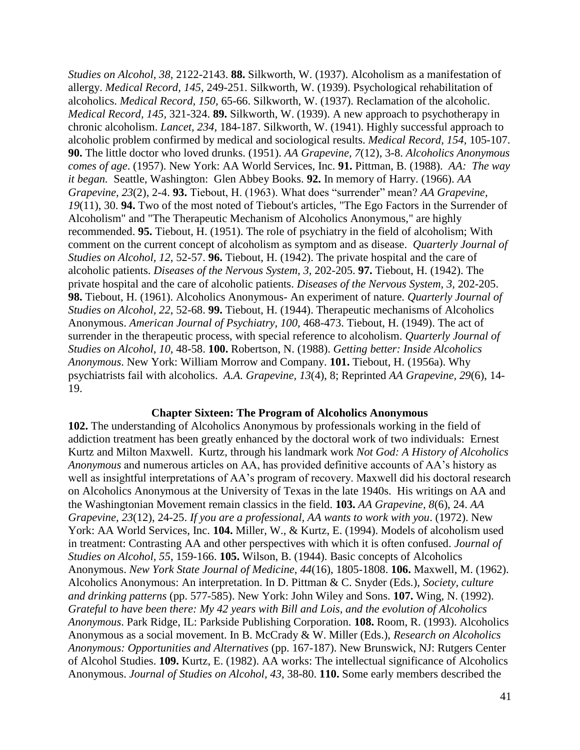*Studies on Alcohol, 38,* 2122-2143. **88.** Silkworth, W. (1937). Alcoholism as a manifestation of allergy. *Medical Record, 145,* 249-251. Silkworth, W. (1939). Psychological rehabilitation of alcoholics. *Medical Record, 150,* 65-66. Silkworth, W. (1937). Reclamation of the alcoholic. *Medical Record*, *145*, 321-324. **89.** Silkworth, W. (1939). A new approach to psychotherapy in chronic alcoholism. *Lancet, 234,* 184-187. Silkworth, W. (1941). Highly successful approach to alcoholic problem confirmed by medical and sociological results. *Medical Record, 154,* 105-107. **90.** The little doctor who loved drunks. (1951). *AA Grapevine, 7*(12), 3-8. *Alcoholics Anonymous comes of age*. (1957). New York: AA World Services, Inc. **91.** Pittman, B. (1988). *AA: The way it began.* Seattle, Washington: Glen Abbey Books. **92.** In memory of Harry. (1966). *AA Grapevine, 23*(2), 2-4. **93.** Tiebout, H. (1963). What does "surrender" mean? *AA Grapevine, 19*(11), 30. **94.** Two of the most noted of Tiebout's articles, "The Ego Factors in the Surrender of Alcoholism" and "The Therapeutic Mechanism of Alcoholics Anonymous," are highly recommended. **95.** Tiebout, H. (1951). The role of psychiatry in the field of alcoholism; With comment on the current concept of alcoholism as symptom and as disease. *Quarterly Journal of Studies on Alcohol, 12,* 52-57. **96.** Tiebout, H. (1942). The private hospital and the care of alcoholic patients. *Diseases of the Nervous System, 3,* 202-205. **97.** Tiebout, H. (1942). The private hospital and the care of alcoholic patients. *Diseases of the Nervous System, 3,* 202-205. **98.** Tiebout, H. (1961). Alcoholics Anonymous- An experiment of nature. *Quarterly Journal of Studies on Alcohol, 22,* 52-68. **99.** Tiebout, H. (1944). Therapeutic mechanisms of Alcoholics Anonymous. *American Journal of Psychiatry, 100,* 468-473. Tiebout, H. (1949). The act of surrender in the therapeutic process, with special reference to alcoholism. *Quarterly Journal of Studies on Alcohol, 10,* 48-58. **100.** Robertson, N. (1988). *Getting better: Inside Alcoholics Anonymous*. New York: William Morrow and Company. **101.** Tiebout, H. (1956a). Why psychiatrists fail with alcoholics. *A.A. Grapevine, 13*(4), 8; Reprinted *AA Grapevine, 29*(6), 14-19.

### Chapter Sixteen: The Program of Alcoholics Anonymous

**102.** The understanding of Alcoholics Anonymous by professionals working in the field of addiction treatment has been greatly enhanced by the doctoral work of two individuals: Ernest Kurtz and Milton Maxwell. Kurtz, through his landmark work *Not God: A History of Alcoholics Anonymous* and numerous articles on AA, has provided definitive accounts of AA's history as well as insightful interpretations of AA's program of recovery. Maxwell did his doctoral research on Alcoholics Anonymous at the University of Texas in the late 1940s. His writings on AA and the Washingtonian Movement remain classics in the field. **103.** *AA Grapevine, 8*(6), 24. *AA Grapevine, 23*(12), 24-25. *If you are a professional, AA wants to work with you*. (1972). New York: AA World Services, Inc. **104.** Miller, W., & Kurtz, E. (1994). Models of alcoholism used in treatment: Contrasting AA and other perspectives with which it is often confused. *Journal of Studies on Alcohol, 55*, 159-166. **105.** Wilson, B. (1944). Basic concepts of Alcoholics Anonymous. *New York State Journal of Medicine*, *44*(16), 1805-1808. **106.** Maxwell, M. (1962). Alcoholics Anonymous: An interpretation. In D. Pittman & C. Snyder (Eds.), *Society, culture and drinking patterns* (pp. 577-585). New York: John Wiley and Sons. **107.** Wing, N. (1992). *Grateful to have been there: My 42 years with Bill and Lois, and the evolution of Alcoholics Anonymous*. Park Ridge, IL: Parkside Publishing Corporation. **108.** Room, R. (1993). Alcoholics Anonymous as a social movement. In B. McCrady & W. Miller (Eds.), *Research on Alcoholics Anonymous: Opportunities and Alternatives* (pp. 167-187). New Brunswick, NJ: Rutgers Center of Alcohol Studies. **109.** Kurtz, E. (1982). AA works: The intellectual significance of Alcoholics Anonymous. *Journal of Studies on Alcohol, 43,* 38-80. **110.** Some early members described the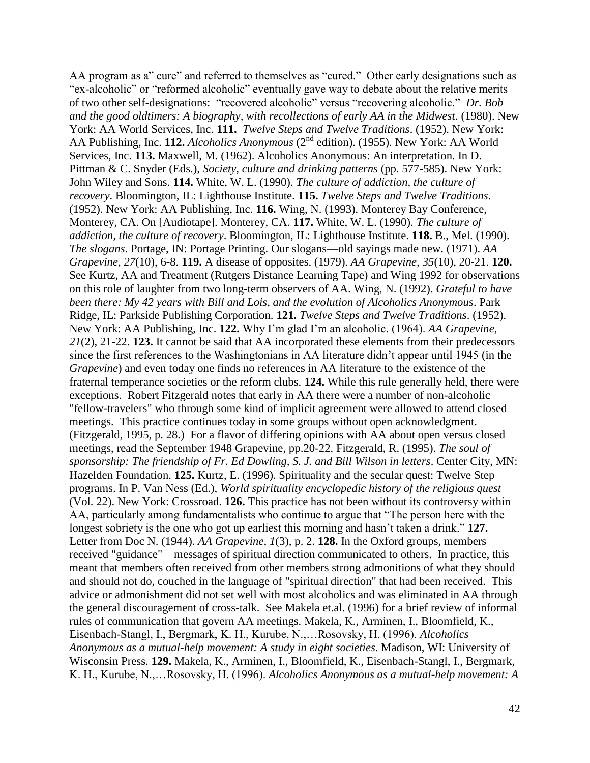AA program as a" cure" and referred to themselves as "cured." Other early designations such as "ex-alcoholic" or "reformed alcoholic" eventually gave way to debate about the relative merits of two other self-designations: "recovered alcoholic" versus "recovering alcoholic." *Dr. Bob and the good oldtimers: A biography, with recollections of early AA in the Midwest*. (1980). New York: AA World Services, Inc. **111.** *Twelve Steps and Twelve Traditions*. (1952). New York: AA Publishing, Inc. **112.** *Alcoholics Anonymous* (2nd edition). (1955). New York: AA World Services, Inc. **113.** Maxwell, M. (1962). Alcoholics Anonymous: An interpretation. In D. Pittman & C. Snyder (Eds.), *Society, culture and drinking patterns* (pp. 577-585). New York: John Wiley and Sons. **114.** White, W. L. (1990). *The culture of addiction, the culture of recovery*. Bloomington, IL: Lighthouse Institute. **115.** *Twelve Steps and Twelve Traditions*. (1952). New York: AA Publishing, Inc. **116.** Wing, N. (1993). Monterey Bay Conference, Monterey, CA. On [Audiotape]. Monterey, CA. **117.** White, W. L. (1990). *The culture of addiction, the culture of recovery*. Bloomington, IL: Lighthouse Institute. **118.** B., Mel. (1990). *The slogans*. Portage, IN: Portage Printing. Our slogans—old sayings made new. (1971). *AA Grapevine, 27*(10), 6-8. **119.** A disease of opposites. (1979). *AA Grapevine, 35*(10), 20-21. **120.** See Kurtz, AA and Treatment (Rutgers Distance Learning Tape) and Wing 1992 for observations on this role of laughter from two long-term observers of AA. Wing, N. (1992). *Grateful to have been there: My 42 years with Bill and Lois, and the evolution of Alcoholics Anonymous*. Park Ridge, IL: Parkside Publishing Corporation. **121.** *Twelve Steps and Twelve Traditions*. (1952). New York: AA Publishing, Inc. **122.** Why I'm glad I'm an alcoholic. (1964). *AA Grapevine, 21*(2), 21-22. **123.** It cannot be said that AA incorporated these elements from their predecessors since the first references to the Washingtonians in AA literature didn't appear until 1945 (in the *Grapevine*) and even today one finds no references in AA literature to the existence of the fraternal temperance societies or the reform clubs. **124.** While this rule generally held, there were exceptions. Robert Fitzgerald notes that early in AA there were a number of non-alcoholic "fellow-travelers" who through some kind of implicit agreement were allowed to attend closed meetings. This practice continues today in some groups without open acknowledgment. (Fitzgerald, 1995, p. 28.) For a flavor of differing opinions with AA about open versus closed meetings, read the September 1948 Grapevine, pp.20-22. Fitzgerald, R. (1995). *The soul of sponsorship: The friendship of Fr. Ed Dowling, S. J. and Bill Wilson in letters*. Center City, MN: Hazelden Foundation. **125.** Kurtz, E. (1996). Spirituality and the secular quest: Twelve Step programs. In P. Van Ness (Ed.), *World spirituality encyclopedic history of the religious quest* (Vol. 22). New York: Crossroad. **126.** This practice has not been without its controversy within AA, particularly among fundamentalists who continue to argue that "The person here with the longest sobriety is the one who got up earliest this morning and hasn't taken a drink." **127.** Letter from Doc N. (1944). *AA Grapevine, 1*(3), p. 2. **128.** In the Oxford groups, members received "guidance"—messages of spiritual direction communicated to others. In practice, this meant that members often received from other members strong admonitions of what they should and should not do, couched in the language of "spiritual direction" that had been received. This advice or admonishment did not set well with most alcoholics and was eliminated in AA through the general discouragement of cross-talk. See Makela et.al. (1996) for a brief review of informal rules of communication that govern AA meetings. Makela, K., Arminen, I., Bloomfield, K., Eisenbach-Stangl, I., Bergmark, K. H., Kurube, N.,…Rosovsky, H. (1996). *Alcoholics Anonymous as a mutual-help movement: A study in eight societies*. Madison, WI: University of Wisconsin Press. **129.** Makela, K., Arminen, I., Bloomfield, K., Eisenbach-Stangl, I., Bergmark, K. H., Kurube, N.,…Rosovsky, H. (1996). *Alcoholics Anonymous as a mutual-help movement: A*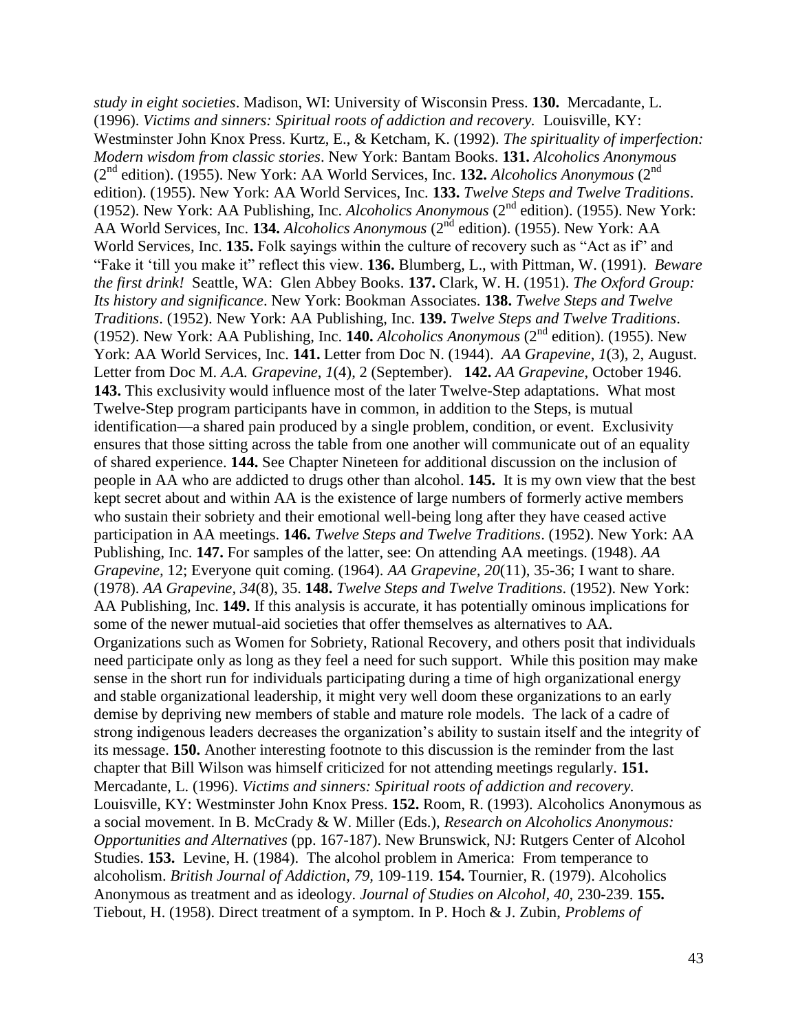*study in eight societies*. Madison, WI: University of Wisconsin Press. **130.** Mercadante, L. (1996). *Victims and sinners: Spiritual roots of addiction and recovery.* Louisville, KY: Westminster John Knox Press. Kurtz, E., & Ketcham, K. (1992). *The spirituality of imperfection: Modern wisdom from classic stories*. New York: Bantam Books. **131.** *Alcoholics Anonymous* (2nd edition). (1955). New York: AA World Services, Inc. **132.** *Alcoholics Anonymous* (2nd edition). (1955). New York: AA World Services, Inc. **133.** *Twelve Steps and Twelve Traditions*. (1952). New York: AA Publishing, Inc. *Alcoholics Anonymous* (2nd edition). (1955). New York: AA World Services, Inc. **134.** *Alcoholics Anonymous* (2nd edition). (1955). New York: AA World Services, Inc. **135.** Folk sayings within the culture of recovery such as "Act as if" and "Fake it 'till you make it" reflect this view. **136.** Blumberg, L., with Pittman, W. (1991). *Beware the first drink!* Seattle, WA: Glen Abbey Books. **137.** Clark, W. H. (1951). *The Oxford Group: Its history and significance*. New York: Bookman Associates. **138.** *Twelve Steps and Twelve Traditions*. (1952). New York: AA Publishing, Inc. **139.** *Twelve Steps and Twelve Traditions*. (1952). New York: AA Publishing, Inc. **140.** *Alcoholics Anonymous* (2nd edition). (1955). New York: AA World Services, Inc. **141.** Letter from Doc N. (1944). *AA Grapevine*, *1*(3), 2, August. Letter from Doc M. *A.A. Grapevine*, *1*(4), 2 (September). **142.** *AA Grapevine*, October 1946. **143.** This exclusivity would influence most of the later Twelve-Step adaptations. What most Twelve-Step program participants have in common, in addition to the Steps, is mutual identification—a shared pain produced by a single problem, condition, or event. Exclusivity ensures that those sitting across the table from one another will communicate out of an equality of shared experience. **144.** See Chapter Nineteen for additional discussion on the inclusion of people in AA who are addicted to drugs other than alcohol. **145.** It is my own view that the best kept secret about and within AA is the existence of large numbers of formerly active members who sustain their sobriety and their emotional well-being long after they have ceased active participation in AA meetings. **146.** *Twelve Steps and Twelve Traditions*. (1952). New York: AA Publishing, Inc. **147.** For samples of the latter, see: On attending AA meetings. (1948). *AA Grapevine*, 12; Everyone quit coming. (1964). *AA Grapevine, 20*(11), 35-36; I want to share. (1978). *AA Grapevine, 34*(8), 35. **148.** *Twelve Steps and Twelve Traditions*. (1952). New York: AA Publishing, Inc. **149.** If this analysis is accurate, it has potentially ominous implications for some of the newer mutual-aid societies that offer themselves as alternatives to AA. Organizations such as Women for Sobriety, Rational Recovery, and others posit that individuals need participate only as long as they feel a need for such support. While this position may make sense in the short run for individuals participating during a time of high organizational energy and stable organizational leadership, it might very well doom these organizations to an early demise by depriving new members of stable and mature role models. The lack of a cadre of strong indigenous leaders decreases the organization's ability to sustain itself and the integrity of its message. **150.** Another interesting footnote to this discussion is the reminder from the last chapter that Bill Wilson was himself criticized for not attending meetings regularly. **151.** Mercadante, L. (1996). *Victims and sinners: Spiritual roots of addiction and recovery.* Louisville, KY: Westminster John Knox Press. **152.** Room, R. (1993). Alcoholics Anonymous as a social movement. In B. McCrady & W. Miller (Eds.), *Research on Alcoholics Anonymous: Opportunities and Alternatives* (pp. 167-187). New Brunswick, NJ: Rutgers Center of Alcohol Studies. **153.** Levine, H. (1984). The alcohol problem in America: From temperance to alcoholism. *British Journal of Addiction, 79,* 109-119. **154.** Tournier, R. (1979). Alcoholics Anonymous as treatment and as ideology. *Journal of Studies on Alcohol, 40,* 230-239. **155.** Tiebout, H. (1958). Direct treatment of a symptom. In P. Hoch & J. Zubin, *Problems of*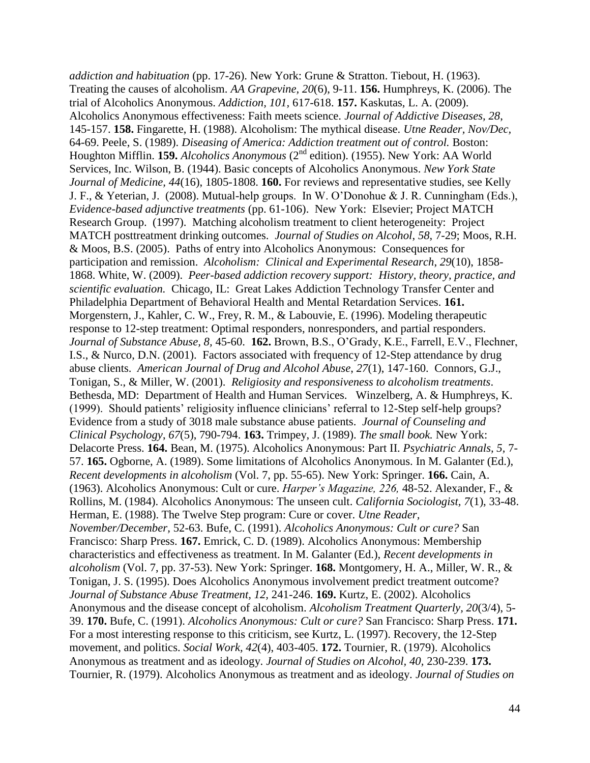*addiction and habituation* (pp. 17-26). New York: Grune & Stratton. Tiebout, H. (1963). Treating the causes of alcoholism. *AA Grapevine, 20*(6), 9-11. **156.** Humphreys, K. (2006). The trial of Alcoholics Anonymous. *Addiction, 101,* 617-618. **157.** Kaskutas, L. A. (2009). Alcoholics Anonymous effectiveness: Faith meets science. *Journal of Addictive Diseases, 28*, 145-157. **158.** Fingarette, H. (1988). Alcoholism: The mythical disease. *Utne Reader, Nov/Dec*, 64-69. Peele, S. (1989). *Diseasing of America: Addiction treatment out of control.* Boston: Houghton Mifflin. **159.** *Alcoholics Anonymous* (2nd edition). (1955). New York: AA World Services, Inc. Wilson, B. (1944). Basic concepts of Alcoholics Anonymous. *New York State Journal of Medicine, 44*(16), 1805-1808. **160.** For reviews and representative studies, see Kelly J. F., & Yeterian, J. (2008). Mutual-help groups. In W. O'Donohue & J. R. Cunningham (Eds.), *Evidence-based adjunctive treatments* (pp. 61-106). New York: Elsevier; Project MATCH Research Group. (1997). Matching alcoholism treatment to client heterogeneity: Project MATCH posttreatment drinking outcomes. *Journal of Studies on Alcohol*, *58*, 7-29; Moos, R.H. & Moos, B.S. (2005). Paths of entry into Alcoholics Anonymous: Consequences for participation and remission. *Alcoholism: Clinical and Experimental Research*, *29*(10), 1858-1868. White, W. (2009). *Peer-based addiction recovery support: History, theory, practice, and scientific evaluation.* Chicago, IL: Great Lakes Addiction Technology Transfer Center and Philadelphia Department of Behavioral Health and Mental Retardation Services. **161.** Morgenstern, J., Kahler, C. W., Frey, R. M., & Labouvie, E. (1996). Modeling therapeutic response to 12-step treatment: Optimal responders, nonresponders, and partial responders. *Journal of Substance Abuse, 8,* 45-60. **162.** Brown, B.S., O'Grady, K.E., Farrell, E.V., Flechner, I.S., & Nurco, D.N. (2001). Factors associated with frequency of 12-Step attendance by drug abuse clients. *American Journal of Drug and Alcohol Abuse*, *27*(1), 147-160. Connors, G.J., Tonigan, S., & Miller, W. (2001). *Religiosity and responsiveness to alcoholism treatments*. Bethesda, MD: Department of Health and Human Services. Winzelberg, A. & Humphreys, K. (1999). Should patients' religiosity influence clinicians' referral to 12-Step self-help groups? Evidence from a study of 3018 male substance abuse patients. *Journal of Counseling and Clinical Psychology*, *67*(5), 790-794. **163.** Trimpey, J. (1989). *The small book.* New York: Delacorte Press. **164.** Bean, M. (1975). Alcoholics Anonymous: Part II. *Psychiatric Annals, 5,* 7-57. **165.** Ogborne, A. (1989). Some limitations of Alcoholics Anonymous. In M. Galanter (Ed.), *Recent developments in alcoholism* (Vol. 7, pp. 55-65). New York: Springer. **166.** Cain, A. (1963). Alcoholics Anonymous: Cult or cure. *Harper's Magazine, 226,* 48-52. Alexander, F., & Rollins, M. (1984). Alcoholics Anonymous: The unseen cult. *California Sociologist, 7*(1), 33-48. Herman, E. (1988). The Twelve Step program: Cure or cover. *Utne Reader, November/December*, 52-63. Bufe, C. (1991). *Alcoholics Anonymous: Cult or cure?* San Francisco: Sharp Press. **167.** Emrick, C. D. (1989). Alcoholics Anonymous: Membership characteristics and effectiveness as treatment. In M. Galanter (Ed.), *Recent developments in alcoholism* (Vol. 7, pp. 37-53). New York: Springer. **168.** Montgomery, H. A., Miller, W. R., & Tonigan, J. S. (1995). Does Alcoholics Anonymous involvement predict treatment outcome? *Journal of Substance Abuse Treatment, 12,* 241-246. **169.** Kurtz, E. (2002). Alcoholics Anonymous and the disease concept of alcoholism. *Alcoholism Treatment Quarterly, 20*(3/4), 5-39. **170.** Bufe, C. (1991). *Alcoholics Anonymous: Cult or cure?* San Francisco: Sharp Press. **171.** For a most interesting response to this criticism, see Kurtz, L. (1997). Recovery, the 12-Step movement, and politics. *Social Work, 42*(4), 403-405. **172.** Tournier, R. (1979). Alcoholics Anonymous as treatment and as ideology. *Journal of Studies on Alcohol, 40,* 230-239. **173.** Tournier, R. (1979). Alcoholics Anonymous as treatment and as ideology. *Journal of Studies on*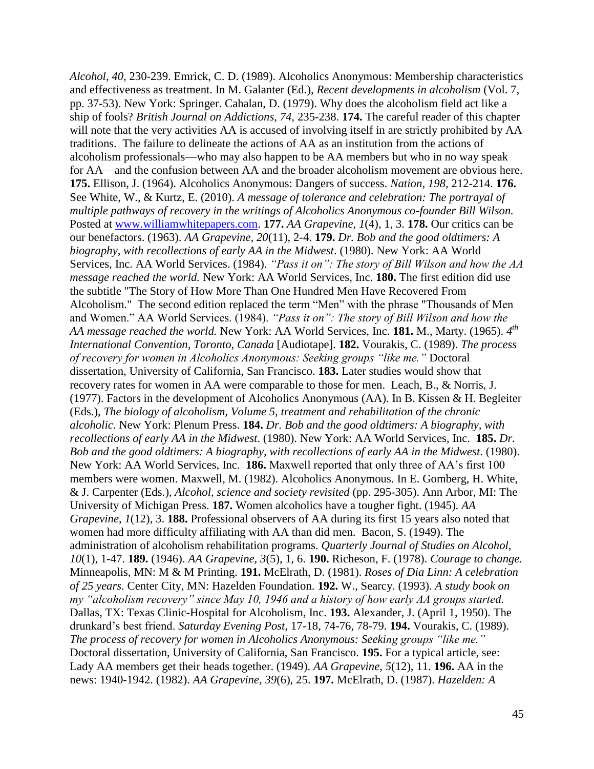*Alcohol*, *40*, 230-239. Emrick, C. D. (1989). Alcoholics Anonymous: Membership characteristics and effectiveness as treatment. In M. Galanter (Ed.), *Recent developments in alcoholism* (Vol. 7, pp. 37-53). New York: Springer. Cahalan, D. (1979). Why does the alcoholism field act like a ship of fools? *British Journal on Addictions*, *74*, 235-238. **174.** The careful reader of this chapter will note that the very activities AA is accused of involving itself in are strictly prohibited by AA traditions. The failure to delineate the actions of AA as an institution from the actions of alcoholism professionals—who may also happen to be AA members but who in no way speak for AA—and the confusion between AA and the broader alcoholism movement are obvious here. **175.** Ellison, J. (1964). Alcoholics Anonymous: Dangers of success. *Nation*, *198*, 212-214. **176.** See White, W., & Kurtz, E. (2010). *A message of tolerance and celebration: The portrayal of multiple pathways of recovery in the writings of Alcoholics Anonymous co-founder Bill Wilson.* Posted at [www.williamwhitepapers.com](www.williamwhitepapers.com). **177.** *AA Grapevine, 1*(4), 1, 3. **178.** Our critics can be our benefactors. (1963). *AA Grapevine*, *20*(11), 2-4. **179.** *Dr. Bob and the good oldtimers: A biography, with recollections of early AA in the Midwest*. (1980). New York: AA World Services, Inc. AA World Services. (1984). *"Pass it on": The story of Bill Wilson and how the AA message reached the world.* New York: AA World Services, Inc. **180.** The first edition did use the subtitle "The Story of How More Than One Hundred Men Have Recovered From Alcoholism." The second edition replaced the term "Men" with the phrase "Thousands of Men and Women." AA World Services. (1984). *"Pass it on": The story of Bill Wilson and how the AA message reached the world.* New York: AA World Services, Inc. **181.** M., Marty. (1965). *4th International Convention, Toronto, Canada* [Audiotape]. **182.** Vourakis, C. (1989). *The process of recovery for women in Alcoholics Anonymous: Seeking groups "like me."* Doctoral dissertation, University of California, San Francisco. **183.** Later studies would show that recovery rates for women in AA were comparable to those for men. Leach, B., & Norris, J. (1977). Factors in the development of Alcoholics Anonymous (AA). In B. Kissen & H. Begleiter (Eds.), *The biology of alcoholism, Volume 5, treatment and rehabilitation of the chronic alcoholic*. New York: Plenum Press. **184.** *Dr. Bob and the good oldtimers: A biography, with recollections of early AA in the Midwest*. (1980). New York: AA World Services, Inc. **185.** *Dr. Bob and the good oldtimers: A biography, with recollections of early AA in the Midwest*. (1980). New York: AA World Services, Inc. **186.** Maxwell reported that only three of AA's first 100 members were women. Maxwell, M. (1982). Alcoholics Anonymous. In E. Gomberg, H. White, & J. Carpenter (Eds.), *Alcohol, science and society revisited* (pp. 295-305). Ann Arbor, MI: The University of Michigan Press. **187.** Women alcoholics have a tougher fight. (1945). *AA Grapevine, 1*(12), 3. **188.** Professional observers of AA during its first 15 years also noted that women had more difficulty affiliating with AA than did men. Bacon, S. (1949). The administration of alcoholism rehabilitation programs. *Quarterly Journal of Studies on Alcohol*, *10*(1), 1-47. **189.** (1946). *AA Grapevine, 3*(5), 1, 6. **190.** Richeson, F. (1978). *Courage to change.* Minneapolis, MN: M & M Printing. **191.** McElrath, D. (1981). *Roses of Dia Linn: A celebration of 25 years.* Center City, MN: Hazelden Foundation. **192.** W., Searcy. (1993). *A study book on my "alcoholism recovery" since May 10, 1946 and a history of how early AA groups started.* Dallas, TX: Texas Clinic-Hospital for Alcoholism, Inc. **193.** Alexander, J. (April 1, 1950). The drunkard's best friend. *Saturday Evening Post*, 17-18, 74-76, 78-79. **194.** Vourakis, C. (1989). *The process of recovery for women in Alcoholics Anonymous: Seeking groups "like me."* Doctoral dissertation, University of California, San Francisco. **195.** For a typical article, see: Lady AA members get their heads together. (1949). *AA Grapevine*, *5*(12), 11. **196.** AA in the news: 1940-1942. (1982). *AA Grapevine*, *39*(6), 25. **197.** McElrath, D. (1987). *Hazelden: A*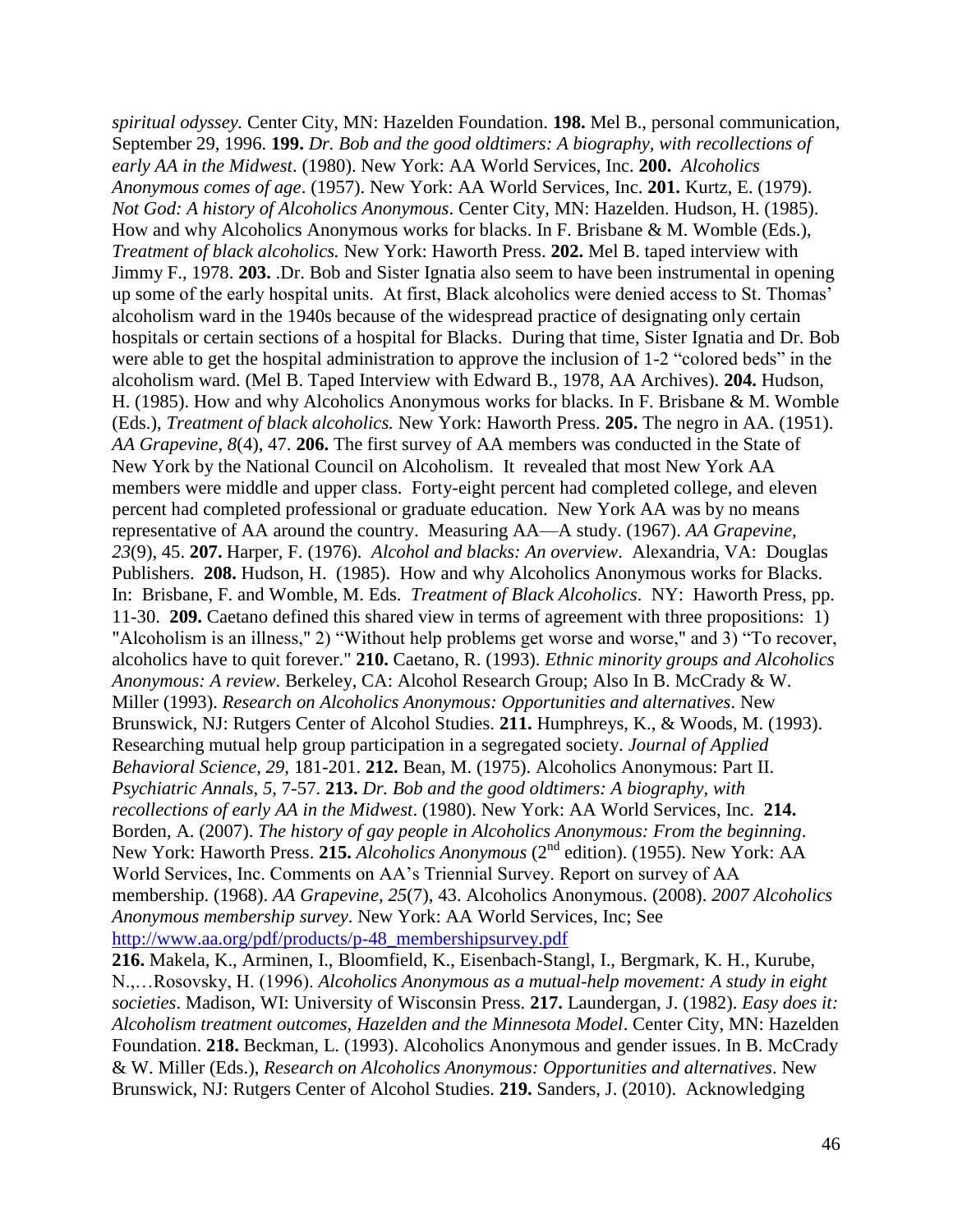*spiritual odyssey*. Center City, MN: Hazelden Foundation. **198.** Mel B., personal communication, September 29, 1996. **199.** *Dr. Bob and the good oldtimers: A biography, with recollections of early AA in the Midwest*. (1980). New York: AA World Services, Inc. **200.** *Alcoholics Anonymous comes of age*. (1957). New York: AA World Services, Inc. **201.** Kurtz, E. (1979). *Not God: A history of Alcoholics Anonymous*. Center City, MN: Hazelden. Hudson, H. (1985). How and why Alcoholics Anonymous works for blacks. In F. Brisbane & M. Womble (Eds.), *Treatment of black alcoholics.* New York: Haworth Press. **202.** Mel B. taped interview with Jimmy F., 1978. **203.** .Dr. Bob and Sister Ignatia also seem to have been instrumental in opening up some of the early hospital units. At first, Black alcoholics were denied access to St. Thomas' alcoholism ward in the 1940s because of the widespread practice of designating only certain hospitals or certain sections of a hospital for Blacks. During that time, Sister Ignatia and Dr. Bob were able to get the hospital administration to approve the inclusion of 1-2 "colored beds" in the alcoholism ward. (Mel B. Taped Interview with Edward B., 1978, AA Archives). **204.** Hudson, H. (1985). How and why Alcoholics Anonymous works for blacks. In F. Brisbane & M. Womble (Eds.), *Treatment of black alcoholics.* New York: Haworth Press. **205.** The negro in AA. (1951). *AA Grapevine, 8*(4), 47. **206.** The first survey of AA members was conducted in the State of New York by the National Council on Alcoholism. It revealed that most New York AA members were middle and upper class. Forty-eight percent had completed college, and eleven percent had completed professional or graduate education. New York AA was by no means representative of AA around the country. Measuring AA—A study. (1967). *AA Grapevine, 23*(9), 45. **207.** Harper, F. (1976). *Alcohol and blacks: An overview*. Alexandria, VA: Douglas Publishers. **208.** Hudson, H. (1985). How and why Alcoholics Anonymous works for Blacks. In: Brisbane, F. and Womble, M. Eds. *Treatment of Black Alcoholics*. NY: Haworth Press, pp. 11-30. **209.** Caetano defined this shared view in terms of agreement with three propositions: 1) "Alcoholism is an illness," 2) "Without help problems get worse and worse," and 3) "To recover, alcoholics have to quit forever." **210.** Caetano, R. (1993). *Ethnic minority groups and Alcoholics Anonymous: A review*. Berkeley, CA: Alcohol Research Group; Also In B. McCrady & W. Miller (1993). *Research on Alcoholics Anonymous: Opportunities and alternatives*. New Brunswick, NJ: Rutgers Center of Alcohol Studies. **211.** Humphreys, K., & Woods, M. (1993). Researching mutual help group participation in a segregated society. *Journal of Applied Behavioral Science, 29*, 181-201. **212.** Bean, M. (1975). Alcoholics Anonymous: Part II. *Psychiatric Annals, 5*, 7-57. **213.** *Dr. Bob and the good oldtimers: A biography, with recollections of early AA in the Midwest*. (1980). New York: AA World Services, Inc. **214.** Borden, A. (2007). *The history of gay people in Alcoholics Anonymous: From the beginning*. New York: Haworth Press. **215.** *Alcoholics Anonymous* (2nd edition). (1955). New York: AA World Services, Inc. Comments on AA's Triennial Survey. Report on survey of AA membership. (1968). *AA Grapevine, 25*(7), 43. Alcoholics Anonymous. (2008). *2007 Alcoholics Anonymous membership survey*. New York: AA World Services, Inc; See http://www.aa.org/pdf/products/p-48_membershipsurvey.pdf

**216.** Makela, K., Arminen, I., Bloomfield, K., Eisenbach-Stangl, I., Bergmark, K. H., Kurube, N.,…Rosovsky, H. (1996). *Alcoholics Anonymous as a mutual-help movement: A study in eight societies*. Madison, WI: University of Wisconsin Press. **217.** Laundergan, J. (1982). *Easy does it: Alcoholism treatment outcomes, Hazelden and the Minnesota Model*. Center City, MN: Hazelden Foundation. **218.** Beckman, L. (1993). Alcoholics Anonymous and gender issues. In B. McCrady & W. Miller (Eds.), *Research on Alcoholics Anonymous: Opportunities and alternatives*. New Brunswick, NJ: Rutgers Center of Alcohol Studies. **219.** Sanders, J. (2010). Acknowledging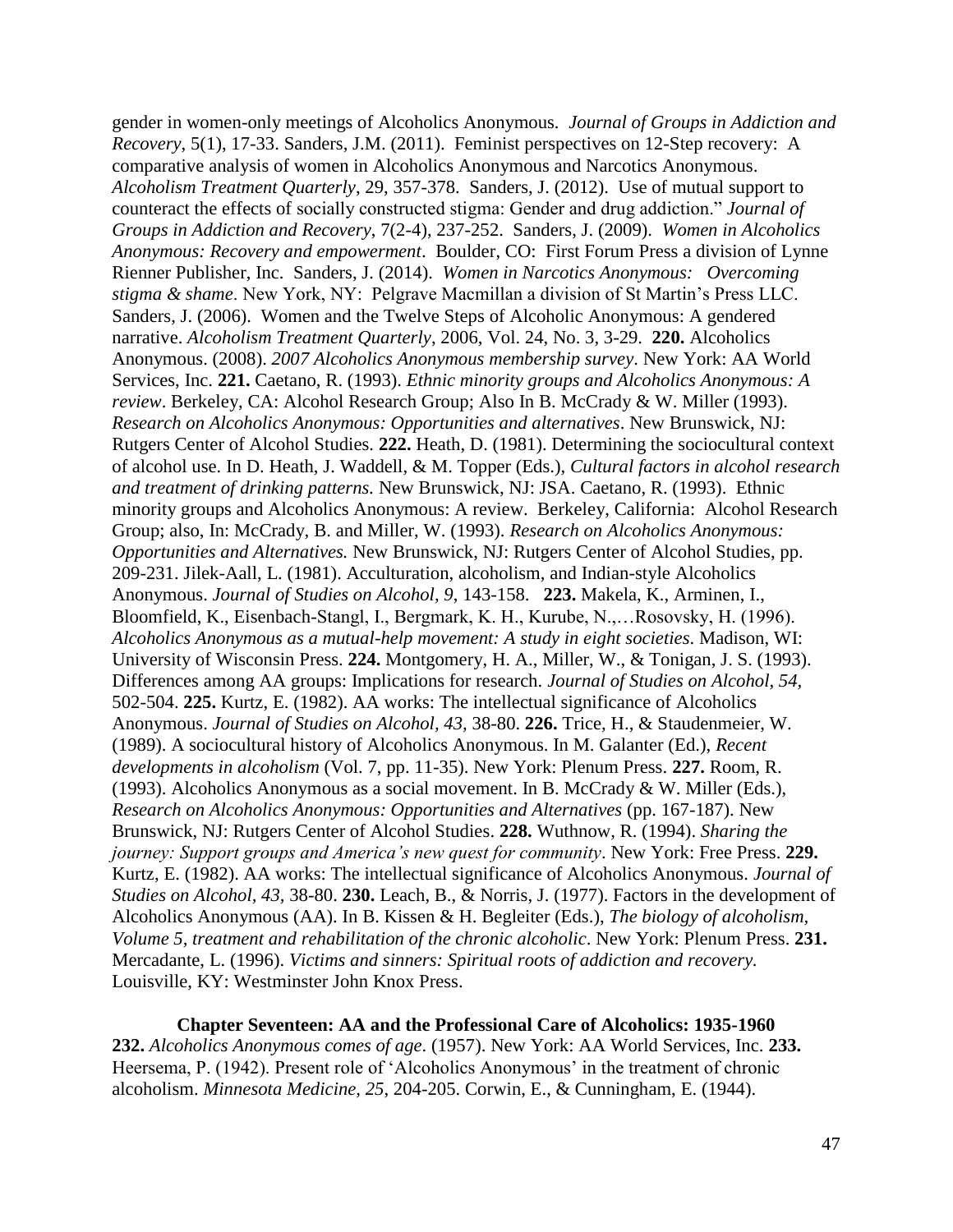gender in women-only meetings of Alcoholics Anonymous. *Journal of Groups in Addiction and Recovery*, 5(1), 17-33. Sanders, J.M. (2011). Feminist perspectives on 12-Step recovery: A comparative analysis of women in Alcoholics Anonymous and Narcotics Anonymous. *Alcoholism Treatment Quarterly*, 29, 357-378. Sanders, J. (2012). Use of mutual support to counteract the effects of socially constructed stigma: Gender and drug addiction." *Journal of Groups in Addiction and Recovery*, 7(2-4), 237-252. Sanders, J. (2009). *Women in Alcoholics Anonymous: Recovery and empowerment*. Boulder, CO: First Forum Press a division of Lynne Rienner Publisher, Inc. Sanders, J. (2014). *Women in Narcotics Anonymous: Overcoming stigma & shame*. New York, NY: Pelgrave Macmillan a division of St Martin's Press LLC. Sanders, J. (2006). Women and the Twelve Steps of Alcoholic Anonymous: A gendered narrative. *Alcoholism Treatment Quarterly*, 2006, Vol. 24, No. 3, 3-29. **220.** Alcoholics Anonymous. (2008). *2007 Alcoholics Anonymous membership survey*. New York: AA World Services, Inc. **221.** Caetano, R. (1993). *Ethnic minority groups and Alcoholics Anonymous: A review*. Berkeley, CA: Alcohol Research Group; Also In B. McCrady & W. Miller (1993). *Research on Alcoholics Anonymous: Opportunities and alternatives*. New Brunswick, NJ: Rutgers Center of Alcohol Studies. **222.** Heath, D. (1981). Determining the sociocultural context of alcohol use. In D. Heath, J. Waddell, & M. Topper (Eds.), *Cultural factors in alcohol research and treatment of drinking patterns.* New Brunswick, NJ: JSA. Caetano, R. (1993). Ethnic minority groups and Alcoholics Anonymous: A review. Berkeley, California: Alcohol Research Group; also, In: McCrady, B. and Miller, W. (1993). *Research on Alcoholics Anonymous: Opportunities and Alternatives.* New Brunswick, NJ: Rutgers Center of Alcohol Studies, pp. 209-231. Jilek-Aall, L. (1981). Acculturation, alcoholism, and Indian-style Alcoholics Anonymous. *Journal of Studies on Alcohol, 9*, 143-158. **223.** Makela, K., Arminen, I., Bloomfield, K., Eisenbach-Stangl, I., Bergmark, K. H., Kurube, N.,…Rosovsky, H. (1996). *Alcoholics Anonymous as a mutual-help movement: A study in eight societies*. Madison, WI: University of Wisconsin Press. **224.** Montgomery, H. A., Miller, W., & Tonigan, J. S. (1993). Differences among AA groups: Implications for research. *Journal of Studies on Alcohol, 54,* 502-504. **225.** Kurtz, E. (1982). AA works: The intellectual significance of Alcoholics Anonymous. *Journal of Studies on Alcohol, 43,* 38-80. **226.** Trice, H., & Staudenmeier, W. (1989). A sociocultural history of Alcoholics Anonymous. In M. Galanter (Ed.), *Recent developments in alcoholism* (Vol. 7, pp. 11-35). New York: Plenum Press. **227.** Room, R. (1993). Alcoholics Anonymous as a social movement. In B. McCrady & W. Miller (Eds.), *Research on Alcoholics Anonymous: Opportunities and Alternatives* (pp. 167-187). New Brunswick, NJ: Rutgers Center of Alcohol Studies. **228.** Wuthnow, R. (1994). *Sharing the journey: Support groups and America's new quest for community*. New York: Free Press. **229.** Kurtz, E. (1982). AA works: The intellectual significance of Alcoholics Anonymous. *Journal of Studies on Alcohol, 43,* 38-80. **230.** Leach, B., & Norris, J. (1977). Factors in the development of Alcoholics Anonymous (AA). In B. Kissen & H. Begleiter (Eds.), *The biology of alcoholism, Volume 5, treatment and rehabilitation of the chronic alcoholic*. New York: Plenum Press. **231.** Mercadante, L. (1996). *Victims and sinners: Spiritual roots of addiction and recovery.* Louisville, KY: Westminster John Knox Press.

## Chapter Seventeen: AA and the Professional Care of Alcoholics: 1935-1960

**232.** *Alcoholics Anonymous comes of age*. (1957). New York: AA World Services, Inc. **233.** Heersema, P. (1942). Present role of 'Alcoholics Anonymous' in the treatment of chronic alcoholism. *Minnesota Medicine, 25*, 204-205. Corwin, E., & Cunningham, E. (1944).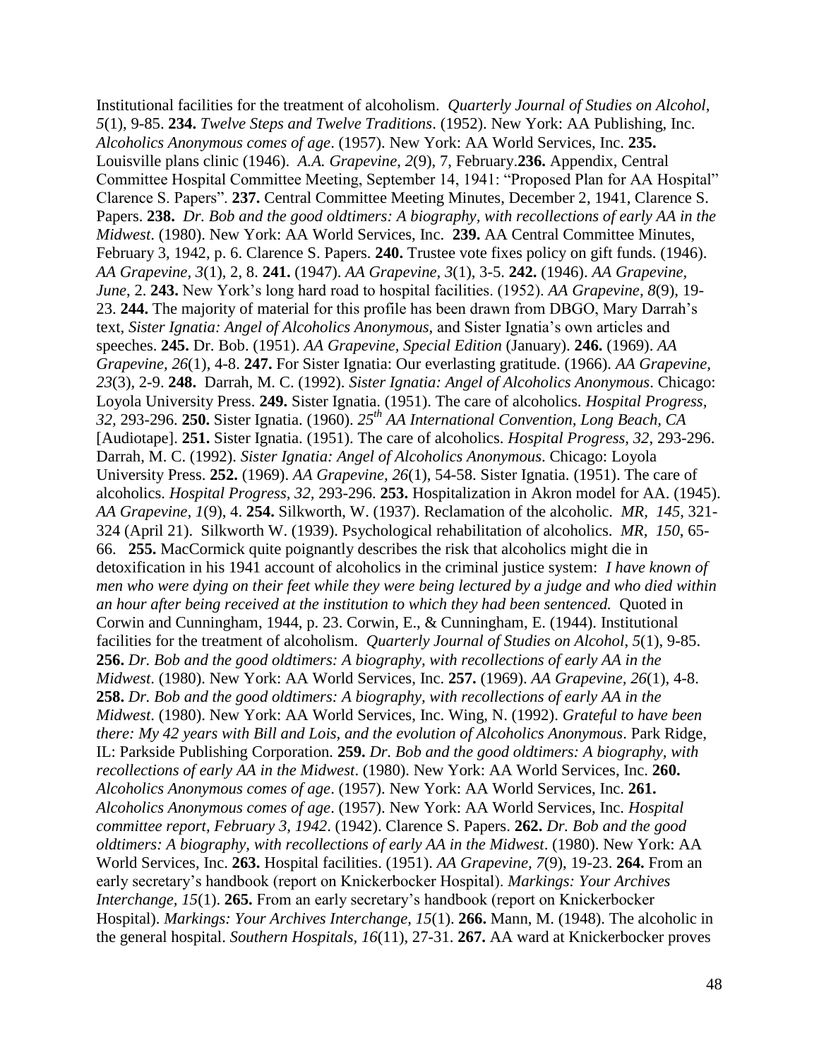Institutional facilities for the treatment of alcoholism. *Quarterly Journal of Studies on Alcohol*, *5*(1), 9-85. **234.** *Twelve Steps and Twelve Traditions*. (1952). New York: AA Publishing, Inc. *Alcoholics Anonymous comes of age*. (1957). New York: AA World Services, Inc. **235.** Louisville plans clinic (1946). *A.A. Grapevine*, *2*(9), 7, February.**236.** Appendix, Central Committee Hospital Committee Meeting, September 14, 1941: "Proposed Plan for AA Hospital" Clarence S. Papers". **237.** Central Committee Meeting Minutes, December 2, 1941, Clarence S. Papers. **238.** *Dr. Bob and the good oldtimers: A biography, with recollections of early AA in the Midwest*. (1980). New York: AA World Services, Inc. **239.** AA Central Committee Minutes, February 3, 1942, p. 6. Clarence S. Papers. **240.** Trustee vote fixes policy on gift funds. (1946). *AA Grapevine*, *3*(1), 2, 8. **241.** (1947). *AA Grapevine*, *3*(1), 3-5. **242.** (1946). *AA Grapevine*, *June*, 2. **243.** New York's long hard road to hospital facilities. (1952). *AA Grapevine*, *8*(9), 19-23. **244.** The majority of material for this profile has been drawn from DBGO, Mary Darrah's text, *Sister Ignatia: Angel of Alcoholics Anonymous*, and Sister Ignatia's own articles and speeches. **245.** Dr. Bob. (1951). *AA Grapevine, Special Edition* (January). **246.** (1969). *AA Grapevine, 26*(1), 4-8. **247.** For Sister Ignatia: Our everlasting gratitude. (1966). *AA Grapevine, 23*(3), 2-9. **248.** Darrah, M. C. (1992). *Sister Ignatia: Angel of Alcoholics Anonymous*. Chicago: Loyola University Press. **249.** Sister Ignatia. (1951). The care of alcoholics. *Hospital Progress, 32*, 293-296. **250.** Sister Ignatia. (1960). *25th AA International Convention, Long Beach, CA* [Audiotape]. **251.** Sister Ignatia. (1951). The care of alcoholics. *Hospital Progress*, *32*, 293-296. Darrah, M. C. (1992). *Sister Ignatia: Angel of Alcoholics Anonymous*. Chicago: Loyola University Press. **252.** (1969). *AA Grapevine, 26*(1), 54-58. Sister Ignatia. (1951). The care of alcoholics. *Hospital Progress, 32*, 293-296. **253.** Hospitalization in Akron model for AA. (1945). *AA Grapevine*, *1*(9), 4. **254.** Silkworth, W. (1937). Reclamation of the alcoholic. *MR*, *145*, 321-324 (April 21). Silkworth W. (1939). Psychological rehabilitation of alcoholics. *MR*, *150*, 65-66. **255.** MacCormick quite poignantly describes the risk that alcoholics might die in detoxification in his 1941 account of alcoholics in the criminal justice system: *I have known of men who were dying on their feet while they were being lectured by a judge and who died within an hour after being received at the institution to which they had been sentenced.* Quoted in Corwin and Cunningham, 1944, p. 23. Corwin, E., & Cunningham, E. (1944). Institutional facilities for the treatment of alcoholism. *Quarterly Journal of Studies on Alcohol*, *5*(1), 9-85. **256.** *Dr. Bob and the good oldtimers: A biography, with recollections of early AA in the Midwest*. (1980). New York: AA World Services, Inc. **257.** (1969). *AA Grapevine*, *26*(1), 4-8. **258.** *Dr. Bob and the good oldtimers: A biography, with recollections of early AA in the Midwest*. (1980). New York: AA World Services, Inc. Wing, N. (1992). *Grateful to have been there: My 42 years with Bill and Lois, and the evolution of Alcoholics Anonymous*. Park Ridge, IL: Parkside Publishing Corporation. **259.** *Dr. Bob and the good oldtimers: A biography, with recollections of early AA in the Midwest*. (1980). New York: AA World Services, Inc. **260.** *Alcoholics Anonymous comes of age*. (1957). New York: AA World Services, Inc. **261.** *Alcoholics Anonymous comes of age*. (1957). New York: AA World Services, Inc. *Hospital committee report, February 3, 1942*. (1942). Clarence S. Papers. **262.** *Dr. Bob and the good oldtimers: A biography, with recollections of early AA in the Midwest*. (1980). New York: AA World Services, Inc. **263.** Hospital facilities. (1951). *AA Grapevine*, *7*(9), 19-23. **264.** From an early secretary's handbook (report on Knickerbocker Hospital). *Markings: Your Archives Interchange, 15*(1). **265.** From an early secretary's handbook (report on Knickerbocker Hospital). *Markings: Your Archives Interchange, 15*(1). **266.** Mann, M. (1948). The alcoholic in the general hospital. *Southern Hospitals*, *16*(11), 27-31. **267.** AA ward at Knickerbocker proves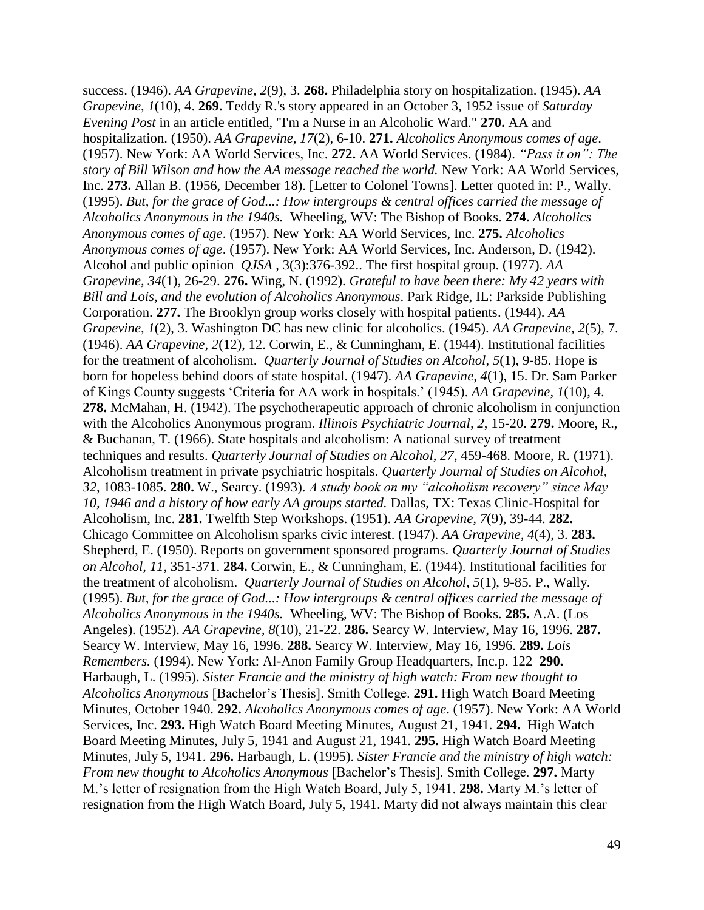success. (1946). *AA Grapevine, 2*(9), 3. **268.** Philadelphia story on hospitalization. (1945). *AA Grapevine, 1*(10), 4. **269.** Teddy R.'s story appeared in an October 3, 1952 issue of *Saturday Evening Post* in an article entitled, "I'm a Nurse in an Alcoholic Ward." **270.** AA and hospitalization. (1950). *AA Grapevine, 17*(2), 6-10. **271.** *Alcoholics Anonymous comes of age*. (1957). New York: AA World Services, Inc. **272.** AA World Services. (1984). *"Pass it on": The story of Bill Wilson and how the AA message reached the world.* New York: AA World Services, Inc. **273.** Allan B. (1956, December 18). [Letter to Colonel Towns]. Letter quoted in: P., Wally. (1995). *But, for the grace of God...: How intergroups & central offices carried the message of Alcoholics Anonymous in the 1940s.* Wheeling, WV: The Bishop of Books. **274.** *Alcoholics Anonymous comes of age*. (1957). New York: AA World Services, Inc. **275.** *Alcoholics Anonymous comes of age*. (1957). New York: AA World Services, Inc. Anderson, D. (1942). Alcohol and public opinion *QJSA* , 3(3):376-392.. The first hospital group. (1977). *AA Grapevine, 34*(1), 26-29. **276.** Wing, N. (1992). *Grateful to have been there: My 42 years with Bill and Lois, and the evolution of Alcoholics Anonymous*. Park Ridge, IL: Parkside Publishing Corporation. **277.** The Brooklyn group works closely with hospital patients. (1944). *AA Grapevine, 1*(2), 3. Washington DC has new clinic for alcoholics. (1945). *AA Grapevine, 2*(5), 7. (1946). *AA Grapevine, 2*(12), 12. Corwin, E., & Cunningham, E. (1944). Institutional facilities for the treatment of alcoholism. *Quarterly Journal of Studies on Alcohol, 5*(1), 9-85. Hope is born for hopeless behind doors of state hospital. (1947). *AA Grapevine, 4*(1), 15. Dr. Sam Parker of Kings County suggests 'Criteria for AA work in hospitals.' (1945). *AA Grapevine, 1*(10), 4. **278.** McMahan, H. (1942). The psychotherapeutic approach of chronic alcoholism in conjunction with the Alcoholics Anonymous program. *Illinois Psychiatric Journal, 2*, 15-20. **279.** Moore, R., & Buchanan, T. (1966). State hospitals and alcoholism: A national survey of treatment techniques and results. *Quarterly Journal of Studies on Alcohol, 27*, 459-468. Moore, R. (1971). Alcoholism treatment in private psychiatric hospitals. *Quarterly Journal of Studies on Alcohol, 32*, 1083-1085. **280.** W., Searcy. (1993). *A study book on my "alcoholism recovery" since May 10, 1946 and a history of how early AA groups started.* Dallas, TX: Texas Clinic-Hospital for Alcoholism, Inc. **281.** Twelfth Step Workshops. (1951). *AA Grapevine, 7*(9), 39-44. **282.** Chicago Committee on Alcoholism sparks civic interest. (1947). *AA Grapevine, 4*(4), 3. **283.** Shepherd, E. (1950). Reports on government sponsored programs. *Quarterly Journal of Studies on Alcohol, 11*, 351-371. **284.** Corwin, E., & Cunningham, E. (1944). Institutional facilities for the treatment of alcoholism. *Quarterly Journal of Studies on Alcohol, 5*(1), 9-85. P., Wally. (1995). *But, for the grace of God...: How intergroups & central offices carried the message of Alcoholics Anonymous in the 1940s.* Wheeling, WV: The Bishop of Books. **285.** A.A. (Los Angeles). (1952). *AA Grapevine, 8*(10), 21-22. **286.** Searcy W. Interview, May 16, 1996. **287.** Searcy W. Interview, May 16, 1996. **288.** Searcy W. Interview, May 16, 1996. **289.** *Lois Remembers.* (1994). New York: Al-Anon Family Group Headquarters, Inc.p. 122 **290.** Harbaugh, L. (1995). *Sister Francie and the ministry of high watch: From new thought to Alcoholics Anonymous* [Bachelor's Thesis]. Smith College. **291.** High Watch Board Meeting Minutes, October 1940. **292.** *Alcoholics Anonymous comes of age*. (1957). New York: AA World Services, Inc. **293.** High Watch Board Meeting Minutes, August 21, 1941. **294.** High Watch Board Meeting Minutes, July 5, 1941 and August 21, 1941. **295.** High Watch Board Meeting Minutes, July 5, 1941. **296.** Harbaugh, L. (1995). *Sister Francie and the ministry of high watch: From new thought to Alcoholics Anonymous* [Bachelor's Thesis]. Smith College. **297.** Marty M.'s letter of resignation from the High Watch Board, July 5, 1941. **298.** Marty M.'s letter of resignation from the High Watch Board, July 5, 1941. Marty did not always maintain this clear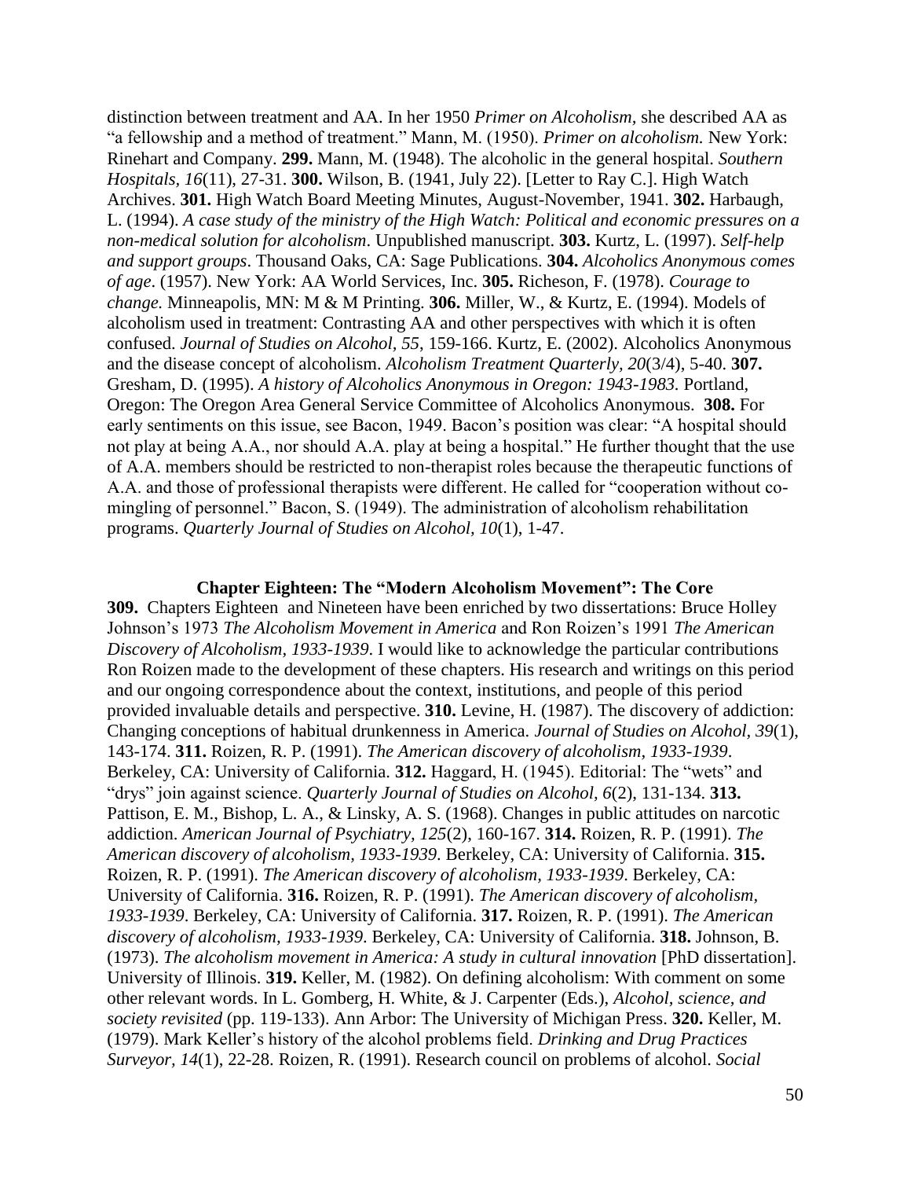distinction between treatment and AA. In her 1950 *Primer on Alcoholism*, she described AA as "a fellowship and a method of treatment." Mann, M. (1950). *Primer on alcoholism.* New York: Rinehart and Company. **299.** Mann, M. (1948). The alcoholic in the general hospital. *Southern Hospitals*, *16*(11), 27-31. **300.** Wilson, B. (1941, July 22). [Letter to Ray C.]. High Watch Archives. **301.** High Watch Board Meeting Minutes, August-November, 1941. **302.** Harbaugh, L. (1994). *A case study of the ministry of the High Watch: Political and economic pressures on a non-medical solution for alcoholism*. Unpublished manuscript. **303.** Kurtz, L. (1997). *Self-help and support groups*. Thousand Oaks, CA: Sage Publications. **304.** *Alcoholics Anonymous comes of age*. (1957). New York: AA World Services, Inc. **305.** Richeson, F. (1978). *Courage to change.* Minneapolis, MN: M & M Printing. **306.** Miller, W., & Kurtz, E. (1994). Models of alcoholism used in treatment: Contrasting AA and other perspectives with which it is often confused. *Journal of Studies on Alcohol*, *55*, 159-166. Kurtz, E. (2002). Alcoholics Anonymous and the disease concept of alcoholism. *Alcoholism Treatment Quarterly, 20*(3/4), 5-40. **307.** Gresham, D. (1995). *A history of Alcoholics Anonymous in Oregon: 1943-1983.* Portland, Oregon: The Oregon Area General Service Committee of Alcoholics Anonymous. **308.** For early sentiments on this issue, see Bacon, 1949. Bacon's position was clear: "A hospital should not play at being A.A., nor should A.A. play at being a hospital." He further thought that the use of A.A. members should be restricted to non-therapist roles because the therapeutic functions of A.A. and those of professional therapists were different. He called for "cooperation without co-mingling of personnel." Bacon, S. (1949). The administration of alcoholism rehabilitation programs. *Quarterly Journal of Studies on Alcohol*, *10*(1), 1-47.

## Chapter Eighteen: The "Modern Alcoholism Movement": The Core

**309.** Chapters Eighteen and Nineteen have been enriched by two dissertations: Bruce Holley Johnson's 1973 *The Alcoholism Movement in America* and Ron Roizen's 1991 *The American Discovery of Alcoholism, 1933-1939*. I would like to acknowledge the particular contributions Ron Roizen made to the development of these chapters. His research and writings on this period and our ongoing correspondence about the context, institutions, and people of this period provided invaluable details and perspective. **310.** Levine, H. (1987). The discovery of addiction: Changing conceptions of habitual drunkenness in America. *Journal of Studies on Alcohol*, *39*(1), 143-174. **311.** Roizen, R. P. (1991). *The American discovery of alcoholism, 1933-1939*. Berkeley, CA: University of California. **312.** Haggard, H. (1945). Editorial: The "wets" and "drys" join against science. *Quarterly Journal of Studies on Alcohol, 6*(2), 131-134. **313.** Pattison, E. M., Bishop, L. A., & Linsky, A. S. (1968). Changes in public attitudes on narcotic addiction. *American Journal of Psychiatry, 125*(2), 160-167. **314.** Roizen, R. P. (1991). *The American discovery of alcoholism, 1933-1939*. Berkeley, CA: University of California. **315.** Roizen, R. P. (1991). *The American discovery of alcoholism, 1933-1939*. Berkeley, CA: University of California. **316.** Roizen, R. P. (1991). *The American discovery of alcoholism, 1933-1939*. Berkeley, CA: University of California. **317.** Roizen, R. P. (1991). *The American discovery of alcoholism, 1933-1939*. Berkeley, CA: University of California. **318.** Johnson, B. (1973). *The alcoholism movement in America: A study in cultural innovation* [PhD dissertation]. University of Illinois. **319.** Keller, M. (1982). On defining alcoholism: With comment on some other relevant words. In L. Gomberg, H. White, & J. Carpenter (Eds.), *Alcohol, science, and society revisited* (pp. 119-133). Ann Arbor: The University of Michigan Press. **320.** Keller, M. (1979). Mark Keller's history of the alcohol problems field. *Drinking and Drug Practices Surveyor*, *14*(1), 22-28. Roizen, R. (1991). Research council on problems of alcohol. *Social*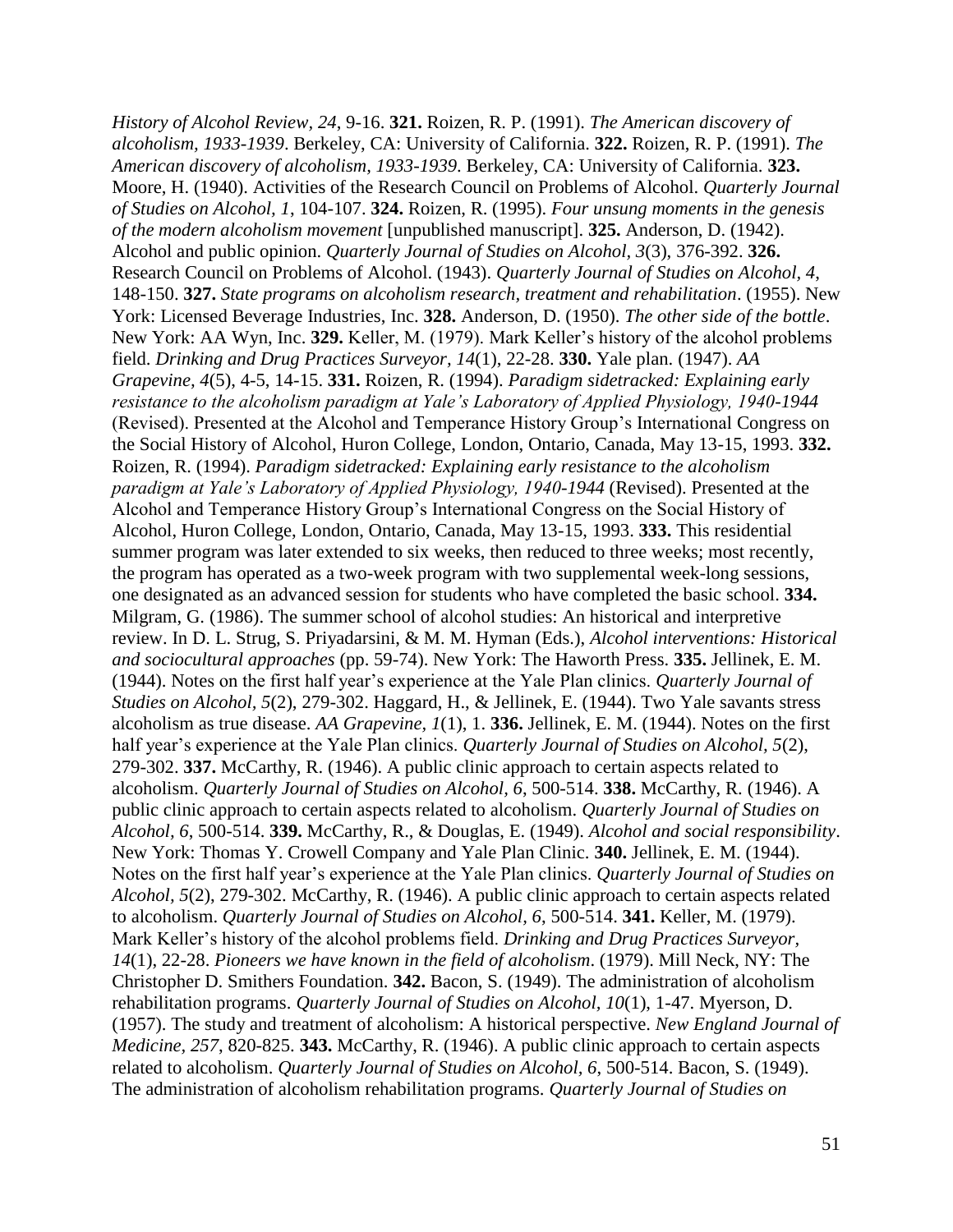*History of Alcohol Review, 24*, 9-16. **321.** Roizen, R. P. (1991). *The American discovery of alcoholism, 1933-1939*. Berkeley, CA: University of California. **322.** Roizen, R. P. (1991). *The American discovery of alcoholism, 1933-1939*. Berkeley, CA: University of California. **323.** Moore, H. (1940). Activities of the Research Council on Problems of Alcohol. *Quarterly Journal of Studies on Alcohol, 1*, 104-107. **324.** Roizen, R. (1995). *Four unsung moments in the genesis of the modern alcoholism movement* [unpublished manuscript]. **325.** Anderson, D. (1942). Alcohol and public opinion. *Quarterly Journal of Studies on Alcohol, 3*(3), 376-392. **326.** Research Council on Problems of Alcohol. (1943). *Quarterly Journal of Studies on Alcohol, 4*, 148-150. **327.** *State programs on alcoholism research, treatment and rehabilitation*. (1955). New York: Licensed Beverage Industries, Inc. **328.** Anderson, D. (1950). *The other side of the bottle*. New York: AA Wyn, Inc. **329.** Keller, M. (1979). Mark Keller's history of the alcohol problems field. *Drinking and Drug Practices Surveyor, 14*(1), 22-28. **330.** Yale plan. (1947). *AA Grapevine, 4*(5), 4-5, 14-15. **331.** Roizen, R. (1994). *Paradigm sidetracked: Explaining early resistance to the alcoholism paradigm at Yale's Laboratory of Applied Physiology, 1940-1944* (Revised). Presented at the Alcohol and Temperance History Group's International Congress on the Social History of Alcohol, Huron College, London, Ontario, Canada, May 13-15, 1993. **332.** Roizen, R. (1994). *Paradigm sidetracked: Explaining early resistance to the alcoholism paradigm at Yale's Laboratory of Applied Physiology, 1940-1944* (Revised). Presented at the Alcohol and Temperance History Group's International Congress on the Social History of Alcohol, Huron College, London, Ontario, Canada, May 13-15, 1993. **333.** This residential summer program was later extended to six weeks, then reduced to three weeks; most recently, the program has operated as a two-week program with two supplemental week-long sessions, one designated as an advanced session for students who have completed the basic school. **334.** Milgram, G. (1986). The summer school of alcohol studies: An historical and interpretive review. In D. L. Strug, S. Priyadarsini, & M. M. Hyman (Eds.), *Alcohol interventions: Historical and sociocultural approaches* (pp. 59-74). New York: The Haworth Press. **335.** Jellinek, E. M. (1944). Notes on the first half year's experience at the Yale Plan clinics. *Quarterly Journal of Studies on Alcohol, 5*(2), 279-302. Haggard, H., & Jellinek, E. (1944). Two Yale savants stress alcoholism as true disease. *AA Grapevine, 1*(1), 1. **336.** Jellinek, E. M. (1944). Notes on the first half year's experience at the Yale Plan clinics. *Quarterly Journal of Studies on Alcohol, 5*(2), 279-302. **337.** McCarthy, R. (1946). A public clinic approach to certain aspects related to alcoholism. *Quarterly Journal of Studies on Alcohol, 6*, 500-514. **338.** McCarthy, R. (1946). A public clinic approach to certain aspects related to alcoholism. *Quarterly Journal of Studies on Alcohol, 6*, 500-514. **339.** McCarthy, R., & Douglas, E. (1949). *Alcohol and social responsibility*. New York: Thomas Y. Crowell Company and Yale Plan Clinic. **340.** Jellinek, E. M. (1944). Notes on the first half year's experience at the Yale Plan clinics. *Quarterly Journal of Studies on Alcohol, 5*(2), 279-302. McCarthy, R. (1946). A public clinic approach to certain aspects related to alcoholism. *Quarterly Journal of Studies on Alcohol, 6*, 500-514. **341.** Keller, M. (1979). Mark Keller's history of the alcohol problems field. *Drinking and Drug Practices Surveyor, 14*(1), 22-28. *Pioneers we have known in the field of alcoholism*. (1979). Mill Neck, NY: The Christopher D. Smithers Foundation. **342.** Bacon, S. (1949). The administration of alcoholism rehabilitation programs. *Quarterly Journal of Studies on Alcohol, 10*(1), 1-47. Myerson, D. (1957). The study and treatment of alcoholism: A historical perspective. *New England Journal of Medicine, 257*, 820-825. **343.** McCarthy, R. (1946). A public clinic approach to certain aspects related to alcoholism. *Quarterly Journal of Studies on Alcohol, 6*, 500-514. Bacon, S. (1949). The administration of alcoholism rehabilitation programs. *Quarterly Journal of Studies on*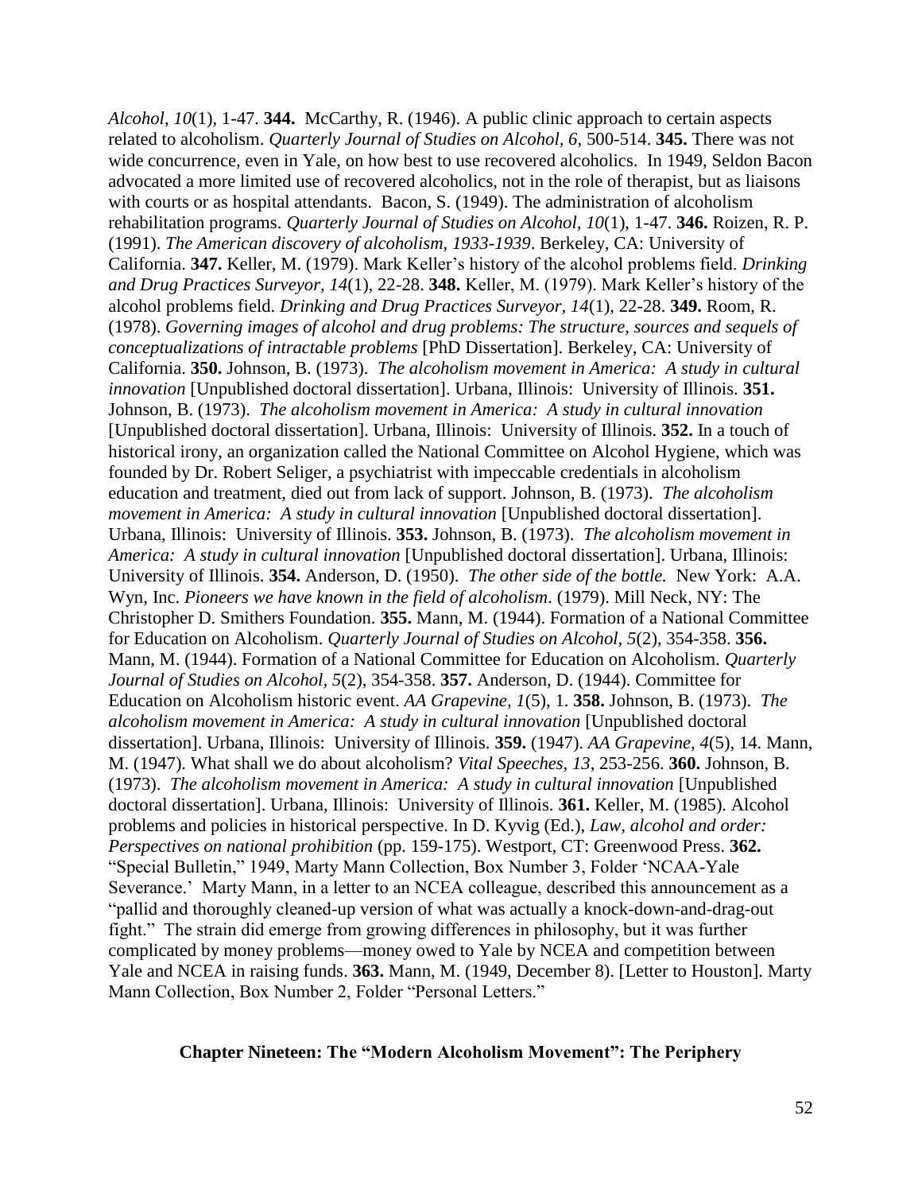*Alcohol, 10*(1), 1-47. **344.** McCarthy, R. (1946). A public clinic approach to certain aspects related to alcoholism. *Quarterly Journal of Studies on Alcohol, 6*, 500-514. **345.** There was not wide concurrence, even in Yale, on how best to use recovered alcoholics. In 1949, Seldon Bacon advocated a more limited use of recovered alcoholics, not in the role of therapist, but as liaisons with courts or as hospital attendants. Bacon, S. (1949). The administration of alcoholism rehabilitation programs. *Quarterly Journal of Studies on Alcohol, 10*(1), 1-47. **346.** Roizen, R. P. (1991). *The American discovery of alcoholism, 1933-1939*. Berkeley, CA: University of California. **347.** Keller, M. (1979). Mark Keller's history of the alcohol problems field. *Drinking and Drug Practices Surveyor, 14*(1), 22-28. **348.** Keller, M. (1979). Mark Keller's history of the alcohol problems field. *Drinking and Drug Practices Surveyor, 14*(1), 22-28. **349.** Room, R. (1978). *Governing images of alcohol and drug problems: The structure, sources and sequels of conceptualizations of intractable problems* [PhD Dissertation]. Berkeley, CA: University of California. **350.** Johnson, B. (1973). *The alcoholism movement in America: A study in cultural innovation* [Unpublished doctoral dissertation]. Urbana, Illinois: University of Illinois. **351.** Johnson, B. (1973). *The alcoholism movement in America: A study in cultural innovation* [Unpublished doctoral dissertation]. Urbana, Illinois: University of Illinois. **352.** In a touch of historical irony, an organization called the National Committee on Alcohol Hygiene, which was founded by Dr. Robert Seliger, a psychiatrist with impeccable credentials in alcoholism education and treatment, died out from lack of support. Johnson, B. (1973). *The alcoholism movement in America: A study in cultural innovation* [Unpublished doctoral dissertation]. Urbana, Illinois: University of Illinois. **353.** Johnson, B. (1973). *The alcoholism movement in America: A study in cultural innovation* [Unpublished doctoral dissertation]. Urbana, Illinois: University of Illinois. **354.** Anderson, D. (1950). *The other side of the bottle.* New York: A.A. Wyn, Inc. *Pioneers we have known in the field of alcoholism*. (1979). Mill Neck, NY: The Christopher D. Smithers Foundation. **355.** Mann, M. (1944). Formation of a National Committee for Education on Alcoholism. *Quarterly Journal of Studies on Alcohol, 5*(2), 354-358. **356.** Mann, M. (1944). Formation of a National Committee for Education on Alcoholism. *Quarterly Journal of Studies on Alcohol, 5*(2), 354-358. **357.** Anderson, D. (1944). Committee for Education on Alcoholism historic event. *AA Grapevine, 1*(5), 1. **358.** Johnson, B. (1973). *The alcoholism movement in America: A study in cultural innovation* [Unpublished doctoral dissertation]. Urbana, Illinois: University of Illinois. **359.** (1947). *AA Grapevine, 4*(5), 14. Mann, M. (1947). What shall we do about alcoholism? *Vital Speeches, 13*, 253-256. **360.** Johnson, B. (1973). *The alcoholism movement in America: A study in cultural innovation* [Unpublished doctoral dissertation]. Urbana, Illinois: University of Illinois. **361.** Keller, M. (1985). Alcohol problems and policies in historical perspective. In D. Kyvig (Ed.), *Law, alcohol and order: Perspectives on national prohibition* (pp. 159-175). Westport, CT: Greenwood Press. **362.** "Special Bulletin," 1949, Marty Mann Collection, Box Number 3, Folder 'NCAA-Yale Severance.' Marty Mann, in a letter to an NCEA colleague, described this announcement as a "pallid and thoroughly cleaned-up version of what was actually a knock-down-and-drag-out fight." The strain did emerge from growing differences in philosophy, but it was further complicated by money problems—money owed to Yale by NCEA and competition between Yale and NCEA in raising funds. **363.** Mann, M. (1949, December 8). [Letter to Houston]. Marty Mann Collection, Box Number 2, Folder "Personal Letters."

## Chapter Nineteen: The "Modern Alcoholism Movement": The Periphery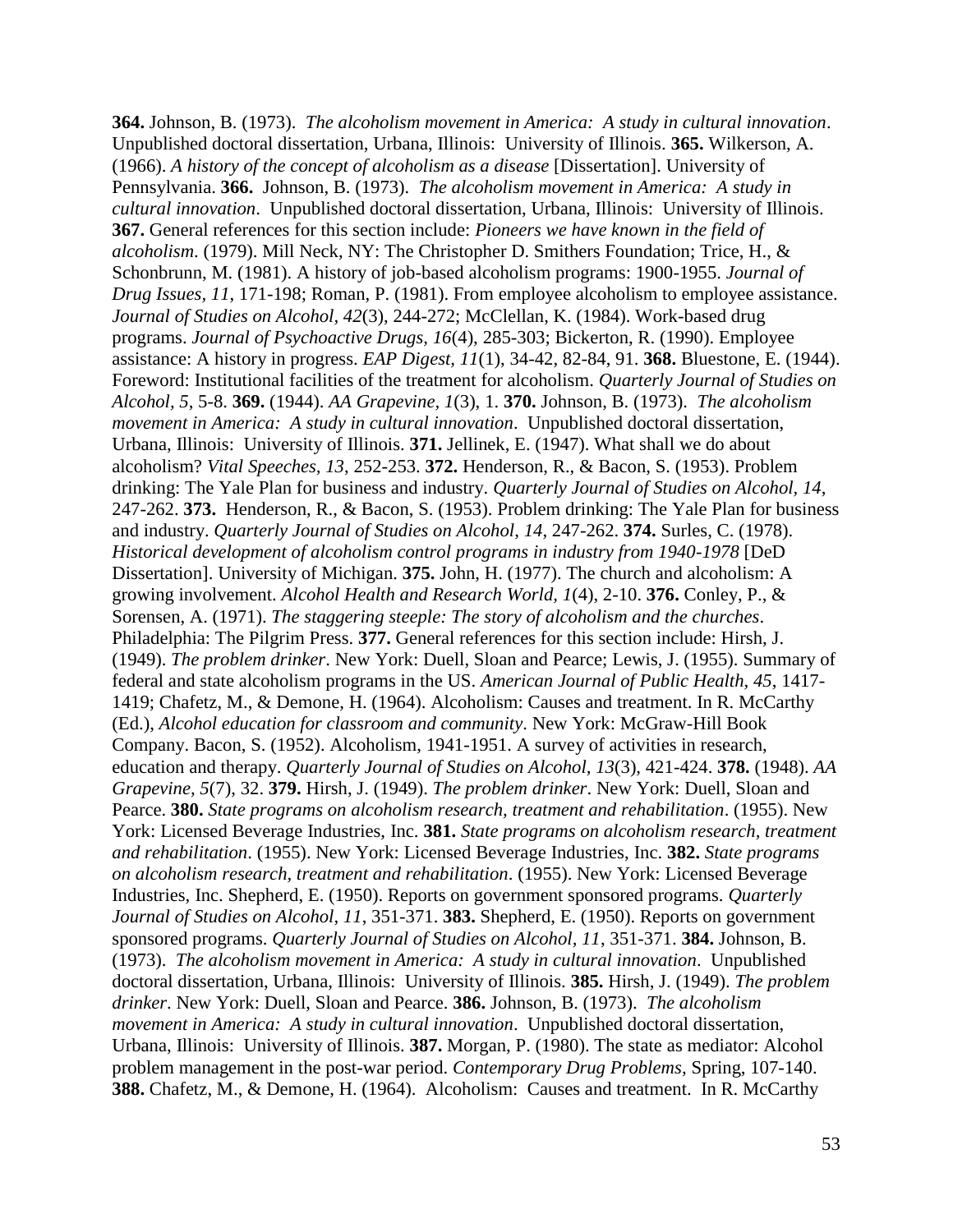**364.** Johnson, B. (1973). *The alcoholism movement in America: A study in cultural innovation*. Unpublished doctoral dissertation, Urbana, Illinois: University of Illinois. **365.** Wilkerson, A. (1966). *A history of the concept of alcoholism as a disease* [Dissertation]. University of Pennsylvania. **366.** Johnson, B. (1973). *The alcoholism movement in America: A study in cultural innovation*. Unpublished doctoral dissertation, Urbana, Illinois: University of Illinois. **367.** General references for this section include: *Pioneers we have known in the field of alcoholism*. (1979). Mill Neck, NY: The Christopher D. Smithers Foundation; Trice, H., & Schonbrunn, M. (1981). A history of job-based alcoholism programs: 1900-1955. *Journal of Drug Issues, 11*, 171-198; Roman, P. (1981). From employee alcoholism to employee assistance. *Journal of Studies on Alcohol, 42*(3), 244-272; McClellan, K. (1984). Work-based drug programs. *Journal of Psychoactive Drugs, 16*(4), 285-303; Bickerton, R. (1990). Employee assistance: A history in progress. *EAP Digest, 11*(1), 34-42, 82-84, 91. **368.** Bluestone, E. (1944). Foreword: Institutional facilities of the treatment for alcoholism. *Quarterly Journal of Studies on Alcohol, 5*, 5-8. **369.** (1944). *AA Grapevine, 1*(3), 1. **370.** Johnson, B. (1973). *The alcoholism movement in America: A study in cultural innovation*. Unpublished doctoral dissertation, Urbana, Illinois: University of Illinois. **371.** Jellinek, E. (1947). What shall we do about alcoholism? *Vital Speeches, 13*, 252-253. **372.** Henderson, R., & Bacon, S. (1953). Problem drinking: The Yale Plan for business and industry. *Quarterly Journal of Studies on Alcohol, 14*, 247-262. **373.** Henderson, R., & Bacon, S. (1953). Problem drinking: The Yale Plan for business and industry. *Quarterly Journal of Studies on Alcohol, 14*, 247-262. **374.** Surles, C. (1978). *Historical development of alcoholism control programs in industry from 1940-1978* [DeD Dissertation]. University of Michigan. **375.** John, H. (1977). The church and alcoholism: A growing involvement. *Alcohol Health and Research World, 1*(4), 2-10. **376.** Conley, P., & Sorensen, A. (1971). *The staggering steeple: The story of alcoholism and the churches*. Philadelphia: The Pilgrim Press. **377.** General references for this section include: Hirsh, J. (1949). *The problem drinker*. New York: Duell, Sloan and Pearce; Lewis, J. (1955). Summary of federal and state alcoholism programs in the US. *American Journal of Public Health, 45*, 1417-1419; Chafetz, M., & Demone, H. (1964). Alcoholism: Causes and treatment. In R. McCarthy (Ed.), *Alcohol education for classroom and community*. New York: McGraw-Hill Book Company. Bacon, S. (1952). Alcoholism, 1941-1951. A survey of activities in research, education and therapy. *Quarterly Journal of Studies on Alcohol, 13*(3), 421-424. **378.** (1948). *AA Grapevine, 5*(7), 32. **379.** Hirsh, J. (1949). *The problem drinker*. New York: Duell, Sloan and Pearce. **380.** *State programs on alcoholism research, treatment and rehabilitation*. (1955). New York: Licensed Beverage Industries, Inc. **381.** *State programs on alcoholism research, treatment and rehabilitation*. (1955). New York: Licensed Beverage Industries, Inc. **382.** *State programs on alcoholism research, treatment and rehabilitation*. (1955). New York: Licensed Beverage Industries, Inc. Shepherd, E. (1950). Reports on government sponsored programs. *Quarterly Journal of Studies on Alcohol, 11*, 351-371. **383.** Shepherd, E. (1950). Reports on government sponsored programs. *Quarterly Journal of Studies on Alcohol, 11*, 351-371. **384.** Johnson, B. (1973). *The alcoholism movement in America: A study in cultural innovation*. Unpublished doctoral dissertation, Urbana, Illinois: University of Illinois. **385.** Hirsh, J. (1949). *The problem drinker*. New York: Duell, Sloan and Pearce. **386.** Johnson, B. (1973). *The alcoholism movement in America: A study in cultural innovation*. Unpublished doctoral dissertation, Urbana, Illinois: University of Illinois. **387.** Morgan, P. (1980). The state as mediator: Alcohol problem management in the post-war period. *Contemporary Drug Problems*, Spring, 107-140. **388.** Chafetz, M., & Demone, H. (1964). Alcoholism: Causes and treatment. In R. McCarthy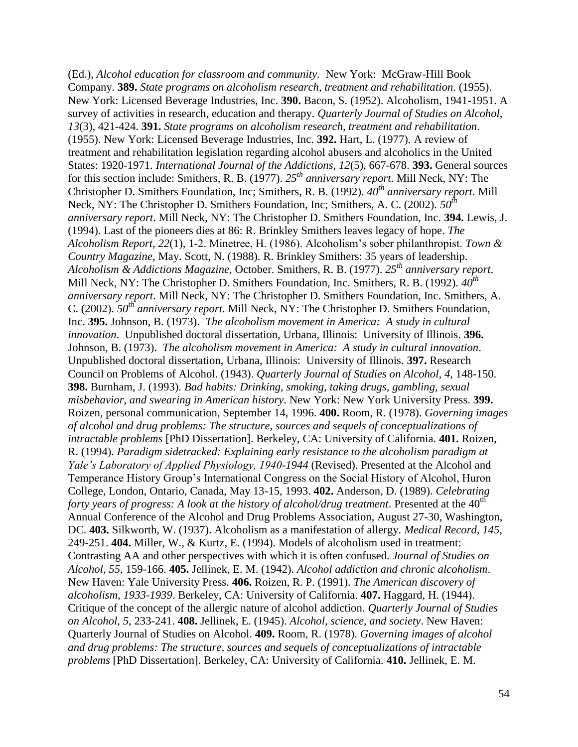(Ed.), *Alcohol education for classroom and community.* New York: McGraw-Hill Book Company. **389.** *State programs on alcoholism research, treatment and rehabilitation*. (1955). New York: Licensed Beverage Industries, Inc. **390.** Bacon, S. (1952). Alcoholism, 1941-1951. A survey of activities in research, education and therapy. *Quarterly Journal of Studies on Alcohol, 13*(3), 421-424. **391.** *State programs on alcoholism research, treatment and rehabilitation*. (1955). New York: Licensed Beverage Industries, Inc. **392.** Hart, L. (1977). A review of treatment and rehabilitation legislation regarding alcohol abusers and alcoholics in the United States: 1920-1971. *International Journal of the Addictions, 12*(5), 667-678. **393.** General sources for this section include: Smithers, R. B. (1977). *25th anniversary report*. Mill Neck, NY: The Christopher D. Smithers Foundation, Inc; Smithers, R. B. (1992). *40th anniversary report*. Mill Neck, NY: The Christopher D. Smithers Foundation, Inc; Smithers, A. C. (2002). *50th anniversary report*. Mill Neck, NY: The Christopher D. Smithers Foundation, Inc. **394.** Lewis, J. (1994). Last of the pioneers dies at 86: R. Brinkley Smithers leaves legacy of hope. *The Alcoholism Report, 22*(1), 1-2. Minetree, H. (1986). Alcoholism's sober philanthropist. *Town & Country Magazine*, May. Scott, N. (1988). R. Brinkley Smithers: 35 years of leadership. *Alcoholism & Addictions Magazine*, October. Smithers, R. B. (1977). *25th anniversary report*. Mill Neck, NY: The Christopher D. Smithers Foundation, Inc. Smithers, R. B. (1992). *40th anniversary report*. Mill Neck, NY: The Christopher D. Smithers Foundation, Inc. Smithers, A. C. (2002). *50th anniversary report*. Mill Neck, NY: The Christopher D. Smithers Foundation, Inc. **395.** Johnson, B. (1973). *The alcoholism movement in America: A study in cultural innovation*. Unpublished doctoral dissertation, Urbana, Illinois: University of Illinois. **396.** Johnson, B. (1973). *The alcoholism movement in America: A study in cultural innovation*. Unpublished doctoral dissertation, Urbana, Illinois: University of Illinois. **397.** Research Council on Problems of Alcohol. (1943). *Quarterly Journal of Studies on Alcohol, 4*, 148-150. **398.** Burnham, J. (1993). *Bad habits: Drinking, smoking, taking drugs, gambling, sexual misbehavior, and swearing in American history*. New York: New York University Press. **399.** Roizen, personal communication, September 14, 1996. **400.** Room, R. (1978). *Governing images of alcohol and drug problems: The structure, sources and sequels of conceptualizations of intractable problems* [PhD Dissertation]. Berkeley, CA: University of California. **401.** Roizen, R. (1994). *Paradigm sidetracked: Explaining early resistance to the alcoholism paradigm at Yale's Laboratory of Applied Physiology, 1940-1944* (Revised). Presented at the Alcohol and Temperance History Group's International Congress on the Social History of Alcohol, Huron College, London, Ontario, Canada, May 13-15, 1993. **402.** Anderson, D. (1989). *Celebrating forty years of progress: A look at the history of alcohol/drug treatment*. Presented at the 40th Annual Conference of the Alcohol and Drug Problems Association, August 27-30, Washington, DC. **403.** Silkworth, W. (1937). Alcoholism as a manifestation of allergy. *Medical Record, 145,* 249-251. **404.** Miller, W., & Kurtz, E. (1994). Models of alcoholism used in treatment: Contrasting AA and other perspectives with which it is often confused. *Journal of Studies on Alcohol, 55*, 159-166. **405.** Jellinek, E. M. (1942). *Alcohol addiction and chronic alcoholism*. New Haven: Yale University Press. **406.** Roizen, R. P. (1991). *The American discovery of alcoholism, 1933-1939*. Berkeley, CA: University of California. **407.** Haggard, H. (1944). Critique of the concept of the allergic nature of alcohol addiction. *Quarterly Journal of Studies on Alcohol, 5*, 233-241. **408.** Jellinek, E. (1945). *Alcohol, science, and society*. New Haven: Quarterly Journal of Studies on Alcohol. **409.** Room, R. (1978). *Governing images of alcohol and drug problems: The structure, sources and sequels of conceptualizations of intractable problems* [PhD Dissertation]. Berkeley, CA: University of California. **410.** Jellinek, E. M.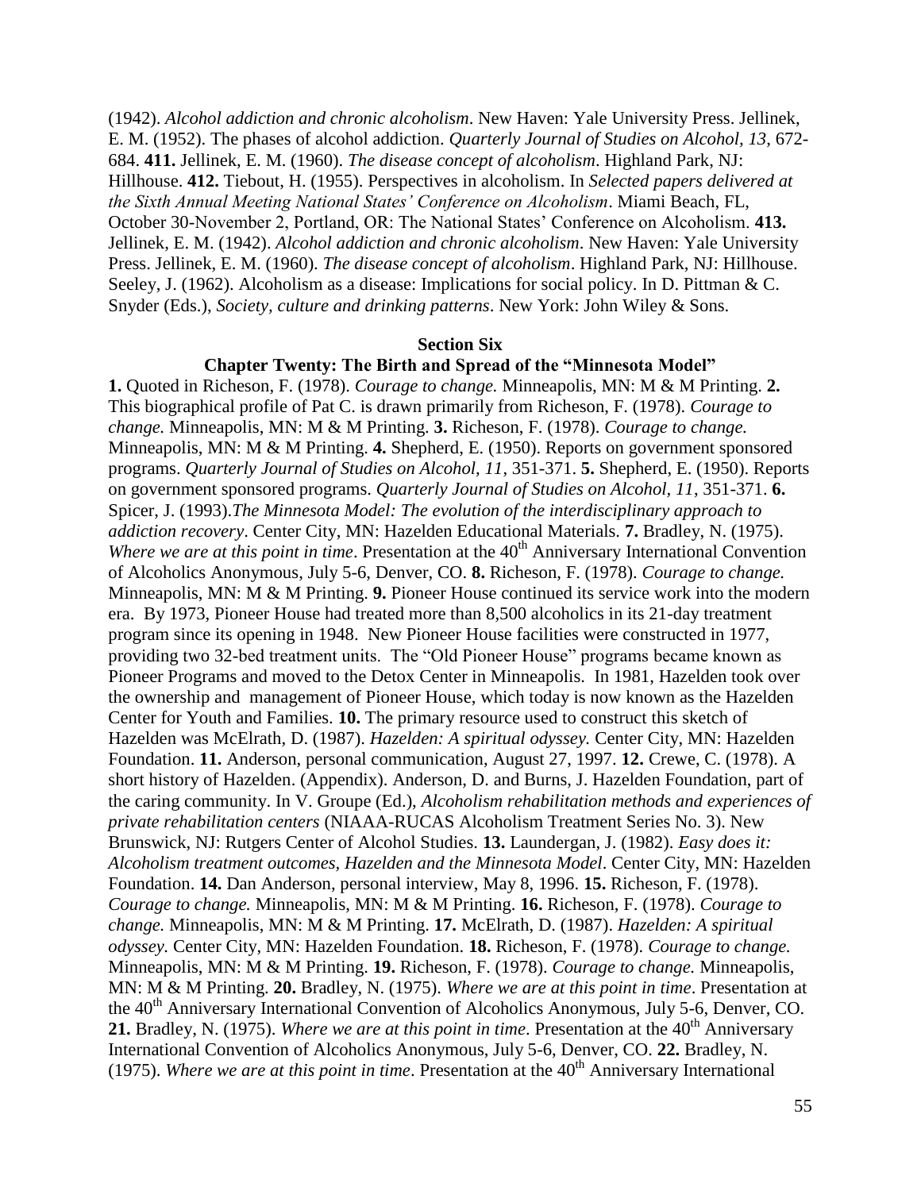(1942). *Alcohol addiction and chronic alcoholism*. New Haven: Yale University Press. Jellinek, E. M. (1952). The phases of alcohol addiction. *Quarterly Journal of Studies on Alcohol, 13*, 672-684. **411.** Jellinek, E. M. (1960). *The disease concept of alcoholism*. Highland Park, NJ: Hillhouse. **412.** Tiebout, H. (1955). Perspectives in alcoholism. In *Selected papers delivered at the Sixth Annual Meeting National States' Conference on Alcoholism*. Miami Beach, FL, October 30-November 2, Portland, OR: The National States' Conference on Alcoholism. **413.** Jellinek, E. M. (1942). *Alcohol addiction and chronic alcoholism*. New Haven: Yale University Press. Jellinek, E. M. (1960). *The disease concept of alcoholism*. Highland Park, NJ: Hillhouse. Seeley, J. (1962). Alcoholism as a disease: Implications for social policy. In D. Pittman & C. Snyder (Eds.), *Society, culture and drinking patterns*. New York: John Wiley & Sons.

## Section Six

### Chapter Twenty: The Birth and Spread of the "Minnesota Model"

**1.** Quoted in Richeson, F. (1978). *Courage to change.* Minneapolis, MN: M & M Printing. **2.** This biographical profile of Pat C. is drawn primarily from Richeson, F. (1978). *Courage to change.* Minneapolis, MN: M & M Printing. **3.** Richeson, F. (1978). *Courage to change.* Minneapolis, MN: M & M Printing. **4.** Shepherd, E. (1950). Reports on government sponsored programs. *Quarterly Journal of Studies on Alcohol, 11*, 351-371. **5.** Shepherd, E. (1950). Reports on government sponsored programs. *Quarterly Journal of Studies on Alcohol, 11*, 351-371. **6.** Spicer, J. (1993).*The Minnesota Model: The evolution of the interdisciplinary approach to addiction recovery*. Center City, MN: Hazelden Educational Materials. **7.** Bradley, N. (1975). *Where we are at this point in time*. Presentation at the 40th Anniversary International Convention of Alcoholics Anonymous, July 5-6, Denver, CO. **8.** Richeson, F. (1978). *Courage to change.* Minneapolis, MN: M & M Printing. **9.** Pioneer House continued its service work into the modern era. By 1973, Pioneer House had treated more than 8,500 alcoholics in its 21-day treatment program since its opening in 1948. New Pioneer House facilities were constructed in 1977, providing two 32-bed treatment units. The "Old Pioneer House" programs became known as Pioneer Programs and moved to the Detox Center in Minneapolis. In 1981, Hazelden took over the ownership and management of Pioneer House, which today is now known as the Hazelden Center for Youth and Families. **10.** The primary resource used to construct this sketch of Hazelden was McElrath, D. (1987). *Hazelden: A spiritual odyssey.* Center City, MN: Hazelden Foundation. **11.** Anderson, personal communication, August 27, 1997. **12.** Crewe, C. (1978). A short history of Hazelden. (Appendix). Anderson, D. and Burns, J. Hazelden Foundation, part of the caring community. In V. Groupe (Ed.), *Alcoholism rehabilitation methods and experiences of private rehabilitation centers* (NIAAA-RUCAS Alcoholism Treatment Series No. 3). New Brunswick, NJ: Rutgers Center of Alcohol Studies. **13.** Laundergan, J. (1982). *Easy does it: Alcoholism treatment outcomes, Hazelden and the Minnesota Model*. Center City, MN: Hazelden Foundation. **14.** Dan Anderson, personal interview, May 8, 1996. **15.** Richeson, F. (1978). *Courage to change.* Minneapolis, MN: M & M Printing. **16.** Richeson, F. (1978). *Courage to change.* Minneapolis, MN: M & M Printing. **17.** McElrath, D. (1987). *Hazelden: A spiritual odyssey.* Center City, MN: Hazelden Foundation. **18.** Richeson, F. (1978). *Courage to change.* Minneapolis, MN: M & M Printing. **19.** Richeson, F. (1978). *Courage to change.* Minneapolis, MN: M & M Printing. **20.** Bradley, N. (1975). *Where we are at this point in time*. Presentation at the 40th Anniversary International Convention of Alcoholics Anonymous, July 5-6, Denver, CO. **21.** Bradley, N. (1975). *Where we are at this point in time*. Presentation at the 40th Anniversary International Convention of Alcoholics Anonymous, July 5-6, Denver, CO. **22.** Bradley, N. (1975). *Where we are at this point in time*. Presentation at the 40th Anniversary International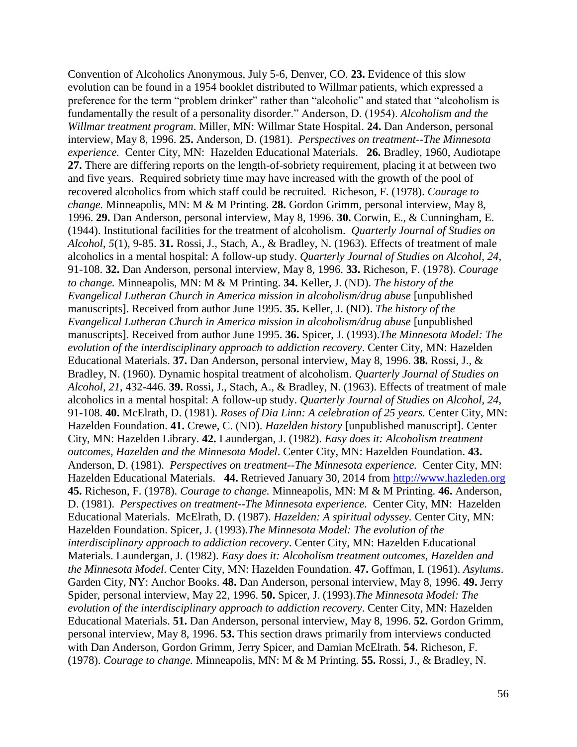Convention of Alcoholics Anonymous, July 5-6, Denver, CO. **23.** Evidence of this slow evolution can be found in a 1954 booklet distributed to Willmar patients, which expressed a preference for the term "problem drinker" rather than "alcoholic" and stated that "alcoholism is fundamentally the result of a personality disorder." Anderson, D. (1954). *Alcoholism and the Willmar treatment program*. Miller, MN: Willmar State Hospital. **24.** Dan Anderson, personal interview, May 8, 1996. **25.** Anderson, D. (1981). *Perspectives on treatment--The Minnesota experience.* Center City, MN: Hazelden Educational Materials. **26.** Bradley, 1960, Audiotape **27.** There are differing reports on the length-of-sobriety requirement, placing it at between two and five years. Required sobriety time may have increased with the growth of the pool of recovered alcoholics from which staff could be recruited. Richeson, F. (1978). *Courage to change.* Minneapolis, MN: M & M Printing. **28.** Gordon Grimm, personal interview, May 8, 1996. **29.** Dan Anderson, personal interview, May 8, 1996. **30.** Corwin, E., & Cunningham, E. (1944). Institutional facilities for the treatment of alcoholism. *Quarterly Journal of Studies on Alcohol*, *5*(1), 9-85. **31.** Rossi, J., Stach, A., & Bradley, N. (1963). Effects of treatment of male alcoholics in a mental hospital: A follow-up study. *Quarterly Journal of Studies on Alcohol, 24,* 91-108. **32.** Dan Anderson, personal interview, May 8, 1996. **33.** Richeson, F. (1978). *Courage to change.* Minneapolis, MN: M & M Printing. **34.** Keller, J. (ND). *The history of the Evangelical Lutheran Church in America mission in alcoholism/drug abuse* [unpublished manuscripts]. Received from author June 1995. **35.** Keller, J. (ND). *The history of the Evangelical Lutheran Church in America mission in alcoholism/drug abuse* [unpublished manuscripts]. Received from author June 1995. **36.** Spicer, J. (1993).*The Minnesota Model: The evolution of the interdisciplinary approach to addiction recovery*. Center City, MN: Hazelden Educational Materials. **37.** Dan Anderson, personal interview, May 8, 1996. **38.** Rossi, J., & Bradley, N. (1960). Dynamic hospital treatment of alcoholism. *Quarterly Journal of Studies on Alcohol, 21*, 432-446. **39.** Rossi, J., Stach, A., & Bradley, N. (1963). Effects of treatment of male alcoholics in a mental hospital: A follow-up study. *Quarterly Journal of Studies on Alcohol, 24,* 91-108. **40.** McElrath, D. (1981). *Roses of Dia Linn: A celebration of 25 years.* Center City, MN: Hazelden Foundation. **41.** Crewe, C. (ND). *Hazelden history* [unpublished manuscript]. Center City, MN: Hazelden Library. **42.** Laundergan, J. (1982). *Easy does it: Alcoholism treatment outcomes, Hazelden and the Minnesota Model*. Center City, MN: Hazelden Foundation. **43.** Anderson, D. (1981). *Perspectives on treatment--The Minnesota experience.* Center City, MN: Hazelden Educational Materials. **44.** Retrieved January 30, 2014 from http://www.hazleden.org **45.** Richeson, F. (1978). *Courage to change.* Minneapolis, MN: M & M Printing. **46.** Anderson, D. (1981). *Perspectives on treatment--The Minnesota experience.* Center City, MN: Hazelden Educational Materials. McElrath, D. (1987). *Hazelden: A spiritual odyssey.* Center City, MN: Hazelden Foundation. Spicer, J. (1993).*The Minnesota Model: The evolution of the interdisciplinary approach to addiction recovery*. Center City, MN: Hazelden Educational Materials. Laundergan, J. (1982). *Easy does it: Alcoholism treatment outcomes, Hazelden and the Minnesota Model*. Center City, MN: Hazelden Foundation. **47.** Goffman, I. (1961). *Asylums*. Garden City, NY: Anchor Books. **48.** Dan Anderson, personal interview, May 8, 1996. **49.** Jerry Spider, personal interview, May 22, 1996. **50.** Spicer, J. (1993).*The Minnesota Model: The evolution of the interdisciplinary approach to addiction recovery*. Center City, MN: Hazelden Educational Materials. **51.** Dan Anderson, personal interview, May 8, 1996. **52.** Gordon Grimm, personal interview, May 8, 1996. **53.** This section draws primarily from interviews conducted with Dan Anderson, Gordon Grimm, Jerry Spicer, and Damian McElrath. **54.** Richeson, F. (1978). *Courage to change.* Minneapolis, MN: M & M Printing. **55.** Rossi, J., & Bradley, N.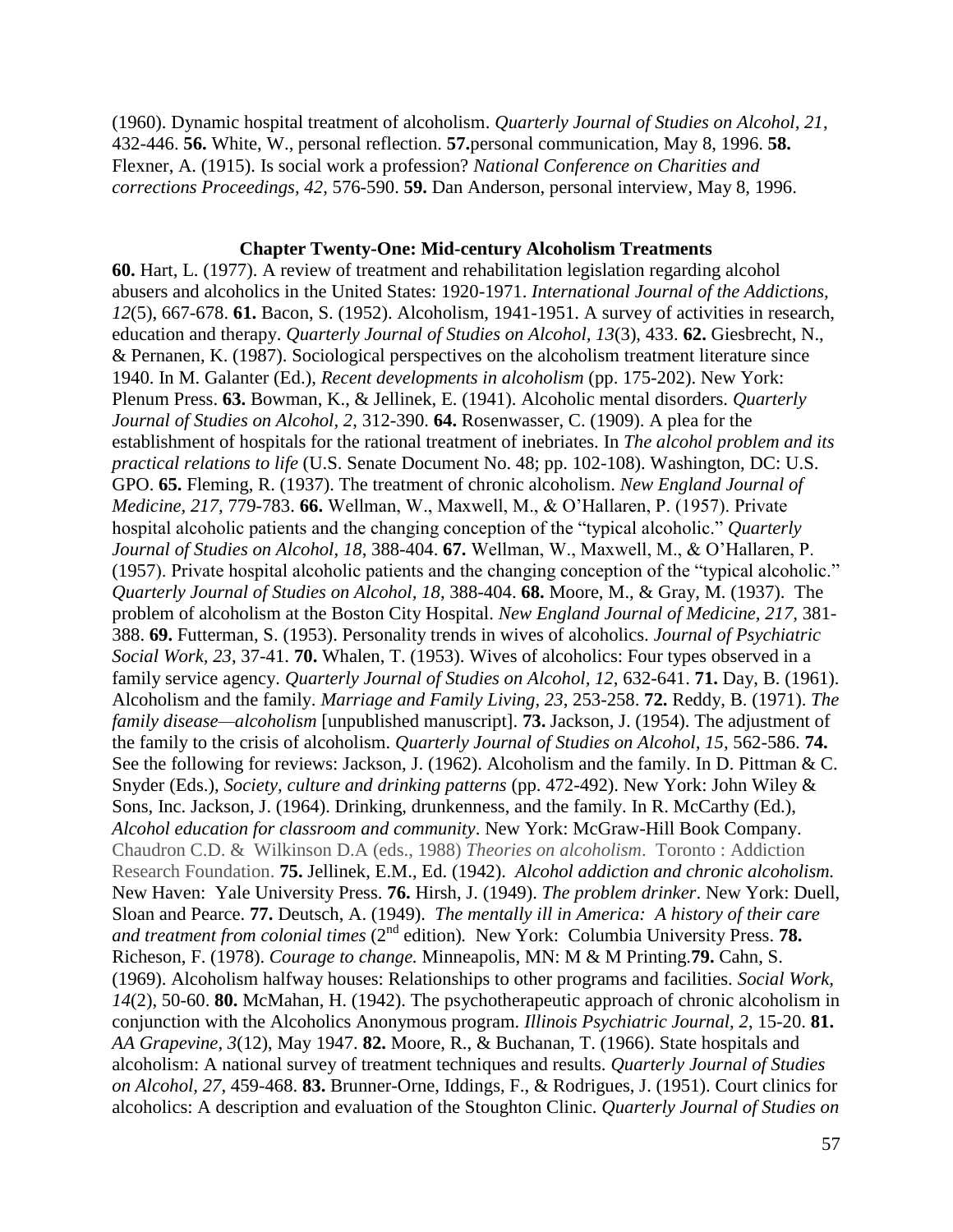(1960). Dynamic hospital treatment of alcoholism. *Quarterly Journal of Studies on Alcohol, 21*, 432-446. **56.** White, W., personal reflection. **57.**personal communication, May 8, 1996. **58.** Flexner, A. (1915). Is social work a profession? *National Conference on Charities and corrections Proceedings, 42*, 576-590. **59.** Dan Anderson, personal interview, May 8, 1996.

### Chapter Twenty-One: Mid-century Alcoholism Treatments

**60.** Hart, L. (1977). A review of treatment and rehabilitation legislation regarding alcohol abusers and alcoholics in the United States: 1920-1971. *International Journal of the Addictions, 12*(5), 667-678. **61.** Bacon, S. (1952). Alcoholism, 1941-1951. A survey of activities in research, education and therapy. *Quarterly Journal of Studies on Alcohol, 13*(3), 433. **62.** Giesbrecht, N., & Pernanen, K. (1987). Sociological perspectives on the alcoholism treatment literature since 1940. In M. Galanter (Ed.), *Recent developments in alcoholism* (pp. 175-202). New York: Plenum Press. **63.** Bowman, K., & Jellinek, E. (1941). Alcoholic mental disorders. *Quarterly Journal of Studies on Alcohol, 2*, 312-390. **64.** Rosenwasser, C. (1909). A plea for the establishment of hospitals for the rational treatment of inebriates. In *The alcohol problem and its practical relations to life* (U.S. Senate Document No. 48; pp. 102-108). Washington, DC: U.S. GPO. **65.** Fleming, R. (1937). The treatment of chronic alcoholism. *New England Journal of Medicine, 217*, 779-783. **66.** Wellman, W., Maxwell, M., & O'Hallaren, P. (1957). Private hospital alcoholic patients and the changing conception of the "typical alcoholic." *Quarterly Journal of Studies on Alcohol, 18*, 388-404. **67.** Wellman, W., Maxwell, M., & O'Hallaren, P. (1957). Private hospital alcoholic patients and the changing conception of the "typical alcoholic." *Quarterly Journal of Studies on Alcohol, 18*, 388-404. **68.** Moore, M., & Gray, M. (1937). The problem of alcoholism at the Boston City Hospital. *New England Journal of Medicine, 217*, 381-388. **69.** Futterman, S. (1953). Personality trends in wives of alcoholics. *Journal of Psychiatric Social Work, 23*, 37-41. **70.** Whalen, T. (1953). Wives of alcoholics: Four types observed in a family service agency. *Quarterly Journal of Studies on Alcohol, 12*, 632-641. **71.** Day, B. (1961). Alcoholism and the family. *Marriage and Family Living, 23*, 253-258. **72.** Reddy, B. (1971). *The family disease—alcoholism* [unpublished manuscript]. **73.** Jackson, J. (1954). The adjustment of the family to the crisis of alcoholism. *Quarterly Journal of Studies on Alcohol, 15*, 562-586. **74.** See the following for reviews: Jackson, J. (1962). Alcoholism and the family. In D. Pittman & C. Snyder (Eds.), *Society, culture and drinking patterns* (pp. 472-492). New York: John Wiley & Sons, Inc. Jackson, J. (1964). Drinking, drunkenness, and the family. In R. McCarthy (Ed.), *Alcohol education for classroom and community*. New York: McGraw-Hill Book Company. Chaudron C.D. & Wilkinson D.A (eds., 1988) *Theories on alcoholism*. Toronto : Addiction Research Foundation. **75.** Jellinek, E.M., Ed. (1942). *Alcohol addiction and chronic alcoholism.* New Haven: Yale University Press. **76.** Hirsh, J. (1949). *The problem drinker*. New York: Duell, Sloan and Pearce. **77.** Deutsch, A. (1949). *The mentally ill in America: A history of their care and treatment from colonial times* (2nd edition). New York: Columbia University Press. **78.** Richeson, F. (1978). *Courage to change.* Minneapolis, MN: M & M Printing.**79.** Cahn, S. (1969). Alcoholism halfway houses: Relationships to other programs and facilities. *Social Work, 14*(2), 50-60. **80.** McMahan, H. (1942). The psychotherapeutic approach of chronic alcoholism in conjunction with the Alcoholics Anonymous program. *Illinois Psychiatric Journal, 2*, 15-20. **81.** *AA Grapevine, 3*(12), May 1947. **82.** Moore, R., & Buchanan, T. (1966). State hospitals and alcoholism: A national survey of treatment techniques and results. *Quarterly Journal of Studies on Alcohol, 27*, 459-468. **83.** Brunner-Orne, Iddings, F., & Rodrigues, J. (1951). Court clinics for alcoholics: A description and evaluation of the Stoughton Clinic. *Quarterly Journal of Studies on*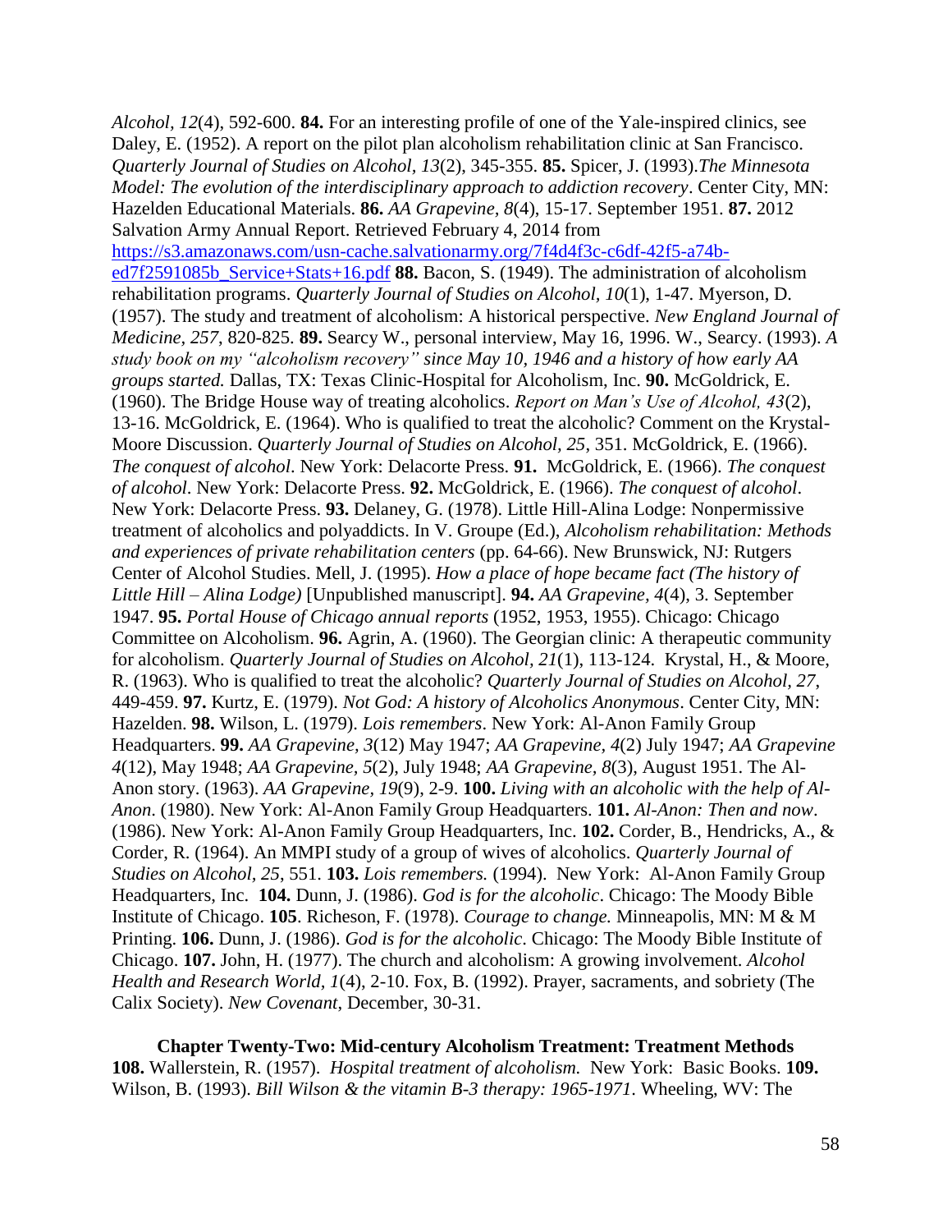*Alcohol, 12*(4), 592-600. **84.** For an interesting profile of one of the Yale-inspired clinics, see Daley, E. (1952). A report on the pilot plan alcoholism rehabilitation clinic at San Francisco. *Quarterly Journal of Studies on Alcohol, 13*(2), 345-355. **85.** Spicer, J. (1993).*The Minnesota Model: The evolution of the interdisciplinary approach to addiction recovery*. Center City, MN: Hazelden Educational Materials. **86.** *AA Grapevine, 8*(4), 15-17. September 1951. **87.** 2012 Salvation Army Annual Report. Retrieved February 4, 2014 from https://s3.amazonaws.com/usn-cache.salvationarmy.org/7f4d4f3c-c6df-42f5-a74b-ed7f2591085b_Service+Stats+16.pdf **88.** Bacon, S. (1949). The administration of alcoholism rehabilitation programs. *Quarterly Journal of Studies on Alcohol, 10*(1), 1-47. Myerson, D. (1957). The study and treatment of alcoholism: A historical perspective. *New England Journal of Medicine, 257*, 820-825. **89.** Searcy W., personal interview, May 16, 1996. W., Searcy. (1993). *A study book on my "alcoholism recovery" since May 10, 1946 and a history of how early AA groups started.* Dallas, TX: Texas Clinic-Hospital for Alcoholism, Inc. **90.** McGoldrick, E. (1960). The Bridge House way of treating alcoholics. *Report on Man's Use of Alcohol, 43*(2), 13-16. McGoldrick, E. (1964). Who is qualified to treat the alcoholic? Comment on the Krystal-Moore Discussion. *Quarterly Journal of Studies on Alcohol, 25*, 351. McGoldrick, E. (1966). *The conquest of alcohol*. New York: Delacorte Press. **91.** McGoldrick, E. (1966). *The conquest of alcohol*. New York: Delacorte Press. **92.** McGoldrick, E. (1966). *The conquest of alcohol*. New York: Delacorte Press. **93.** Delaney, G. (1978). Little Hill-Alina Lodge: Nonpermissive treatment of alcoholics and polyaddicts. In V. Groupe (Ed.), *Alcoholism rehabilitation: Methods and experiences of private rehabilitation centers* (pp. 64-66). New Brunswick, NJ: Rutgers Center of Alcohol Studies. Mell, J. (1995). *How a place of hope became fact (The history of Little Hill – Alina Lodge)* [Unpublished manuscript]. **94.** *AA Grapevine, 4*(4), 3. September 1947. **95.** *Portal House of Chicago annual reports* (1952, 1953, 1955). Chicago: Chicago Committee on Alcoholism. **96.** Agrin, A. (1960). The Georgian clinic: A therapeutic community for alcoholism. *Quarterly Journal of Studies on Alcohol, 21*(1), 113-124. Krystal, H., & Moore, R. (1963). Who is qualified to treat the alcoholic? *Quarterly Journal of Studies on Alcohol, 27*, 449-459. **97.** Kurtz, E. (1979). *Not God: A history of Alcoholics Anonymous*. Center City, MN: Hazelden. **98.** Wilson, L. (1979). *Lois remembers*. New York: Al-Anon Family Group Headquarters. **99.** *AA Grapevine, 3*(12) May 1947; *AA Grapevine, 4*(2) July 1947; *AA Grapevine 4*(12), May 1948; *AA Grapevine, 5*(2), July 1948; *AA Grapevine, 8*(3), August 1951. The Al-Anon story. (1963). *AA Grapevine, 19*(9), 2-9. **100.** *Living with an alcoholic with the help of Al-Anon*. (1980). New York: Al-Anon Family Group Headquarters. **101.** *Al-Anon: Then and now*. (1986). New York: Al-Anon Family Group Headquarters, Inc. **102.** Corder, B., Hendricks, A., & Corder, R. (1964). An MMPI study of a group of wives of alcoholics. *Quarterly Journal of Studies on Alcohol, 25*, 551. **103.** *Lois remembers.* (1994). New York: Al-Anon Family Group Headquarters, Inc. **104.** Dunn, J. (1986). *God is for the alcoholic*. Chicago: The Moody Bible Institute of Chicago. **105**. Richeson, F. (1978). *Courage to change.* Minneapolis, MN: M & M Printing. **106.** Dunn, J. (1986). *God is for the alcoholic*. Chicago: The Moody Bible Institute of Chicago. **107.** John, H. (1977). The church and alcoholism: A growing involvement. *Alcohol Health and Research World, 1*(4), 2-10. Fox, B. (1992). Prayer, sacraments, and sobriety (The Calix Society). *New Covenant*, December, 30-31.

**Chapter Twenty-Two: Mid-century Alcoholism Treatment: Treatment Methods**

**108.** Wallerstein, R. (1957). *Hospital treatment of alcoholism.* New York: Basic Books. **109.** Wilson, B. (1993). *Bill Wilson & the vitamin B-3 therapy: 1965-1971.* Wheeling, WV: The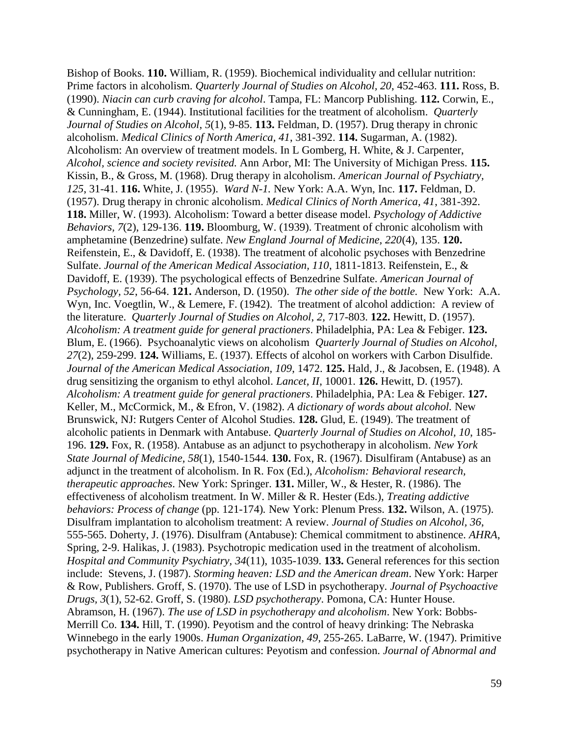Bishop of Books. **110.** William, R. (1959). Biochemical individuality and cellular nutrition: Prime factors in alcoholism. *Quarterly Journal of Studies on Alcohol, 20*, 452-463. **111.** Ross, B. (1990). *Niacin can curb craving for alcohol*. Tampa, FL: Mancorp Publishing. **112.** Corwin, E., & Cunningham, E. (1944). Institutional facilities for the treatment of alcoholism. *Quarterly Journal of Studies on Alcohol*, *5*(1), 9-85. **113.** Feldman, D. (1957). Drug therapy in chronic alcoholism. *Medical Clinics of North America, 41*, 381-392. **114.** Sugarman, A. (1982). Alcoholism: An overview of treatment models. In L Gomberg, H. White, & J. Carpenter, *Alcohol, science and society revisited.* Ann Arbor, MI: The University of Michigan Press. **115.** Kissin, B., & Gross, M. (1968). Drug therapy in alcoholism. *American Journal of Psychiatry, 125*, 31-41. **116.** White, J. (1955). *Ward N-1.* New York: A.A. Wyn, Inc. **117.** Feldman, D. (1957). Drug therapy in chronic alcoholism. *Medical Clinics of North America, 41*, 381-392. **118.** Miller, W. (1993). Alcoholism: Toward a better disease model. *Psychology of Addictive Behaviors, 7*(2), 129-136. **119.** Bloomburg, W. (1939). Treatment of chronic alcoholism with amphetamine (Benzedrine) sulfate. *New England Journal of Medicine, 220*(4), 135. **120.** Reifenstein, E., & Davidoff, E. (1938). The treatment of alcoholic psychoses with Benzedrine Sulfate. *Journal of the American Medical Association, 110*, 1811-1813. Reifenstein, E., & Davidoff, E. (1939). The psychological effects of Benzedrine Sulfate. *American Journal of Psychology, 52*, 56-64. **121.** Anderson, D. (1950). *The other side of the bottle.* New York: A.A. Wyn, Inc. Voegtlin, W., & Lemere, F. (1942). The treatment of alcohol addiction: A review of the literature. *Quarterly Journal of Studies on Alcohol*, *2*, 717-803. **122.** Hewitt, D. (1957). *Alcoholism: A treatment guide for general practioners*. Philadelphia, PA: Lea & Febiger. **123.** Blum, E. (1966). Psychoanalytic views on alcoholism *Quarterly Journal of Studies on Alcohol, 27*(2), 259-299. **124.** Williams, E. (1937). Effects of alcohol on workers with Carbon Disulfide. *Journal of the American Medical Association, 109*, 1472. **125.** Hald, J., & Jacobsen, E. (1948). A drug sensitizing the organism to ethyl alcohol. *Lancet, II*, 10001. **126.** Hewitt, D. (1957). *Alcoholism: A treatment guide for general practioners*. Philadelphia, PA: Lea & Febiger. **127.** Keller, M., McCormick, M., & Efron, V. (1982). *A dictionary of words about alcohol.* New Brunswick, NJ: Rutgers Center of Alcohol Studies. **128.** Glud, E. (1949). The treatment of alcoholic patients in Denmark with Antabuse. *Quarterly Journal of Studies on Alcohol, 10*, 185-196. **129.** Fox, R. (1958). Antabuse as an adjunct to psychotherapy in alcoholism. *New York State Journal of Medicine, 58*(1), 1540-1544. **130.** Fox, R. (1967). Disulfiram (Antabuse) as an adjunct in the treatment of alcoholism. In R. Fox (Ed.), *Alcoholism: Behavioral research, therapeutic approaches*. New York: Springer. **131.** Miller, W., & Hester, R. (1986). The effectiveness of alcoholism treatment. In W. Miller & R. Hester (Eds.), *Treating addictive behaviors: Process of change* (pp. 121-174)*.* New York: Plenum Press. **132.** Wilson, A. (1975). Disulfram implantation to alcoholism treatment: A review. *Journal of Studies on Alcohol*, *36*, 555-565. Doherty, J. (1976). Disulfram (Antabuse): Chemical commitment to abstinence. *AHRA*, Spring, 2-9. Halikas, J. (1983). Psychotropic medication used in the treatment of alcoholism. *Hospital and Community Psychiatry, 34*(11), 1035-1039. **133.** General references for this section include: Stevens, J. (1987). *Storming heaven: LSD and the American dream*. New York: Harper & Row, Publishers. Groff, S. (1970). The use of LSD in psychotherapy. *Journal of Psychoactive Drugs*, *3*(1), 52-62. Groff, S. (1980). *LSD psychotherapy*. Pomona, CA: Hunter House. Abramson, H. (1967). *The use of LSD in psychotherapy and alcoholism*. New York: Bobbs-Merrill Co. **134.** Hill, T. (1990). Peyotism and the control of heavy drinking: The Nebraska Winnebego in the early 1900s. *Human Organization, 49*, 255-265. LaBarre, W. (1947). Primitive psychotherapy in Native American cultures: Peyotism and confession. *Journal of Abnormal and*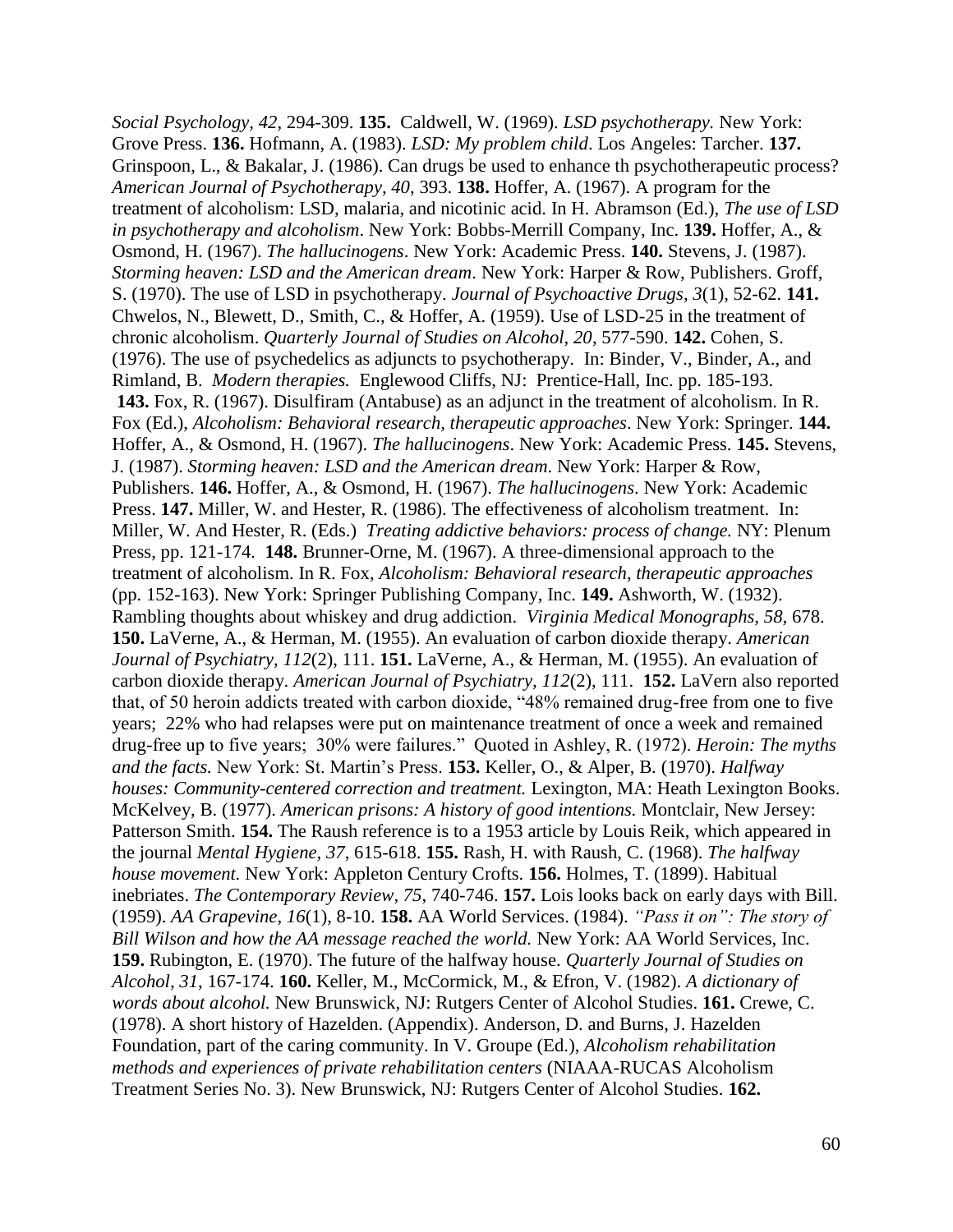*Social Psychology, 42*, 294-309. **135.** Caldwell, W. (1969). *LSD psychotherapy.* New York: Grove Press. **136.** Hofmann, A. (1983). *LSD: My problem child*. Los Angeles: Tarcher. **137.** Grinspoon, L., & Bakalar, J. (1986). Can drugs be used to enhance th psychotherapeutic process? *American Journal of Psychotherapy, 40*, 393. **138.** Hoffer, A. (1967). A program for the treatment of alcoholism: LSD, malaria, and nicotinic acid. In H. Abramson (Ed.), *The use of LSD in psychotherapy and alcoholism*. New York: Bobbs-Merrill Company, Inc. **139.** Hoffer, A., & Osmond, H. (1967). *The hallucinogens*. New York: Academic Press. **140.** Stevens, J. (1987). *Storming heaven: LSD and the American dream*. New York: Harper & Row, Publishers. Groff, S. (1970). The use of LSD in psychotherapy. *Journal of Psychoactive Drugs, 3*(1), 52-62. **141.** Chwelos, N., Blewett, D., Smith, C., & Hoffer, A. (1959). Use of LSD-25 in the treatment of chronic alcoholism. *Quarterly Journal of Studies on Alcohol, 20*, 577-590. **142.** Cohen, S. (1976). The use of psychedelics as adjuncts to psychotherapy. In: Binder, V., Binder, A., and Rimland, B. *Modern therapies.* Englewood Cliffs, NJ: Prentice-Hall, Inc. pp. 185-193. **143.** Fox, R. (1967). Disulfiram (Antabuse) as an adjunct in the treatment of alcoholism. In R. Fox (Ed.), *Alcoholism: Behavioral research, therapeutic approaches*. New York: Springer. **144.** Hoffer, A., & Osmond, H. (1967). *The hallucinogens*. New York: Academic Press. **145.** Stevens, J. (1987). *Storming heaven: LSD and the American dream*. New York: Harper & Row, Publishers. **146.** Hoffer, A., & Osmond, H. (1967). *The hallucinogens*. New York: Academic Press. **147.** Miller, W. and Hester, R. (1986). The effectiveness of alcoholism treatment. In: Miller, W. And Hester, R. (Eds.) *Treating addictive behaviors: process of change.* NY: Plenum Press, pp. 121-174. **148.** Brunner-Orne, M. (1967). A three-dimensional approach to the treatment of alcoholism. In R. Fox, *Alcoholism: Behavioral research, therapeutic approaches* (pp. 152-163). New York: Springer Publishing Company, Inc. **149.** Ashworth, W. (1932). Rambling thoughts about whiskey and drug addiction. *Virginia Medical Monographs, 58*, 678. **150.** LaVerne, A., & Herman, M. (1955). An evaluation of carbon dioxide therapy. *American Journal of Psychiatry, 112*(2), 111. **151.** LaVerne, A., & Herman, M. (1955). An evaluation of carbon dioxide therapy. *American Journal of Psychiatry, 112*(2), 111. **152.** LaVern also reported that, of 50 heroin addicts treated with carbon dioxide, "48% remained drug-free from one to five years; 22% who had relapses were put on maintenance treatment of once a week and remained drug-free up to five years; 30% were failures." Quoted in Ashley, R. (1972). *Heroin: The myths and the facts.* New York: St. Martin's Press. **153.** Keller, O., & Alper, B. (1970). *Halfway houses: Community-centered correction and treatment.* Lexington, MA: Heath Lexington Books. McKelvey, B. (1977). *American prisons: A history of good intentions.* Montclair, New Jersey: Patterson Smith. **154.** The Raush reference is to a 1953 article by Louis Reik, which appeared in the journal *Mental Hygiene, 37*, 615-618. **155.** Rash, H. with Raush, C. (1968). *The halfway house movement.* New York: Appleton Century Crofts. **156.** Holmes, T. (1899). Habitual inebriates. *The Contemporary Review, 75*, 740-746. **157.** Lois looks back on early days with Bill. (1959). *AA Grapevine, 16*(1), 8-10. **158.** AA World Services. (1984). *"Pass it on": The story of Bill Wilson and how the AA message reached the world.* New York: AA World Services, Inc. **159.** Rubington, E. (1970). The future of the halfway house. *Quarterly Journal of Studies on Alcohol, 31*, 167-174. **160.** Keller, M., McCormick, M., & Efron, V. (1982). *A dictionary of words about alcohol.* New Brunswick, NJ: Rutgers Center of Alcohol Studies. **161.** Crewe, C. (1978). A short history of Hazelden. (Appendix). Anderson, D. and Burns, J. Hazelden Foundation, part of the caring community. In V. Groupe (Ed.), *Alcoholism rehabilitation methods and experiences of private rehabilitation centers* (NIAAA-RUCAS Alcoholism Treatment Series No. 3). New Brunswick, NJ: Rutgers Center of Alcohol Studies. **162.**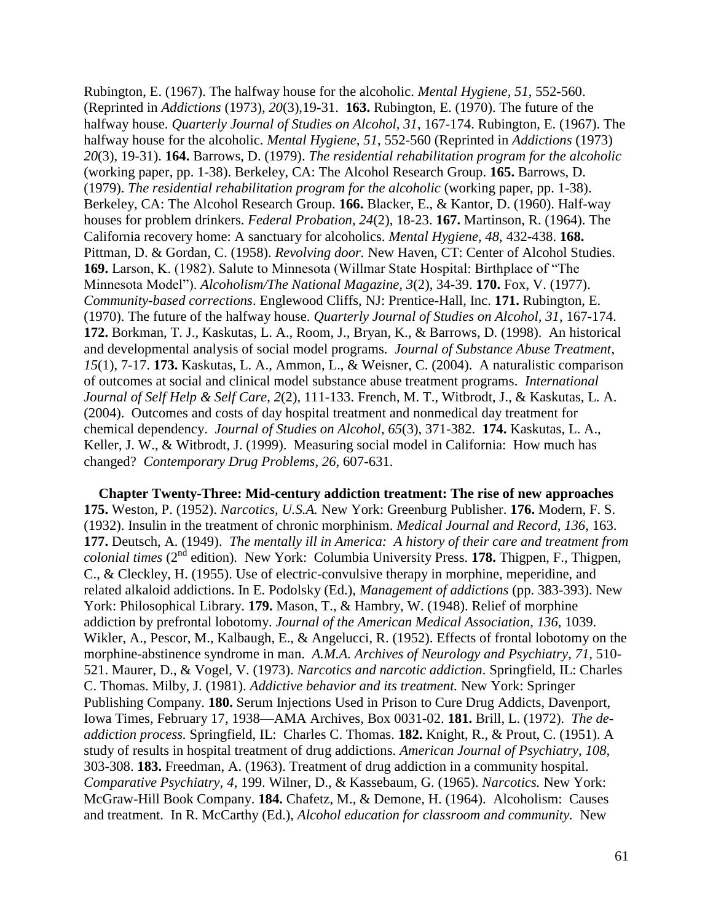Rubington, E. (1967). The halfway house for the alcoholic. *Mental Hygiene*, *51*, 552-560. (Reprinted in *Addictions* (1973), *20*(3),19-31. **163.** Rubington, E. (1970). The future of the halfway house. *Quarterly Journal of Studies on Alcohol, 31*, 167-174. Rubington, E. (1967). The halfway house for the alcoholic. *Mental Hygiene, 51*, 552-560 (Reprinted in *Addictions* (1973) *20*(3), 19-31). **164.** Barrows, D. (1979). *The residential rehabilitation program for the alcoholic* (working paper, pp. 1-38). Berkeley, CA: The Alcohol Research Group. **165.** Barrows, D. (1979). *The residential rehabilitation program for the alcoholic* (working paper, pp. 1-38). Berkeley, CA: The Alcohol Research Group. **166.** Blacker, E., & Kantor, D. (1960). Half-way houses for problem drinkers. *Federal Probation, 24*(2), 18-23. **167.** Martinson, R. (1964). The California recovery home: A sanctuary for alcoholics. *Mental Hygiene, 48*, 432-438. **168.** Pittman, D. & Gordan, C. (1958). *Revolving door.* New Haven, CT: Center of Alcohol Studies. **169.** Larson, K. (1982). Salute to Minnesota (Willmar State Hospital: Birthplace of "The Minnesota Model"). *Alcoholism/The National Magazine*, *3*(2), 34-39. **170.** Fox, V. (1977). *Community-based corrections*. Englewood Cliffs, NJ: Prentice-Hall, Inc. **171.** Rubington, E. (1970). The future of the halfway house. *Quarterly Journal of Studies on Alcohol, 31*, 167-174. **172.** Borkman, T. J., Kaskutas, L. A., Room, J., Bryan, K., & Barrows, D. (1998). An historical and developmental analysis of social model programs. *Journal of Substance Abuse Treatment*, *15*(1), 7-17. **173.** Kaskutas, L. A., Ammon, L., & Weisner, C. (2004). A naturalistic comparison of outcomes at social and clinical model substance abuse treatment programs. *International Journal of Self Help & Self Care*, *2*(2), 111-133. French, M. T., Witbrodt, J., & Kaskutas, L. A. (2004). Outcomes and costs of day hospital treatment and nonmedical day treatment for chemical dependency. *Journal of Studies on Alcohol*, *65*(3), 371-382. **174.** Kaskutas, L. A., Keller, J. W., & Witbrodt, J. (1999). Measuring social model in California: How much has changed? *Contemporary Drug Problems*, *26*, 607-631.

**Chapter Twenty-Three: Mid-century addiction treatment: The rise of new approaches**

**175.** Weston, P. (1952). *Narcotics, U.S.A.* New York: Greenburg Publisher. **176.** Modern, F. S. (1932). Insulin in the treatment of chronic morphinism. *Medical Journal and Record*, *136*, 163. **177.** Deutsch, A. (1949). *The mentally ill in America: A history of their care and treatment from colonial times* (2nd edition). New York: Columbia University Press. **178.** Thigpen, F., Thigpen, C., & Cleckley, H. (1955). Use of electric-convulsive therapy in morphine, meperidine, and related alkaloid addictions. In E. Podolsky (Ed.), *Management of addictions* (pp. 383-393). New York: Philosophical Library. **179.** Mason, T., & Hambry, W. (1948). Relief of morphine addiction by prefrontal lobotomy. *Journal of the American Medical Association, 136*, 1039. Wikler, A., Pescor, M., Kalbaugh, E., & Angelucci, R. (1952). Effects of frontal lobotomy on the morphine-abstinence syndrome in man. *A.M.A. Archives of Neurology and Psychiatry*, *71*, 510-521. Maurer, D., & Vogel, V. (1973). *Narcotics and narcotic addiction*. Springfield, IL: Charles C. Thomas. Milby, J. (1981). *Addictive behavior and its treatment.* New York: Springer Publishing Company. **180.** Serum Injections Used in Prison to Cure Drug Addicts, Davenport, Iowa Times, February 17, 1938—AMA Archives, Box 0031-02. **181.** Brill, L. (1972). *The de-addiction process.* Springfield, IL: Charles C. Thomas. **182.** Knight, R., & Prout, C. (1951). A study of results in hospital treatment of drug addictions. *American Journal of Psychiatry, 108,* 303-308. **183.** Freedman, A. (1963). Treatment of drug addiction in a community hospital. *Comparative Psychiatry, 4*, 199. Wilner, D., & Kassebaum, G. (1965). *Narcotics.* New York: McGraw-Hill Book Company. **184.** Chafetz, M., & Demone, H. (1964). Alcoholism: Causes and treatment. In R. McCarthy (Ed.), *Alcohol education for classroom and community.* New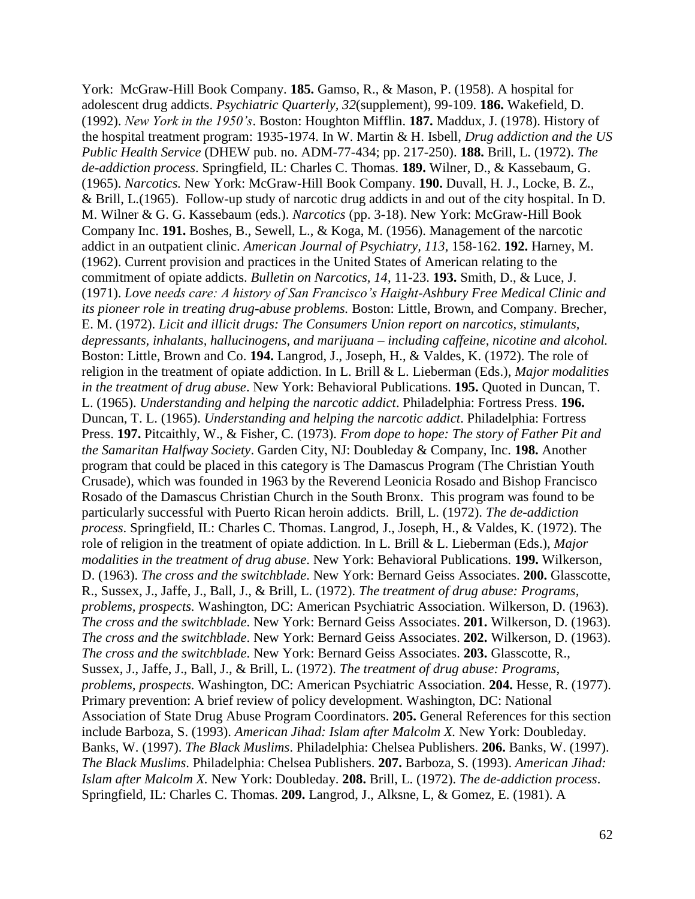York: McGraw-Hill Book Company. **185.** Gamso, R., & Mason, P. (1958). A hospital for adolescent drug addicts. *Psychiatric Quarterly, 32*(supplement), 99-109. **186.** Wakefield, D. (1992). *New York in the 1950's*. Boston: Houghton Mifflin. **187.** Maddux, J. (1978). History of the hospital treatment program: 1935-1974. In W. Martin & H. Isbell, *Drug addiction and the US Public Health Service* (DHEW pub. no. ADM-77-434; pp. 217-250). **188.** Brill, L. (1972). *The de-addiction process*. Springfield, IL: Charles C. Thomas. **189.** Wilner, D., & Kassebaum, G. (1965). *Narcotics.* New York: McGraw-Hill Book Company. **190.** Duvall, H. J., Locke, B. Z., & Brill, L.(1965). Follow-up study of narcotic drug addicts in and out of the city hospital. In D. M. Wilner & G. G. Kassebaum (eds.). *Narcotics* (pp. 3-18). New York: McGraw-Hill Book Company Inc. **191.** Boshes, B., Sewell, L., & Koga, M. (1956). Management of the narcotic addict in an outpatient clinic. *American Journal of Psychiatry, 113*, 158-162. **192.** Harney, M. (1962). Current provision and practices in the United States of American relating to the commitment of opiate addicts. *Bulletin on Narcotics, 14*, 11-23. **193.** Smith, D., & Luce, J. (1971). *Love needs care: A history of San Francisco's Haight-Ashbury Free Medical Clinic and its pioneer role in treating drug-abuse problems.* Boston: Little, Brown, and Company. Brecher, E. M. (1972). *Licit and illicit drugs: The Consumers Union report on narcotics, stimulants, depressants, inhalants, hallucinogens, and marijuana – including caffeine, nicotine and alcohol.* Boston: Little, Brown and Co. **194.** Langrod, J., Joseph, H., & Valdes, K. (1972). The role of religion in the treatment of opiate addiction. In L. Brill & L. Lieberman (Eds.), *Major modalities in the treatment of drug abuse*. New York: Behavioral Publications. **195.** Quoted in Duncan, T. L. (1965). *Understanding and helping the narcotic addict*. Philadelphia: Fortress Press. **196.** Duncan, T. L. (1965). *Understanding and helping the narcotic addict*. Philadelphia: Fortress Press. **197.** Pitcaithly, W., & Fisher, C. (1973). *From dope to hope: The story of Father Pit and the Samaritan Halfway Society*. Garden City, NJ: Doubleday & Company, Inc. **198.** Another program that could be placed in this category is The Damascus Program (The Christian Youth Crusade), which was founded in 1963 by the Reverend Leonicia Rosado and Bishop Francisco Rosado of the Damascus Christian Church in the South Bronx. This program was found to be particularly successful with Puerto Rican heroin addicts. Brill, L. (1972). *The de-addiction process*. Springfield, IL: Charles C. Thomas. Langrod, J., Joseph, H., & Valdes, K. (1972). The role of religion in the treatment of opiate addiction. In L. Brill & L. Lieberman (Eds.), *Major modalities in the treatment of drug abuse*. New York: Behavioral Publications. **199.** Wilkerson, D. (1963). *The cross and the switchblade*. New York: Bernard Geiss Associates. **200.** Glasscotte, R., Sussex, J., Jaffe, J., Ball, J., & Brill, L. (1972). *The treatment of drug abuse: Programs, problems, prospects.* Washington, DC: American Psychiatric Association. Wilkerson, D. (1963). *The cross and the switchblade*. New York: Bernard Geiss Associates. **201.** Wilkerson, D. (1963). *The cross and the switchblade*. New York: Bernard Geiss Associates. **202.** Wilkerson, D. (1963). *The cross and the switchblade*. New York: Bernard Geiss Associates. **203.** Glasscotte, R., Sussex, J., Jaffe, J., Ball, J., & Brill, L. (1972). *The treatment of drug abuse: Programs, problems, prospects.* Washington, DC: American Psychiatric Association. **204.** Hesse, R. (1977). Primary prevention: A brief review of policy development. Washington, DC: National Association of State Drug Abuse Program Coordinators. **205.** General References for this section include Barboza, S. (1993). *American Jihad: Islam after Malcolm X.* New York: Doubleday. Banks, W. (1997). *The Black Muslims*. Philadelphia: Chelsea Publishers. **206.** Banks, W. (1997). *The Black Muslims*. Philadelphia: Chelsea Publishers. **207.** Barboza, S. (1993). *American Jihad: Islam after Malcolm X.* New York: Doubleday. **208.** Brill, L. (1972). *The de-addiction process*. Springfield, IL: Charles C. Thomas. **209.** Langrod, J., Alksne, L, & Gomez, E. (1981). A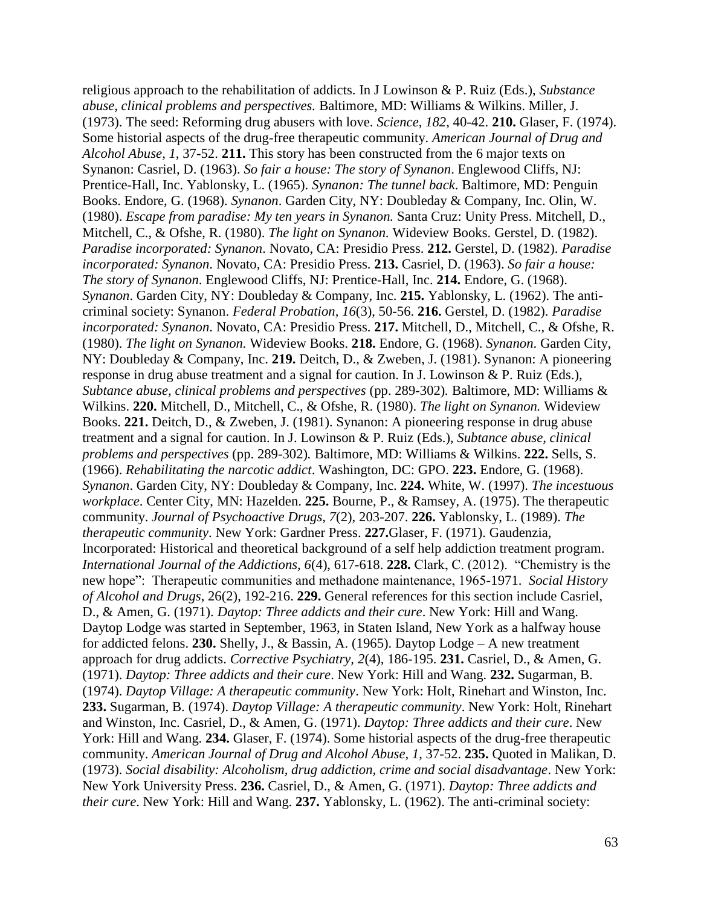religious approach to the rehabilitation of addicts. In J Lowinson & P. Ruiz (Eds.), *Substance abuse, clinical problems and perspectives.* Baltimore, MD: Williams & Wilkins. Miller, J. (1973). The seed: Reforming drug abusers with love. *Science, 182*, 40-42. **210.** Glaser, F. (1974). Some historial aspects of the drug-free therapeutic community. *American Journal of Drug and Alcohol Abuse, 1*, 37-52. **211.** This story has been constructed from the 6 major texts on Synanon: Casriel, D. (1963). *So fair a house: The story of Synanon*. Englewood Cliffs, NJ: Prentice-Hall, Inc. Yablonsky, L. (1965). *Synanon: The tunnel back*. Baltimore, MD: Penguin Books. Endore, G. (1968). *Synanon*. Garden City, NY: Doubleday & Company, Inc. Olin, W. (1980). *Escape from paradise: My ten years in Synanon.* Santa Cruz: Unity Press. Mitchell, D., Mitchell, C., & Ofshe, R. (1980). *The light on Synanon.* Wideview Books. Gerstel, D. (1982). *Paradise incorporated: Synanon*. Novato, CA: Presidio Press. **212.** Gerstel, D. (1982). *Paradise incorporated: Synanon*. Novato, CA: Presidio Press. **213.** Casriel, D. (1963). *So fair a house: The story of Synanon*. Englewood Cliffs, NJ: Prentice-Hall, Inc. **214.** Endore, G. (1968). *Synanon*. Garden City, NY: Doubleday & Company, Inc. **215.** Yablonsky, L. (1962). The anti-criminal society: Synanon. *Federal Probation, 16*(3), 50-56. **216.** Gerstel, D. (1982). *Paradise incorporated: Synanon*. Novato, CA: Presidio Press. **217.** Mitchell, D., Mitchell, C., & Ofshe, R. (1980). *The light on Synanon.* Wideview Books. **218.** Endore, G. (1968). *Synanon*. Garden City, NY: Doubleday & Company, Inc. **219.** Deitch, D., & Zweben, J. (1981). Synanon: A pioneering response in drug abuse treatment and a signal for caution. In J. Lowinson & P. Ruiz (Eds.), *Subtance abuse, clinical problems and perspectives* (pp. 289-302)*.* Baltimore, MD: Williams & Wilkins. **220.** Mitchell, D., Mitchell, C., & Ofshe, R. (1980). *The light on Synanon.* Wideview Books. **221.** Deitch, D., & Zweben, J. (1981). Synanon: A pioneering response in drug abuse treatment and a signal for caution. In J. Lowinson & P. Ruiz (Eds.), *Subtance abuse, clinical problems and perspectives* (pp. 289-302)*.* Baltimore, MD: Williams & Wilkins. **222.** Sells, S. (1966). *Rehabilitating the narcotic addict*. Washington, DC: GPO. **223.** Endore, G. (1968). *Synanon*. Garden City, NY: Doubleday & Company, Inc. **224.** White, W. (1997). *The incestuous workplace*. Center City, MN: Hazelden. **225.** Bourne, P., & Ramsey, A. (1975). The therapeutic community. *Journal of Psychoactive Drugs, 7*(2), 203-207. **226.** Yablonsky, L. (1989). *The therapeutic community*. New York: Gardner Press. **227.**Glaser, F. (1971). Gaudenzia, Incorporated: Historical and theoretical background of a self help addiction treatment program. *International Journal of the Addictions, 6*(4), 617-618. **228.** Clark, C. (2012). "Chemistry is the new hope": Therapeutic communities and methadone maintenance, 1965-1971. *Social History of Alcohol and Drugs*, 26(2), 192-216. **229.** General references for this section include Casriel, D., & Amen, G. (1971). *Daytop: Three addicts and their cure*. New York: Hill and Wang. Daytop Lodge was started in September, 1963, in Staten Island, New York as a halfway house for addicted felons. **230.** Shelly, J., & Bassin, A. (1965). Daytop Lodge – A new treatment approach for drug addicts. *Corrective Psychiatry, 2*(4), 186-195. **231.** Casriel, D., & Amen, G. (1971). *Daytop: Three addicts and their cure*. New York: Hill and Wang. **232.** Sugarman, B. (1974). *Daytop Village: A therapeutic community*. New York: Holt, Rinehart and Winston, Inc. **233.** Sugarman, B. (1974). *Daytop Village: A therapeutic community*. New York: Holt, Rinehart and Winston, Inc. Casriel, D., & Amen, G. (1971). *Daytop: Three addicts and their cure*. New York: Hill and Wang. **234.** Glaser, F. (1974). Some historial aspects of the drug-free therapeutic community. *American Journal of Drug and Alcohol Abuse, 1*, 37-52. **235.** Quoted in Malikan, D. (1973). *Social disability: Alcoholism, drug addiction, crime and social disadvantage*. New York: New York University Press. **236.** Casriel, D., & Amen, G. (1971). *Daytop: Three addicts and their cure*. New York: Hill and Wang. **237.** Yablonsky, L. (1962). The anti-criminal society: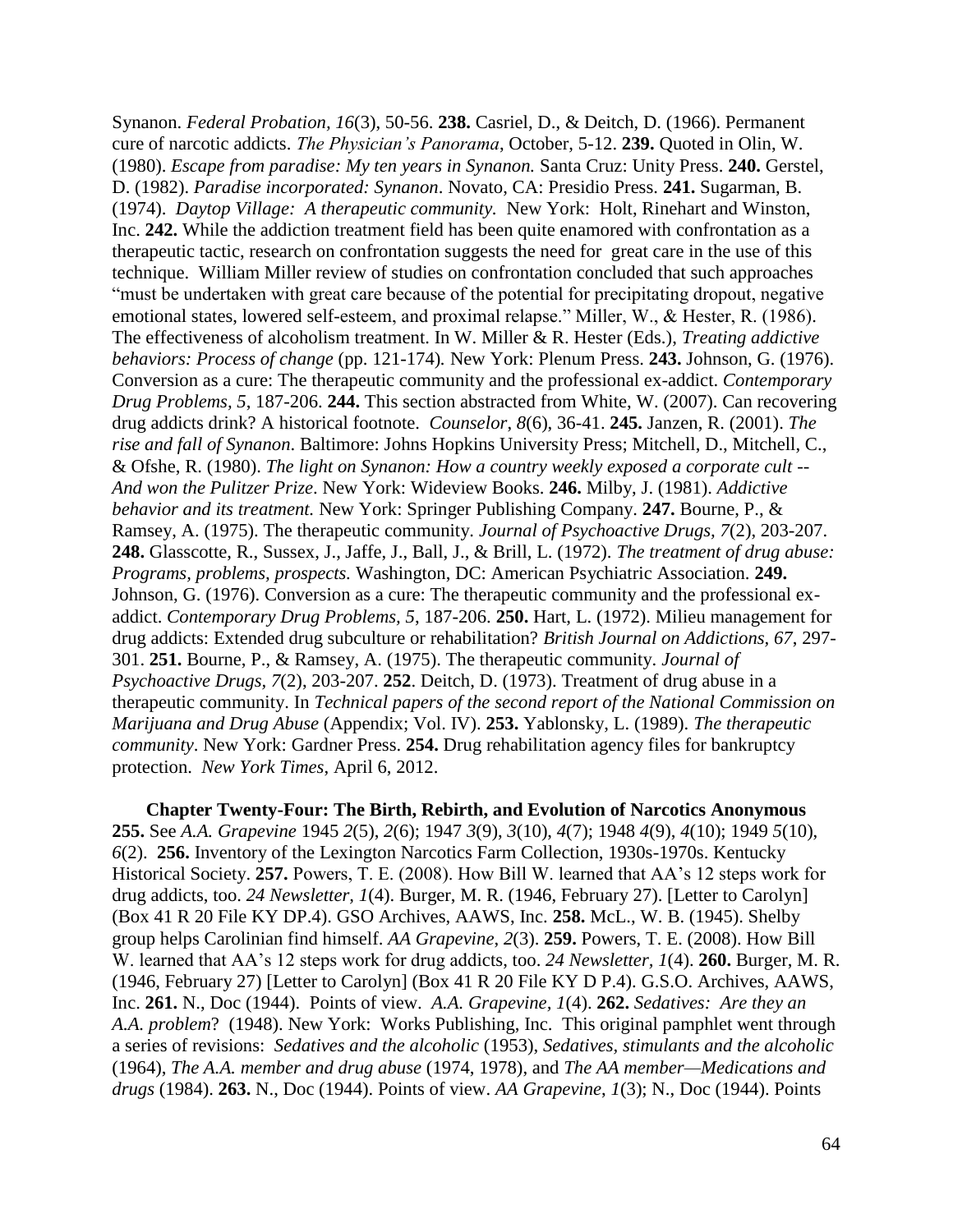Synanon. *Federal Probation, 16*(3), 50-56. **238.** Casriel, D., & Deitch, D. (1966). Permanent cure of narcotic addicts. *The Physician's Panorama*, October, 5-12. **239.** Quoted in Olin, W. (1980). *Escape from paradise: My ten years in Synanon.* Santa Cruz: Unity Press. **240.** Gerstel, D. (1982). *Paradise incorporated: Synanon*. Novato, CA: Presidio Press. **241.** Sugarman, B. (1974). *Daytop Village: A therapeutic community.* New York: Holt, Rinehart and Winston, Inc. **242.** While the addiction treatment field has been quite enamored with confrontation as a therapeutic tactic, research on confrontation suggests the need for great care in the use of this technique. William Miller review of studies on confrontation concluded that such approaches "must be undertaken with great care because of the potential for precipitating dropout, negative emotional states, lowered self-esteem, and proximal relapse." Miller, W., & Hester, R. (1986). The effectiveness of alcoholism treatment. In W. Miller & R. Hester (Eds.), *Treating addictive behaviors: Process of change* (pp. 121-174)*.* New York: Plenum Press. **243.** Johnson, G. (1976). Conversion as a cure: The therapeutic community and the professional ex-addict. *Contemporary Drug Problems, 5*, 187-206. **244.** This section abstracted from White, W. (2007). Can recovering drug addicts drink? A historical footnote. *Counselor*, *8*(6), 36-41. **245.** Janzen, R. (2001). *The rise and fall of Synanon*. Baltimore: Johns Hopkins University Press; Mitchell, D., Mitchell, C., & Ofshe, R. (1980). *The light on Synanon: How a country weekly exposed a corporate cult -- And won the Pulitzer Prize*. New York: Wideview Books. **246.** Milby, J. (1981). *Addictive behavior and its treatment.* New York: Springer Publishing Company. **247.** Bourne, P., & Ramsey, A. (1975). The therapeutic community. *Journal of Psychoactive Drugs, 7*(2), 203-207. **248.** Glasscotte, R., Sussex, J., Jaffe, J., Ball, J., & Brill, L. (1972). *The treatment of drug abuse: Programs, problems, prospects.* Washington, DC: American Psychiatric Association. **249.** Johnson, G. (1976). Conversion as a cure: The therapeutic community and the professional ex-addict. *Contemporary Drug Problems, 5*, 187-206. **250.** Hart, L. (1972). Milieu management for drug addicts: Extended drug subculture or rehabilitation? *British Journal on Addictions, 67*, 297-301. **251.** Bourne, P., & Ramsey, A. (1975). The therapeutic community. *Journal of Psychoactive Drugs, 7*(2), 203-207. **252**. Deitch, D. (1973). Treatment of drug abuse in a therapeutic community. In *Technical papers of the second report of the National Commission on Marijuana and Drug Abuse* (Appendix; Vol. IV). **253.** Yablonsky, L. (1989). *The therapeutic community*. New York: Gardner Press. **254.** Drug rehabilitation agency files for bankruptcy protection. *New York Times*, April 6, 2012.

**Chapter Twenty-Four: The Birth, Rebirth, and Evolution of Narcotics Anonymous**

**255.** See *A.A. Grapevine* 1945 *2*(5), *2*(6); 1947 *3*(9), *3*(10), *4*(7); 1948 *4*(9), *4*(10); 1949 *5*(10), *6*(2). **256.** Inventory of the Lexington Narcotics Farm Collection, 1930s-1970s. Kentucky Historical Society. **257.** Powers, T. E. (2008). How Bill W. learned that AA's 12 steps work for drug addicts, too. *24 Newsletter, 1*(4). Burger, M. R. (1946, February 27). [Letter to Carolyn] (Box 41 R 20 File KY DP.4). GSO Archives, AAWS, Inc. **258.** McL., W. B. (1945). Shelby group helps Carolinian find himself. *AA Grapevine*, *2*(3). **259.** Powers, T. E. (2008). How Bill W. learned that AA's 12 steps work for drug addicts, too. *24 Newsletter, 1*(4). **260.** Burger, M. R. (1946, February 27) [Letter to Carolyn] (Box 41 R 20 File KY D P.4). G.S.O. Archives, AAWS, Inc. **261.** N., Doc (1944). Points of view. *A.A. Grapevine, 1*(4). **262.** *Sedatives: Are they an A.A. problem*? (1948). New York: Works Publishing, Inc. This original pamphlet went through a series of revisions: *Sedatives and the alcoholic* (1953), *Sedatives, stimulants and the alcoholic* (1964), *The A.A. member and drug abuse* (1974, 1978), and *The AA member—Medications and drugs* (1984). **263.** N., Doc (1944). Points of view. *AA Grapevine*, *1*(3); N., Doc (1944). Points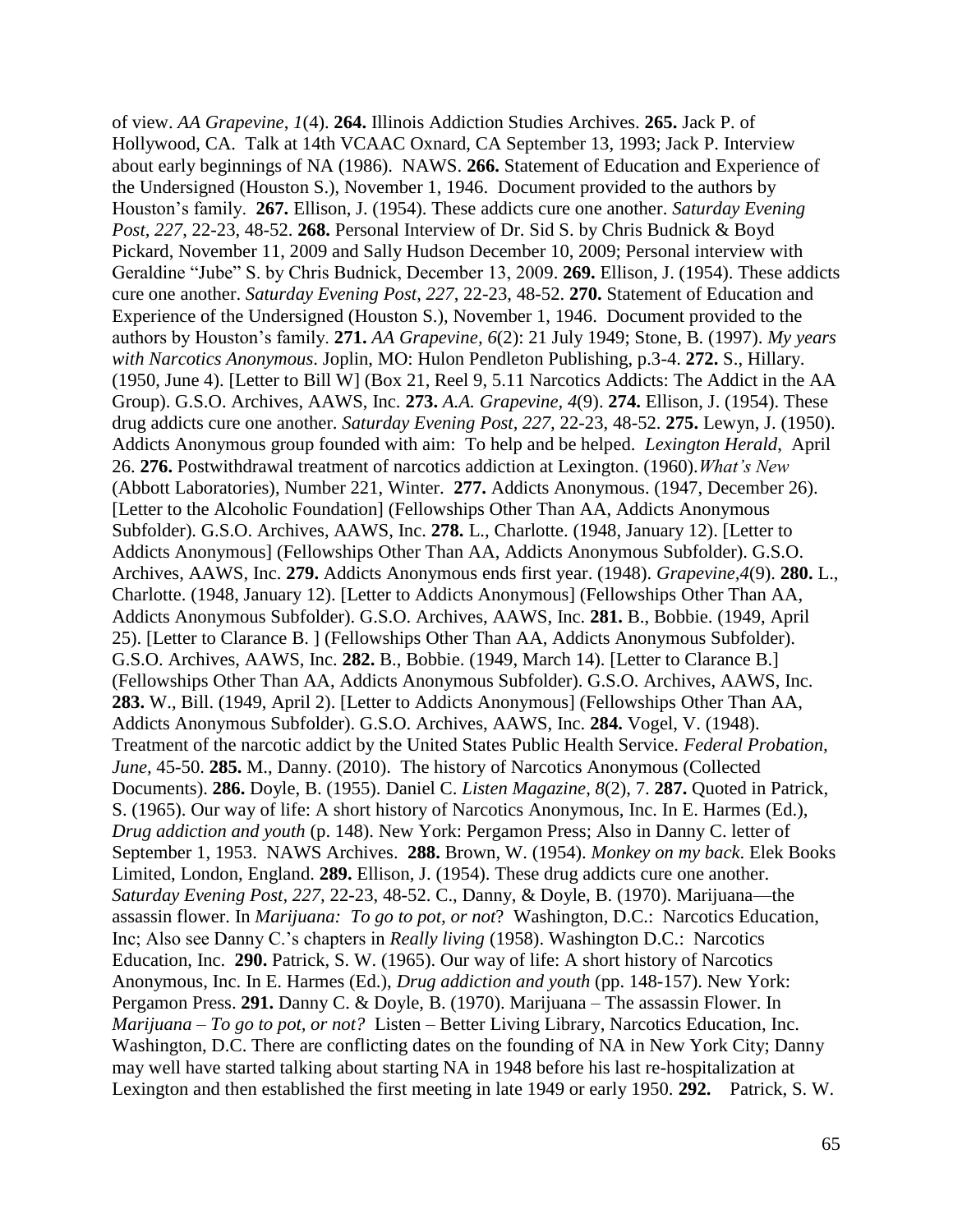of view. *AA Grapevine*, *1*(4). **264.** Illinois Addiction Studies Archives. **265.** Jack P. of Hollywood, CA. Talk at 14th VCAAC Oxnard, CA September 13, 1993; Jack P. Interview about early beginnings of NA (1986). NAWS. **266.** Statement of Education and Experience of the Undersigned (Houston S.), November 1, 1946. Document provided to the authors by Houston's family. **267.** Ellison, J. (1954). These addicts cure one another. *Saturday Evening Post, 227*, 22-23, 48-52. **268.** Personal Interview of Dr. Sid S. by Chris Budnick & Boyd Pickard, November 11, 2009 and Sally Hudson December 10, 2009; Personal interview with Geraldine "Jube" S. by Chris Budnick, December 13, 2009. **269.** Ellison, J. (1954). These addicts cure one another. *Saturday Evening Post*, *227*, 22-23, 48-52. **270.** Statement of Education and Experience of the Undersigned (Houston S.), November 1, 1946. Document provided to the authors by Houston's family. **271.** *AA Grapevine*, *6*(2): 21 July 1949; Stone, B. (1997). *My years with Narcotics Anonymous*. Joplin, MO: Hulon Pendleton Publishing, p.3-4. **272.** S., Hillary. (1950, June 4). [Letter to Bill W] (Box 21, Reel 9, 5.11 Narcotics Addicts: The Addict in the AA Group). G.S.O. Archives, AAWS, Inc. **273.** *A.A. Grapevine*, *4*(9). **274.** Ellison, J. (1954). These drug addicts cure one another. *Saturday Evening Post, 227,* 22-23, 48-52. **275.** Lewyn, J. (1950). Addicts Anonymous group founded with aim: To help and be helped. *Lexington Herald*, April 26. **276.** Postwithdrawal treatment of narcotics addiction at Lexington. (1960).*What's New* (Abbott Laboratories), Number 221, Winter. **277.** Addicts Anonymous. (1947, December 26). [Letter to the Alcoholic Foundation] (Fellowships Other Than AA, Addicts Anonymous Subfolder). G.S.O. Archives, AAWS, Inc. **278.** L., Charlotte. (1948, January 12). [Letter to Addicts Anonymous] (Fellowships Other Than AA, Addicts Anonymous Subfolder). G.S.O. Archives, AAWS, Inc. **279.** Addicts Anonymous ends first year. (1948). *Grapevine*,*4*(9). **280.** L., Charlotte. (1948, January 12). [Letter to Addicts Anonymous] (Fellowships Other Than AA, Addicts Anonymous Subfolder). G.S.O. Archives, AAWS, Inc. **281.** B., Bobbie. (1949, April 25). [Letter to Clarance B. ] (Fellowships Other Than AA, Addicts Anonymous Subfolder). G.S.O. Archives, AAWS, Inc. **282.** B., Bobbie. (1949, March 14). [Letter to Clarance B.] (Fellowships Other Than AA, Addicts Anonymous Subfolder). G.S.O. Archives, AAWS, Inc. **283.** W., Bill. (1949, April 2). [Letter to Addicts Anonymous] (Fellowships Other Than AA, Addicts Anonymous Subfolder). G.S.O. Archives, AAWS, Inc. **284.** Vogel, V. (1948). Treatment of the narcotic addict by the United States Public Health Service. *Federal Probation, June,* 45-50. **285.** M., Danny. (2010). The history of Narcotics Anonymous (Collected Documents). **286.** Doyle, B. (1955). Daniel C. *Listen Magazine*, *8*(2), 7. **287.** Quoted in Patrick, S. (1965). Our way of life: A short history of Narcotics Anonymous, Inc. In E. Harmes (Ed.), *Drug addiction and youth* (p. 148). New York: Pergamon Press; Also in Danny C. letter of September 1, 1953. NAWS Archives. **288.** Brown, W. (1954). *Monkey on my back*. Elek Books Limited, London, England. **289.** Ellison, J. (1954). These drug addicts cure one another. *Saturday Evening Post, 227,* 22-23, 48-52. C., Danny, & Doyle, B. (1970). Marijuana—the assassin flower. In *Marijuana: To go to pot, or not*? Washington, D.C.: Narcotics Education, Inc; Also see Danny C.'s chapters in *Really living* (1958). Washington D.C.: Narcotics Education, Inc. **290.** Patrick, S. W. (1965). Our way of life: A short history of Narcotics Anonymous, Inc. In E. Harmes (Ed.), *Drug addiction and youth* (pp. 148-157). New York: Pergamon Press. **291.** Danny C. & Doyle, B. (1970). Marijuana – The assassin Flower. In *Marijuana – To go to pot, or not?* Listen – Better Living Library, Narcotics Education, Inc. Washington, D.C. There are conflicting dates on the founding of NA in New York City; Danny may well have started talking about starting NA in 1948 before his last re-hospitalization at Lexington and then established the first meeting in late 1949 or early 1950. **292.** Patrick, S. W.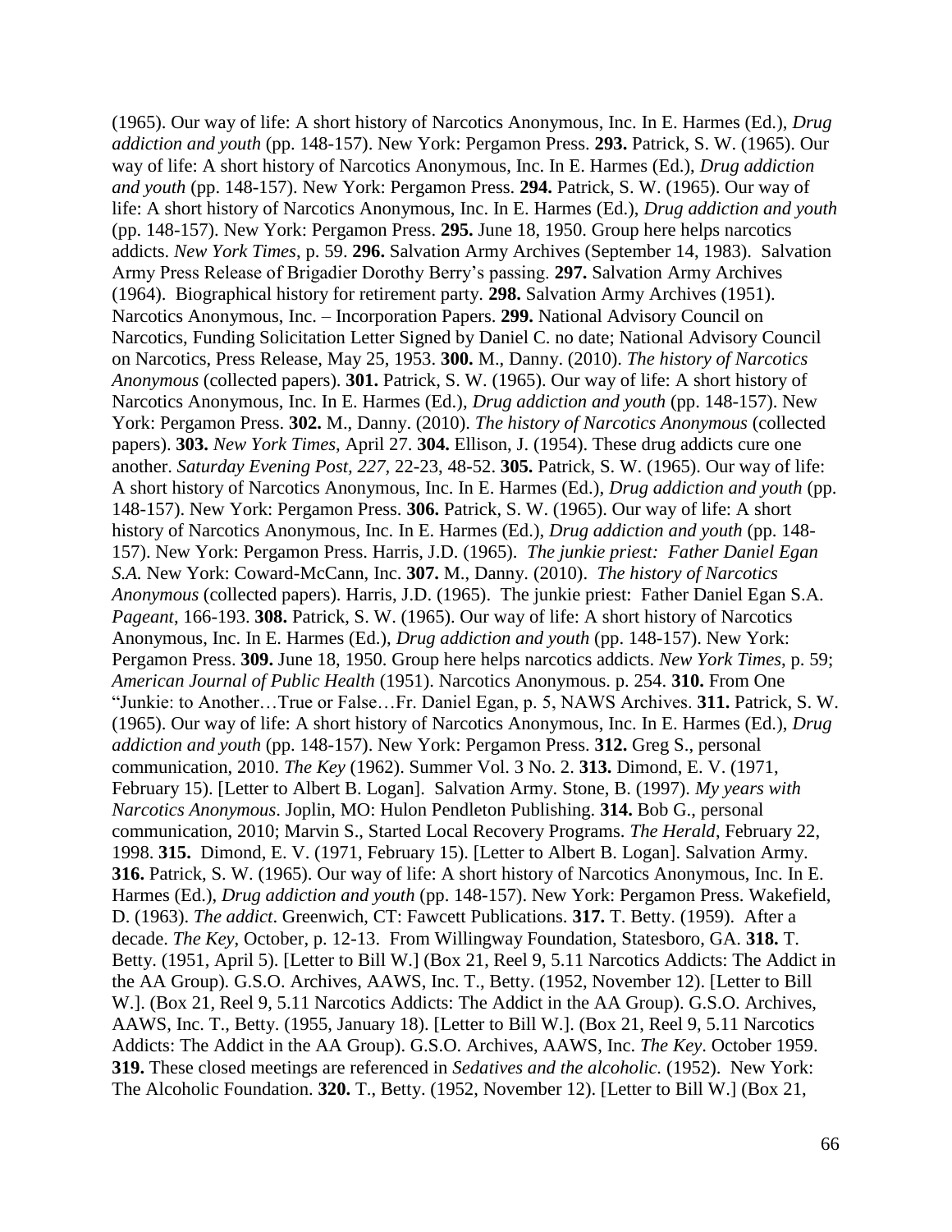(1965). Our way of life: A short history of Narcotics Anonymous, Inc. In E. Harmes (Ed.), *Drug addiction and youth* (pp. 148-157). New York: Pergamon Press. **293.** Patrick, S. W. (1965). Our way of life: A short history of Narcotics Anonymous, Inc. In E. Harmes (Ed.), *Drug addiction and youth* (pp. 148-157). New York: Pergamon Press. **294.** Patrick, S. W. (1965). Our way of life: A short history of Narcotics Anonymous, Inc. In E. Harmes (Ed.), *Drug addiction and youth* (pp. 148-157). New York: Pergamon Press. **295.** June 18, 1950. Group here helps narcotics addicts. *New York Times*, p. 59. **296.** Salvation Army Archives (September 14, 1983). Salvation Army Press Release of Brigadier Dorothy Berry's passing. **297.** Salvation Army Archives (1964). Biographical history for retirement party. **298.** Salvation Army Archives (1951). Narcotics Anonymous, Inc. – Incorporation Papers. **299.** National Advisory Council on Narcotics, Funding Solicitation Letter Signed by Daniel C. no date; National Advisory Council on Narcotics, Press Release, May 25, 1953. **300.** M., Danny. (2010). *The history of Narcotics Anonymous* (collected papers). **301.** Patrick, S. W. (1965). Our way of life: A short history of Narcotics Anonymous, Inc. In E. Harmes (Ed.), *Drug addiction and youth* (pp. 148-157). New York: Pergamon Press. **302.** M., Danny. (2010). *The history of Narcotics Anonymous* (collected papers). **303.** *New York Times*, April 27. **304.** Ellison, J. (1954). These drug addicts cure one another. *Saturday Evening Post, 227*, 22-23, 48-52. **305.** Patrick, S. W. (1965). Our way of life: A short history of Narcotics Anonymous, Inc. In E. Harmes (Ed.), *Drug addiction and youth* (pp. 148-157). New York: Pergamon Press. **306.** Patrick, S. W. (1965). Our way of life: A short history of Narcotics Anonymous, Inc. In E. Harmes (Ed.), *Drug addiction and youth* (pp. 148-157). New York: Pergamon Press. Harris, J.D. (1965). *The junkie priest: Father Daniel Egan S.A.* New York: Coward-McCann, Inc. **307.** M., Danny. (2010). *The history of Narcotics Anonymous* (collected papers). Harris, J.D. (1965). The junkie priest: Father Daniel Egan S.A. *Pageant*, 166-193. **308.** Patrick, S. W. (1965). Our way of life: A short history of Narcotics Anonymous, Inc. In E. Harmes (Ed.), *Drug addiction and youth* (pp. 148-157). New York: Pergamon Press. **309.** June 18, 1950. Group here helps narcotics addicts. *New York Times*, p. 59; *American Journal of Public Health* (1951). Narcotics Anonymous. p. 254. **310.** From One "Junkie: to Another…True or False…Fr. Daniel Egan, p. 5, NAWS Archives. **311.** Patrick, S. W. (1965). Our way of life: A short history of Narcotics Anonymous, Inc. In E. Harmes (Ed.), *Drug addiction and youth* (pp. 148-157). New York: Pergamon Press. **312.** Greg S., personal communication, 2010. *The Key* (1962). Summer Vol. 3 No. 2. **313.** Dimond, E. V. (1971, February 15). [Letter to Albert B. Logan]. Salvation Army. Stone, B. (1997). *My years with Narcotics Anonymous*. Joplin, MO: Hulon Pendleton Publishing. **314.** Bob G., personal communication, 2010; Marvin S., Started Local Recovery Programs. *The Herald*, February 22, 1998. **315.** Dimond, E. V. (1971, February 15). [Letter to Albert B. Logan]. Salvation Army. **316.** Patrick, S. W. (1965). Our way of life: A short history of Narcotics Anonymous, Inc. In E. Harmes (Ed.), *Drug addiction and youth* (pp. 148-157). New York: Pergamon Press. Wakefield, D. (1963). *The addict*. Greenwich, CT: Fawcett Publications. **317.** T. Betty. (1959). After a decade. *The Key*, October, p. 12-13. From Willingway Foundation, Statesboro, GA. **318.** T. Betty. (1951, April 5). [Letter to Bill W.] (Box 21, Reel 9, 5.11 Narcotics Addicts: The Addict in the AA Group). G.S.O. Archives, AAWS, Inc. T., Betty. (1952, November 12). [Letter to Bill W.]. (Box 21, Reel 9, 5.11 Narcotics Addicts: The Addict in the AA Group). G.S.O. Archives, AAWS, Inc. T., Betty. (1955, January 18). [Letter to Bill W.]. (Box 21, Reel 9, 5.11 Narcotics Addicts: The Addict in the AA Group). G.S.O. Archives, AAWS, Inc. *The Key*. October 1959. **319.** These closed meetings are referenced in *Sedatives and the alcoholic.* (1952). New York: The Alcoholic Foundation. **320.** T., Betty. (1952, November 12). [Letter to Bill W.] (Box 21,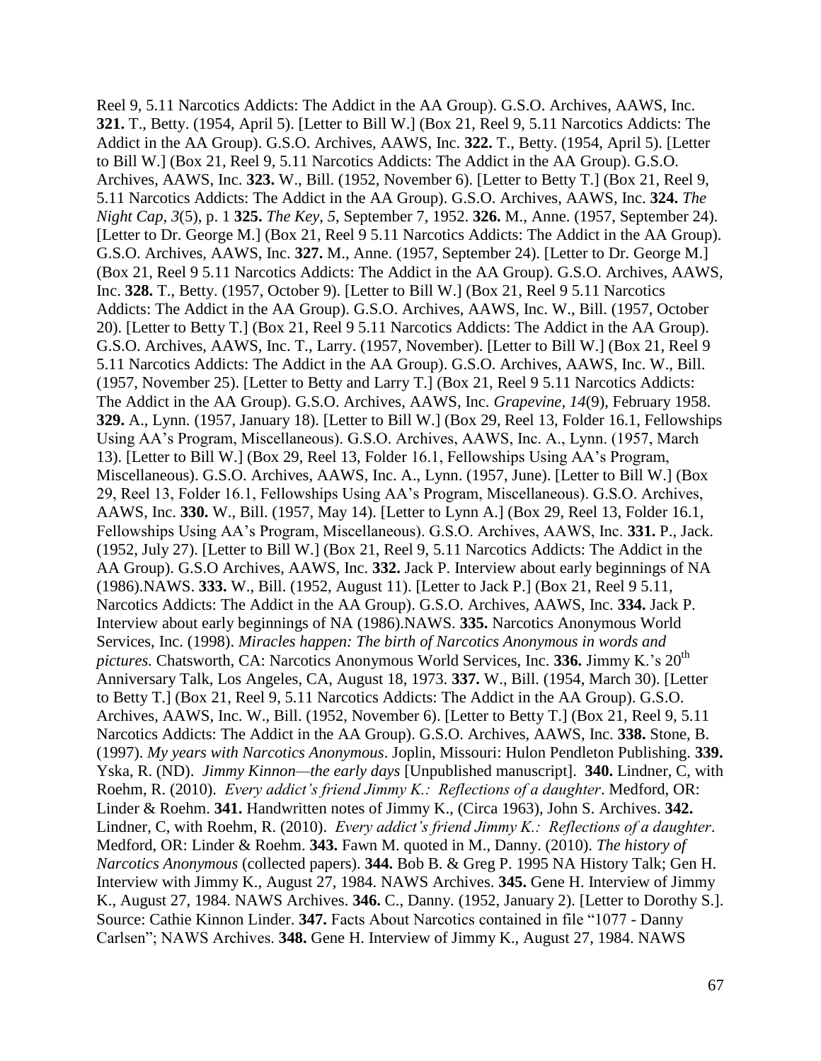Reel 9, 5.11 Narcotics Addicts: The Addict in the AA Group). G.S.O. Archives, AAWS, Inc. **321.** T., Betty. (1954, April 5). [Letter to Bill W.] (Box 21, Reel 9, 5.11 Narcotics Addicts: The Addict in the AA Group). G.S.O. Archives, AAWS, Inc. **322.** T., Betty. (1954, April 5). [Letter to Bill W.] (Box 21, Reel 9, 5.11 Narcotics Addicts: The Addict in the AA Group). G.S.O. Archives, AAWS, Inc. **323.** W., Bill. (1952, November 6). [Letter to Betty T.] (Box 21, Reel 9, 5.11 Narcotics Addicts: The Addict in the AA Group). G.S.O. Archives, AAWS, Inc. **324.** *The Night Cap, 3*(5), p. 1 **325.** *The Key, 5*, September 7, 1952. **326.** M., Anne. (1957, September 24). [Letter to Dr. George M.] (Box 21, Reel 9 5.11 Narcotics Addicts: The Addict in the AA Group). G.S.O. Archives, AAWS, Inc. **327.** M., Anne. (1957, September 24). [Letter to Dr. George M.] (Box 21, Reel 9 5.11 Narcotics Addicts: The Addict in the AA Group). G.S.O. Archives, AAWS, Inc. **328.** T., Betty. (1957, October 9). [Letter to Bill W.] (Box 21, Reel 9 5.11 Narcotics Addicts: The Addict in the AA Group). G.S.O. Archives, AAWS, Inc. W., Bill. (1957, October 20). [Letter to Betty T.] (Box 21, Reel 9 5.11 Narcotics Addicts: The Addict in the AA Group). G.S.O. Archives, AAWS, Inc. T., Larry. (1957, November). [Letter to Bill W.] (Box 21, Reel 9 5.11 Narcotics Addicts: The Addict in the AA Group). G.S.O. Archives, AAWS, Inc. W., Bill. (1957, November 25). [Letter to Betty and Larry T.] (Box 21, Reel 9 5.11 Narcotics Addicts: The Addict in the AA Group). G.S.O. Archives, AAWS, Inc. *Grapevine, 14*(9), February 1958. **329.** A., Lynn. (1957, January 18). [Letter to Bill W.] (Box 29, Reel 13, Folder 16.1, Fellowships Using AA's Program, Miscellaneous). G.S.O. Archives, AAWS, Inc. A., Lynn. (1957, March 13). [Letter to Bill W.] (Box 29, Reel 13, Folder 16.1, Fellowships Using AA's Program, Miscellaneous). G.S.O. Archives, AAWS, Inc. A., Lynn. (1957, June). [Letter to Bill W.] (Box 29, Reel 13, Folder 16.1, Fellowships Using AA's Program, Miscellaneous). G.S.O. Archives, AAWS, Inc. **330.** W., Bill. (1957, May 14). [Letter to Lynn A.] (Box 29, Reel 13, Folder 16.1, Fellowships Using AA's Program, Miscellaneous). G.S.O. Archives, AAWS, Inc. **331.** P., Jack. (1952, July 27). [Letter to Bill W.] (Box 21, Reel 9, 5.11 Narcotics Addicts: The Addict in the AA Group). G.S.O Archives, AAWS, Inc. **332.** Jack P. Interview about early beginnings of NA (1986).NAWS. **333.** W., Bill. (1952, August 11). [Letter to Jack P.] (Box 21, Reel 9 5.11, Narcotics Addicts: The Addict in the AA Group). G.S.O. Archives, AAWS, Inc. **334.** Jack P. Interview about early beginnings of NA (1986).NAWS. **335.** Narcotics Anonymous World Services, Inc. (1998). *Miracles happen: The birth of Narcotics Anonymous in words and pictures.* Chatsworth, CA: Narcotics Anonymous World Services, Inc. **336.** Jimmy K.'s 20th Anniversary Talk, Los Angeles, CA, August 18, 1973. **337.** W., Bill. (1954, March 30). [Letter to Betty T.] (Box 21, Reel 9, 5.11 Narcotics Addicts: The Addict in the AA Group). G.S.O. Archives, AAWS, Inc. W., Bill. (1952, November 6). [Letter to Betty T.] (Box 21, Reel 9, 5.11 Narcotics Addicts: The Addict in the AA Group). G.S.O. Archives, AAWS, Inc. **338.** Stone, B. (1997). *My years with Narcotics Anonymous*. Joplin, Missouri: Hulon Pendleton Publishing. **339.** Yska, R. (ND). *Jimmy Kinnon—the early days* [Unpublished manuscript]. **340.** Lindner, C, with Roehm, R. (2010). *Every addict's friend Jimmy K.: Reflections of a daughter*. Medford, OR: Linder & Roehm. **341.** Handwritten notes of Jimmy K., (Circa 1963), John S. Archives. **342.** Lindner, C, with Roehm, R. (2010). *Every addict's friend Jimmy K.: Reflections of a daughter*. Medford, OR: Linder & Roehm. **343.** Fawn M. quoted in M., Danny. (2010). *The history of Narcotics Anonymous* (collected papers). **344.** Bob B. & Greg P. 1995 NA History Talk; Gen H. Interview with Jimmy K., August 27, 1984. NAWS Archives. **345.** Gene H. Interview of Jimmy K., August 27, 1984. NAWS Archives. **346.** C., Danny. (1952, January 2). [Letter to Dorothy S.]. Source: Cathie Kinnon Linder. **347.** Facts About Narcotics contained in file "1077 - Danny Carlsen"; NAWS Archives. **348.** Gene H. Interview of Jimmy K., August 27, 1984. NAWS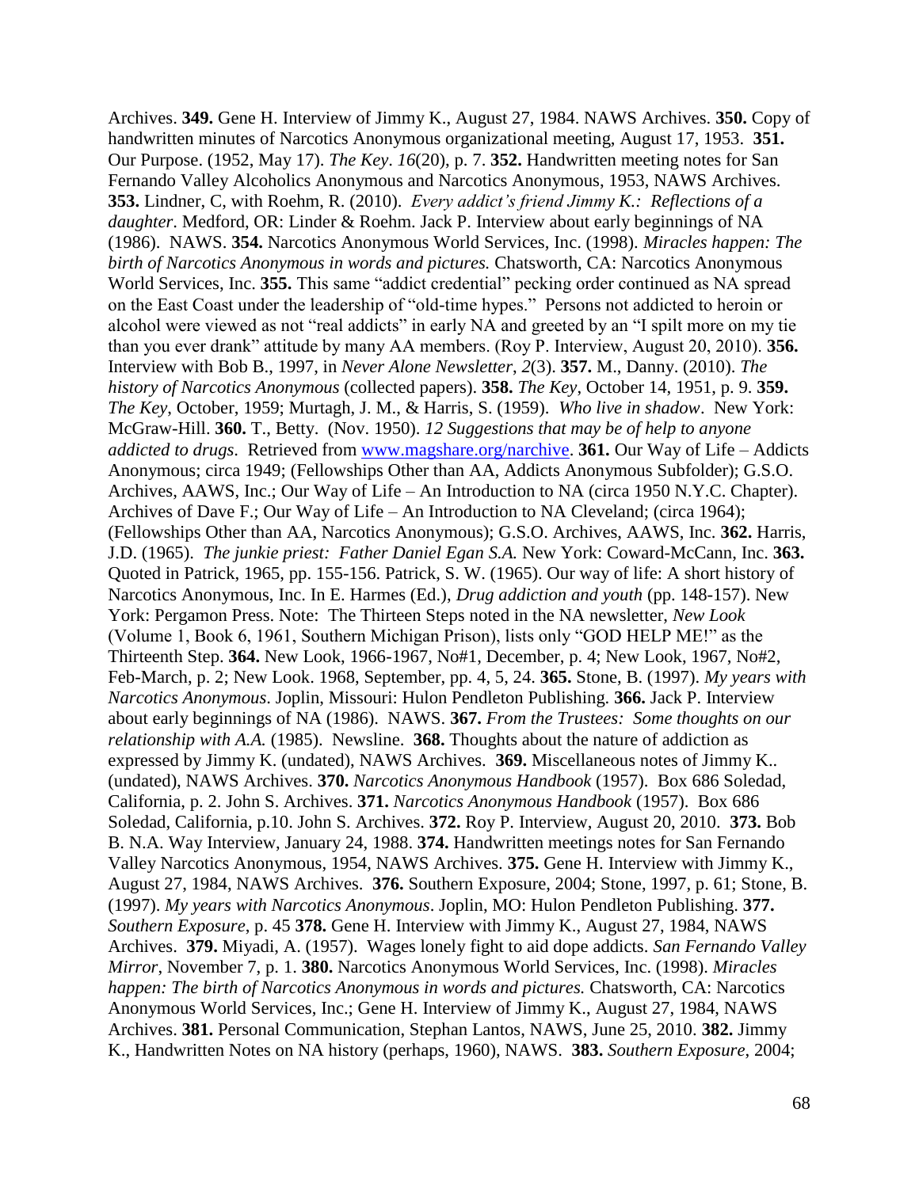Archives. **349.** Gene H. Interview of Jimmy K., August 27, 1984. NAWS Archives. **350.** Copy of handwritten minutes of Narcotics Anonymous organizational meeting, August 17, 1953. **351.** Our Purpose. (1952, May 17). *The Key*. *16*(20), p. 7. **352.** Handwritten meeting notes for San Fernando Valley Alcoholics Anonymous and Narcotics Anonymous, 1953, NAWS Archives. **353.** Lindner, C, with Roehm, R. (2010). *Every addict's friend Jimmy K.: Reflections of a daughter*. Medford, OR: Linder & Roehm. Jack P. Interview about early beginnings of NA (1986). NAWS. **354.** Narcotics Anonymous World Services, Inc. (1998). *Miracles happen: The birth of Narcotics Anonymous in words and pictures.* Chatsworth, CA: Narcotics Anonymous World Services, Inc. **355.** This same "addict credential" pecking order continued as NA spread on the East Coast under the leadership of "old-time hypes." Persons not addicted to heroin or alcohol were viewed as not "real addicts" in early NA and greeted by an "I spilt more on my tie than you ever drank" attitude by many AA members. (Roy P. Interview, August 20, 2010). **356.** Interview with Bob B., 1997, in *Never Alone Newsletter*, *2*(3). **357.** M., Danny. (2010). *The history of Narcotics Anonymous* (collected papers). **358.** *The Key*, October 14, 1951, p. 9. **359.** *The Key*, October, 1959; Murtagh, J. M., & Harris, S. (1959). *Who live in shadow*. New York: McGraw-Hill. **360.** T., Betty. (Nov. 1950). *12 Suggestions that may be of help to anyone addicted to drugs*. Retrieved from www.magshare.org/narchive. **361.** Our Way of Life – Addicts Anonymous; circa 1949; (Fellowships Other than AA, Addicts Anonymous Subfolder); G.S.O. Archives, AAWS, Inc.; Our Way of Life – An Introduction to NA (circa 1950 N.Y.C. Chapter). Archives of Dave F.; Our Way of Life – An Introduction to NA Cleveland; (circa 1964); (Fellowships Other than AA, Narcotics Anonymous); G.S.O. Archives, AAWS, Inc. **362.** Harris, J.D. (1965). *The junkie priest: Father Daniel Egan S.A.* New York: Coward-McCann, Inc. **363.** Quoted in Patrick, 1965, pp. 155-156. Patrick, S. W. (1965). Our way of life: A short history of Narcotics Anonymous, Inc. In E. Harmes (Ed.), *Drug addiction and youth* (pp. 148-157). New York: Pergamon Press. Note: The Thirteen Steps noted in the NA newsletter, *New Look* (Volume 1, Book 6, 1961, Southern Michigan Prison), lists only "GOD HELP ME!" as the Thirteenth Step. **364.** New Look, 1966-1967, No#1, December, p. 4; New Look, 1967, No#2, Feb-March, p. 2; New Look. 1968, September, pp. 4, 5, 24. **365.** Stone, B. (1997). *My years with Narcotics Anonymous*. Joplin, Missouri: Hulon Pendleton Publishing. **366.** Jack P. Interview about early beginnings of NA (1986). NAWS. **367.** *From the Trustees: Some thoughts on our relationship with A.A.* (1985). Newsline. **368.** Thoughts about the nature of addiction as expressed by Jimmy K. (undated), NAWS Archives. **369.** Miscellaneous notes of Jimmy K.. (undated), NAWS Archives. **370.** *Narcotics Anonymous Handbook* (1957). Box 686 Soledad, California, p. 2. John S. Archives. **371.** *Narcotics Anonymous Handbook* (1957). Box 686 Soledad, California, p.10. John S. Archives. **372.** Roy P. Interview, August 20, 2010. **373.** Bob B. N.A. Way Interview, January 24, 1988. **374.** Handwritten meetings notes for San Fernando Valley Narcotics Anonymous, 1954, NAWS Archives. **375.** Gene H. Interview with Jimmy K., August 27, 1984, NAWS Archives. **376.** Southern Exposure, 2004; Stone, 1997, p. 61; Stone, B. (1997). *My years with Narcotics Anonymous*. Joplin, MO: Hulon Pendleton Publishing. **377.** *Southern Exposure*, p. 45 **378.** Gene H. Interview with Jimmy K., August 27, 1984, NAWS Archives. **379.** Miyadi, A. (1957). Wages lonely fight to aid dope addicts. *San Fernando Valley Mirror*, November 7, p. 1. **380.** Narcotics Anonymous World Services, Inc. (1998). *Miracles happen: The birth of Narcotics Anonymous in words and pictures.* Chatsworth, CA: Narcotics Anonymous World Services, Inc.; Gene H. Interview of Jimmy K., August 27, 1984, NAWS Archives. **381.** Personal Communication, Stephan Lantos, NAWS, June 25, 2010. **382.** Jimmy K., Handwritten Notes on NA history (perhaps, 1960), NAWS. **383.** *Southern Exposure*, 2004;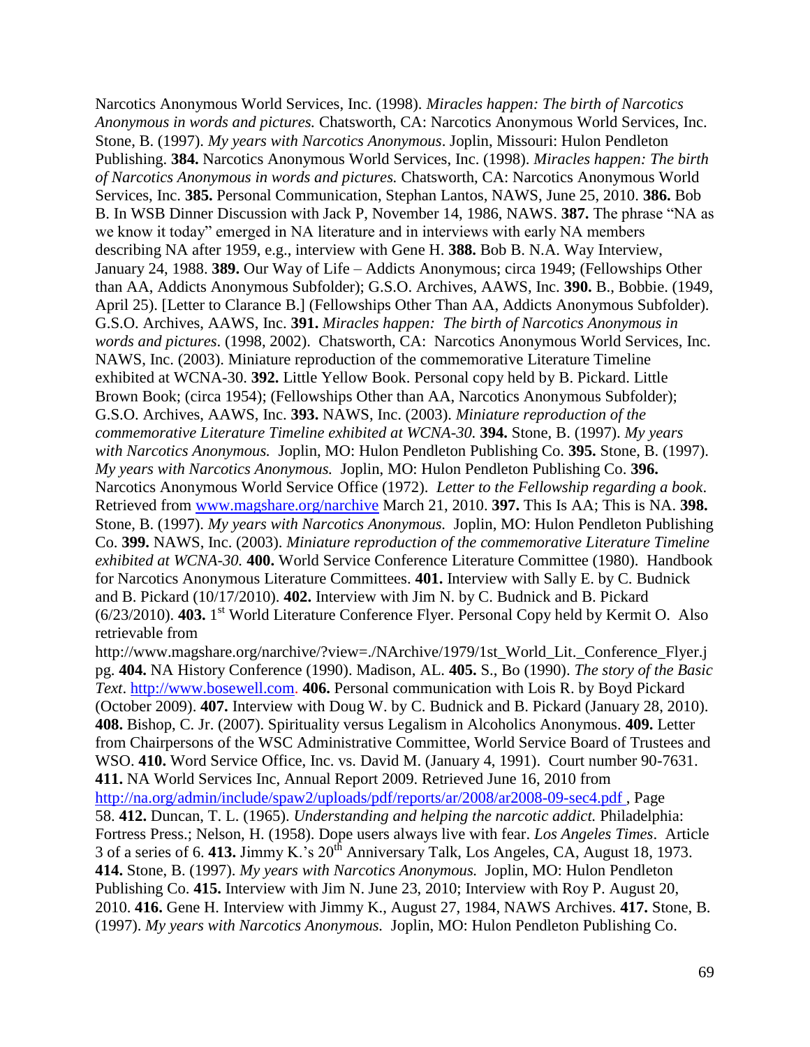Narcotics Anonymous World Services, Inc. (1998). *Miracles happen: The birth of Narcotics Anonymous in words and pictures.* Chatsworth, CA: Narcotics Anonymous World Services, Inc. Stone, B. (1997). *My years with Narcotics Anonymous*. Joplin, Missouri: Hulon Pendleton Publishing. **384.** Narcotics Anonymous World Services, Inc. (1998). *Miracles happen: The birth of Narcotics Anonymous in words and pictures.* Chatsworth, CA: Narcotics Anonymous World Services, Inc. **385.** Personal Communication, Stephan Lantos, NAWS, June 25, 2010. **386.** Bob B. In WSB Dinner Discussion with Jack P, November 14, 1986, NAWS. **387.** The phrase "NA as we know it today" emerged in NA literature and in interviews with early NA members describing NA after 1959, e.g., interview with Gene H. **388.** Bob B. N.A. Way Interview, January 24, 1988. **389.** Our Way of Life – Addicts Anonymous; circa 1949; (Fellowships Other than AA, Addicts Anonymous Subfolder); G.S.O. Archives, AAWS, Inc. **390.** B., Bobbie. (1949, April 25). [Letter to Clarance B.] (Fellowships Other Than AA, Addicts Anonymous Subfolder). G.S.O. Archives, AAWS, Inc. **391.** *Miracles happen: The birth of Narcotics Anonymous in words and pictures*. (1998, 2002). Chatsworth, CA: Narcotics Anonymous World Services, Inc. NAWS, Inc. (2003). Miniature reproduction of the commemorative Literature Timeline exhibited at WCNA-30. **392.** Little Yellow Book. Personal copy held by B. Pickard. Little Brown Book; (circa 1954); (Fellowships Other than AA, Narcotics Anonymous Subfolder); G.S.O. Archives, AAWS, Inc. **393.** NAWS, Inc. (2003). *Miniature reproduction of the commemorative Literature Timeline exhibited at WCNA-30.* **394.** Stone, B. (1997). *My years with Narcotics Anonymous.* Joplin, MO: Hulon Pendleton Publishing Co. **395.** Stone, B. (1997). *My years with Narcotics Anonymous.* Joplin, MO: Hulon Pendleton Publishing Co. **396.** Narcotics Anonymous World Service Office (1972). *Letter to the Fellowship regarding a book*. Retrieved from www.magshare.org/narchive March 21, 2010. **397.** This Is AA; This is NA. **398.** Stone, B. (1997). *My years with Narcotics Anonymous.* Joplin, MO: Hulon Pendleton Publishing Co. **399.** NAWS, Inc. (2003). *Miniature reproduction of the commemorative Literature Timeline exhibited at WCNA-30.* **400.** World Service Conference Literature Committee (1980). Handbook for Narcotics Anonymous Literature Committees. **401.** Interview with Sally E. by C. Budnick and B. Pickard (10/17/2010). **402.** Interview with Jim N. by C. Budnick and B. Pickard (6/23/2010). **403.** 1st World Literature Conference Flyer. Personal Copy held by Kermit O. Also retrievable from http://www.magshare.org/narchive/?view=./NArchive/1979/1st_World_Lit._Conference_Flyer.jpg. **404.** NA History Conference (1990). Madison, AL. **405.** S., Bo (1990). *The story of the Basic Text*. http://www.bosewell.com. **406.** Personal communication with Lois R. by Boyd Pickard (October 2009). **407.** Interview with Doug W. by C. Budnick and B. Pickard (January 28, 2010). **408.** Bishop, C. Jr. (2007). Spirituality versus Legalism in Alcoholics Anonymous. **409.** Letter from Chairpersons of the WSC Administrative Committee, World Service Board of Trustees and WSO. **410.** Word Service Office, Inc. vs. David M. (January 4, 1991). Court number 90-7631. **411.** NA World Services Inc, Annual Report 2009. Retrieved June 16, 2010 from http://na.org/admin/include/spaw2/uploads/pdf/reports/ar/2008/ar2008-09-sec4.pdf , Page 58. **412.** Duncan, T. L. (1965). *Understanding and helping the narcotic addict.* Philadelphia: Fortress Press.; Nelson, H. (1958). Dope users always live with fear. *Los Angeles Times*. Article 3 of a series of 6. **413.** Jimmy K.'s 20th Anniversary Talk, Los Angeles, CA, August 18, 1973. **414.** Stone, B. (1997). *My years with Narcotics Anonymous.* Joplin, MO: Hulon Pendleton Publishing Co. **415.** Interview with Jim N. June 23, 2010; Interview with Roy P. August 20, 2010. **416.** Gene H. Interview with Jimmy K., August 27, 1984, NAWS Archives. **417.** Stone, B. (1997). *My years with Narcotics Anonymous.* Joplin, MO: Hulon Pendleton Publishing Co.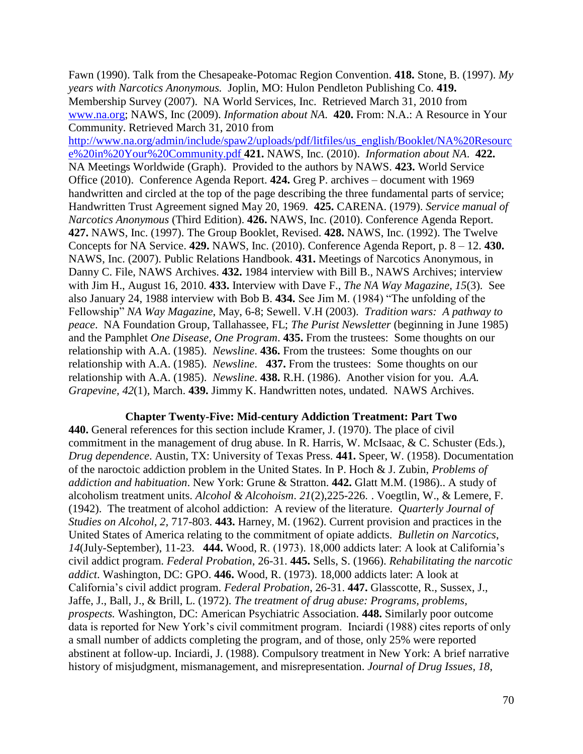Fawn (1990). Talk from the Chesapeake-Potomac Region Convention. **418.** Stone, B. (1997). *My years with Narcotics Anonymous.* Joplin, MO: Hulon Pendleton Publishing Co. **419.** Membership Survey (2007). NA World Services, Inc. Retrieved March 31, 2010 from www.na.org; NAWS, Inc (2009). *Information about NA.* **420.** From: N.A.: A Resource in Your Community. Retrieved March 31, 2010 from http://www.na.org/admin/include/spaw2/uploads/pdf/litfiles/us_english/Booklet/NA%20Resource%20in%20Your%20Community.pdf **421.** NAWS, Inc. (2010). *Information about NA*. **422.** NA Meetings Worldwide (Graph). Provided to the authors by NAWS. **423.** World Service Office (2010). Conference Agenda Report. **424.** Greg P. archives – document with 1969 handwritten and circled at the top of the page describing the three fundamental parts of service; Handwritten Trust Agreement signed May 20, 1969. **425.** CARENA. (1979). *Service manual of Narcotics Anonymous* (Third Edition). **426.** NAWS, Inc. (2010). Conference Agenda Report. **427.** NAWS, Inc. (1997). The Group Booklet, Revised. **428.** NAWS, Inc. (1992). The Twelve Concepts for NA Service. **429.** NAWS, Inc. (2010). Conference Agenda Report, p. 8 – 12. **430.** NAWS, Inc. (2007). Public Relations Handbook. **431.** Meetings of Narcotics Anonymous, in Danny C. File, NAWS Archives. **432.** 1984 interview with Bill B., NAWS Archives; interview with Jim H., August 16, 2010. **433.** Interview with Dave F., *The NA Way Magazine, 15*(3). See also January 24, 1988 interview with Bob B. **434.** See Jim M. (1984) "The unfolding of the Fellowship" *NA Way Magazine*, May, 6-8; Sewell. V.H (2003). *Tradition wars: A pathway to peace*. NA Foundation Group, Tallahassee, FL; *The Purist Newsletter* (beginning in June 1985) and the Pamphlet *One Disease, One Program*. **435.** From the trustees: Some thoughts on our relationship with A.A. (1985). *Newsline*. **436.** From the trustees: Some thoughts on our relationship with A.A. (1985). *Newsline*. **437.** From the trustees: Some thoughts on our relationship with A.A. (1985). *Newsline*. **438.** R.H. (1986). Another vision for you. *A.A. Grapevine, 42*(1), March. **439.** Jimmy K. Handwritten notes, undated. NAWS Archives.

## Chapter Twenty-Five: Mid-century Addiction Treatment: Part Two

**440.** General references for this section include Kramer, J. (1970). The place of civil commitment in the management of drug abuse. In R. Harris, W. McIsaac, & C. Schuster (Eds.), *Drug dependence*. Austin, TX: University of Texas Press. **441.** Speer, W. (1958). Documentation of the naroctoic addiction problem in the United States. In P. Hoch & J. Zubin, *Problems of addiction and habituation*. New York: Grune & Stratton. **442.** Glatt M.M. (1986).. A study of alcoholism treatment units. *Alcohol & Alcohoism*. *21*(2),225-226. . Voegtlin, W., & Lemere, F. (1942). The treatment of alcohol addiction: A review of the literature. *Quarterly Journal of Studies on Alcohol, 2,* 717-803. **443.** Harney, M. (1962). Current provision and practices in the United States of America relating to the commitment of opiate addicts. *Bulletin on Narcotics*, *14*(July-September), 11-23. **444.** Wood, R. (1973). 18,000 addicts later: A look at California's civil addict program. *Federal Probation*, 26-31. **445.** Sells, S. (1966). *Rehabilitating the narcotic addict*. Washington, DC: GPO. **446.** Wood, R. (1973). 18,000 addicts later: A look at California's civil addict program. *Federal Probation*, 26-31. **447.** Glasscotte, R., Sussex, J., Jaffe, J., Ball, J., & Brill, L. (1972). *The treatment of drug abuse: Programs, problems, prospects.* Washington, DC: American Psychiatric Association. **448.** Similarly poor outcome data is reported for New York's civil commitment program. Inciardi (1988) cites reports of only a small number of addicts completing the program, and of those, only 25% were reported abstinent at follow-up. Inciardi, J. (1988). Compulsory treatment in New York: A brief narrative history of misjudgment, mismanagement, and misrepresentation. *Journal of Drug Issues, 18*,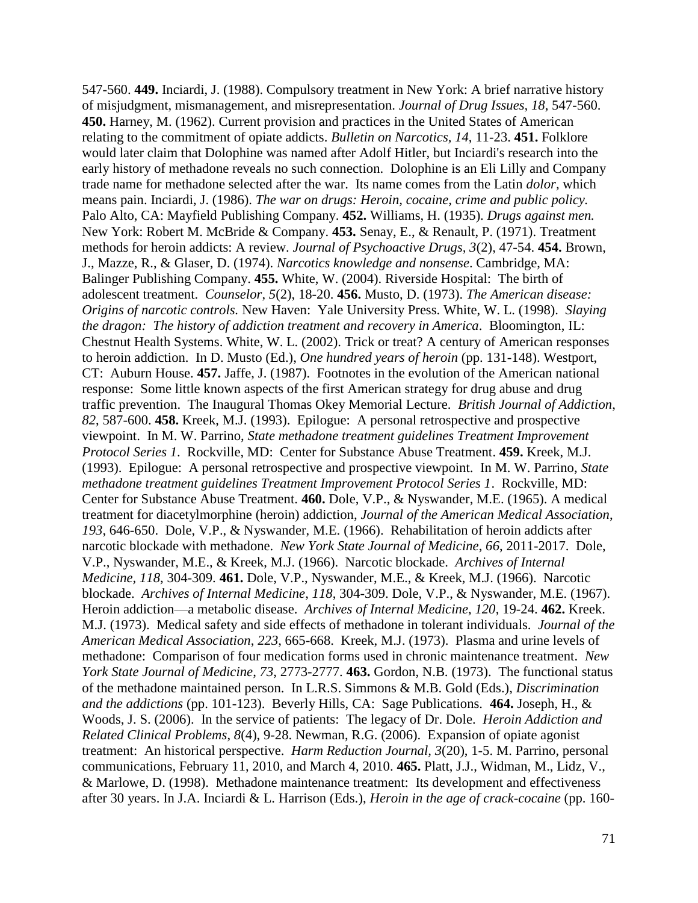547-560. **449.** Inciardi, J. (1988). Compulsory treatment in New York: A brief narrative history of misjudgment, mismanagement, and misrepresentation. *Journal of Drug Issues*, *18*, 547-560. **450.** Harney, M. (1962). Current provision and practices in the United States of American relating to the commitment of opiate addicts. *Bulletin on Narcotics, 14*, 11-23. **451.** Folklore would later claim that Dolophine was named after Adolf Hitler, but Inciardi's research into the early history of methadone reveals no such connection. Dolophine is an Eli Lilly and Company trade name for methadone selected after the war. Its name comes from the Latin *dolor,* which means pain. Inciardi, J. (1986). *The war on drugs: Heroin, cocaine, crime and public policy.* Palo Alto, CA: Mayfield Publishing Company. **452.** Williams, H. (1935). *Drugs against men.* New York: Robert M. McBride & Company. **453.** Senay, E., & Renault, P. (1971). Treatment methods for heroin addicts: A review. *Journal of Psychoactive Drugs, 3*(2), 47-54. **454.** Brown, J., Mazze, R., & Glaser, D. (1974). *Narcotics knowledge and nonsense*. Cambridge, MA: Balinger Publishing Company. **455.** White, W. (2004). Riverside Hospital: The birth of adolescent treatment. *Counselor*, *5*(2), 18-20. **456.** Musto, D. (1973). *The American disease: Origins of narcotic controls.* New Haven: Yale University Press. White, W. L. (1998). *Slaying the dragon: The history of addiction treatment and recovery in America*. Bloomington, IL: Chestnut Health Systems. White, W. L. (2002). Trick or treat? A century of American responses to heroin addiction. In D. Musto (Ed.), *One hundred years of heroin* (pp. 131-148). Westport, CT: Auburn House. **457.** Jaffe, J. (1987). Footnotes in the evolution of the American national response: Some little known aspects of the first American strategy for drug abuse and drug traffic prevention. The Inaugural Thomas Okey Memorial Lecture. *British Journal of Addiction*, *82*, 587-600. **458.** Kreek, M.J. (1993). Epilogue: A personal retrospective and prospective viewpoint. In M. W. Parrino, *State methadone treatment guidelines Treatment Improvement Protocol Series 1.* Rockville, MD: Center for Substance Abuse Treatment. **459.** Kreek, M.J. (1993). Epilogue: A personal retrospective and prospective viewpoint. In M. W. Parrino, *State methadone treatment guidelines Treatment Improvement Protocol Series 1*. Rockville, MD: Center for Substance Abuse Treatment. **460.** Dole, V.P., & Nyswander, M.E. (1965). A medical treatment for diacetylmorphine (heroin) addiction, *Journal of the American Medical Association*, *193*, 646-650. Dole, V.P., & Nyswander, M.E. (1966). Rehabilitation of heroin addicts after narcotic blockade with methadone. *New York State Journal of Medicine*, *66*, 2011-2017. Dole, V.P., Nyswander, M.E., & Kreek, M.J. (1966). Narcotic blockade. *Archives of Internal Medicine, 118*, 304-309. **461.** Dole, V.P., Nyswander, M.E., & Kreek, M.J. (1966). Narcotic blockade. *Archives of Internal Medicine*, *118*, 304-309. Dole, V.P., & Nyswander, M.E. (1967). Heroin addiction—a metabolic disease. *Archives of Internal Medicine*, *120*, 19-24. **462.** Kreek. M.J. (1973). Medical safety and side effects of methadone in tolerant individuals. *Journal of the American Medical Association*, *223*, 665-668. Kreek, M.J. (1973). Plasma and urine levels of methadone: Comparison of four medication forms used in chronic maintenance treatment. *New York State Journal of Medicine*, *73*, 2773-2777. **463.** Gordon, N.B. (1973). The functional status of the methadone maintained person. In L.R.S. Simmons & M.B. Gold (Eds.), *Discrimination and the addictions* (pp. 101-123). Beverly Hills, CA: Sage Publications. **464.** Joseph, H., & Woods, J. S. (2006). In the service of patients: The legacy of Dr. Dole. *Heroin Addiction and Related Clinical Problems*, *8*(4), 9-28. Newman, R.G. (2006). Expansion of opiate agonist treatment: An historical perspective. *Harm Reduction Journal*, *3*(20), 1-5. M. Parrino, personal communications, February 11, 2010, and March 4, 2010. **465.** Platt, J.J., Widman, M., Lidz, V., & Marlowe, D. (1998). Methadone maintenance treatment: Its development and effectiveness after 30 years. In J.A. Inciardi & L. Harrison (Eds.), *Heroin in the age of crack-cocaine* (pp. 160-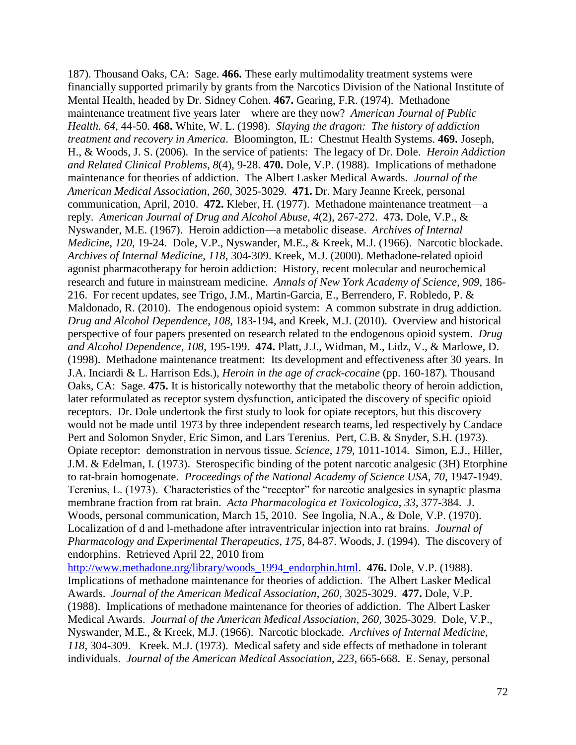187). Thousand Oaks, CA: Sage. **466.** These early multimodality treatment systems were financially supported primarily by grants from the Narcotics Division of the National Institute of Mental Health, headed by Dr. Sidney Cohen. **467.** Gearing, F.R. (1974). Methadone maintenance treatment five years later—where are they now? *American Journal of Public Health. 64*, 44-50. **468.** White, W. L. (1998). *Slaying the dragon: The history of addiction treatment and recovery in America*. Bloomington, IL: Chestnut Health Systems. **469.** Joseph, H., & Woods, J. S. (2006). In the service of patients: The legacy of Dr. Dole. *Heroin Addiction and Related Clinical Problems*, *8*(4), 9-28. **470.** Dole, V.P. (1988). Implications of methadone maintenance for theories of addiction. The Albert Lasker Medical Awards. *Journal of the American Medical Association*, *260*, 3025-3029. **471.** Dr. Mary Jeanne Kreek, personal communication, April, 2010. **472.** Kleber, H. (1977). Methadone maintenance treatment—a reply. *American Journal of Drug and Alcohol Abuse*, *4*(2), 267-272. **473.** Dole, V.P., & Nyswander, M.E. (1967). Heroin addiction—a metabolic disease. *Archives of Internal Medicine*, *120*, 19-24. Dole, V.P., Nyswander, M.E., & Kreek, M.J. (1966). Narcotic blockade. *Archives of Internal Medicine, 118*, 304-309. Kreek, M.J. (2000). Methadone-related opioid agonist pharmacotherapy for heroin addiction: History, recent molecular and neurochemical research and future in mainstream medicine. *Annals of New York Academy of Science*, *909*, 186-216. For recent updates, see Trigo, J.M., Martin-Garcia, E., Berrendero, F. Robledo, P. & Maldonado, R. (2010). The endogenous opioid system: A common substrate in drug addiction. *Drug and Alcohol Dependence*, *108*, 183-194, and Kreek, M.J. (2010). Overview and historical perspective of four papers presented on research related to the endogenous opioid system. *Drug and Alcohol Dependence*, *108*, 195-199. **474.** Platt, J.J., Widman, M., Lidz, V., & Marlowe, D. (1998). Methadone maintenance treatment: Its development and effectiveness after 30 years. In J.A. Inciardi & L. Harrison Eds.), *Heroin in the age of crack-cocaine* (pp. 160-187)*.* Thousand Oaks, CA: Sage. **475.** It is historically noteworthy that the metabolic theory of heroin addiction, later reformulated as receptor system dysfunction, anticipated the discovery of specific opioid receptors. Dr. Dole undertook the first study to look for opiate receptors, but this discovery would not be made until 1973 by three independent research teams, led respectively by Candace Pert and Solomon Snyder, Eric Simon, and Lars Terenius. Pert, C.B. & Snyder, S.H. (1973). Opiate receptor: demonstration in nervous tissue. *Science*, *179*, 1011-1014. Simon, E.J., Hiller, J.M. & Edelman, I. (1973). Sterospecific binding of the potent narcotic analgesic (3H) Etorphine to rat-brain homogenate. *Proceedings of the National Academy of Science USA*, *70*, 1947-1949. Terenius, L. (1973). Characteristics of the "receptor" for narcotic analgesics in synaptic plasma membrane fraction from rat brain. *Acta Pharmacologica et Toxicologica*, *33*, 377-384. J. Woods, personal communication, March 15, 2010. See Ingolia, N.A., & Dole, V.P. (1970). Localization of d and l-methadone after intraventricular injection into rat brains. *Journal of Pharmacology and Experimental Therapeutics*, *175*, 84-87. Woods, J. (1994). The discovery of endorphins. Retrieved April 22, 2010 from http://www.methadone.org/library/woods_1994_endorphin.html. **476.** Dole, V.P. (1988). Implications of methadone maintenance for theories of addiction. The Albert Lasker Medical Awards. *Journal of the American Medical Association*, *260*, 3025-3029. **477.** Dole, V.P. (1988). Implications of methadone maintenance for theories of addiction. The Albert Lasker Medical Awards. *Journal of the American Medical Association*, *260,* 3025-3029. Dole, V.P., Nyswander, M.E., & Kreek, M.J. (1966). Narcotic blockade. *Archives of Internal Medicine*, *118*, 304-309. Kreek. M.J. (1973). Medical safety and side effects of methadone in tolerant individuals. *Journal of the American Medical Association*, *223*, 665-668. E. Senay, personal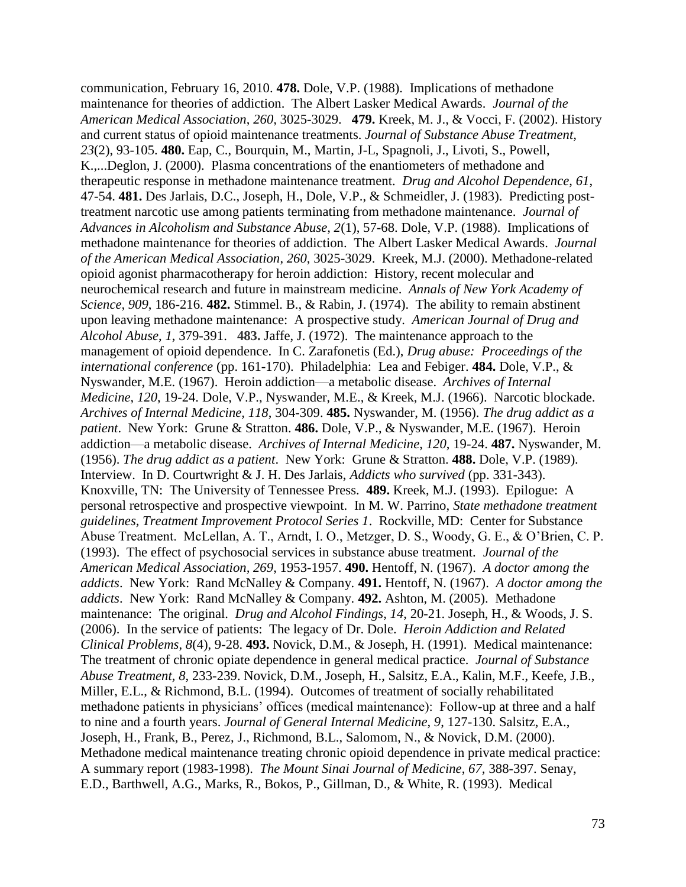communication, February 16, 2010. **478.** Dole, V.P. (1988). Implications of methadone maintenance for theories of addiction. The Albert Lasker Medical Awards. *Journal of the American Medical Association, 260,* 3025-3029. **479.** Kreek, M. J., & Vocci, F. (2002). History and current status of opioid maintenance treatments. *Journal of Substance Abuse Treatment, 23*(2), 93-105. **480.** Eap, C., Bourquin, M., Martin, J-L, Spagnoli, J., Livoti, S., Powell, K.,...Deglon, J. (2000). Plasma concentrations of the enantiometers of methadone and therapeutic response in methadone maintenance treatment. *Drug and Alcohol Dependence, 61*, 47-54. **481.** Des Jarlais, D.C., Joseph, H., Dole, V.P., & Schmeidler, J. (1983). Predicting post-treatment narcotic use among patients terminating from methadone maintenance. *Journal of Advances in Alcoholism and Substance Abuse, 2*(1), 57-68. Dole, V.P. (1988). Implications of methadone maintenance for theories of addiction. The Albert Lasker Medical Awards. *Journal of the American Medical Association, 260*, 3025-3029. Kreek, M.J. (2000). Methadone-related opioid agonist pharmacotherapy for heroin addiction: History, recent molecular and neurochemical research and future in mainstream medicine. *Annals of New York Academy of Science, 909*, 186-216. **482.** Stimmel. B., & Rabin, J. (1974). The ability to remain abstinent upon leaving methadone maintenance: A prospective study. *American Journal of Drug and Alcohol Abuse, 1*, 379-391. **483.** Jaffe, J. (1972). The maintenance approach to the management of opioid dependence. In C. Zarafonetis (Ed.), *Drug abuse: Proceedings of the international conference* (pp. 161-170). Philadelphia: Lea and Febiger. **484.** Dole, V.P., & Nyswander, M.E. (1967). Heroin addiction—a metabolic disease. *Archives of Internal Medicine, 120*, 19-24. Dole, V.P., Nyswander, M.E., & Kreek, M.J. (1966). Narcotic blockade. *Archives of Internal Medicine, 118*, 304-309. **485.** Nyswander, M. (1956). *The drug addict as a patient*. New York: Grune & Stratton. **486.** Dole, V.P., & Nyswander, M.E. (1967). Heroin addiction—a metabolic disease. *Archives of Internal Medicine, 120*, 19-24. **487.** Nyswander, M. (1956). *The drug addict as a patient*. New York: Grune & Stratton. **488.** Dole, V.P. (1989). Interview. In D. Courtwright & J. H. Des Jarlais, *Addicts who survived* (pp. 331-343). Knoxville, TN: The University of Tennessee Press. **489.** Kreek, M.J. (1993). Epilogue: A personal retrospective and prospective viewpoint. In M. W. Parrino, *State methadone treatment guidelines, Treatment Improvement Protocol Series 1*. Rockville, MD: Center for Substance Abuse Treatment. McLellan, A. T., Arndt, I. O., Metzger, D. S., Woody, G. E., & O'Brien, C. P. (1993). The effect of psychosocial services in substance abuse treatment. *Journal of the American Medical Association, 269*, 1953-1957. **490.** Hentoff, N. (1967). *A doctor among the addicts*. New York: Rand McNalley & Company. **491.** Hentoff, N. (1967). *A doctor among the addicts*. New York: Rand McNalley & Company. **492.** Ashton, M. (2005). Methadone maintenance: The original. *Drug and Alcohol Findings, 14*, 20-21. Joseph, H., & Woods, J. S. (2006). In the service of patients: The legacy of Dr. Dole. *Heroin Addiction and Related Clinical Problems, 8*(4), 9-28. **493.** Novick, D.M., & Joseph, H. (1991). Medical maintenance: The treatment of chronic opiate dependence in general medical practice. *Journal of Substance Abuse Treatment, 8*, 233-239. Novick, D.M., Joseph, H., Salsitz, E.A., Kalin, M.F., Keefe, J.B., Miller, E.L., & Richmond, B.L. (1994). Outcomes of treatment of socially rehabilitated methadone patients in physicians' offices (medical maintenance): Follow-up at three and a half to nine and a fourth years. *Journal of General Internal Medicine, 9*, 127-130. Salsitz, E.A., Joseph, H., Frank, B., Perez, J., Richmond, B.L., Salomom, N., & Novick, D.M. (2000). Methadone medical maintenance treating chronic opioid dependence in private medical practice: A summary report (1983-1998). *The Mount Sinai Journal of Medicine, 67*, 388-397. Senay, E.D., Barthwell, A.G., Marks, R., Bokos, P., Gillman, D., & White, R. (1993). Medical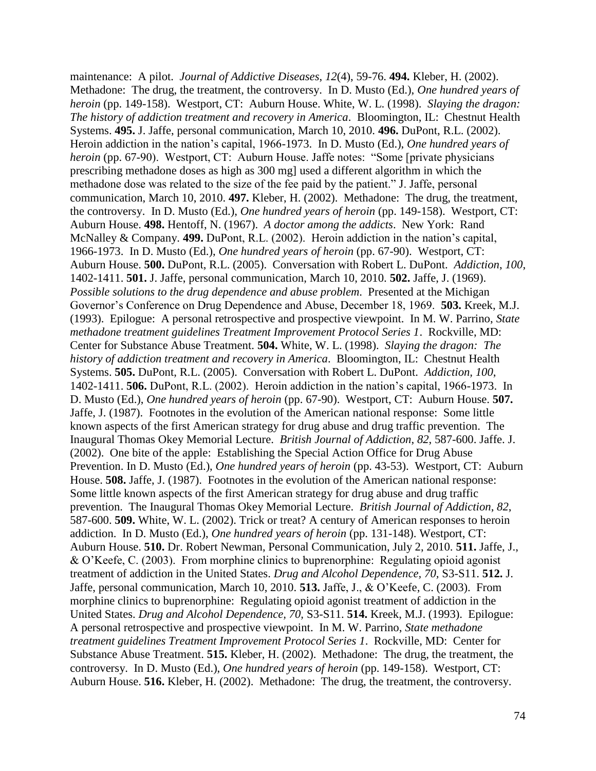maintenance: A pilot. *Journal of Addictive Diseases*, *12*(4), 59-76. **494.** Kleber, H. (2002). Methadone: The drug, the treatment, the controversy. In D. Musto (Ed.), *One hundred years of heroin* (pp. 149-158). Westport, CT: Auburn House. White, W. L. (1998). *Slaying the dragon: The history of addiction treatment and recovery in America*. Bloomington, IL: Chestnut Health Systems. **495.** J. Jaffe, personal communication, March 10, 2010. **496.** DuPont, R.L. (2002). Heroin addiction in the nation's capital, 1966-1973. In D. Musto (Ed.), *One hundred years of heroin* (pp. 67-90). Westport, CT: Auburn House. Jaffe notes: "Some [private physicians prescribing methadone doses as high as 300 mg] used a different algorithm in which the methadone dose was related to the size of the fee paid by the patient." J. Jaffe, personal communication, March 10, 2010. **497.** Kleber, H. (2002). Methadone: The drug, the treatment, the controversy. In D. Musto (Ed.), *One hundred years of heroin* (pp. 149-158). Westport, CT: Auburn House. **498.** Hentoff, N. (1967). *A doctor among the addicts*. New York: Rand McNalley & Company. **499.** DuPont, R.L. (2002). Heroin addiction in the nation's capital, 1966-1973. In D. Musto (Ed.), *One hundred years of heroin* (pp. 67-90). Westport, CT: Auburn House. **500.** DuPont, R.L. (2005). Conversation with Robert L. DuPont. *Addiction*, *100*, 1402-1411. **501.** J. Jaffe, personal communication, March 10, 2010. **502.** Jaffe, J. (1969). *Possible solutions to the drug dependence and abuse problem*. Presented at the Michigan Governor's Conference on Drug Dependence and Abuse, December 18, 1969. **503.** Kreek, M.J. (1993). Epilogue: A personal retrospective and prospective viewpoint. In M. W. Parrino, *State methadone treatment guidelines Treatment Improvement Protocol Series 1*. Rockville, MD: Center for Substance Abuse Treatment. **504.** White, W. L. (1998). *Slaying the dragon: The history of addiction treatment and recovery in America*. Bloomington, IL: Chestnut Health Systems. **505.** DuPont, R.L. (2005). Conversation with Robert L. DuPont. *Addiction, 100*, 1402-1411. **506.** DuPont, R.L. (2002). Heroin addiction in the nation's capital, 1966-1973. In D. Musto (Ed.), *One hundred years of heroin* (pp. 67-90). Westport, CT: Auburn House. **507.** Jaffe, J. (1987). Footnotes in the evolution of the American national response: Some little known aspects of the first American strategy for drug abuse and drug traffic prevention. The Inaugural Thomas Okey Memorial Lecture. *British Journal of Addiction*, *82*, 587-600. Jaffe. J. (2002). One bite of the apple: Establishing the Special Action Office for Drug Abuse Prevention. In D. Musto (Ed.), *One hundred years of heroin* (pp. 43-53). Westport, CT: Auburn House. **508.** Jaffe, J. (1987). Footnotes in the evolution of the American national response: Some little known aspects of the first American strategy for drug abuse and drug traffic prevention. The Inaugural Thomas Okey Memorial Lecture. *British Journal of Addiction*, *82*, 587-600. **509.** White, W. L. (2002). Trick or treat? A century of American responses to heroin addiction. In D. Musto (Ed.), *One hundred years of heroin* (pp. 131-148). Westport, CT: Auburn House. **510.** Dr. Robert Newman, Personal Communication, July 2, 2010. **511.** Jaffe, J., & O'Keefe, C. (2003). From morphine clinics to buprenorphine: Regulating opioid agonist treatment of addiction in the United States. *Drug and Alcohol Dependence, 70,* S3-S11. **512.** J. Jaffe, personal communication, March 10, 2010. **513.** Jaffe, J., & O'Keefe, C. (2003). From morphine clinics to buprenorphine: Regulating opioid agonist treatment of addiction in the United States. *Drug and Alcohol Dependence, 70,* S3-S11. **514.** Kreek, M.J. (1993). Epilogue: A personal retrospective and prospective viewpoint. In M. W. Parrino, *State methadone treatment guidelines Treatment Improvement Protocol Series 1*. Rockville, MD: Center for Substance Abuse Treatment. **515.** Kleber, H. (2002). Methadone: The drug, the treatment, the controversy. In D. Musto (Ed.), *One hundred years of heroin* (pp. 149-158). Westport, CT: Auburn House. **516.** Kleber, H. (2002). Methadone: The drug, the treatment, the controversy.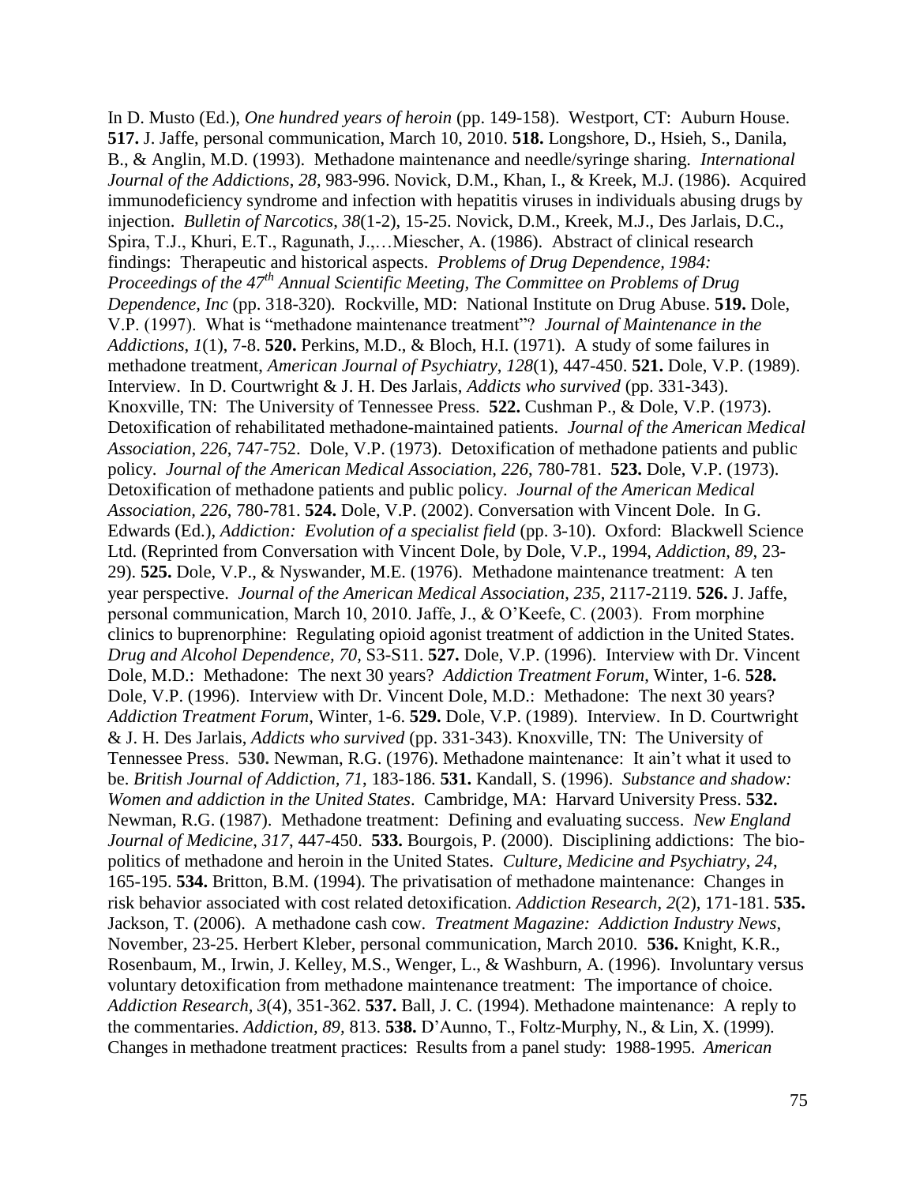In D. Musto (Ed.), *One hundred years of heroin* (pp. 149-158). Westport, CT: Auburn House. **517.** J. Jaffe, personal communication, March 10, 2010. **518.** Longshore, D., Hsieh, S., Danila, B., & Anglin, M.D. (1993). Methadone maintenance and needle/syringe sharing. *International Journal of the Addictions*, *28*, 983-996. Novick, D.M., Khan, I., & Kreek, M.J. (1986). Acquired immunodeficiency syndrome and infection with hepatitis viruses in individuals abusing drugs by injection. *Bulletin of Narcotics*, *38*(1-2), 15-25. Novick, D.M., Kreek, M.J., Des Jarlais, D.C., Spira, T.J., Khuri, E.T., Ragunath, J.,…Miescher, A. (1986). Abstract of clinical research findings: Therapeutic and historical aspects. *Problems of Drug Dependence, 1984: Proceedings of the 47th Annual Scientific Meeting, The Committee on Problems of Drug Dependence, Inc* (pp. 318-320). Rockville, MD: National Institute on Drug Abuse. **519.** Dole, V.P. (1997). What is "methadone maintenance treatment"? *Journal of Maintenance in the Addictions*, *1*(1), 7-8. **520.** Perkins, M.D., & Bloch, H.I. (1971). A study of some failures in methadone treatment, *American Journal of Psychiatry*, *128*(1), 447-450. **521.** Dole, V.P. (1989). Interview. In D. Courtwright & J. H. Des Jarlais, *Addicts who survived* (pp. 331-343). Knoxville, TN: The University of Tennessee Press. **522.** Cushman P., & Dole, V.P. (1973). Detoxification of rehabilitated methadone-maintained patients. *Journal of the American Medical Association*, *226*, 747-752. Dole, V.P. (1973). Detoxification of methadone patients and public policy. *Journal of the American Medical Association, 226*, 780-781. **523.** Dole, V.P. (1973). Detoxification of methadone patients and public policy. *Journal of the American Medical Association, 226*, 780-781. **524.** Dole, V.P. (2002). Conversation with Vincent Dole. In G. Edwards (Ed.), *Addiction: Evolution of a specialist field* (pp. 3-10). Oxford: Blackwell Science Ltd. (Reprinted from Conversation with Vincent Dole, by Dole, V.P., 1994, *Addiction, 89*, 23-29). **525.** Dole, V.P., & Nyswander, M.E. (1976). Methadone maintenance treatment: A ten year perspective. *Journal of the American Medical Association*, *235*, 2117-2119. **526.** J. Jaffe, personal communication, March 10, 2010. Jaffe, J., & O'Keefe, C. (2003). From morphine clinics to buprenorphine: Regulating opioid agonist treatment of addiction in the United States. *Drug and Alcohol Dependence, 70,* S3-S11. **527.** Dole, V.P. (1996). Interview with Dr. Vincent Dole, M.D.: Methadone: The next 30 years? *Addiction Treatment Forum*, Winter, 1-6. **528.** Dole, V.P. (1996). Interview with Dr. Vincent Dole, M.D.: Methadone: The next 30 years? *Addiction Treatment Forum*, Winter, 1-6. **529.** Dole, V.P. (1989). Interview. In D. Courtwright & J. H. Des Jarlais, *Addicts who survived* (pp. 331-343). Knoxville, TN: The University of Tennessee Press. **530.** Newman, R.G. (1976). Methadone maintenance: It ain't what it used to be. *British Journal of Addiction, 71*, 183-186. **531.** Kandall, S. (1996). *Substance and shadow: Women and addiction in the United States*. Cambridge, MA: Harvard University Press. **532.** Newman, R.G. (1987). Methadone treatment: Defining and evaluating success. *New England Journal of Medicine*, *317*, 447-450. **533.** Bourgois, P. (2000). Disciplining addictions: The bio-politics of methadone and heroin in the United States. *Culture, Medicine and Psychiatry*, *24*, 165-195. **534.** Britton, B.M. (1994). The privatisation of methadone maintenance: Changes in risk behavior associated with cost related detoxification. *Addiction Research*, *2*(2), 171-181. **535.** Jackson, T. (2006). A methadone cash cow. *Treatment Magazine: Addiction Industry News*, November, 23-25. Herbert Kleber, personal communication, March 2010. **536.** Knight, K.R., Rosenbaum, M., Irwin, J. Kelley, M.S., Wenger, L., & Washburn, A. (1996). Involuntary versus voluntary detoxification from methadone maintenance treatment: The importance of choice. *Addiction Research, 3*(4), 351-362. **537.** Ball, J. C. (1994). Methadone maintenance: A reply to the commentaries. *Addiction, 89,* 813. **538.** D'Aunno, T., Foltz-Murphy, N., & Lin, X. (1999). Changes in methadone treatment practices: Results from a panel study: 1988-1995. *American*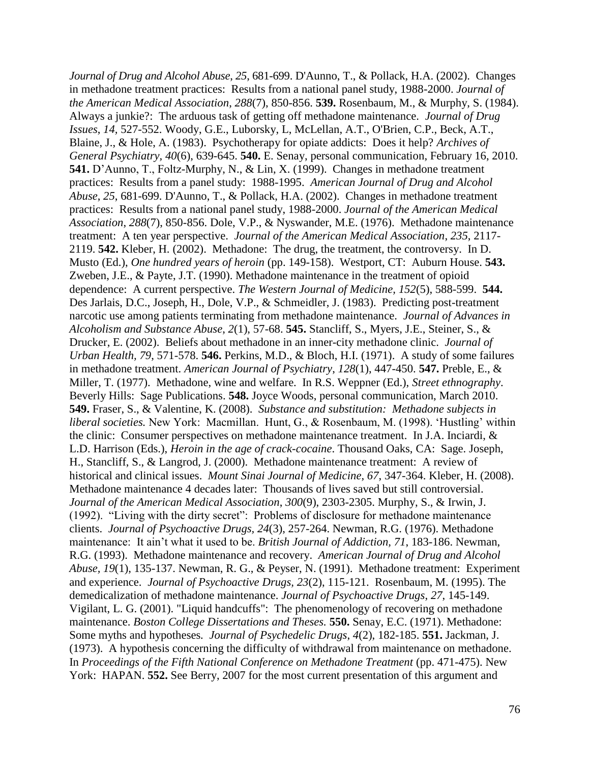*Journal of Drug and Alcohol Abuse*, *25*, 681-699. D'Aunno, T., & Pollack, H.A. (2002). Changes in methadone treatment practices: Results from a national panel study, 1988-2000. *Journal of the American Medical Association*, *288*(7), 850-856. **539.** Rosenbaum, M., & Murphy, S. (1984). Always a junkie?: The arduous task of getting off methadone maintenance. *Journal of Drug Issues*, *14*, 527-552. Woody, G.E., Luborsky, L, McLellan, A.T., O'Brien, C.P., Beck, A.T., Blaine, J., & Hole, A. (1983). Psychotherapy for opiate addicts: Does it help? *Archives of General Psychiatry, 40*(6), 639-645. **540.** E. Senay, personal communication, February 16, 2010. **541.** D'Aunno, T., Foltz-Murphy, N., & Lin, X. (1999). Changes in methadone treatment practices: Results from a panel study: 1988-1995. *American Journal of Drug and Alcohol Abuse*, *25*, 681-699. D'Aunno, T., & Pollack, H.A. (2002). Changes in methadone treatment practices: Results from a national panel study, 1988-2000. *Journal of the American Medical Association*, *288*(7), 850-856. Dole, V.P., & Nyswander, M.E. (1976). Methadone maintenance treatment: A ten year perspective. *Journal of the American Medical Association*, *235*, 2117-2119. **542.** Kleber, H. (2002). Methadone: The drug, the treatment, the controversy. In D. Musto (Ed.), *One hundred years of heroin* (pp. 149-158). Westport, CT: Auburn House. **543.** Zweben, J.E., & Payte, J.T. (1990). Methadone maintenance in the treatment of opioid dependence: A current perspective. *The Western Journal of Medicine, 152*(5), 588-599. **544.** Des Jarlais, D.C., Joseph, H., Dole, V.P., & Schmeidler, J. (1983). Predicting post-treatment narcotic use among patients terminating from methadone maintenance. *Journal of Advances in Alcoholism and Substance Abuse*, *2*(1), 57-68. **545.** Stancliff, S., Myers, J.E., Steiner, S., & Drucker, E. (2002). Beliefs about methadone in an inner-city methadone clinic. *Journal of Urban Health, 79*, 571-578. **546.** Perkins, M.D., & Bloch, H.I. (1971). A study of some failures in methadone treatment. *American Journal of Psychiatry*, *128*(1), 447-450. **547.** Preble, E., & Miller, T. (1977). Methadone, wine and welfare. In R.S. Weppner (Ed.), *Street ethnography*. Beverly Hills: Sage Publications. **548.** Joyce Woods, personal communication, March 2010. **549.** Fraser, S., & Valentine, K. (2008). *Substance and substitution: Methadone subjects in liberal societies.* New York: Macmillan. Hunt, G., & Rosenbaum, M. (1998). 'Hustling' within the clinic: Consumer perspectives on methadone maintenance treatment. In J.A. Inciardi, & L.D. Harrison (Eds.), *Heroin in the age of crack-cocaine*. Thousand Oaks, CA: Sage. Joseph, H., Stancliff, S., & Langrod, J. (2000). Methadone maintenance treatment: A review of historical and clinical issues. *Mount Sinai Journal of Medicine*, *67*, 347-364. Kleber, H. (2008). Methadone maintenance 4 decades later: Thousands of lives saved but still controversial. *Journal of the American Medical Association*, *300*(9), 2303-2305. Murphy, S., & Irwin, J. (1992). "Living with the dirty secret": Problems of disclosure for methadone maintenance clients. *Journal of Psychoactive Drugs, 24*(3), 257-264. Newman, R.G. (1976). Methadone maintenance: It ain't what it used to be. *British Journal of Addiction, 71*, 183-186. Newman, R.G. (1993). Methadone maintenance and recovery. *American Journal of Drug and Alcohol Abuse, 19*(1), 135-137. Newman, R. G., & Peyser, N. (1991). Methadone treatment: Experiment and experience. *Journal of Psychoactive Drugs*, *23*(2), 115-121. Rosenbaum, M. (1995). The demedicalization of methadone maintenance. *Journal of Psychoactive Drugs*, *27*, 145-149. Vigilant, L. G. (2001). "Liquid handcuffs": The phenomenology of recovering on methadone maintenance. *Boston College Dissertations and Theses.* **550.** Senay, E.C. (1971). Methadone: Some myths and hypotheses*.* *Journal of Psychedelic Drugs*, *4*(2), 182-185. **551.** Jackman, J. (1973). A hypothesis concerning the difficulty of withdrawal from maintenance on methadone. In *Proceedings of the Fifth National Conference on Methadone Treatment* (pp. 471-475). New York: HAPAN. **552.** See Berry, 2007 for the most current presentation of this argument and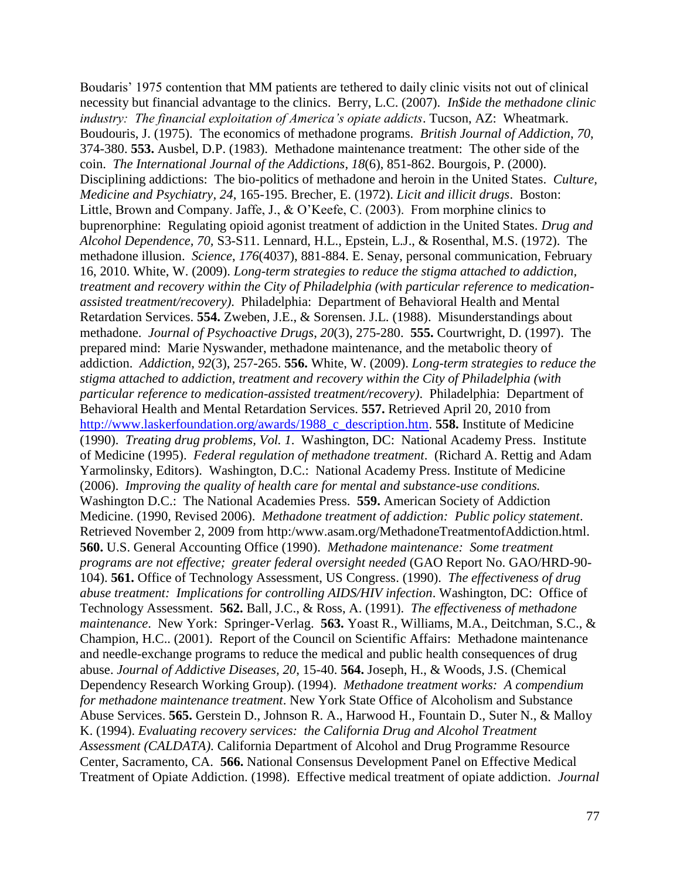Boudaris' 1975 contention that MM patients are tethered to daily clinic visits not out of clinical necessity but financial advantage to the clinics. Berry, L.C. (2007). *In$ide the methadone clinic industry: The financial exploitation of America's opiate addicts*. Tucson, AZ: Wheatmark. Boudouris, J. (1975). The economics of methadone programs. *British Journal of Addiction*, *70*, 374-380. **553.** Ausbel, D.P. (1983). Methadone maintenance treatment: The other side of the coin. *The International Journal of the Addictions*, *18*(6), 851-862. Bourgois, P. (2000). Disciplining addictions: The bio-politics of methadone and heroin in the United States. *Culture, Medicine and Psychiatry*, *24*, 165-195. Brecher, E. (1972). *Licit and illicit drugs*. Boston: Little, Brown and Company. Jaffe, J., & O'Keefe, C. (2003). From morphine clinics to buprenorphine: Regulating opioid agonist treatment of addiction in the United States. *Drug and Alcohol Dependence*, *70,* S3-S11. Lennard, H.L., Epstein, L.J., & Rosenthal, M.S. (1972). The methadone illusion. *Science*, *176*(4037), 881-884. E. Senay, personal communication, February 16, 2010. White, W. (2009). *Long-term strategies to reduce the stigma attached to addiction, treatment and recovery within the City of Philadelphia (with particular reference to medication-assisted treatment/recovery).* Philadelphia: Department of Behavioral Health and Mental Retardation Services. **554.** Zweben, J.E., & Sorensen. J.L. (1988). Misunderstandings about methadone. *Journal of Psychoactive Drugs*, *20*(3), 275-280. **555.** Courtwright, D. (1997). The prepared mind: Marie Nyswander, methadone maintenance, and the metabolic theory of addiction. *Addiction*, *92*(3), 257-265. **556.** White, W. (2009). *Long-term strategies to reduce the stigma attached to addiction, treatment and recovery within the City of Philadelphia (with particular reference to medication-assisted treatment/recovery)*. Philadelphia: Department of Behavioral Health and Mental Retardation Services. **557.** Retrieved April 20, 2010 from http://www.laskerfoundation.org/awards/1988_c_description.htm. **558.** Institute of Medicine (1990). *Treating drug problems, Vol. 1*. Washington, DC: National Academy Press. Institute of Medicine (1995). *Federal regulation of methadone treatment*. (Richard A. Rettig and Adam Yarmolinsky, Editors). Washington, D.C.: National Academy Press. Institute of Medicine (2006). *Improving the quality of health care for mental and substance-use conditions.* Washington D.C.: The National Academies Press. **559.** American Society of Addiction Medicine. (1990, Revised 2006). *Methadone treatment of addiction: Public policy statement*. Retrieved November 2, 2009 from http:/www.asam.org/MethadoneTreatmentofAddiction.html. **560.** U.S. General Accounting Office (1990). *Methadone maintenance: Some treatment programs are not effective; greater federal oversight needed* (GAO Report No. GAO/HRD-90-104). **561.** Office of Technology Assessment, US Congress. (1990). *The effectiveness of drug abuse treatment: Implications for controlling AIDS/HIV infection*. Washington, DC: Office of Technology Assessment. **562.** Ball, J.C., & Ross, A. (1991). *The effectiveness of methadone maintenance*. New York: Springer-Verlag. **563.** Yoast R., Williams, M.A., Deitchman, S.C., & Champion, H.C.. (2001). Report of the Council on Scientific Affairs: Methadone maintenance and needle-exchange programs to reduce the medical and public health consequences of drug abuse. *Journal of Addictive Diseases*, *20*, 15-40. **564.** Joseph, H., & Woods, J.S. (Chemical Dependency Research Working Group). (1994). *Methadone treatment works: A compendium for methadone maintenance treatment*. New York State Office of Alcoholism and Substance Abuse Services. **565.** Gerstein D., Johnson R. A., Harwood H., Fountain D., Suter N., & Malloy K. (1994). *Evaluating recovery services: the California Drug and Alcohol Treatment Assessment (CALDATA).* California Department of Alcohol and Drug Programme Resource Center, Sacramento, CA. **566.** National Consensus Development Panel on Effective Medical Treatment of Opiate Addiction. (1998). Effective medical treatment of opiate addiction. *Journal*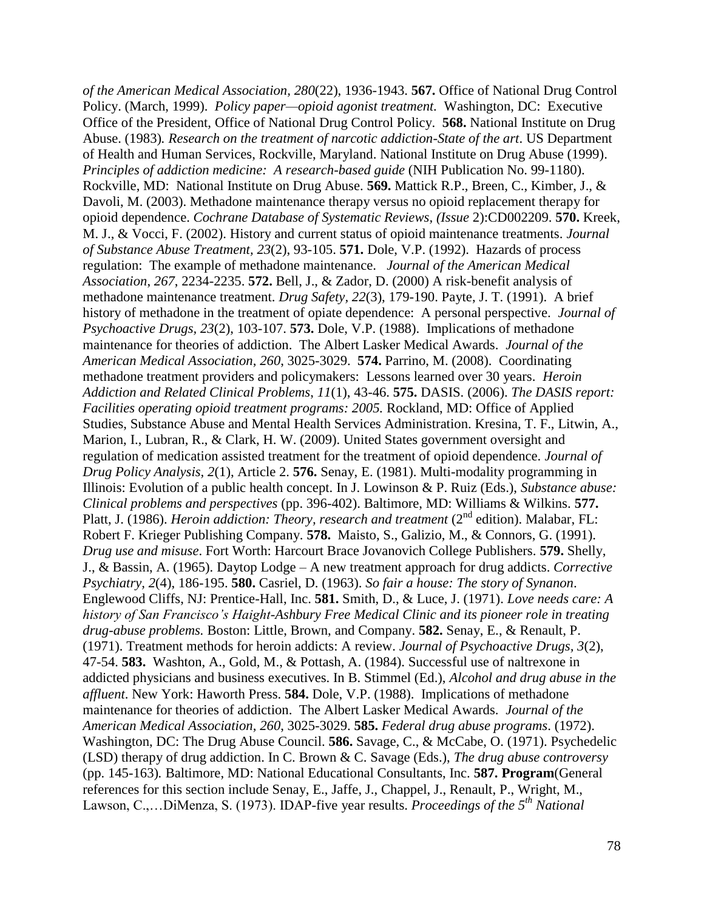*of the American Medical Association*, *280*(22), 1936-1943. **567.** Office of National Drug Control Policy. (March, 1999). *Policy paper—opioid agonist treatment.* Washington, DC: Executive Office of the President, Office of National Drug Control Policy. **568.** National Institute on Drug Abuse. (1983). *Research on the treatment of narcotic addiction-State of the art*. US Department of Health and Human Services, Rockville, Maryland. National Institute on Drug Abuse (1999). *Principles of addiction medicine: A research-based guide* (NIH Publication No. 99-1180). Rockville, MD: National Institute on Drug Abuse. **569.** Mattick R.P., Breen, C., Kimber, J., & Davoli, M. (2003). Methadone maintenance therapy versus no opioid replacement therapy for opioid dependence. *Cochrane Database of Systematic Reviews, (Issue* 2):CD002209. **570.** Kreek, M. J., & Vocci, F. (2002). History and current status of opioid maintenance treatments. *Journal of Substance Abuse Treatment*, *23*(2), 93-105. **571.** Dole, V.P. (1992). Hazards of process regulation: The example of methadone maintenance. *Journal of the American Medical Association*, *267*, 2234-2235. **572.** Bell, J., & Zador, D. (2000) A risk-benefit analysis of methadone maintenance treatment. *Drug Safety*, *22*(3), 179-190. Payte, J. T. (1991). A brief history of methadone in the treatment of opiate dependence: A personal perspective. *Journal of Psychoactive Drugs*, *23*(2), 103-107. **573.** Dole, V.P. (1988). Implications of methadone maintenance for theories of addiction. The Albert Lasker Medical Awards. *Journal of the American Medical Association*, *260*, 3025-3029. **574.** Parrino, M. (2008). Coordinating methadone treatment providers and policymakers: Lessons learned over 30 years. *Heroin Addiction and Related Clinical Problems*, *11*(1), 43-46. **575.** DASIS. (2006). *The DASIS report: Facilities operating opioid treatment programs: 2005.* Rockland, MD: Office of Applied Studies, Substance Abuse and Mental Health Services Administration. Kresina, T. F., Litwin, A., Marion, I., Lubran, R., & Clark, H. W. (2009). United States government oversight and regulation of medication assisted treatment for the treatment of opioid dependence. *Journal of Drug Policy Analysis*, *2*(1), Article 2. **576.** Senay, E. (1981). Multi-modality programming in Illinois: Evolution of a public health concept. In J. Lowinson & P. Ruiz (Eds.), *Substance abuse: Clinical problems and perspectives* (pp. 396-402). Baltimore, MD: Williams & Wilkins. **577.** Platt, J. (1986). *Heroin addiction: Theory, research and treatment* (2nd edition). Malabar, FL: Robert F. Krieger Publishing Company. **578.** Maisto, S., Galizio, M., & Connors, G. (1991). *Drug use and misuse*. Fort Worth: Harcourt Brace Jovanovich College Publishers. **579.** Shelly, J., & Bassin, A. (1965). Daytop Lodge – A new treatment approach for drug addicts. *Corrective Psychiatry*, *2*(4), 186-195. **580.** Casriel, D. (1963). *So fair a house: The story of Synanon*. Englewood Cliffs, NJ: Prentice-Hall, Inc. **581.** Smith, D., & Luce, J. (1971). *Love needs care: A history of San Francisco's Haight-Ashbury Free Medical Clinic and its pioneer role in treating drug-abuse problems.* Boston: Little, Brown, and Company. **582.** Senay, E., & Renault, P. (1971). Treatment methods for heroin addicts: A review. *Journal of Psychoactive Drugs, 3*(2), 47-54. **583.** Washton, A., Gold, M., & Pottash, A. (1984). Successful use of naltrexone in addicted physicians and business executives. In B. Stimmel (Ed.), *Alcohol and drug abuse in the affluent*. New York: Haworth Press. **584.** Dole, V.P. (1988). Implications of methadone maintenance for theories of addiction. The Albert Lasker Medical Awards. *Journal of the American Medical Association*, *260*, 3025-3029. **585.** *Federal drug abuse programs*. (1972). Washington, DC: The Drug Abuse Council. **586.** Savage, C., & McCabe, O. (1971). Psychedelic (LSD) therapy of drug addiction. In C. Brown & C. Savage (Eds.), *The drug abuse controversy* (pp. 145-163). Baltimore, MD: National Educational Consultants, Inc. **587. Program**(General references for this section include Senay, E., Jaffe, J., Chappel, J., Renault, P., Wright, M., Lawson, C.,…DiMenza, S. (1973). IDAP-five year results. *Proceedings of the 5th National*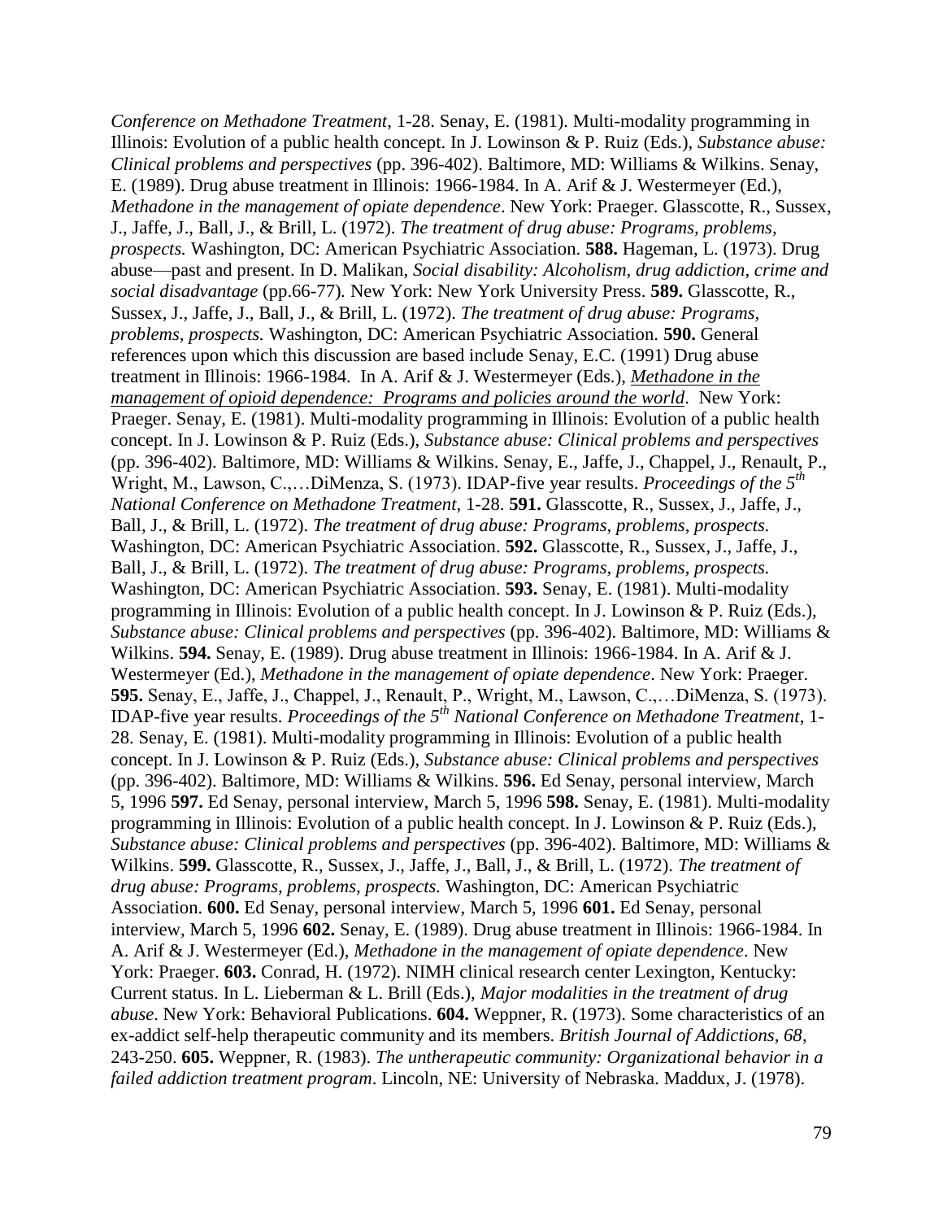*Conference on Methadone Treatment*, 1-28. Senay, E. (1981). Multi-modality programming in Illinois: Evolution of a public health concept. In J. Lowinson & P. Ruiz (Eds.), *Substance abuse: Clinical problems and perspectives* (pp. 396-402). Baltimore, MD: Williams & Wilkins. Senay, E. (1989). Drug abuse treatment in Illinois: 1966-1984. In A. Arif & J. Westermeyer (Ed.), *Methadone in the management of opiate dependence*. New York: Praeger. Glasscotte, R., Sussex, J., Jaffe, J., Ball, J., & Brill, L. (1972). *The treatment of drug abuse: Programs, problems, prospects.* Washington, DC: American Psychiatric Association. **588.** Hageman, L. (1973). Drug abuse—past and present. In D. Malikan, *Social disability: Alcoholism, drug addiction, crime and social disadvantage* (pp.66-77)*.* New York: New York University Press. **589.** Glasscotte, R., Sussex, J., Jaffe, J., Ball, J., & Brill, L. (1972). *The treatment of drug abuse: Programs, problems, prospects.* Washington, DC: American Psychiatric Association. **590.** General references upon which this discussion are based include Senay, E.C. (1991) Drug abuse treatment in Illinois: 1966-1984. In A. Arif & J. Westermeyer (Eds.), *Methadone in the management of opioid dependence: Programs and policies around the world*. New York: Praeger. Senay, E. (1981). Multi-modality programming in Illinois: Evolution of a public health concept. In J. Lowinson & P. Ruiz (Eds.), *Substance abuse: Clinical problems and perspectives* (pp. 396-402). Baltimore, MD: Williams & Wilkins. Senay, E., Jaffe, J., Chappel, J., Renault, P., Wright, M., Lawson, C.,…DiMenza, S. (1973). IDAP-five year results. *Proceedings of the 5th National Conference on Methadone Treatment*, 1-28. **591.** Glasscotte, R., Sussex, J., Jaffe, J., Ball, J., & Brill, L. (1972). *The treatment of drug abuse: Programs, problems, prospects.* Washington, DC: American Psychiatric Association. **592.** Glasscotte, R., Sussex, J., Jaffe, J., Ball, J., & Brill, L. (1972). *The treatment of drug abuse: Programs, problems, prospects.* Washington, DC: American Psychiatric Association. **593.** Senay, E. (1981). Multi-modality programming in Illinois: Evolution of a public health concept. In J. Lowinson & P. Ruiz (Eds.), *Substance abuse: Clinical problems and perspectives* (pp. 396-402). Baltimore, MD: Williams & Wilkins. **594.** Senay, E. (1989). Drug abuse treatment in Illinois: 1966-1984. In A. Arif & J. Westermeyer (Ed.), *Methadone in the management of opiate dependence*. New York: Praeger. **595.** Senay, E., Jaffe, J., Chappel, J., Renault, P., Wright, M., Lawson, C.,…DiMenza, S. (1973). IDAP-five year results. *Proceedings of the 5th National Conference on Methadone Treatment*, 1-28. Senay, E. (1981). Multi-modality programming in Illinois: Evolution of a public health concept. In J. Lowinson & P. Ruiz (Eds.), *Substance abuse: Clinical problems and perspectives* (pp. 396-402). Baltimore, MD: Williams & Wilkins. **596.** Ed Senay, personal interview, March 5, 1996 **597.** Ed Senay, personal interview, March 5, 1996 **598.** Senay, E. (1981). Multi-modality programming in Illinois: Evolution of a public health concept. In J. Lowinson & P. Ruiz (Eds.), *Substance abuse: Clinical problems and perspectives* (pp. 396-402). Baltimore, MD: Williams & Wilkins. **599.** Glasscotte, R., Sussex, J., Jaffe, J., Ball, J., & Brill, L. (1972). *The treatment of drug abuse: Programs, problems, prospects.* Washington, DC: American Psychiatric Association. **600.** Ed Senay, personal interview, March 5, 1996 **601.** Ed Senay, personal interview, March 5, 1996 **602.** Senay, E. (1989). Drug abuse treatment in Illinois: 1966-1984. In A. Arif & J. Westermeyer (Ed.), *Methadone in the management of opiate dependence*. New York: Praeger. **603.** Conrad, H. (1972). NIMH clinical research center Lexington, Kentucky: Current status. In L. Lieberman & L. Brill (Eds.), *Major modalities in the treatment of drug abuse*. New York: Behavioral Publications. **604.** Weppner, R. (1973). Some characteristics of an ex-addict self-help therapeutic community and its members. *British Journal of Addictions*, *68*, 243-250. **605.** Weppner, R. (1983). *The untherapeutic community: Organizational behavior in a failed addiction treatment program*. Lincoln, NE: University of Nebraska. Maddux, J. (1978).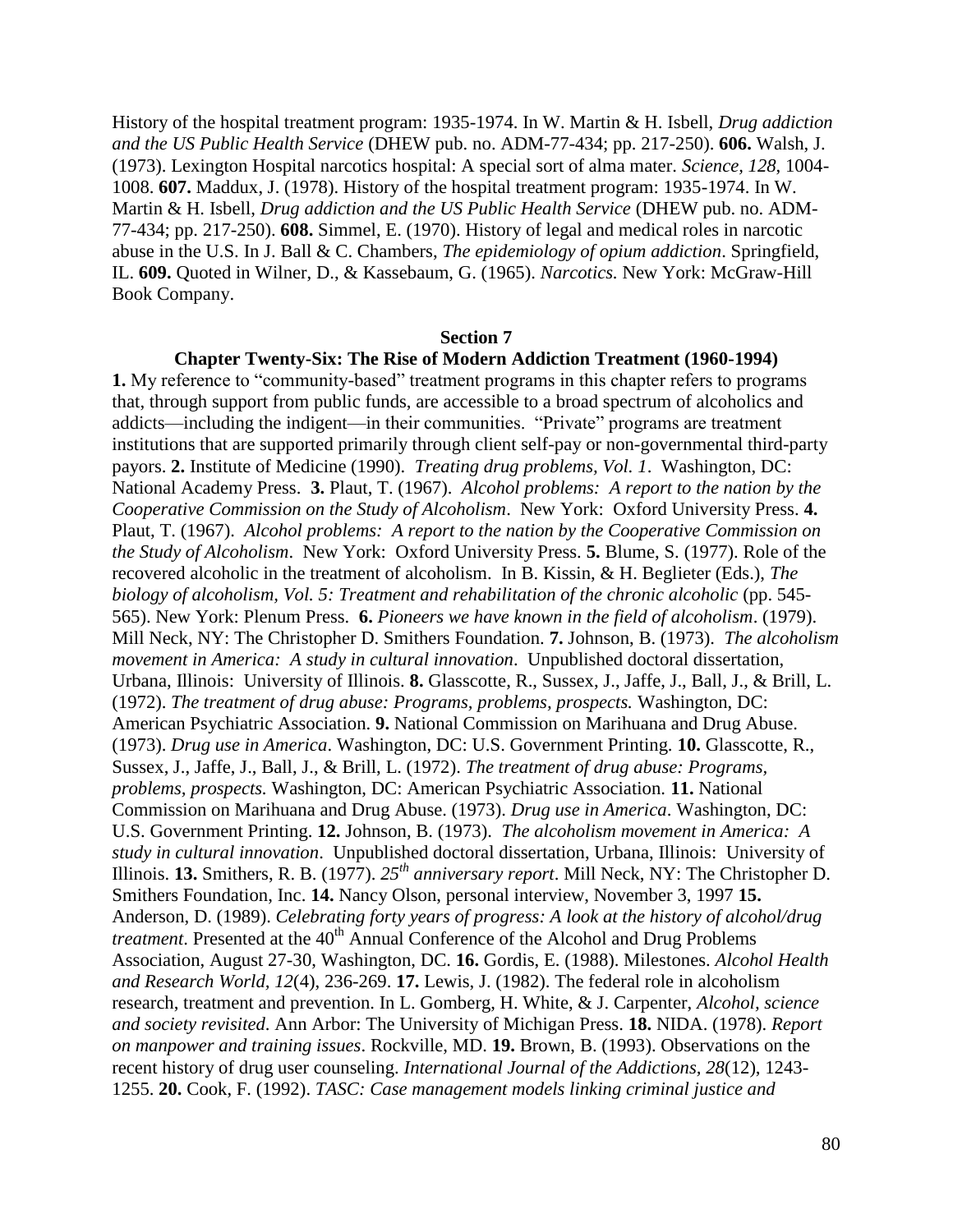History of the hospital treatment program: 1935-1974. In W. Martin & H. Isbell, *Drug addiction and the US Public Health Service* (DHEW pub. no. ADM-77-434; pp. 217-250). **606.** Walsh, J. (1973). Lexington Hospital narcotics hospital: A special sort of alma mater. *Science*, *128*, 1004-1008. **607.** Maddux, J. (1978). History of the hospital treatment program: 1935-1974. In W. Martin & H. Isbell, *Drug addiction and the US Public Health Service* (DHEW pub. no. ADM-77-434; pp. 217-250). **608.** Simmel, E. (1970). History of legal and medical roles in narcotic abuse in the U.S. In J. Ball & C. Chambers, *The epidemiology of opium addiction*. Springfield, IL. **609.** Quoted in Wilner, D., & Kassebaum, G. (1965). *Narcotics.* New York: McGraw-Hill Book Company.

## Section 7

### Chapter Twenty-Six: The Rise of Modern Addiction Treatment (1960-1994)

**1.** My reference to "community-based" treatment programs in this chapter refers to programs that, through support from public funds, are accessible to a broad spectrum of alcoholics and addicts—including the indigent—in their communities. "Private" programs are treatment institutions that are supported primarily through client self-pay or non-governmental third-party payors. **2.** Institute of Medicine (1990). *Treating drug problems, Vol. 1*. Washington, DC: National Academy Press. **3.** Plaut, T. (1967). *Alcohol problems: A report to the nation by the Cooperative Commission on the Study of Alcoholism*. New York: Oxford University Press. **4.** Plaut, T. (1967). *Alcohol problems: A report to the nation by the Cooperative Commission on the Study of Alcoholism*. New York: Oxford University Press. **5.** Blume, S. (1977). Role of the recovered alcoholic in the treatment of alcoholism. In B. Kissin, & H. Beglieter (Eds.), *The biology of alcoholism, Vol. 5: Treatment and rehabilitation of the chronic alcoholic* (pp. 545-565). New York: Plenum Press. **6.** *Pioneers we have known in the field of alcoholism*. (1979). Mill Neck, NY: The Christopher D. Smithers Foundation. **7.** Johnson, B. (1973). *The alcoholism movement in America: A study in cultural innovation*. Unpublished doctoral dissertation, Urbana, Illinois: University of Illinois. **8.** Glasscotte, R., Sussex, J., Jaffe, J., Ball, J., & Brill, L. (1972). *The treatment of drug abuse: Programs, problems, prospects.* Washington, DC: American Psychiatric Association. **9.** National Commission on Marihuana and Drug Abuse. (1973). *Drug use in America*. Washington, DC: U.S. Government Printing. **10.** Glasscotte, R., Sussex, J., Jaffe, J., Ball, J., & Brill, L. (1972). *The treatment of drug abuse: Programs, problems, prospects.* Washington, DC: American Psychiatric Association. **11.** National Commission on Marihuana and Drug Abuse. (1973). *Drug use in America*. Washington, DC: U.S. Government Printing. **12.** Johnson, B. (1973). *The alcoholism movement in America: A study in cultural innovation*. Unpublished doctoral dissertation, Urbana, Illinois: University of Illinois. **13.** Smithers, R. B. (1977). *25th anniversary report*. Mill Neck, NY: The Christopher D. Smithers Foundation, Inc. **14.** Nancy Olson, personal interview, November 3, 1997 **15.** Anderson, D. (1989). *Celebrating forty years of progress: A look at the history of alcohol/drug treatment*. Presented at the 40th Annual Conference of the Alcohol and Drug Problems Association, August 27-30, Washington, DC. **16.** Gordis, E. (1988). Milestones. *Alcohol Health and Research World*, *12*(4), 236-269. **17.** Lewis, J. (1982). The federal role in alcoholism research, treatment and prevention. In L. Gomberg, H. White, & J. Carpenter, *Alcohol, science and society revisited.* Ann Arbor: The University of Michigan Press. **18.** NIDA. (1978). *Report on manpower and training issues*. Rockville, MD. **19.** Brown, B. (1993). Observations on the recent history of drug user counseling. *International Journal of the Addictions*, *28*(12), 1243-1255. **20.** Cook, F. (1992). *TASC: Case management models linking criminal justice and*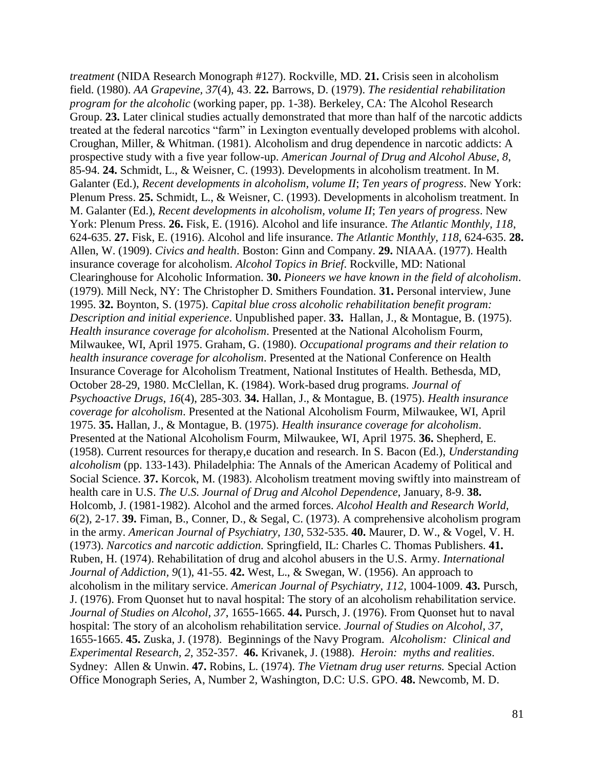*treatment* (NIDA Research Monograph #127). Rockville, MD. **21.** Crisis seen in alcoholism field. (1980). *AA Grapevine, 37*(4), 43. **22.** Barrows, D. (1979). *The residential rehabilitation program for the alcoholic* (working paper, pp. 1-38). Berkeley, CA: The Alcohol Research Group. **23.** Later clinical studies actually demonstrated that more than half of the narcotic addicts treated at the federal narcotics "farm" in Lexington eventually developed problems with alcohol. Croughan, Miller, & Whitman. (1981). Alcoholism and drug dependence in narcotic addicts: A prospective study with a five year follow-up. *American Journal of Drug and Alcohol Abuse, 8*, 85-94. **24.** Schmidt, L., & Weisner, C. (1993). Developments in alcoholism treatment. In M. Galanter (Ed.), *Recent developments in alcoholism, volume II*; *Ten years of progress*. New York: Plenum Press. **25.** Schmidt, L., & Weisner, C. (1993). Developments in alcoholism treatment. In M. Galanter (Ed.), *Recent developments in alcoholism, volume II*; *Ten years of progress*. New York: Plenum Press. **26.** Fisk, E. (1916). Alcohol and life insurance. *The Atlantic Monthly, 118*, 624-635. **27.** Fisk, E. (1916). Alcohol and life insurance. *The Atlantic Monthly, 118*, 624-635. **28.** Allen, W. (1909). *Civics and health*. Boston: Ginn and Company. **29.** NIAAA. (1977). Health insurance coverage for alcoholism. *Alcohol Topics in Brief*. Rockville, MD: National Clearinghouse for Alcoholic Information. **30.** *Pioneers we have known in the field of alcoholism*. (1979). Mill Neck, NY: The Christopher D. Smithers Foundation. **31.** Personal interview, June 1995. **32.** Boynton, S. (1975). *Capital blue cross alcoholic rehabilitation benefit program: Description and initial experience*. Unpublished paper. **33.** Hallan, J., & Montague, B. (1975). *Health insurance coverage for alcoholism*. Presented at the National Alcoholism Fourm, Milwaukee, WI, April 1975. Graham, G. (1980). *Occupational programs and their relation to health insurance coverage for alcoholism*. Presented at the National Conference on Health Insurance Coverage for Alcoholism Treatment, National Institutes of Health. Bethesda, MD, October 28-29, 1980. McClellan, K. (1984). Work-based drug programs. *Journal of Psychoactive Drugs, 16*(4), 285-303. **34.** Hallan, J., & Montague, B. (1975). *Health insurance coverage for alcoholism*. Presented at the National Alcoholism Fourm, Milwaukee, WI, April 1975. **35.** Hallan, J., & Montague, B. (1975). *Health insurance coverage for alcoholism*. Presented at the National Alcoholism Fourm, Milwaukee, WI, April 1975. **36.** Shepherd, E. (1958). Current resources for therapy,e ducation and research. In S. Bacon (Ed.), *Understanding alcoholism* (pp. 133-143). Philadelphia: The Annals of the American Academy of Political and Social Science. **37.** Korcok, M. (1983). Alcoholism treatment moving swiftly into mainstream of health care in U.S. *The U.S. Journal of Drug and Alcohol Dependence*, January, 8-9. **38.** Holcomb, J. (1981-1982). Alcohol and the armed forces. *Alcohol Health and Research World, 6*(2), 2-17. **39.** Fiman, B., Conner, D., & Segal, C. (1973). A comprehensive alcoholism program in the army. *American Journal of Psychiatry, 130*, 532-535. **40.** Maurer, D. W., & Vogel, V. H. (1973). *Narcotics and narcotic addiction.* Springfield, IL: Charles C. Thomas Publishers. **41.** Ruben, H. (1974). Rehabilitation of drug and alcohol abusers in the U.S. Army. *International Journal of Addiction, 9*(1), 41-55. **42.** West, L., & Swegan, W. (1956). An approach to alcoholism in the military service. *American Journal of Psychiatry, 112*, 1004-1009. **43.** Pursch, J. (1976). From Quonset hut to naval hospital: The story of an alcoholism rehabilitation service. *Journal of Studies on Alcohol, 37*, 1655-1665. **44.** Pursch, J. (1976). From Quonset hut to naval hospital: The story of an alcoholism rehabilitation service. *Journal of Studies on Alcohol, 37*, 1655-1665. **45.** Zuska, J. (1978). Beginnings of the Navy Program. *Alcoholism: Clinical and Experimental Research, 2*, 352-357. **46.** Krivanek, J. (1988). *Heroin: myths and realities*. Sydney: Allen & Unwin. **47.** Robins, L. (1974). *The Vietnam drug user returns.* Special Action Office Monograph Series, A, Number 2, Washington, D.C: U.S. GPO. **48.** Newcomb, M. D.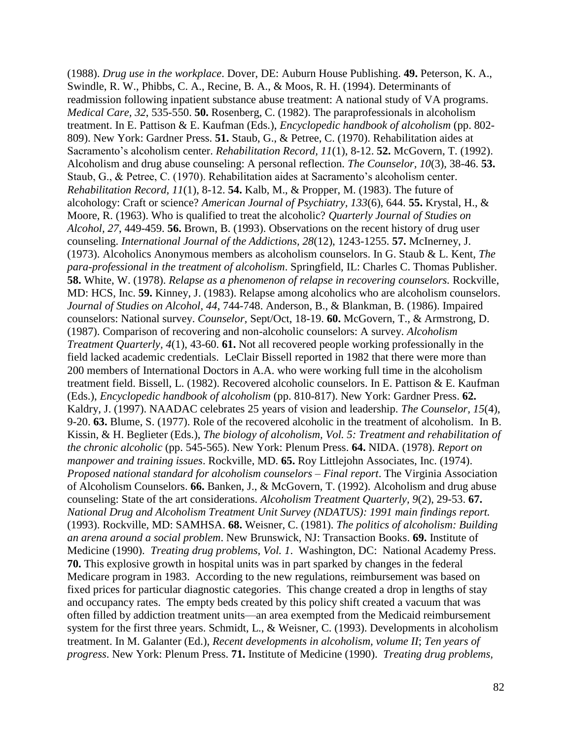(1988). *Drug use in the workplace*. Dover, DE: Auburn House Publishing. **49.** Peterson, K. A., Swindle, R. W., Phibbs, C. A., Recine, B. A., & Moos, R. H. (1994). Determinants of readmission following inpatient substance abuse treatment: A national study of VA programs. *Medical Care*, *32*, 535-550. **50.** Rosenberg, C. (1982). The paraprofessionals in alcoholism treatment. In E. Pattison & E. Kaufman (Eds.), *Encyclopedic handbook of alcoholism* (pp. 802-809). New York: Gardner Press. **51.** Staub, G., & Petree, C. (1970). Rehabilitation aides at Sacramento's alcoholism center. *Rehabilitation Record, 11*(1), 8-12. **52.** McGovern, T. (1992). Alcoholism and drug abuse counseling: A personal reflection. *The Counselor, 10*(3), 38-46. **53.** Staub, G., & Petree, C. (1970). Rehabilitation aides at Sacramento's alcoholism center. *Rehabilitation Record, 11*(1), 8-12. **54.** Kalb, M., & Propper, M. (1983). The future of alcohology: Craft or science? *American Journal of Psychiatry, 133*(6), 644. **55.** Krystal, H., & Moore, R. (1963). Who is qualified to treat the alcoholic? *Quarterly Journal of Studies on Alcohol*, *27*, 449-459. **56.** Brown, B. (1993). Observations on the recent history of drug user counseling. *International Journal of the Addictions, 28*(12), 1243-1255. **57.** McInerney, J. (1973). Alcoholics Anonymous members as alcoholism counselors. In G. Staub & L. Kent, *The para-professional in the treatment of alcoholism*. Springfield, IL: Charles C. Thomas Publisher. **58.** White, W. (1978). *Relapse as a phenomenon of relapse in recovering counselors.* Rockville, MD: HCS, Inc. **59.** Kinney, J. (1983). Relapse among alcoholics who are alcoholism counselors. *Journal of Studies on Alcohol, 44*, 744-748. Anderson, B., & Blankman, B. (1986). Impaired counselors: National survey. *Counselor*, Sept/Oct, 18-19. **60.** McGovern, T., & Armstrong, D. (1987). Comparison of recovering and non-alcoholic counselors: A survey. *Alcoholism Treatment Quarterly, 4*(1), 43-60. **61.** Not all recovered people working professionally in the field lacked academic credentials. LeClair Bissell reported in 1982 that there were more than 200 members of International Doctors in A.A. who were working full time in the alcoholism treatment field. Bissell, L. (1982). Recovered alcoholic counselors. In E. Pattison & E. Kaufman (Eds.), *Encyclopedic handbook of alcoholism* (pp. 810-817). New York: Gardner Press. **62.** Kaldry, J. (1997). NAADAC celebrates 25 years of vision and leadership. *The Counselor, 15*(4), 9-20. **63.** Blume, S. (1977). Role of the recovered alcoholic in the treatment of alcoholism. In B. Kissin, & H. Beglieter (Eds.), *The biology of alcoholism, Vol. 5: Treatment and rehabilitation of the chronic alcoholic* (pp. 545-565). New York: Plenum Press. **64.** NIDA. (1978). *Report on manpower and training issues*. Rockville, MD. **65.** Roy Littlejohn Associates, Inc. (1974). *Proposed national standard for alcoholism counselors – Final report*. The Virginia Association of Alcoholism Counselors. **66.** Banken, J., & McGovern, T. (1992). Alcoholism and drug abuse counseling: State of the art considerations. *Alcoholism Treatment Quarterly, 9*(2), 29-53. **67.** *National Drug and Alcoholism Treatment Unit Survey (NDATUS): 1991 main findings report.* (1993). Rockville, MD: SAMHSA. **68.** Weisner, C. (1981). *The politics of alcoholism: Building an arena around a social problem*. New Brunswick, NJ: Transaction Books. **69.** Institute of Medicine (1990). *Treating drug problems, Vol. 1*. Washington, DC: National Academy Press. **70.** This explosive growth in hospital units was in part sparked by changes in the federal Medicare program in 1983. According to the new regulations, reimbursement was based on fixed prices for particular diagnostic categories. This change created a drop in lengths of stay and occupancy rates. The empty beds created by this policy shift created a vacuum that was often filled by addiction treatment units—an area exempted from the Medicaid reimbursement system for the first three years. Schmidt, L., & Weisner, C. (1993). Developments in alcoholism treatment. In M. Galanter (Ed.), *Recent developments in alcoholism, volume II*; *Ten years of progress*. New York: Plenum Press. **71.** Institute of Medicine (1990). *Treating drug problems,*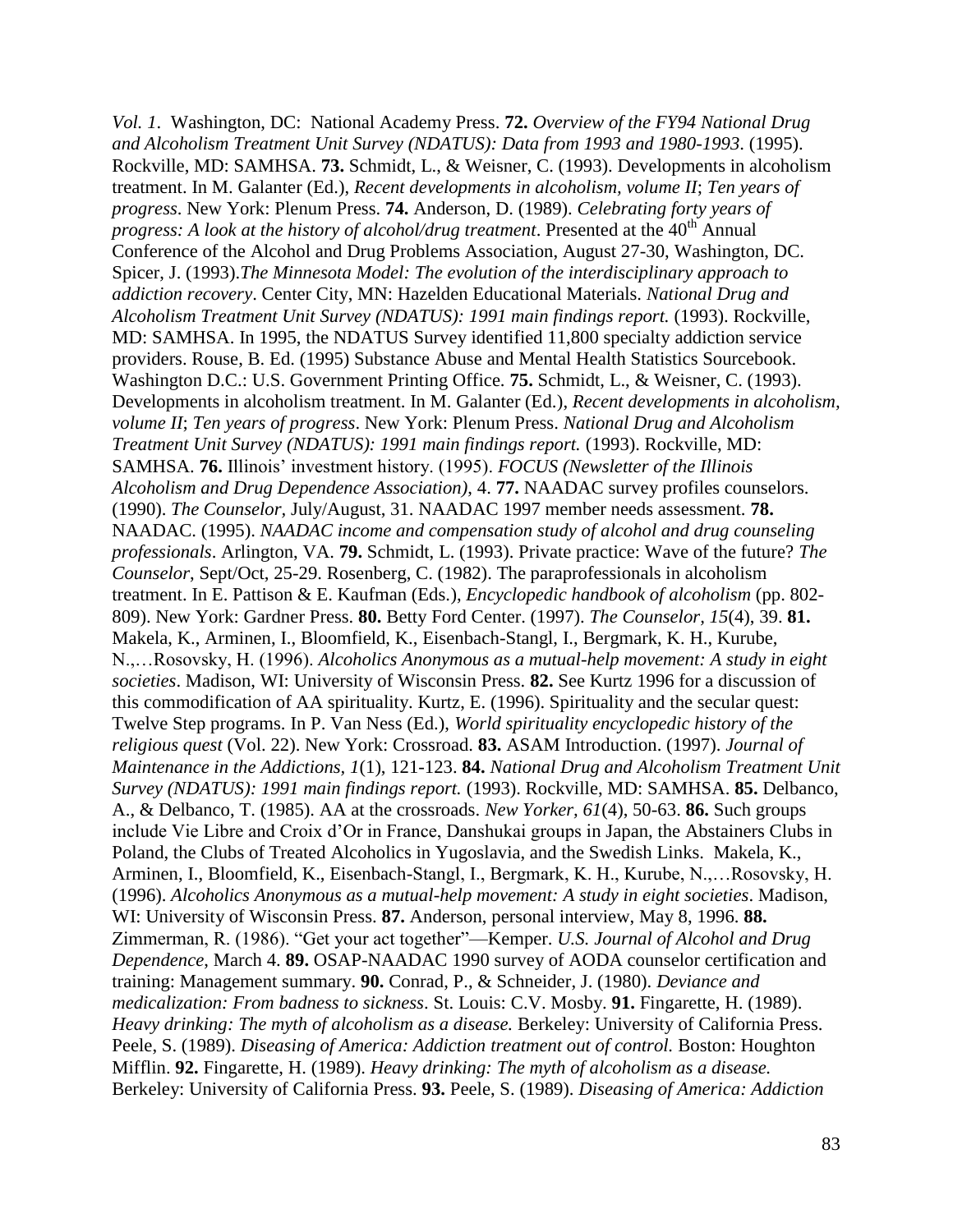*Vol. 1*. Washington, DC: National Academy Press. **72.** *Overview of the FY94 National Drug and Alcoholism Treatment Unit Survey (NDATUS): Data from 1993 and 1980-1993*. (1995). Rockville, MD: SAMHSA. **73.** Schmidt, L., & Weisner, C. (1993). Developments in alcoholism treatment. In M. Galanter (Ed.), *Recent developments in alcoholism, volume II*; *Ten years of progress*. New York: Plenum Press. **74.** Anderson, D. (1989). *Celebrating forty years of progress: A look at the history of alcohol/drug treatment*. Presented at the 40th Annual Conference of the Alcohol and Drug Problems Association, August 27-30, Washington, DC. Spicer, J. (1993).*The Minnesota Model: The evolution of the interdisciplinary approach to addiction recovery*. Center City, MN: Hazelden Educational Materials. *National Drug and Alcoholism Treatment Unit Survey (NDATUS): 1991 main findings report.* (1993). Rockville, MD: SAMHSA. In 1995, the NDATUS Survey identified 11,800 specialty addiction service providers. Rouse, B. Ed. (1995) Substance Abuse and Mental Health Statistics Sourcebook. Washington D.C.: U.S. Government Printing Office. **75.** Schmidt, L., & Weisner, C. (1993). Developments in alcoholism treatment. In M. Galanter (Ed.), *Recent developments in alcoholism, volume II*; *Ten years of progress*. New York: Plenum Press. *National Drug and Alcoholism Treatment Unit Survey (NDATUS): 1991 main findings report.* (1993). Rockville, MD: SAMHSA. **76.** Illinois' investment history. (1995). *FOCUS (Newsletter of the Illinois Alcoholism and Drug Dependence Association)*, 4. **77.** NAADAC survey profiles counselors. (1990). *The Counselor*, July/August, 31. NAADAC 1997 member needs assessment. **78.** NAADAC. (1995). *NAADAC income and compensation study of alcohol and drug counseling professionals*. Arlington, VA. **79.** Schmidt, L. (1993). Private practice: Wave of the future? *The Counselor*, Sept/Oct, 25-29. Rosenberg, C. (1982). The paraprofessionals in alcoholism treatment. In E. Pattison & E. Kaufman (Eds.), *Encyclopedic handbook of alcoholism* (pp. 802-809). New York: Gardner Press. **80.** Betty Ford Center. (1997). *The Counselor, 15*(4), 39. **81.** Makela, K., Arminen, I., Bloomfield, K., Eisenbach-Stangl, I., Bergmark, K. H., Kurube, N.,…Rosovsky, H. (1996). *Alcoholics Anonymous as a mutual-help movement: A study in eight societies*. Madison, WI: University of Wisconsin Press. **82.** See Kurtz 1996 for a discussion of this commodification of AA spirituality. Kurtz, E. (1996). Spirituality and the secular quest: Twelve Step programs. In P. Van Ness (Ed.), *World spirituality encyclopedic history of the religious quest* (Vol. 22). New York: Crossroad. **83.** ASAM Introduction. (1997). *Journal of Maintenance in the Addictions, 1*(1), 121-123. **84.** *National Drug and Alcoholism Treatment Unit Survey (NDATUS): 1991 main findings report.* (1993). Rockville, MD: SAMHSA. **85.** Delbanco, A., & Delbanco, T. (1985). AA at the crossroads. *New Yorker, 61*(4), 50-63. **86.** Such groups include Vie Libre and Croix d'Or in France, Danshukai groups in Japan, the Abstainers Clubs in Poland, the Clubs of Treated Alcoholics in Yugoslavia, and the Swedish Links. Makela, K., Arminen, I., Bloomfield, K., Eisenbach-Stangl, I., Bergmark, K. H., Kurube, N.,…Rosovsky, H. (1996). *Alcoholics Anonymous as a mutual-help movement: A study in eight societies*. Madison, WI: University of Wisconsin Press. **87.** Anderson, personal interview, May 8, 1996. **88.** Zimmerman, R. (1986). "Get your act together"—Kemper. *U.S. Journal of Alcohol and Drug Dependence*, March 4. **89.** OSAP-NAADAC 1990 survey of AODA counselor certification and training: Management summary. **90.** Conrad, P., & Schneider, J. (1980). *Deviance and medicalization: From badness to sickness*. St. Louis: C.V. Mosby. **91.** Fingarette, H. (1989). *Heavy drinking: The myth of alcoholism as a disease.* Berkeley: University of California Press. Peele, S. (1989). *Diseasing of America: Addiction treatment out of control.* Boston: Houghton Mifflin. **92.** Fingarette, H. (1989). *Heavy drinking: The myth of alcoholism as a disease.* Berkeley: University of California Press. **93.** Peele, S. (1989). *Diseasing of America: Addiction*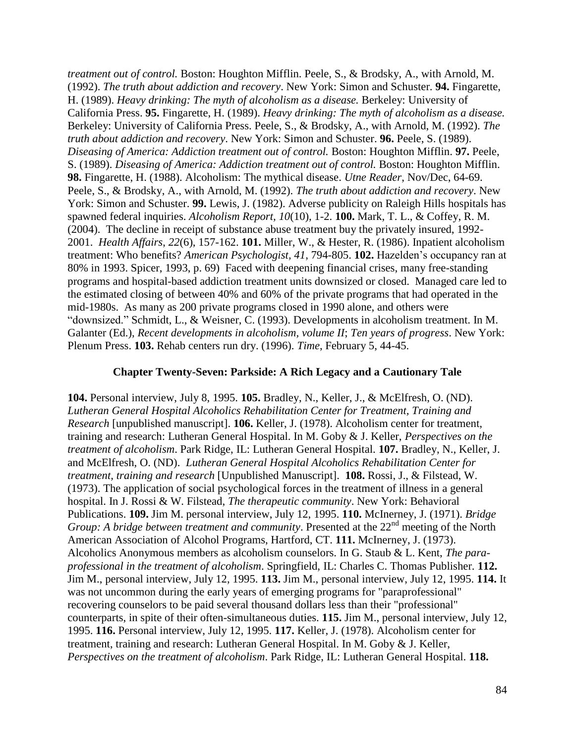*treatment out of control.* Boston: Houghton Mifflin. Peele, S., & Brodsky, A., with Arnold, M. (1992). *The truth about addiction and recovery*. New York: Simon and Schuster. **94.** Fingarette, H. (1989). *Heavy drinking: The myth of alcoholism as a disease.* Berkeley: University of California Press. **95.** Fingarette, H. (1989). *Heavy drinking: The myth of alcoholism as a disease.* Berkeley: University of California Press. Peele, S., & Brodsky, A., with Arnold, M. (1992). *The truth about addiction and recovery*. New York: Simon and Schuster. **96.** Peele, S. (1989). *Diseasing of America: Addiction treatment out of control.* Boston: Houghton Mifflin. **97.** Peele, S. (1989). *Diseasing of America: Addiction treatment out of control.* Boston: Houghton Mifflin. **98.** Fingarette, H. (1988). Alcoholism: The mythical disease. *Utne Reader*, Nov/Dec, 64-69. Peele, S., & Brodsky, A., with Arnold, M. (1992). *The truth about addiction and recovery*. New York: Simon and Schuster. **99.** Lewis, J. (1982). Adverse publicity on Raleigh Hills hospitals has spawned federal inquiries. *Alcoholism Report, 10*(10), 1-2. **100.** Mark, T. L., & Coffey, R. M. (2004). The decline in receipt of substance abuse treatment buy the privately insured, 1992-2001. *Health Affairs*, *22*(6), 157-162. **101.** Miller, W., & Hester, R. (1986). Inpatient alcoholism treatment: Who benefits? *American Psychologist*, *41*, 794-805. **102.** Hazelden's occupancy ran at 80% in 1993. Spicer, 1993, p. 69) Faced with deepening financial crises, many free-standing programs and hospital-based addiction treatment units downsized or closed. Managed care led to the estimated closing of between 40% and 60% of the private programs that had operated in the mid-1980s. As many as 200 private programs closed in 1990 alone, and others were "downsized." Schmidt, L., & Weisner, C. (1993). Developments in alcoholism treatment. In M. Galanter (Ed.), *Recent developments in alcoholism, volume II*; *Ten years of progress*. New York: Plenum Press. **103.** Rehab centers run dry. (1996). *Time*, February 5, 44-45.

**Chapter Twenty-Seven: Parkside: A Rich Legacy and a Cautionary Tale**

**104.** Personal interview, July 8, 1995. **105.** Bradley, N., Keller, J., & McElfresh, O. (ND). *Lutheran General Hospital Alcoholics Rehabilitation Center for Treatment, Training and Research* [unpublished manuscript]. **106.** Keller, J. (1978). Alcoholism center for treatment, training and research: Lutheran General Hospital. In M. Goby & J. Keller, *Perspectives on the treatment of alcoholism*. Park Ridge, IL: Lutheran General Hospital. **107.** Bradley, N., Keller, J. and McElfresh, O. (ND). *Lutheran General Hospital Alcoholics Rehabilitation Center for treatment, training and research* [Unpublished Manuscript]. **108.** Rossi, J., & Filstead, W. (1973). The application of social psychological forces in the treatment of illness in a general hospital. In J. Rossi & W. Filstead, *The therapeutic community*. New York: Behavioral Publications. **109.** Jim M. personal interview, July 12, 1995. **110.** McInerney, J. (1971). *Bridge Group: A bridge between treatment and community*. Presented at the 22nd meeting of the North American Association of Alcohol Programs, Hartford, CT. **111.** McInerney, J. (1973). Alcoholics Anonymous members as alcoholism counselors. In G. Staub & L. Kent, *The para-professional in the treatment of alcoholism*. Springfield, IL: Charles C. Thomas Publisher. **112.** Jim M., personal interview, July 12, 1995. **113.** Jim M., personal interview, July 12, 1995. **114.** It was not uncommon during the early years of emerging programs for "paraprofessional" recovering counselors to be paid several thousand dollars less than their "professional" counterparts, in spite of their often-simultaneous duties. **115.** Jim M., personal interview, July 12, 1995. **116.** Personal interview, July 12, 1995. **117.** Keller, J. (1978). Alcoholism center for treatment, training and research: Lutheran General Hospital. In M. Goby & J. Keller, *Perspectives on the treatment of alcoholism*. Park Ridge, IL: Lutheran General Hospital. **118.**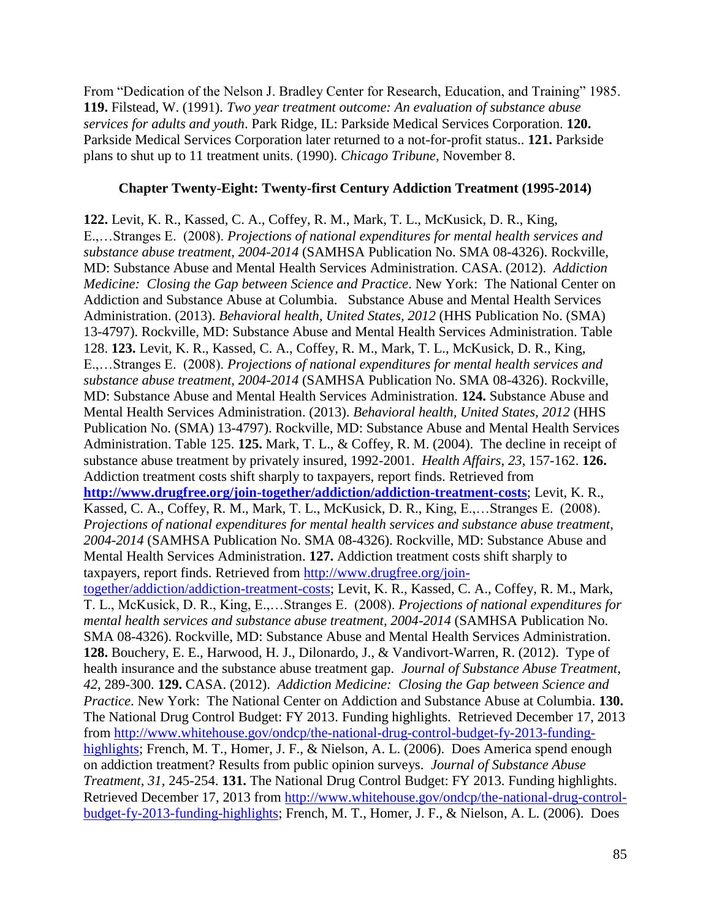From "Dedication of the Nelson J. Bradley Center for Research, Education, and Training" 1985. **119.** Filstead, W. (1991). *Two year treatment outcome: An evaluation of substance abuse services for adults and youth*. Park Ridge, IL: Parkside Medical Services Corporation. **120.** Parkside Medical Services Corporation later returned to a not-for-profit status.. **121.** Parkside plans to shut up to 11 treatment units. (1990). *Chicago Tribune*, November 8.

### Chapter Twenty-Eight: Twenty-first Century Addiction Treatment (1995-2014)

**122.** Levit, K. R., Kassed, C. A., Coffey, R. M., Mark, T. L., McKusick, D. R., King, E.,…Stranges E. (2008). *Projections of national expenditures for mental health services and substance abuse treatment, 2004-2014* (SAMHSA Publication No. SMA 08-4326). Rockville, MD: Substance Abuse and Mental Health Services Administration. CASA. (2012). *Addiction Medicine: Closing the Gap between Science and Practice*. New York: The National Center on Addiction and Substance Abuse at Columbia. Substance Abuse and Mental Health Services Administration. (2013). *Behavioral health, United States, 2012* (HHS Publication No. (SMA) 13-4797). Rockville, MD: Substance Abuse and Mental Health Services Administration. Table 128. **123.** Levit, K. R., Kassed, C. A., Coffey, R. M., Mark, T. L., McKusick, D. R., King, E.,…Stranges E. (2008). *Projections of national expenditures for mental health services and substance abuse treatment, 2004-2014* (SAMHSA Publication No. SMA 08-4326). Rockville, MD: Substance Abuse and Mental Health Services Administration. **124.** Substance Abuse and Mental Health Services Administration. (2013). *Behavioral health, United States, 2012* (HHS Publication No. (SMA) 13-4797). Rockville, MD: Substance Abuse and Mental Health Services Administration. Table 125. **125.** Mark, T. L., & Coffey, R. M. (2004). The decline in receipt of substance abuse treatment by privately insured, 1992-2001. *Health Affairs*, *23*, 157-162. **126.** Addiction treatment costs shift sharply to taxpayers, report finds. Retrieved from **http://www.drugfree.org/join-together/addiction/addiction-treatment-costs**; Levit, K. R., Kassed, C. A., Coffey, R. M., Mark, T. L., McKusick, D. R., King, E.,…Stranges E. (2008). *Projections of national expenditures for mental health services and substance abuse treatment, 2004-2014* (SAMHSA Publication No. SMA 08-4326). Rockville, MD: Substance Abuse and Mental Health Services Administration. **127.** Addiction treatment costs shift sharply to taxpayers, report finds. Retrieved from http://www.drugfree.org/join-together/addiction/addiction-treatment-costs; Levit, K. R., Kassed, C. A., Coffey, R. M., Mark, T. L., McKusick, D. R., King, E.,…Stranges E. (2008). *Projections of national expenditures for mental health services and substance abuse treatment, 2004-2014* (SAMHSA Publication No. SMA 08-4326). Rockville, MD: Substance Abuse and Mental Health Services Administration. **128.** Bouchery, E. E., Harwood, H. J., Dilonardo, J., & Vandivort-Warren, R. (2012). Type of health insurance and the substance abuse treatment gap. *Journal of Substance Abuse Treatment*, *42*, 289-300. **129.** CASA. (2012). *Addiction Medicine: Closing the Gap between Science and Practice*. New York: The National Center on Addiction and Substance Abuse at Columbia. **130.** The National Drug Control Budget: FY 2013. Funding highlights. Retrieved December 17, 2013 from http://www.whitehouse.gov/ondcp/the-national-drug-control-budget-fy-2013-funding-highlights; French, M. T., Homer, J. F., & Nielson, A. L. (2006). Does America spend enough on addiction treatment? Results from public opinion surveys. *Journal of Substance Abuse Treatment*, *31*, 245-254. **131.** The National Drug Control Budget: FY 2013. Funding highlights. Retrieved December 17, 2013 from http://www.whitehouse.gov/ondcp/the-national-drug-control-budget-fy-2013-funding-highlights; French, M. T., Homer, J. F., & Nielson, A. L. (2006). Does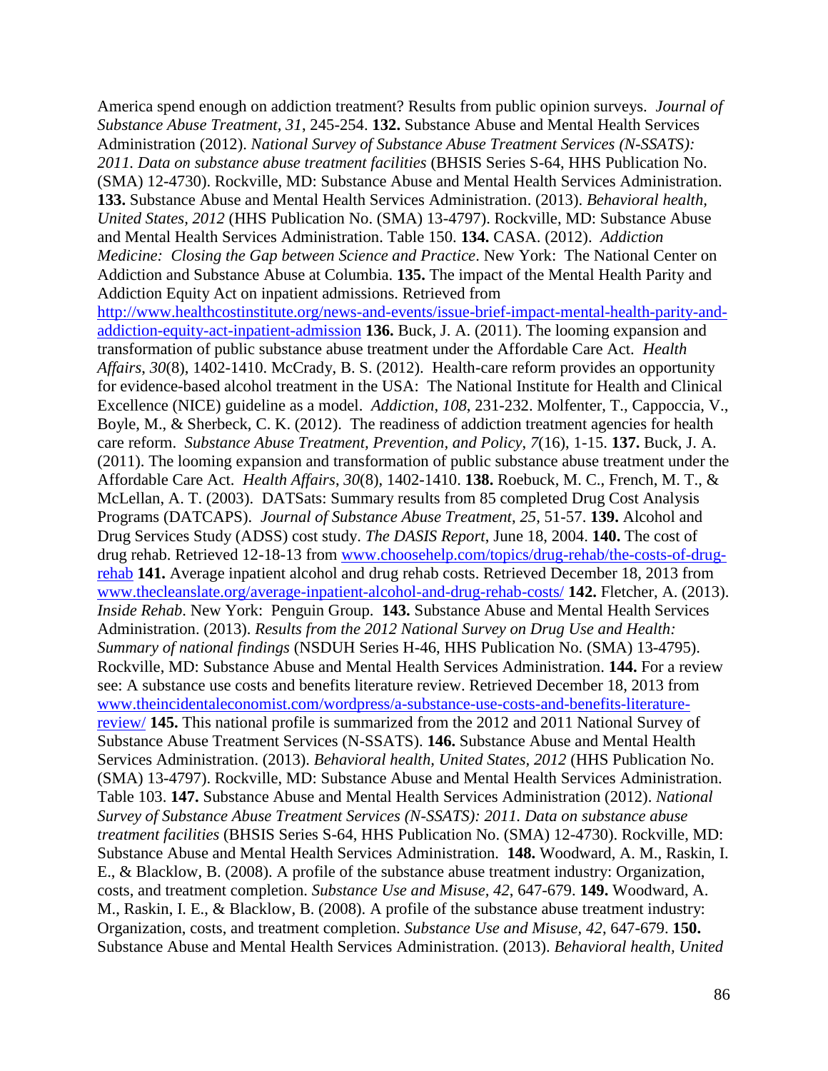America spend enough on addiction treatment? Results from public opinion surveys. *Journal of Substance Abuse Treatment, 31*, 245-254. **132.** Substance Abuse and Mental Health Services Administration (2012). *National Survey of Substance Abuse Treatment Services (N-SSATS): 2011. Data on substance abuse treatment facilities* (BHSIS Series S-64, HHS Publication No. (SMA) 12-4730). Rockville, MD: Substance Abuse and Mental Health Services Administration. **133.** Substance Abuse and Mental Health Services Administration. (2013). *Behavioral health, United States, 2012* (HHS Publication No. (SMA) 13-4797). Rockville, MD: Substance Abuse and Mental Health Services Administration. Table 150. **134.** CASA. (2012). *Addiction Medicine: Closing the Gap between Science and Practice*. New York: The National Center on Addiction and Substance Abuse at Columbia. **135.** The impact of the Mental Health Parity and Addiction Equity Act on inpatient admissions. Retrieved from http://www.healthcostinstitute.org/news-and-events/issue-brief-impact-mental-health-parity-and-addiction-equity-act-inpatient-admission **136.** Buck, J. A. (2011). The looming expansion and transformation of public substance abuse treatment under the Affordable Care Act. *Health Affairs*, *30*(8), 1402-1410. McCrady, B. S. (2012). Health-care reform provides an opportunity for evidence-based alcohol treatment in the USA: The National Institute for Health and Clinical Excellence (NICE) guideline as a model. *Addiction*, *108*, 231-232. Molfenter, T., Cappoccia, V., Boyle, M., & Sherbeck, C. K. (2012). The readiness of addiction treatment agencies for health care reform. *Substance Abuse Treatment, Prevention, and Policy*, *7*(16), 1-15. **137.** Buck, J. A. (2011). The looming expansion and transformation of public substance abuse treatment under the Affordable Care Act. *Health Affairs*, *30*(8), 1402-1410. **138.** Roebuck, M. C., French, M. T., & McLellan, A. T. (2003). DATSats: Summary results from 85 completed Drug Cost Analysis Programs (DATCAPS). *Journal of Substance Abuse Treatment*, *25*, 51-57. **139.** Alcohol and Drug Services Study (ADSS) cost study. *The DASIS Report*, June 18, 2004. **140.** The cost of drug rehab. Retrieved 12-18-13 from www.choosehelp.com/topics/drug-rehab/the-costs-of-drug-rehab **141.** Average inpatient alcohol and drug rehab costs. Retrieved December 18, 2013 from www.thecleanslate.org/average-inpatient-alcohol-and-drug-rehab-costs/ **142.** Fletcher, A. (2013). *Inside Rehab*. New York: Penguin Group. **143.** Substance Abuse and Mental Health Services Administration. (2013). *Results from the 2012 National Survey on Drug Use and Health: Summary of national findings* (NSDUH Series H-46, HHS Publication No. (SMA) 13-4795). Rockville, MD: Substance Abuse and Mental Health Services Administration. **144.** For a review see: A substance use costs and benefits literature review. Retrieved December 18, 2013 from www.theincidentaleconomist.com/wordpress/a-substance-use-costs-and-benefits-literature-review/ **145.** This national profile is summarized from the 2012 and 2011 National Survey of Substance Abuse Treatment Services (N-SSATS). **146.** Substance Abuse and Mental Health Services Administration. (2013). *Behavioral health, United States, 2012* (HHS Publication No. (SMA) 13-4797). Rockville, MD: Substance Abuse and Mental Health Services Administration. Table 103. **147.** Substance Abuse and Mental Health Services Administration (2012). *National Survey of Substance Abuse Treatment Services (N-SSATS): 2011. Data on substance abuse treatment facilities* (BHSIS Series S-64, HHS Publication No. (SMA) 12-4730). Rockville, MD: Substance Abuse and Mental Health Services Administration. **148.** Woodward, A. M., Raskin, I. E., & Blacklow, B. (2008). A profile of the substance abuse treatment industry: Organization, costs, and treatment completion. *Substance Use and Misuse, 42*, 647-679. **149.** Woodward, A. M., Raskin, I. E., & Blacklow, B. (2008). A profile of the substance abuse treatment industry: Organization, costs, and treatment completion. *Substance Use and Misuse, 42*, 647-679. **150.** Substance Abuse and Mental Health Services Administration. (2013). *Behavioral health, United*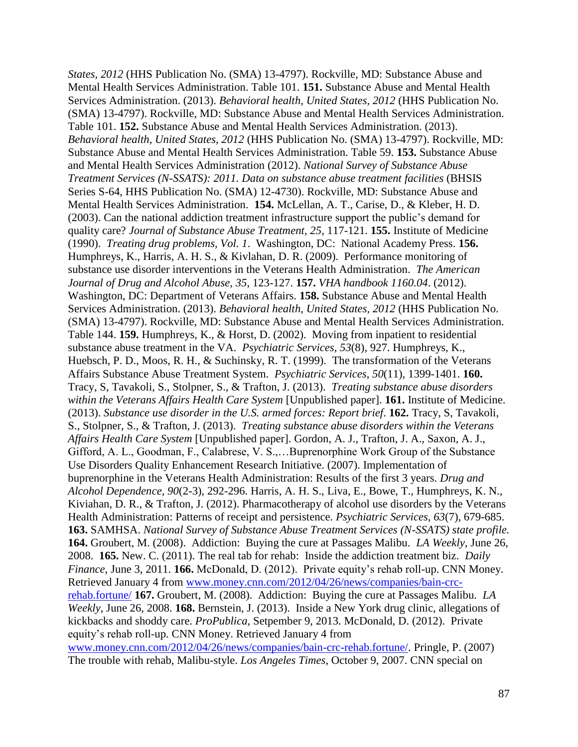*States, 2012* (HHS Publication No. (SMA) 13-4797). Rockville, MD: Substance Abuse and Mental Health Services Administration. Table 101. **151.** Substance Abuse and Mental Health Services Administration. (2013). *Behavioral health, United States, 2012* (HHS Publication No. (SMA) 13-4797). Rockville, MD: Substance Abuse and Mental Health Services Administration. Table 101. **152.** Substance Abuse and Mental Health Services Administration. (2013). *Behavioral health, United States, 2012* (HHS Publication No. (SMA) 13-4797). Rockville, MD: Substance Abuse and Mental Health Services Administration. Table 59. **153.** Substance Abuse and Mental Health Services Administration (2012). *National Survey of Substance Abuse Treatment Services (N-SSATS): 2011. Data on substance abuse treatment facilities* (BHSIS Series S-64, HHS Publication No. (SMA) 12-4730). Rockville, MD: Substance Abuse and Mental Health Services Administration. **154.** McLellan, A. T., Carise, D., & Kleber, H. D. (2003). Can the national addiction treatment infrastructure support the public's demand for quality care? *Journal of Substance Abuse Treatment*, *25*, 117-121. **155.** Institute of Medicine (1990). *Treating drug problems, Vol. 1*. Washington, DC: National Academy Press. **156.** Humphreys, K., Harris, A. H. S., & Kivlahan, D. R. (2009). Performance monitoring of substance use disorder interventions in the Veterans Health Administration. *The American Journal of Drug and Alcohol Abuse*, *35*, 123-127. **157.** *VHA handbook 1160.04*. (2012). Washington, DC: Department of Veterans Affairs. **158.** Substance Abuse and Mental Health Services Administration. (2013). *Behavioral health, United States, 2012* (HHS Publication No. (SMA) 13-4797). Rockville, MD: Substance Abuse and Mental Health Services Administration. Table 144. **159.** Humphreys, K., & Horst, D. (2002). Moving from inpatient to residential substance abuse treatment in the VA. *Psychiatric Services*, *53*(8), 927. Humphreys, K., Huebsch, P. D., Moos, R. H., & Suchinsky, R. T. (1999). The transformation of the Veterans Affairs Substance Abuse Treatment System. *Psychiatric Services*, *50*(11), 1399-1401. **160.** Tracy, S, Tavakoli, S., Stolpner, S., & Trafton, J. (2013). *Treating substance abuse disorders within the Veterans Affairs Health Care System* [Unpublished paper]. **161.** Institute of Medicine. (2013). *Substance use disorder in the U.S. armed forces: Report brief*. **162.** Tracy, S, Tavakoli, S., Stolpner, S., & Trafton, J. (2013). *Treating substance abuse disorders within the Veterans Affairs Health Care System* [Unpublished paper]. Gordon, A. J., Trafton, J. A., Saxon, A. J., Gifford, A. L., Goodman, F., Calabrese, V. S.,…Buprenorphine Work Group of the Substance Use Disorders Quality Enhancement Research Initiative. (2007). Implementation of buprenorphine in the Veterans Health Administration: Results of the first 3 years. *Drug and Alcohol Dependence, 90*(2-3), 292-296. Harris, A. H. S., Liva, E., Bowe, T., Humphreys, K. N., Kiviahan, D. R., & Trafton, J. (2012). Pharmacotherapy of alcohol use disorders by the Veterans Health Administration: Patterns of receipt and persistence. *Psychiatric Services, 63*(7), 679-685. **163.** SAMHSA. *National Survey of Substance Abuse Treatment Services (N-SSATS) state profile.* **164.** Groubert, M. (2008). Addiction: Buying the cure at Passages Malibu. *LA Weekly*, June 26, 2008. **165.** New. C. (2011). The real tab for rehab: Inside the addiction treatment biz. *Daily Finance*, June 3, 2011. **166.** McDonald, D. (2012). Private equity's rehab roll-up. CNN Money. Retrieved January 4 from [www.money.cnn.com/2012/04/26/news/companies/bain-crc-rehab.fortune/](www.money.cnn.com/2012/04/26/news/companies/bain-crc-rehab.fortune/) **167.** Groubert, M. (2008). Addiction: Buying the cure at Passages Malibu. *LA Weekly*, June 26, 2008. **168.** Bernstein, J. (2013). Inside a New York drug clinic, allegations of kickbacks and shoddy care. *ProPublica,* Setpember 9, 2013. McDonald, D. (2012). Private equity's rehab roll-up. CNN Money. Retrieved January 4 from [www.money.cnn.com/2012/04/26/news/companies/bain-crc-rehab.fortune/](www.money.cnn.com/2012/04/26/news/companies/bain-crc-rehab.fortune/). Pringle, P. (2007) The trouble with rehab, Malibu-style. *Los Angeles Times*, October 9, 2007. CNN special on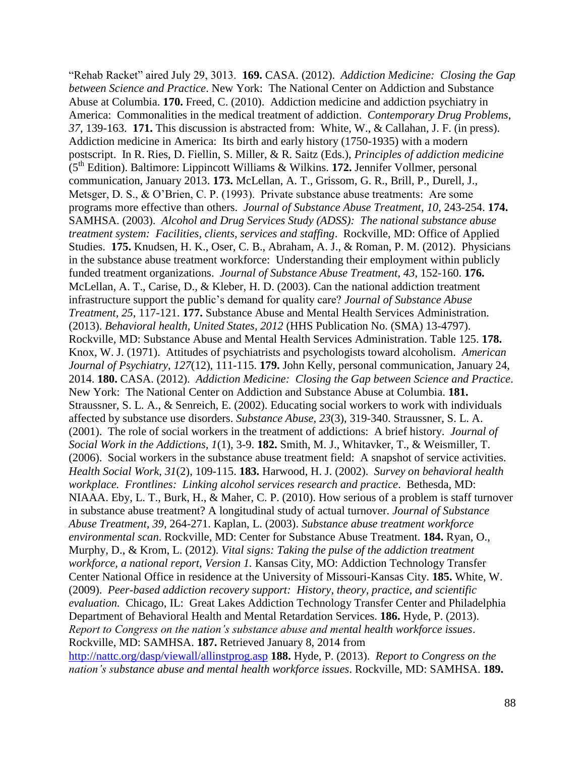"Rehab Racket" aired July 29, 3013. **169.** CASA. (2012). *Addiction Medicine: Closing the Gap between Science and Practice*. New York: The National Center on Addiction and Substance Abuse at Columbia. **170.** Freed, C. (2010). Addiction medicine and addiction psychiatry in America: Commonalities in the medical treatment of addiction. *Contemporary Drug Problems*, *37*, 139-163. **171.** This discussion is abstracted from: White, W., & Callahan, J. F. (in press). Addiction medicine in America: Its birth and early history (1750-1935) with a modern postscript. In R. Ries, D. Fiellin, S. Miller, & R. Saitz (Eds.), *Principles of addiction medicine* (5th Edition). Baltimore: Lippincott Williams & Wilkins. **172.** Jennifer Vollmer, personal communication, January 2013. **173.** McLellan, A. T., Grissom, G. R., Brill, P., Durell, J., Metsger, D. S., & O'Brien, C. P. (1993). Private substance abuse treatments: Are some programs more effective than others. *Journal of Substance Abuse Treatment*, *10*, 243-254. **174.** SAMHSA. (2003). *Alcohol and Drug Services Study (ADSS): The national substance abuse treatment system: Facilities, clients, services and staffing*. Rockville, MD: Office of Applied Studies. **175.** Knudsen, H. K., Oser, C. B., Abraham, A. J., & Roman, P. M. (2012). Physicians in the substance abuse treatment workforce: Understanding their employment within publicly funded treatment organizations. *Journal of Substance Abuse Treatment*, *43*, 152-160. **176.** McLellan, A. T., Carise, D., & Kleber, H. D. (2003). Can the national addiction treatment infrastructure support the public's demand for quality care? *Journal of Substance Abuse Treatment, 25*, 117-121. **177.** Substance Abuse and Mental Health Services Administration. (2013). *Behavioral health, United States, 2012* (HHS Publication No. (SMA) 13-4797). Rockville, MD: Substance Abuse and Mental Health Services Administration. Table 125. **178.** Knox, W. J. (1971). Attitudes of psychiatrists and psychologists toward alcoholism. *American Journal of Psychiatry*, *127*(12), 111-115. **179.** John Kelly, personal communication, January 24, 2014. **180.** CASA. (2012). *Addiction Medicine: Closing the Gap between Science and Practice*. New York: The National Center on Addiction and Substance Abuse at Columbia. **181.** Straussner, S. L. A., & Senreich, E. (2002). Educating social workers to work with individuals affected by substance use disorders. *Substance Abuse*, *23*(3), 319-340. Straussner, S. L. A. (2001). The role of social workers in the treatment of addictions: A brief history. *Journal of Social Work in the Addictions*, *1*(1), 3-9. **182.** Smith, M. J., Whitavker, T., & Weismiller, T. (2006). Social workers in the substance abuse treatment field: A snapshot of service activities. *Health Social Work*, *31*(2), 109-115. **183.** Harwood, H. J. (2002). *Survey on behavioral health workplace. Frontlines: Linking alcohol services research and practice*. Bethesda, MD: NIAAA. Eby, L. T., Burk, H., & Maher, C. P. (2010). How serious of a problem is staff turnover in substance abuse treatment? A longitudinal study of actual turnover. *Journal of Substance Abuse Treatment, 39*, 264-271. Kaplan, L. (2003). *Substance abuse treatment workforce environmental scan*. Rockville, MD: Center for Substance Abuse Treatment. **184.** Ryan, O., Murphy, D., & Krom, L. (2012). *Vital signs: Taking the pulse of the addiction treatment workforce, a national report, Version 1.* Kansas City, MO: Addiction Technology Transfer Center National Office in residence at the University of Missouri-Kansas City. **185.** White, W. (2009). *Peer-based addiction recovery support: History, theory, practice, and scientific evaluation.* Chicago, IL: Great Lakes Addiction Technology Transfer Center and Philadelphia Department of Behavioral Health and Mental Retardation Services. **186.** Hyde, P. (2013). *Report to Congress on the nation's substance abuse and mental health workforce issues*. Rockville, MD: SAMHSA. **187.** Retrieved January 8, 2014 from http://nattc.org/dasp/viewall/allinstprog.asp **188.** Hyde, P. (2013). *Report to Congress on the nation's substance abuse and mental health workforce issues*. Rockville, MD: SAMHSA. **189.**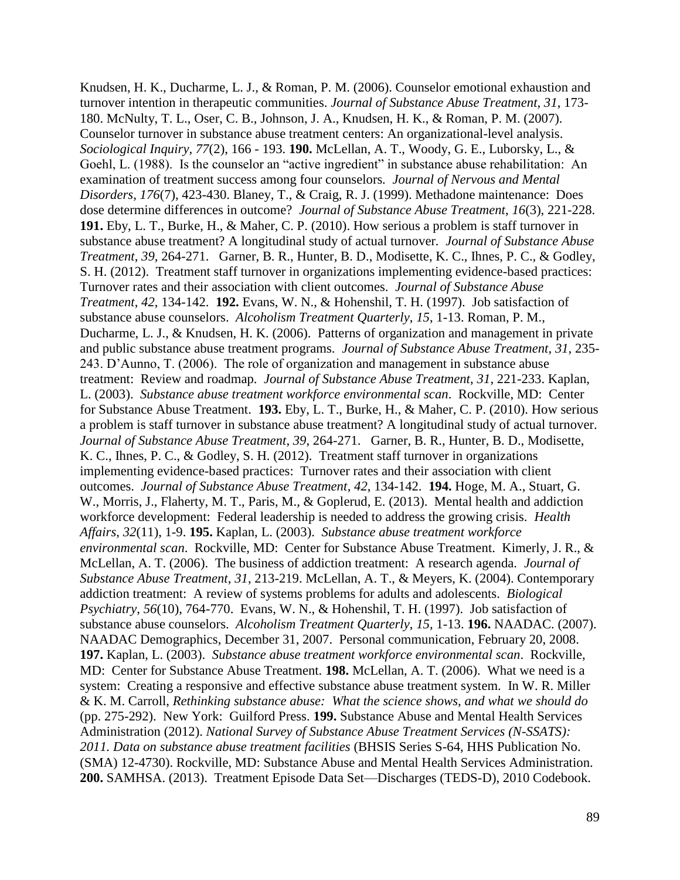Knudsen, H. K., Ducharme, L. J., & Roman, P. M. (2006). Counselor emotional exhaustion and turnover intention in therapeutic communities. *Journal of Substance Abuse Treatment, 31*, 173-180. McNulty, T. L., Oser, C. B., Johnson, J. A., Knudsen, H. K., & Roman, P. M. (2007). Counselor turnover in substance abuse treatment centers: An organizational-level analysis. *Sociological Inquiry*, *77*(2), 166 - 193. **190.** McLellan, A. T., Woody, G. E., Luborsky, L., & Goehl, L. (1988). Is the counselor an "active ingredient" in substance abuse rehabilitation: An examination of treatment success among four counselors. *Journal of Nervous and Mental Disorders*, *176*(7), 423-430. Blaney, T., & Craig, R. J. (1999). Methadone maintenance: Does dose determine differences in outcome? *Journal of Substance Abuse Treatment*, *16*(3), 221-228. **191.** Eby, L. T., Burke, H., & Maher, C. P. (2010). How serious a problem is staff turnover in substance abuse treatment? A longitudinal study of actual turnover. *Journal of Substance Abuse Treatment*, *39*, 264-271. Garner, B. R., Hunter, B. D., Modisette, K. C., Ihnes, P. C., & Godley, S. H. (2012). Treatment staff turnover in organizations implementing evidence-based practices: Turnover rates and their association with client outcomes. *Journal of Substance Abuse Treatment*, *42*, 134-142. **192.** Evans, W. N., & Hohenshil, T. H. (1997). Job satisfaction of substance abuse counselors. *Alcoholism Treatment Quarterly*, *15*, 1-13. Roman, P. M., Ducharme, L. J., & Knudsen, H. K. (2006). Patterns of organization and management in private and public substance abuse treatment programs. *Journal of Substance Abuse Treatment*, *31*, 235-243. D'Aunno, T. (2006). The role of organization and management in substance abuse treatment: Review and roadmap. *Journal of Substance Abuse Treatment*, *31*, 221-233. Kaplan, L. (2003). *Substance abuse treatment workforce environmental scan*. Rockville, MD: Center for Substance Abuse Treatment. **193.** Eby, L. T., Burke, H., & Maher, C. P. (2010). How serious a problem is staff turnover in substance abuse treatment? A longitudinal study of actual turnover. *Journal of Substance Abuse Treatment*, *39*, 264-271. Garner, B. R., Hunter, B. D., Modisette, K. C., Ihnes, P. C., & Godley, S. H. (2012). Treatment staff turnover in organizations implementing evidence-based practices: Turnover rates and their association with client outcomes. *Journal of Substance Abuse Treatment*, *42*, 134-142. **194.** Hoge, M. A., Stuart, G. W., Morris, J., Flaherty, M. T., Paris, M., & Goplerud, E. (2013). Mental health and addiction workforce development: Federal leadership is needed to address the growing crisis. *Health Affairs*, *32*(11), 1-9. **195.** Kaplan, L. (2003). *Substance abuse treatment workforce environmental scan*. Rockville, MD: Center for Substance Abuse Treatment. Kimerly, J. R., & McLellan, A. T. (2006). The business of addiction treatment: A research agenda. *Journal of Substance Abuse Treatment*, *31*, 213-219. McLellan, A. T., & Meyers, K. (2004). Contemporary addiction treatment: A review of systems problems for adults and adolescents. *Biological Psychiatry*, *56*(10), 764-770. Evans, W. N., & Hohenshil, T. H. (1997). Job satisfaction of substance abuse counselors. *Alcoholism Treatment Quarterly*, *15*, 1-13. **196.** NAADAC. (2007). NAADAC Demographics, December 31, 2007. Personal communication, February 20, 2008. **197.** Kaplan, L. (2003). *Substance abuse treatment workforce environmental scan*. Rockville, MD: Center for Substance Abuse Treatment. **198.** McLellan, A. T. (2006). What we need is a system: Creating a responsive and effective substance abuse treatment system. In W. R. Miller & K. M. Carroll, *Rethinking substance abuse: What the science shows, and what we should do* (pp. 275-292). New York: Guilford Press. **199.** Substance Abuse and Mental Health Services Administration (2012). *National Survey of Substance Abuse Treatment Services (N-SSATS): 2011. Data on substance abuse treatment facilities* (BHSIS Series S-64, HHS Publication No. (SMA) 12-4730). Rockville, MD: Substance Abuse and Mental Health Services Administration. **200.** SAMHSA. (2013). Treatment Episode Data Set—Discharges (TEDS-D), 2010 Codebook.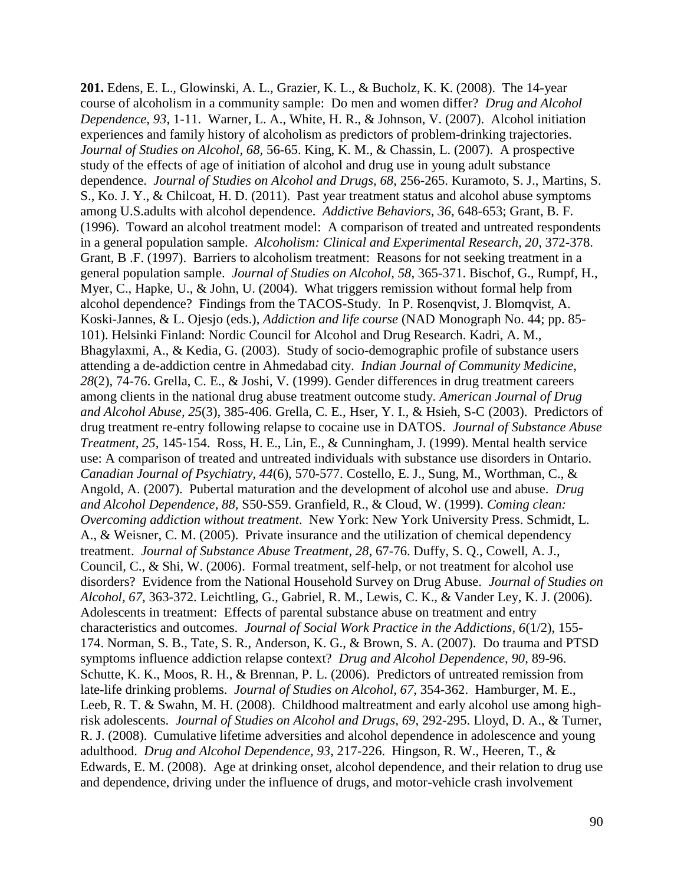**201.** Edens, E. L., Glowinski, A. L., Grazier, K. L., & Bucholz, K. K. (2008). The 14-year course of alcoholism in a community sample: Do men and women differ? *Drug and Alcohol Dependence, 93*, 1-11. Warner, L. A., White, H. R., & Johnson, V. (2007). Alcohol initiation experiences and family history of alcoholism as predictors of problem-drinking trajectories. *Journal of Studies on Alcohol, 68*, 56-65. King, K. M., & Chassin, L. (2007). A prospective study of the effects of age of initiation of alcohol and drug use in young adult substance dependence. *Journal of Studies on Alcohol and Drugs, 68*, 256-265. Kuramoto, S. J., Martins, S. S., Ko. J. Y., & Chilcoat, H. D. (2011). Past year treatment status and alcohol abuse symptoms among U.S.adults with alcohol dependence. *Addictive Behaviors, 36*, 648-653; Grant, B. F. (1996). Toward an alcohol treatment model: A comparison of treated and untreated respondents in a general population sample. *Alcoholism: Clinical and Experimental Research, 20*, 372-378. Grant, B .F. (1997). Barriers to alcoholism treatment: Reasons for not seeking treatment in a general population sample. *Journal of Studies on Alcohol, 58*, 365-371. Bischof, G., Rumpf, H., Myer, C., Hapke, U., & John, U. (2004). What triggers remission without formal help from alcohol dependence? Findings from the TACOS-Study. In P. Rosenqvist, J. Blomqvist, A. Koski-Jannes, & L. Ojesjo (eds.), *Addiction and life course* (NAD Monograph No. 44; pp. 85-101). Helsinki Finland: Nordic Council for Alcohol and Drug Research. Kadri, A. M., Bhagylaxmi, A., & Kedia, G. (2003). Study of socio-demographic profile of substance users attending a de-addiction centre in Ahmedabad city. *Indian Journal of Community Medicine, 28*(2), 74-76. Grella, C. E., & Joshi, V. (1999). Gender differences in drug treatment careers among clients in the national drug abuse treatment outcome study. *American Journal of Drug and Alcohol Abuse, 25*(3), 385-406. Grella, C. E., Hser, Y. I., & Hsieh, S-C (2003). Predictors of drug treatment re-entry following relapse to cocaine use in DATOS. *Journal of Substance Abuse Treatment, 25*, 145-154. Ross, H. E., Lin, E., & Cunningham, J. (1999). Mental health service use: A comparison of treated and untreated individuals with substance use disorders in Ontario. *Canadian Journal of Psychiatry, 44*(6), 570-577. Costello, E. J., Sung, M., Worthman, C., & Angold, A. (2007). Pubertal maturation and the development of alcohol use and abuse. *Drug and Alcohol Dependence, 88*, S50-S59. Granfield, R., & Cloud, W. (1999). *Coming clean: Overcoming addiction without treatment*. New York: New York University Press. Schmidt, L. A., & Weisner, C. M. (2005). Private insurance and the utilization of chemical dependency treatment. *Journal of Substance Abuse Treatment, 28*, 67-76. Duffy, S. Q., Cowell, A. J., Council, C., & Shi, W. (2006). Formal treatment, self-help, or not treatment for alcohol use disorders? Evidence from the National Household Survey on Drug Abuse. *Journal of Studies on Alcohol, 67*, 363-372. Leichtling, G., Gabriel, R. M., Lewis, C. K., & Vander Ley, K. J. (2006). Adolescents in treatment: Effects of parental substance abuse on treatment and entry characteristics and outcomes. *Journal of Social Work Practice in the Addictions, 6*(1/2), 155-174. Norman, S. B., Tate, S. R., Anderson, K. G., & Brown, S. A. (2007). Do trauma and PTSD symptoms influence addiction relapse context? *Drug and Alcohol Dependence, 90*, 89-96. Schutte, K. K., Moos, R. H., & Brennan, P. L. (2006). Predictors of untreated remission from late-life drinking problems. *Journal of Studies on Alcohol, 67*, 354-362. Hamburger, M. E., Leeb, R. T. & Swahn, M. H. (2008). Childhood maltreatment and early alcohol use among high-risk adolescents. *Journal of Studies on Alcohol and Drugs, 69*, 292-295. Lloyd, D. A., & Turner, R. J. (2008). Cumulative lifetime adversities and alcohol dependence in adolescence and young adulthood. *Drug and Alcohol Dependence, 93*, 217-226. Hingson, R. W., Heeren, T., & Edwards, E. M. (2008). Age at drinking onset, alcohol dependence, and their relation to drug use and dependence, driving under the influence of drugs, and motor-vehicle crash involvement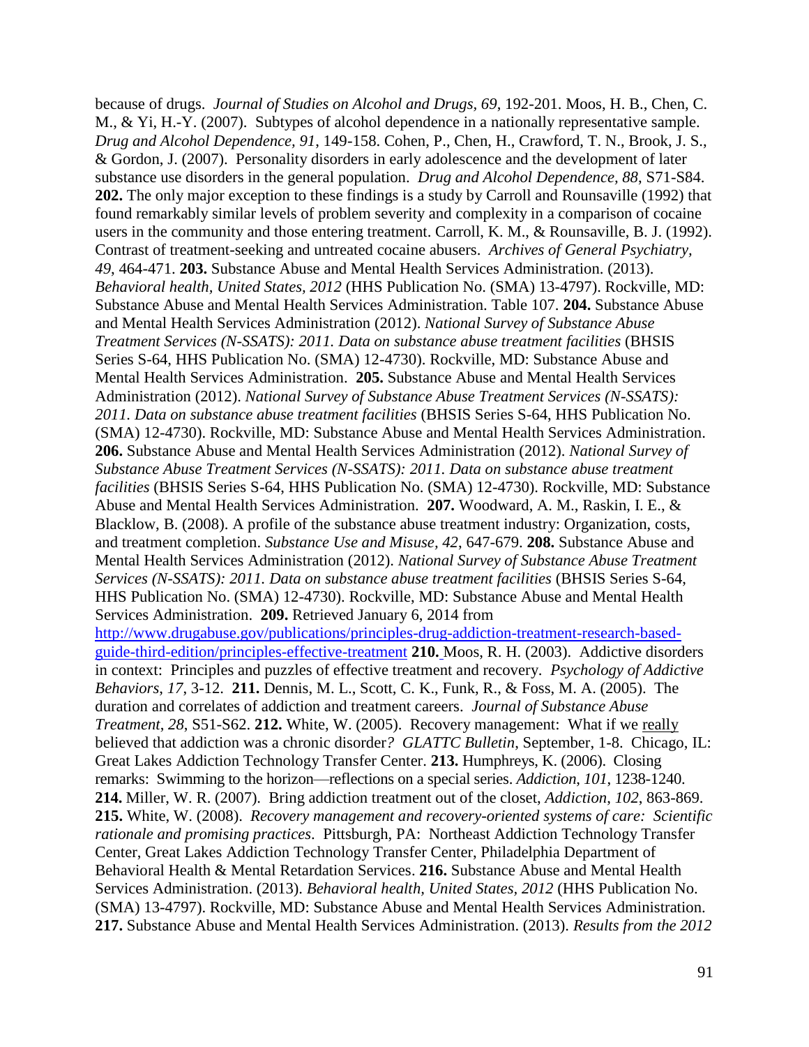because of drugs. *Journal of Studies on Alcohol and Drugs, 69*, 192-201. Moos, H. B., Chen, C. M., & Yi, H.-Y. (2007). Subtypes of alcohol dependence in a nationally representative sample. *Drug and Alcohol Dependence, 91*, 149-158. Cohen, P., Chen, H., Crawford, T. N., Brook, J. S., & Gordon, J. (2007). Personality disorders in early adolescence and the development of later substance use disorders in the general population. *Drug and Alcohol Dependence, 88*, S71-S84. **202.** The only major exception to these findings is a study by Carroll and Rounsaville (1992) that found remarkably similar levels of problem severity and complexity in a comparison of cocaine users in the community and those entering treatment. Carroll, K. M., & Rounsaville, B. J. (1992). Contrast of treatment-seeking and untreated cocaine abusers. *Archives of General Psychiatry, 49*, 464-471. **203.** Substance Abuse and Mental Health Services Administration. (2013). *Behavioral health, United States, 2012* (HHS Publication No. (SMA) 13-4797). Rockville, MD: Substance Abuse and Mental Health Services Administration. Table 107. **204.** Substance Abuse and Mental Health Services Administration (2012). *National Survey of Substance Abuse Treatment Services (N-SSATS): 2011. Data on substance abuse treatment facilities* (BHSIS Series S-64, HHS Publication No. (SMA) 12-4730). Rockville, MD: Substance Abuse and Mental Health Services Administration. **205.** Substance Abuse and Mental Health Services Administration (2012). *National Survey of Substance Abuse Treatment Services (N-SSATS): 2011. Data on substance abuse treatment facilities* (BHSIS Series S-64, HHS Publication No. (SMA) 12-4730). Rockville, MD: Substance Abuse and Mental Health Services Administration. **206.** Substance Abuse and Mental Health Services Administration (2012). *National Survey of Substance Abuse Treatment Services (N-SSATS): 2011. Data on substance abuse treatment facilities* (BHSIS Series S-64, HHS Publication No. (SMA) 12-4730). Rockville, MD: Substance Abuse and Mental Health Services Administration. **207.** Woodward, A. M., Raskin, I. E., & Blacklow, B. (2008). A profile of the substance abuse treatment industry: Organization, costs, and treatment completion. *Substance Use and Misuse, 42*, 647-679. **208.** Substance Abuse and Mental Health Services Administration (2012). *National Survey of Substance Abuse Treatment Services (N-SSATS): 2011. Data on substance abuse treatment facilities* (BHSIS Series S-64, HHS Publication No. (SMA) 12-4730). Rockville, MD: Substance Abuse and Mental Health Services Administration. **209.** Retrieved January 6, 2014 from http://www.drugabuse.gov/publications/principles-drug-addiction-treatment-research-based-guide-third-edition/principles-effective-treatment **210.** Moos, R. H. (2003). Addictive disorders in context: Principles and puzzles of effective treatment and recovery. *Psychology of Addictive Behaviors, 17*, 3-12. **211.** Dennis, M. L., Scott, C. K., Funk, R., & Foss, M. A. (2005). The duration and correlates of addiction and treatment careers. *Journal of Substance Abuse Treatment, 28*, S51-S62. **212.** White, W. (2005). Recovery management: What if we really believed that addiction was a chronic disorder? *GLATTC Bulletin*, September, 1-8. Chicago, IL: Great Lakes Addiction Technology Transfer Center. **213.** Humphreys, K. (2006). Closing remarks: Swimming to the horizon—reflections on a special series. *Addiction, 101*, 1238-1240. **214.** Miller, W. R. (2007). Bring addiction treatment out of the closet, *Addiction, 102*, 863-869. **215.** White, W. (2008). *Recovery management and recovery-oriented systems of care: Scientific rationale and promising practices*. Pittsburgh, PA: Northeast Addiction Technology Transfer Center, Great Lakes Addiction Technology Transfer Center, Philadelphia Department of Behavioral Health & Mental Retardation Services. **216.** Substance Abuse and Mental Health Services Administration. (2013). *Behavioral health, United States, 2012* (HHS Publication No. (SMA) 13-4797). Rockville, MD: Substance Abuse and Mental Health Services Administration. **217.** Substance Abuse and Mental Health Services Administration. (2013). *Results from the 2012*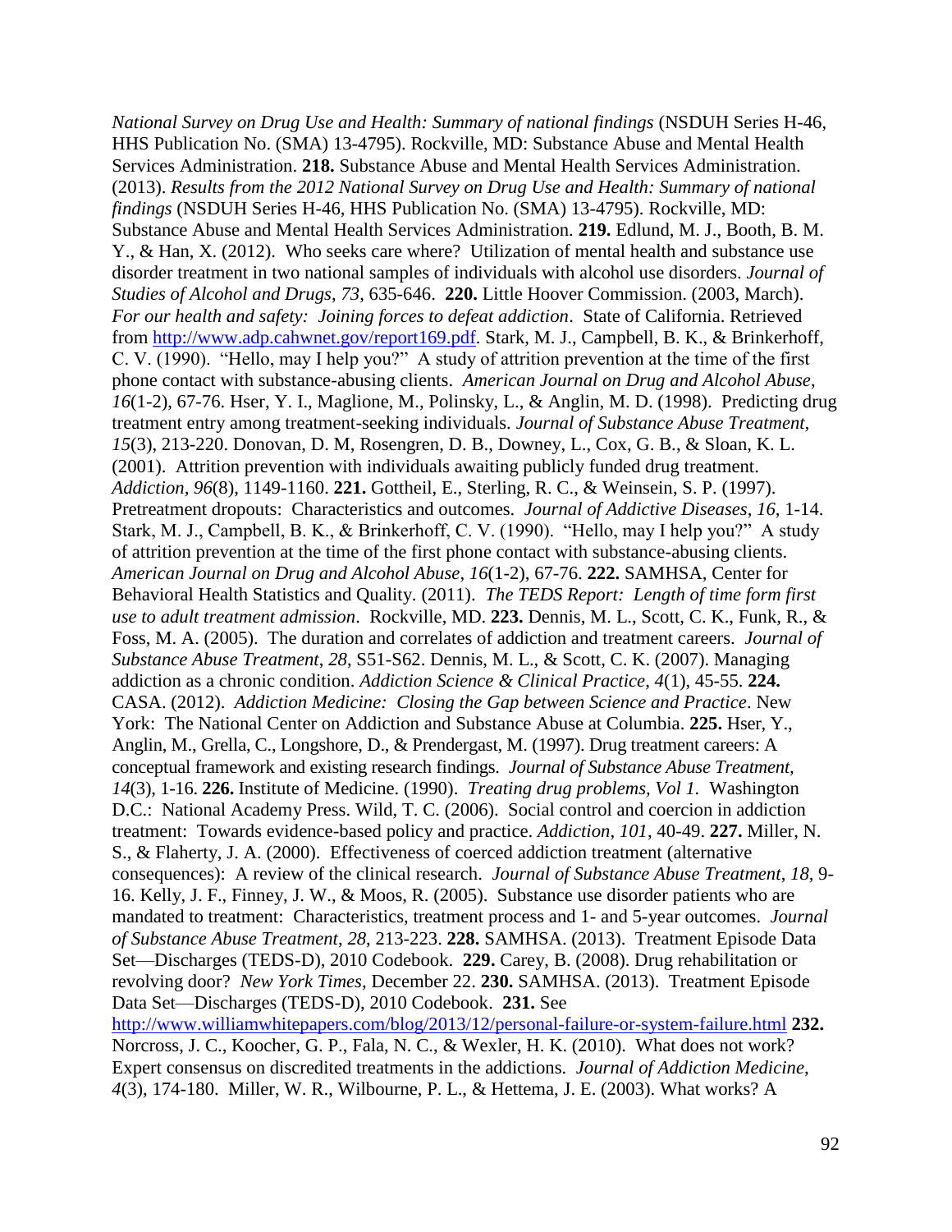*National Survey on Drug Use and Health: Summary of national findings* (NSDUH Series H-46, HHS Publication No. (SMA) 13-4795). Rockville, MD: Substance Abuse and Mental Health Services Administration. **218.** Substance Abuse and Mental Health Services Administration. (2013). *Results from the 2012 National Survey on Drug Use and Health: Summary of national findings* (NSDUH Series H-46, HHS Publication No. (SMA) 13-4795). Rockville, MD: Substance Abuse and Mental Health Services Administration. **219.** Edlund, M. J., Booth, B. M. Y., & Han, X. (2012). Who seeks care where? Utilization of mental health and substance use disorder treatment in two national samples of individuals with alcohol use disorders. *Journal of Studies of Alcohol and Drugs*, *73*, 635-646. **220.** Little Hoover Commission. (2003, March). *For our health and safety: Joining forces to defeat addiction*. State of California. Retrieved from http://www.adp.cahwnet.gov/report169.pdf. Stark, M. J., Campbell, B. K., & Brinkerhoff, C. V. (1990). "Hello, may I help you?" A study of attrition prevention at the time of the first phone contact with substance-abusing clients. *American Journal on Drug and Alcohol Abuse*, *16*(1-2), 67-76. Hser, Y. I., Maglione, M., Polinsky, L., & Anglin, M. D. (1998). Predicting drug treatment entry among treatment-seeking individuals. *Journal of Substance Abuse Treatment, 15*(3), 213-220. Donovan, D. M, Rosengren, D. B., Downey, L., Cox, G. B., & Sloan, K. L. (2001). Attrition prevention with individuals awaiting publicly funded drug treatment. *Addiction, 96*(8), 1149-1160. **221.** Gottheil, E., Sterling, R. C., & Weinsein, S. P. (1997). Pretreatment dropouts: Characteristics and outcomes. *Journal of Addictive Diseases*, *16*, 1-14. Stark, M. J., Campbell, B. K., & Brinkerhoff, C. V. (1990). "Hello, may I help you?" A study of attrition prevention at the time of the first phone contact with substance-abusing clients. *American Journal on Drug and Alcohol Abuse*, *16*(1-2), 67-76. **222.** SAMHSA, Center for Behavioral Health Statistics and Quality. (2011). *The TEDS Report: Length of time form first use to adult treatment admission*. Rockville, MD. **223.** Dennis, M. L., Scott, C. K., Funk, R., & Foss, M. A. (2005). The duration and correlates of addiction and treatment careers. *Journal of Substance Abuse Treatment*, *28*, S51-S62. Dennis, M. L., & Scott, C. K. (2007). Managing addiction as a chronic condition. *Addiction Science & Clinical Practice*, *4*(1), 45-55. **224.** CASA. (2012). *Addiction Medicine: Closing the Gap between Science and Practice*. New York: The National Center on Addiction and Substance Abuse at Columbia. **225.** Hser, Y., Anglin, M., Grella, C., Longshore, D., & Prendergast, M. (1997). Drug treatment careers: A conceptual framework and existing research findings. *Journal of Substance Abuse Treatment, 14*(3), 1-16. **226.** Institute of Medicine. (1990). *Treating drug problems, Vol 1.* Washington D.C.: National Academy Press. Wild, T. C. (2006). Social control and coercion in addiction treatment: Towards evidence-based policy and practice. *Addiction*, *101*, 40-49. **227.** Miller, N. S., & Flaherty, J. A. (2000). Effectiveness of coerced addiction treatment (alternative consequences): A review of the clinical research. *Journal of Substance Abuse Treatment*, *18*, 9-16. Kelly, J. F., Finney, J. W., & Moos, R. (2005). Substance use disorder patients who are mandated to treatment: Characteristics, treatment process and 1- and 5-year outcomes. *Journal of Substance Abuse Treatment*, *28*, 213-223. **228.** SAMHSA. (2013). Treatment Episode Data Set—Discharges (TEDS-D), 2010 Codebook. **229.** Carey, B. (2008). Drug rehabilitation or revolving door? *New York Times*, December 22. **230.** SAMHSA. (2013). Treatment Episode Data Set—Discharges (TEDS-D), 2010 Codebook. **231.** See http://www.williamwhitepapers.com/blog/2013/12/personal-failure-or-system-failure.html **232.** Norcross, J. C., Koocher, G. P., Fala, N. C., & Wexler, H. K. (2010). What does not work? Expert consensus on discredited treatments in the addictions. *Journal of Addiction Medicine*, *4*(3), 174-180. Miller, W. R., Wilbourne, P. L., & Hettema, J. E. (2003). What works? A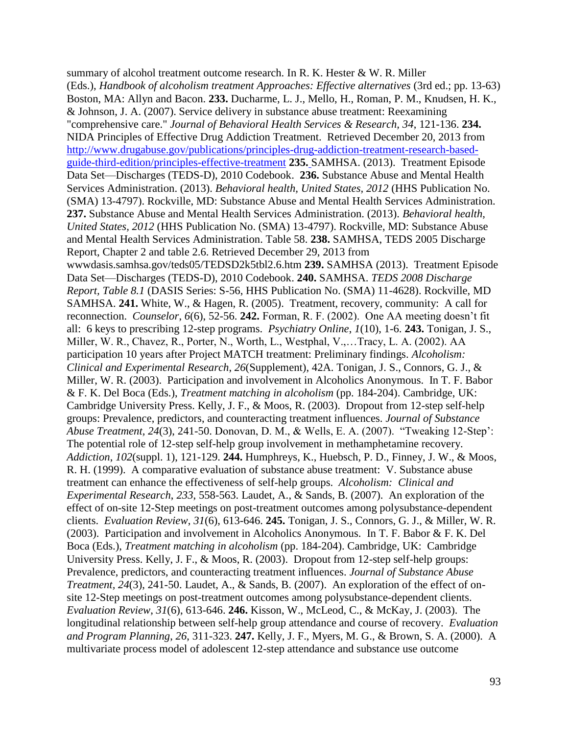summary of alcohol treatment outcome research. In R. K. Hester & W. R. Miller (Eds.), *Handbook of alcoholism treatment Approaches: Effective alternatives* (3rd ed.; pp. 13-63) Boston, MA: Allyn and Bacon. **233.** Ducharme, L. J., Mello, H., Roman, P. M., Knudsen, H. K., & Johnson, J. A. (2007). Service delivery in substance abuse treatment: Reexamining "comprehensive care." *Journal of Behavioral Health Services & Research, 34*, 121-136. **234.** NIDA Principles of Effective Drug Addiction Treatment. Retrieved December 20, 2013 from [http://www.drugabuse.gov/publications/principles-drug-addiction-treatment-research-based-guide-third-edition/principles-effective-treatment](http://www.drugabuse.gov/publications/principles-drug-addiction-treatment-research-based-guide-third-edition/principles-effective-treatment) **235.** SAMHSA. (2013). Treatment Episode Data Set—Discharges (TEDS-D), 2010 Codebook. **236.** Substance Abuse and Mental Health Services Administration. (2013). *Behavioral health, United States, 2012* (HHS Publication No. (SMA) 13-4797). Rockville, MD: Substance Abuse and Mental Health Services Administration. **237.** Substance Abuse and Mental Health Services Administration. (2013). *Behavioral health, United States, 2012* (HHS Publication No. (SMA) 13-4797). Rockville, MD: Substance Abuse and Mental Health Services Administration. Table 58. **238.** SAMHSA, TEDS 2005 Discharge Report, Chapter 2 and table 2.6. Retrieved December 29, 2013 from wwwdasis.samhsa.gov/teds05/TEDSD2k5tbl2.6.htm **239.** SAMHSA (2013). Treatment Episode Data Set—Discharges (TEDS-D), 2010 Codebook. **240.** SAMHSA. *TEDS 2008 Discharge Report, Table 8.1* (DASIS Series: S-56, HHS Publication No. (SMA) 11-4628). Rockville, MD SAMHSA. **241.** White, W., & Hagen, R. (2005). Treatment, recovery, community: A call for reconnection. *Counselor*, *6*(6), 52-56. **242.** Forman, R. F. (2002). One AA meeting doesn't fit all: 6 keys to prescribing 12-step programs. *Psychiatry Online*, *1*(10), 1-6. **243.** Tonigan, J. S., Miller, W. R., Chavez, R., Porter, N., Worth, L., Westphal, V.,…Tracy, L. A. (2002). AA participation 10 years after Project MATCH treatment: Preliminary findings. *Alcoholism: Clinical and Experimental Research*, *26*(Supplement), 42A. Tonigan, J. S., Connors, G. J., & Miller, W. R. (2003). Participation and involvement in Alcoholics Anonymous. In T. F. Babor & F. K. Del Boca (Eds.), *Treatment matching in alcoholism* (pp. 184-204). Cambridge, UK: Cambridge University Press. Kelly, J. F., & Moos, R. (2003). Dropout from 12-step self-help groups: Prevalence, predictors, and counteracting treatment influences. *Journal of Substance Abuse Treatment, 24*(3), 241-50. Donovan, D. M., & Wells, E. A. (2007). "Tweaking 12-Step': The potential role of 12-step self-help group involvement in methamphetamine recovery. *Addiction*, *102*(suppl. 1), 121-129. **244.** Humphreys, K., Huebsch, P. D., Finney, J. W., & Moos, R. H. (1999). A comparative evaluation of substance abuse treatment: V. Substance abuse treatment can enhance the effectiveness of self-help groups. *Alcoholism: Clinical and Experimental Research*, *233*, 558-563. Laudet, A., & Sands, B. (2007). An exploration of the effect of on-site 12-Step meetings on post-treatment outcomes among polysubstance-dependent clients. *Evaluation Review*, *31*(6), 613-646. **245.** Tonigan, J. S., Connors, G. J., & Miller, W. R. (2003). Participation and involvement in Alcoholics Anonymous. In T. F. Babor & F. K. Del Boca (Eds.), *Treatment matching in alcoholism* (pp. 184-204). Cambridge, UK: Cambridge University Press. Kelly, J. F., & Moos, R. (2003). Dropout from 12-step self-help groups: Prevalence, predictors, and counteracting treatment influences. *Journal of Substance Abuse Treatment, 24*(3), 241-50. Laudet, A., & Sands, B. (2007). An exploration of the effect of on-site 12-Step meetings on post-treatment outcomes among polysubstance-dependent clients. *Evaluation Review*, *31*(6), 613-646. **246.** Kisson, W., McLeod, C., & McKay, J. (2003). The longitudinal relationship between self-help group attendance and course of recovery. *Evaluation and Program Planning, 26*, 311-323. **247.** Kelly, J. F., Myers, M. G., & Brown, S. A. (2000). A multivariate process model of adolescent 12-step attendance and substance use outcome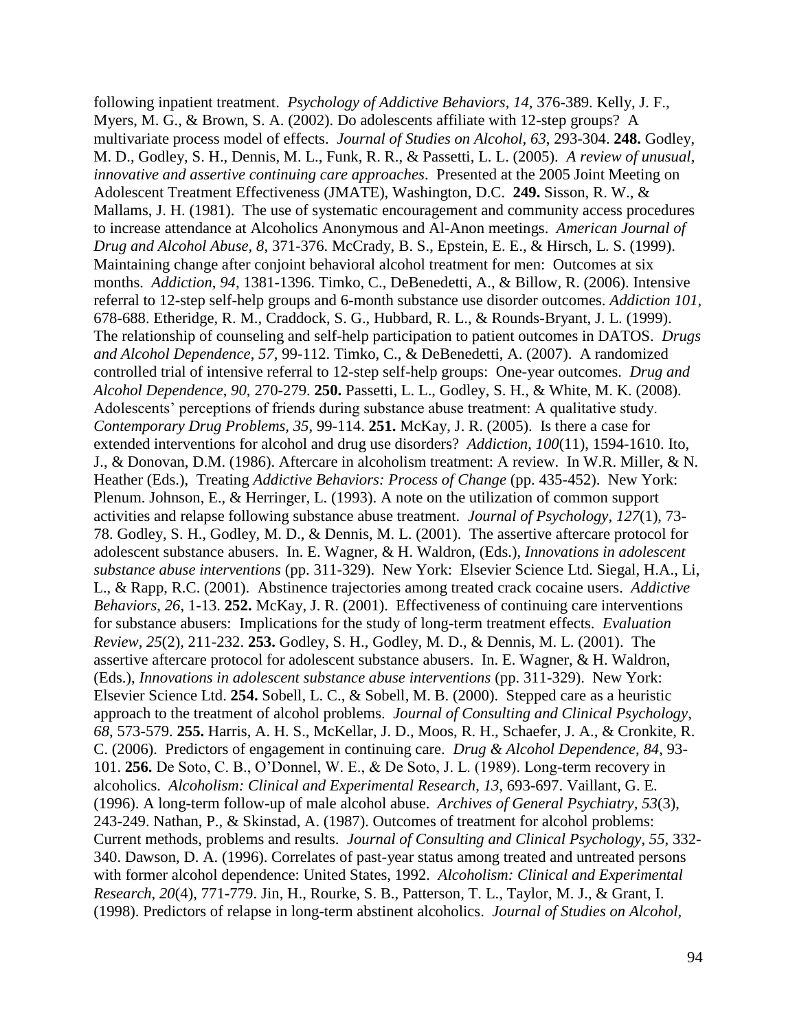following inpatient treatment. *Psychology of Addictive Behaviors, 14*, 376-389. Kelly, J. F., Myers, M. G., & Brown, S. A. (2002). Do adolescents affiliate with 12-step groups? A multivariate process model of effects. *Journal of Studies on Alcohol, 63*, 293-304. **248.** Godley, M. D., Godley, S. H., Dennis, M. L., Funk, R. R., & Passetti, L. L. (2005). *A review of unusual, innovative and assertive continuing care approaches*. Presented at the 2005 Joint Meeting on Adolescent Treatment Effectiveness (JMATE), Washington, D.C. **249.** Sisson, R. W., & Mallams, J. H. (1981). The use of systematic encouragement and community access procedures to increase attendance at Alcoholics Anonymous and Al-Anon meetings. *American Journal of Drug and Alcohol Abuse, 8*, 371-376. McCrady, B. S., Epstein, E. E., & Hirsch, L. S. (1999). Maintaining change after conjoint behavioral alcohol treatment for men: Outcomes at six months. *Addiction, 94*, 1381-1396. Timko, C., DeBenedetti, A., & Billow, R. (2006). Intensive referral to 12-step self-help groups and 6-month substance use disorder outcomes. *Addiction 101*, 678-688. Etheridge, R. M., Craddock, S. G., Hubbard, R. L., & Rounds-Bryant, J. L. (1999). The relationship of counseling and self-help participation to patient outcomes in DATOS. *Drugs and Alcohol Dependence, 57*, 99-112. Timko, C., & DeBenedetti, A. (2007). A randomized controlled trial of intensive referral to 12-step self-help groups: One-year outcomes. *Drug and Alcohol Dependence, 90*, 270-279. **250.** Passetti, L. L., Godley, S. H., & White, M. K. (2008). Adolescents' perceptions of friends during substance abuse treatment: A qualitative study. *Contemporary Drug Problems, 35*, 99-114. **251.** McKay, J. R. (2005). Is there a case for extended interventions for alcohol and drug use disorders? *Addiction, 100*(11), 1594-1610. Ito, J., & Donovan, D.M. (1986). Aftercare in alcoholism treatment: A review. In W.R. Miller, & N. Heather (Eds.), Treating *Addictive Behaviors: Process of Change* (pp. 435-452). New York: Plenum. Johnson, E., & Herringer, L. (1993). A note on the utilization of common support activities and relapse following substance abuse treatment. *Journal of Psychology, 127*(1), 73-78. Godley, S. H., Godley, M. D., & Dennis, M. L. (2001). The assertive aftercare protocol for adolescent substance abusers. In. E. Wagner, & H. Waldron, (Eds.), *Innovations in adolescent substance abuse interventions* (pp. 311-329). New York: Elsevier Science Ltd. Siegal, H.A., Li, L., & Rapp, R.C. (2001). Abstinence trajectories among treated crack cocaine users. *Addictive Behaviors, 26*, 1-13. **252.** McKay, J. R. (2001). Effectiveness of continuing care interventions for substance abusers: Implications for the study of long-term treatment effects. *Evaluation Review, 25*(2), 211-232. **253.** Godley, S. H., Godley, M. D., & Dennis, M. L. (2001). The assertive aftercare protocol for adolescent substance abusers. In. E. Wagner, & H. Waldron, (Eds.), *Innovations in adolescent substance abuse interventions* (pp. 311-329). New York: Elsevier Science Ltd. **254.** Sobell, L. C., & Sobell, M. B. (2000). Stepped care as a heuristic approach to the treatment of alcohol problems. *Journal of Consulting and Clinical Psychology, 68*, 573-579. **255.** Harris, A. H. S., McKellar, J. D., Moos, R. H., Schaefer, J. A., & Cronkite, R. C. (2006). Predictors of engagement in continuing care. *Drug & Alcohol Dependence, 84*, 93-101. **256.** De Soto, C. B., O'Donnel, W. E., & De Soto, J. L. (1989). Long-term recovery in alcoholics. *Alcoholism: Clinical and Experimental Research, 13*, 693-697. Vaillant, G. E. (1996). A long-term follow-up of male alcohol abuse. *Archives of General Psychiatry, 53*(3), 243-249. Nathan, P., & Skinstad, A. (1987). Outcomes of treatment for alcohol problems: Current methods, problems and results. *Journal of Consulting and Clinical Psychology, 55*, 332-340. Dawson, D. A. (1996). Correlates of past-year status among treated and untreated persons with former alcohol dependence: United States, 1992. *Alcoholism: Clinical and Experimental Research, 20*(4), 771-779. Jin, H., Rourke, S. B., Patterson, T. L., Taylor, M. J., & Grant, I. (1998). Predictors of relapse in long-term abstinent alcoholics. *Journal of Studies on Alcohol,*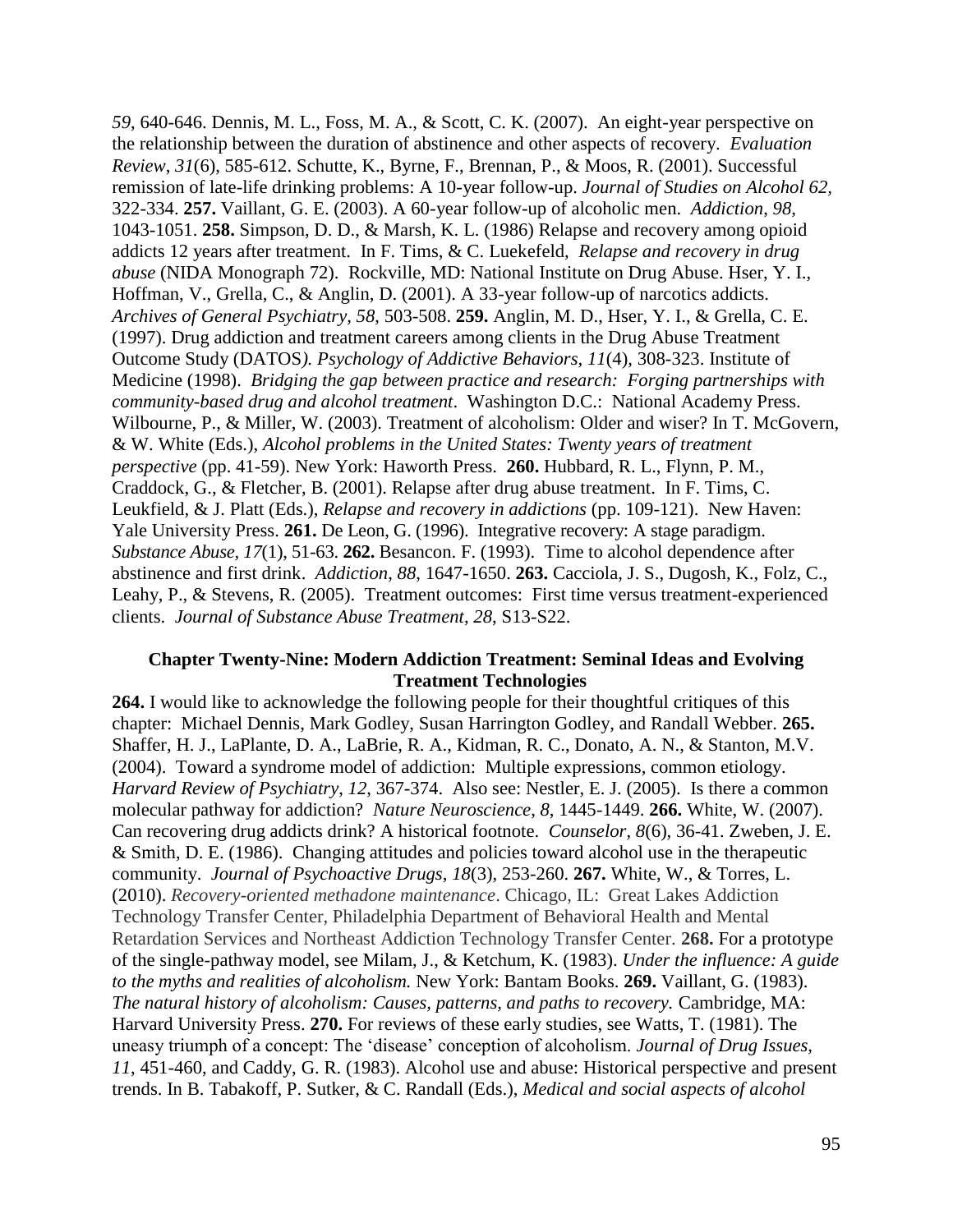*59*, 640-646. Dennis, M. L., Foss, M. A., & Scott, C. K. (2007). An eight-year perspective on the relationship between the duration of abstinence and other aspects of recovery. *Evaluation Review*, *31*(6), 585-612. Schutte, K., Byrne, F., Brennan, P., & Moos, R. (2001). Successful remission of late-life drinking problems: A 10-year follow-up. *Journal of Studies on Alcohol 62*, 322-334. **257.** Vaillant, G. E. (2003). A 60-year follow-up of alcoholic men. *Addiction*, *98*, 1043-1051. **258.** Simpson, D. D., & Marsh, K. L. (1986) Relapse and recovery among opioid addicts 12 years after treatment. In F. Tims, & C. Luekefeld, *Relapse and recovery in drug abuse* (NIDA Monograph 72). Rockville, MD: National Institute on Drug Abuse. Hser, Y. I., Hoffman, V., Grella, C., & Anglin, D. (2001). A 33-year follow-up of narcotics addicts. *Archives of General Psychiatry*, *58*, 503-508. **259.** Anglin, M. D., Hser, Y. I., & Grella, C. E. (1997). Drug addiction and treatment careers among clients in the Drug Abuse Treatment Outcome Study (DATOS*)*. *Psychology of Addictive Behaviors*, *11*(4), 308-323. Institute of Medicine (1998). *Bridging the gap between practice and research: Forging partnerships with community-based drug and alcohol treatment*. Washington D.C.: National Academy Press. Wilbourne, P., & Miller, W. (2003). Treatment of alcoholism: Older and wiser? In T. McGovern, & W. White (Eds.), *Alcohol problems in the United States: Twenty years of treatment perspective* (pp. 41-59). New York: Haworth Press. **260.** Hubbard, R. L., Flynn, P. M., Craddock, G., & Fletcher, B. (2001). Relapse after drug abuse treatment. In F. Tims, C. Leukfield, & J. Platt (Eds.), *Relapse and recovery in addictions* (pp. 109-121). New Haven: Yale University Press. **261.** De Leon, G. (1996). Integrative recovery: A stage paradigm. *Substance Abuse*, *17*(1), 51-63. **262.** Besancon. F. (1993). Time to alcohol dependence after abstinence and first drink. *Addiction*, *88*, 1647-1650. **263.** Cacciola, J. S., Dugosh, K., Folz, C., Leahy, P., & Stevens, R. (2005). Treatment outcomes: First time versus treatment-experienced clients. *Journal of Substance Abuse Treatment*, *28*, S13-S22.

## Chapter Twenty-Nine: Modern Addiction Treatment: Seminal Ideas and Evolving Treatment Technologies

**264.** I would like to acknowledge the following people for their thoughtful critiques of this chapter: Michael Dennis, Mark Godley, Susan Harrington Godley, and Randall Webber. **265.** Shaffer, H. J., LaPlante, D. A., LaBrie, R. A., Kidman, R. C., Donato, A. N., & Stanton, M.V. (2004). Toward a syndrome model of addiction: Multiple expressions, common etiology. *Harvard Review of Psychiatry*, *12*, 367-374. Also see: Nestler, E. J. (2005). Is there a common molecular pathway for addiction? *Nature Neuroscience*, *8*, 1445-1449. **266.** White, W. (2007). Can recovering drug addicts drink? A historical footnote. *Counselor*, *8*(6), 36-41. Zweben, J. E. & Smith, D. E. (1986). Changing attitudes and policies toward alcohol use in the therapeutic community. *Journal of Psychoactive Drugs*, *18*(3), 253-260. **267.** White, W., & Torres, L. (2010). *Recovery-oriented methadone maintenance*. Chicago, IL: Great Lakes Addiction Technology Transfer Center, Philadelphia Department of Behavioral Health and Mental Retardation Services and Northeast Addiction Technology Transfer Center. **268.** For a prototype of the single-pathway model, see Milam, J., & Ketchum, K. (1983). *Under the influence: A guide to the myths and realities of alcoholism.* New York: Bantam Books. **269.** Vaillant, G. (1983). *The natural history of alcoholism: Causes, patterns, and paths to recovery.* Cambridge, MA: Harvard University Press. **270.** For reviews of these early studies, see Watts, T. (1981). The uneasy triumph of a concept: The 'disease' conception of alcoholism. *Journal of Drug Issues*, *11*, 451-460, and Caddy, G. R. (1983). Alcohol use and abuse: Historical perspective and present trends. In B. Tabakoff, P. Sutker, & C. Randall (Eds.), *Medical and social aspects of alcohol*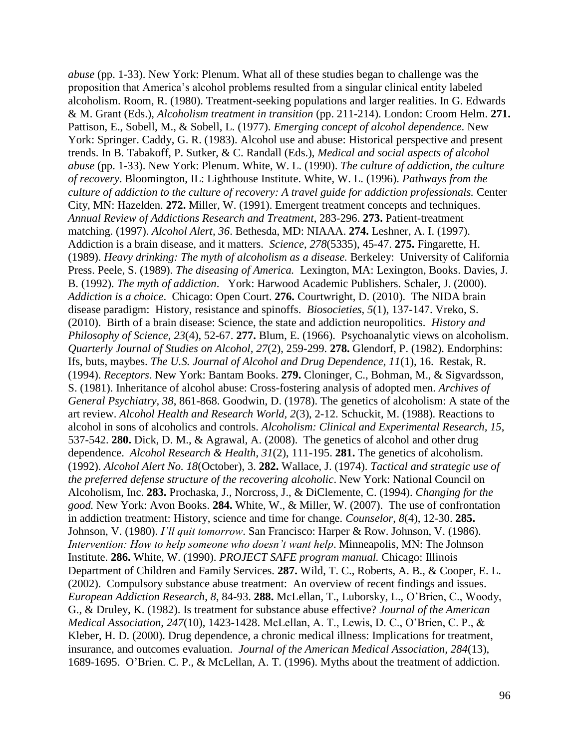*abuse* (pp. 1-33). New York: Plenum. What all of these studies began to challenge was the proposition that America's alcohol problems resulted from a singular clinical entity labeled alcoholism. Room, R. (1980). Treatment-seeking populations and larger realities. In G. Edwards & M. Grant (Eds.), *Alcoholism treatment in transition* (pp. 211-214). London: Croom Helm. **271.** Pattison, E., Sobell, M., & Sobell, L. (1977). *Emerging concept of alcohol dependence*. New York: Springer. Caddy, G. R. (1983). Alcohol use and abuse: Historical perspective and present trends. In B. Tabakoff, P. Sutker, & C. Randall (Eds.), *Medical and social aspects of alcohol abuse* (pp. 1-33). New York: Plenum. White, W. L. (1990). *The culture of addiction, the culture of recovery*. Bloomington, IL: Lighthouse Institute. White, W. L. (1996). *Pathways from the culture of addiction to the culture of recovery: A travel guide for addiction professionals.* Center City, MN: Hazelden. **272.** Miller, W. (1991). Emergent treatment concepts and techniques. *Annual Review of Addictions Research and Treatment*, 283-296. **273.** Patient-treatment matching. (1997). *Alcohol Alert, 36*. Bethesda, MD: NIAAA. **274.** Leshner, A. I. (1997). Addiction is a brain disease, and it matters. *Science*, *278*(5335), 45-47. **275.** Fingarette, H. (1989). *Heavy drinking: The myth of alcoholism as a disease.* Berkeley: University of California Press. Peele, S. (1989). *The diseasing of America.* Lexington, MA: Lexington, Books. Davies, J. B. (1992). *The myth of addiction*. York: Harwood Academic Publishers. Schaler, J. (2000). *Addiction is a choice*. Chicago: Open Court. **276.** Courtwright, D. (2010). The NIDA brain disease paradigm: History, resistance and spinoffs. *Biosocieties*, *5*(1), 137-147. Vreko, S. (2010). Birth of a brain disease: Science, the state and addiction neuropolitics. *History and Philosophy of Science*, *23*(4), 52-67. **277.** Blum, E. (1966). Psychoanalytic views on alcoholism. *Quarterly Journal of Studies on Alcohol, 27*(2), 259-299. **278.** Glendorf, P. (1982). Endorphins: Ifs, buts, maybes. *The U.S. Journal of Alcohol and Drug Dependence, 11*(1), 16. Restak, R. (1994). *Receptors*. New York: Bantam Books. **279.** Cloninger, C., Bohman, M., & Sigvardsson, S. (1981). Inheritance of alcohol abuse: Cross-fostering analysis of adopted men. *Archives of General Psychiatry, 38*, 861-868. Goodwin, D. (1978). The genetics of alcoholism: A state of the art review. *Alcohol Health and Research World, 2*(3), 2-12. Schuckit, M. (1988). Reactions to alcohol in sons of alcoholics and controls. *Alcoholism: Clinical and Experimental Research, 15*, 537-542. **280.** Dick, D. M., & Agrawal, A. (2008). The genetics of alcohol and other drug dependence. *Alcohol Research & Health*, *31*(2), 111-195. **281.** The genetics of alcoholism. (1992). *Alcohol Alert No. 18*(October), 3. **282.** Wallace, J. (1974). *Tactical and strategic use of the preferred defense structure of the recovering alcoholic*. New York: National Council on Alcoholism, Inc. **283.** Prochaska, J., Norcross, J., & DiClemente, C. (1994). *Changing for the good.* New York: Avon Books. **284.** White, W., & Miller, W. (2007). The use of confrontation in addiction treatment: History, science and time for change. *Counselor*, *8*(4), 12-30. **285.** Johnson, V. (1980). *I'll quit tomorrow*. San Francisco: Harper & Row. Johnson, V. (1986). *Intervention: How to help someone who doesn't want help*. Minneapolis, MN: The Johnson Institute. **286.** White, W. (1990). *PROJECT SAFE program manual.* Chicago: Illinois Department of Children and Family Services. **287.** Wild, T. C., Roberts, A. B., & Cooper, E. L. (2002). Compulsory substance abuse treatment: An overview of recent findings and issues. *European Addiction Research, 8*, 84-93. **288.** McLellan, T., Luborsky, L., O'Brien, C., Woody, G., & Druley, K. (1982). Is treatment for substance abuse effective? *Journal of the American Medical Association, 247*(10), 1423-1428. McLellan, A. T., Lewis, D. C., O'Brien, C. P., & Kleber, H. D. (2000). Drug dependence, a chronic medical illness: Implications for treatment, insurance, and outcomes evaluation. *Journal of the American Medical Association, 284*(13), 1689-1695. O'Brien. C. P., & McLellan, A. T. (1996). Myths about the treatment of addiction.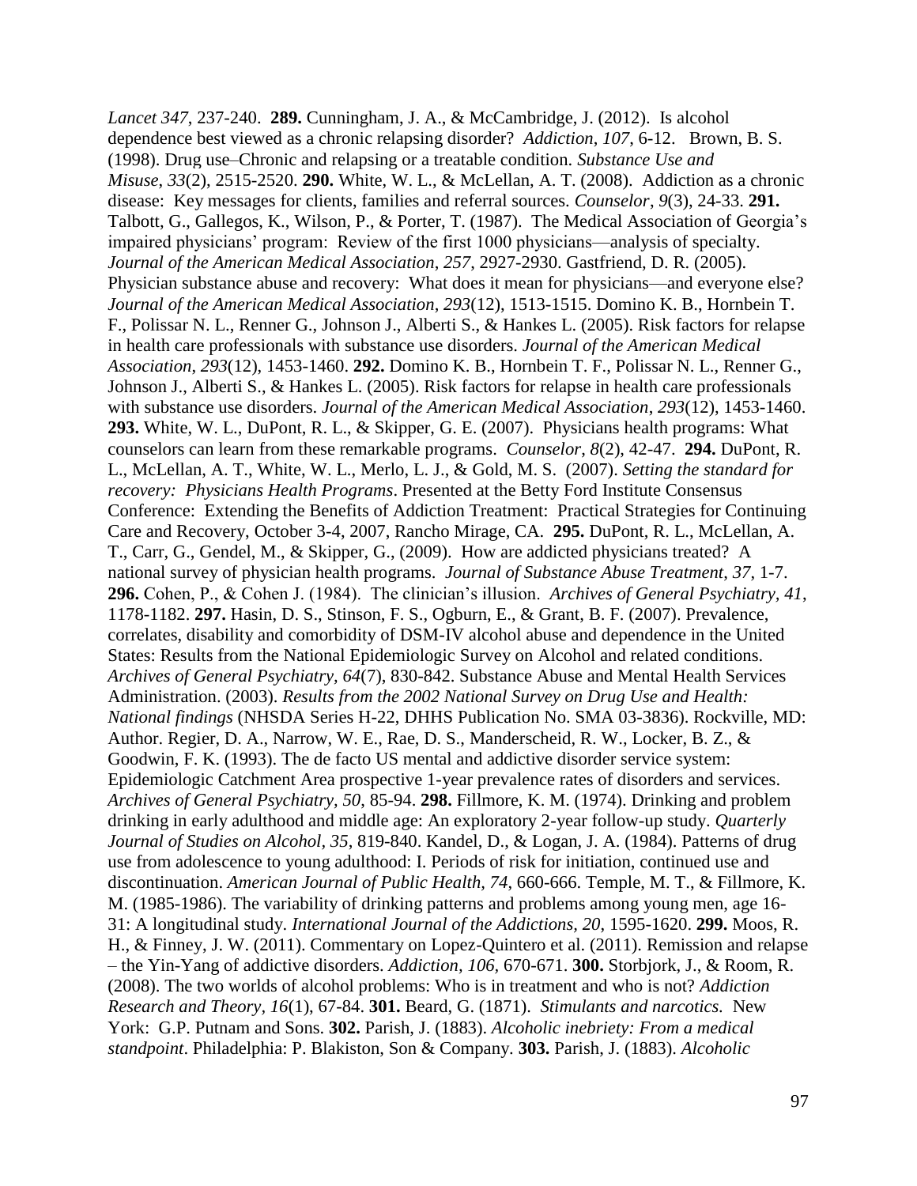*Lancet 347*, 237-240. **289.** Cunningham, J. A., & McCambridge, J. (2012). Is alcohol dependence best viewed as a chronic relapsing disorder? *Addiction*, *107*, 6-12. Brown, B. S. (1998). Drug use–Chronic and relapsing or a treatable condition. *Substance Use and Misuse*, *33*(2), 2515-2520. **290.** White, W. L., & McLellan, A. T. (2008). Addiction as a chronic disease: Key messages for clients, families and referral sources. *Counselor*, *9*(3), 24-33. **291.** Talbott, G., Gallegos, K., Wilson, P., & Porter, T. (1987). The Medical Association of Georgia's impaired physicians' program: Review of the first 1000 physicians—analysis of specialty. *Journal of the American Medical Association*, *257*, 2927-2930. Gastfriend, D. R. (2005). Physician substance abuse and recovery: What does it mean for physicians—and everyone else? *Journal of the American Medical Association*, *293*(12), 1513-1515. Domino K. B., Hornbein T. F., Polissar N. L., Renner G., Johnson J., Alberti S., & Hankes L. (2005). Risk factors for relapse in health care professionals with substance use disorders. *Journal of the American Medical Association*, *293*(12), 1453-1460. **292.** Domino K. B., Hornbein T. F., Polissar N. L., Renner G., Johnson J., Alberti S., & Hankes L. (2005). Risk factors for relapse in health care professionals with substance use disorders. *Journal of the American Medical Association*, *293*(12), 1453-1460. **293.** White, W. L., DuPont, R. L., & Skipper, G. E. (2007). Physicians health programs: What counselors can learn from these remarkable programs. *Counselor*, *8*(2), 42-47. **294.** DuPont, R. L., McLellan, A. T., White, W. L., Merlo, L. J., & Gold, M. S. (2007). *Setting the standard for recovery: Physicians Health Programs*. Presented at the Betty Ford Institute Consensus Conference: Extending the Benefits of Addiction Treatment: Practical Strategies for Continuing Care and Recovery, October 3-4, 2007, Rancho Mirage, CA. **295.** DuPont, R. L., McLellan, A. T., Carr, G., Gendel, M., & Skipper, G., (2009). How are addicted physicians treated? A national survey of physician health programs. *Journal of Substance Abuse Treatment*, *37*, 1-7. **296.** Cohen, P., & Cohen J. (1984). The clinician's illusion. *Archives of General Psychiatry, 41*, 1178-1182. **297.** Hasin, D. S., Stinson, F. S., Ogburn, E., & Grant, B. F. (2007). Prevalence, correlates, disability and comorbidity of DSM-IV alcohol abuse and dependence in the United States: Results from the National Epidemiologic Survey on Alcohol and related conditions. *Archives of General Psychiatry, 64*(7), 830-842. Substance Abuse and Mental Health Services Administration. (2003). *Results from the 2002 National Survey on Drug Use and Health: National findings* (NHSDA Series H-22, DHHS Publication No. SMA 03-3836). Rockville, MD: Author. Regier, D. A., Narrow, W. E., Rae, D. S., Manderscheid, R. W., Locker, B. Z., & Goodwin, F. K. (1993). The de facto US mental and addictive disorder service system: Epidemiologic Catchment Area prospective 1-year prevalence rates of disorders and services. *Archives of General Psychiatry, 50*, 85-94. **298.** Fillmore, K. M. (1974). Drinking and problem drinking in early adulthood and middle age: An exploratory 2-year follow-up study. *Quarterly Journal of Studies on Alcohol, 35*, 819-840. Kandel, D., & Logan, J. A. (1984). Patterns of drug use from adolescence to young adulthood: I. Periods of risk for initiation, continued use and discontinuation. *American Journal of Public Health, 74*, 660-666. Temple, M. T., & Fillmore, K. M. (1985-1986). The variability of drinking patterns and problems among young men, age 16-31: A longitudinal study. *International Journal of the Addictions, 20*, 1595-1620. **299.** Moos, R. H., & Finney, J. W. (2011). Commentary on Lopez-Quintero et al. (2011). Remission and relapse – the Yin-Yang of addictive disorders. *Addiction, 106*, 670-671. **300.** Storbjork, J., & Room, R. (2008). The two worlds of alcohol problems: Who is in treatment and who is not? *Addiction Research and Theory, 16*(1), 67-84. **301.** Beard, G. (1871). *Stimulants and narcotics.* New York: G.P. Putnam and Sons. **302.** Parish, J. (1883). *Alcoholic inebriety: From a medical standpoint*. Philadelphia: P. Blakiston, Son & Company. **303.** Parish, J. (1883). *Alcoholic*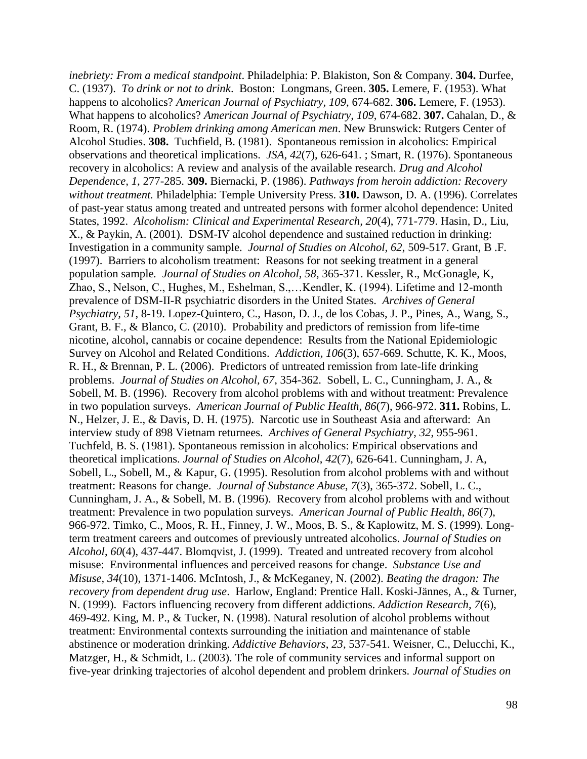*inebriety: From a medical standpoint*. Philadelphia: P. Blakiston, Son & Company. **304.** Durfee, C. (1937). *To drink or not to drink*. Boston: Longmans, Green. **305.** Lemere, F. (1953). What happens to alcoholics? *American Journal of Psychiatry, 109*, 674-682. **306.** Lemere, F. (1953). What happens to alcoholics? *American Journal of Psychiatry, 109*, 674-682. **307.** Cahalan, D., & Room, R. (1974). *Problem drinking among American men*. New Brunswick: Rutgers Center of Alcohol Studies. **308.** Tuchfield, B. (1981). Spontaneous remission in alcoholics: Empirical observations and theoretical implications. *JSA, 42*(7), 626-641. ; Smart, R. (1976). Spontaneous recovery in alcoholics: A review and analysis of the available research. *Drug and Alcohol Dependence, 1*, 277-285. **309.** Biernacki, P. (1986). *Pathways from heroin addiction: Recovery without treatment.* Philadelphia: Temple University Press. **310.** Dawson, D. A. (1996). Correlates of past-year status among treated and untreated persons with former alcohol dependence: United States, 1992. *Alcoholism: Clinical and Experimental Research, 20*(4), 771-779. Hasin, D., Liu, X., & Paykin, A. (2001). DSM-IV alcohol dependence and sustained reduction in drinking: Investigation in a community sample. *Journal of Studies on Alcohol, 62*, 509-517. Grant, B .F. (1997). Barriers to alcoholism treatment: Reasons for not seeking treatment in a general population sample. *Journal of Studies on Alcohol, 58*, 365-371. Kessler, R., McGonagle, K, Zhao, S., Nelson, C., Hughes, M., Eshelman, S.,…Kendler, K. (1994). Lifetime and 12-month prevalence of DSM-II-R psychiatric disorders in the United States. *Archives of General Psychiatry, 51*, 8-19. Lopez-Quintero, C., Hason, D. J., de los Cobas, J. P., Pines, A., Wang, S., Grant, B. F., & Blanco, C. (2010). Probability and predictors of remission from life-time nicotine, alcohol, cannabis or cocaine dependence: Results from the National Epidemiologic Survey on Alcohol and Related Conditions. *Addiction, 106*(3), 657-669. Schutte, K. K., Moos, R. H., & Brennan, P. L. (2006). Predictors of untreated remission from late-life drinking problems. *Journal of Studies on Alcohol, 67*, 354-362. Sobell, L. C., Cunningham, J. A., & Sobell, M. B. (1996). Recovery from alcohol problems with and without treatment: Prevalence in two population surveys. *American Journal of Public Health, 86*(7), 966-972. **311.** Robins, L. N., Helzer, J. E., & Davis, D. H. (1975). Narcotic use in Southeast Asia and afterward: An interview study of 898 Vietnam returnees. *Archives of General Psychiatry, 32*, 955-961. Tuchfeld, B. S. (1981). Spontaneous remission in alcoholics: Empirical observations and theoretical implications. *Journal of Studies on Alcohol, 42*(7), 626-641. Cunningham, J. A, Sobell, L., Sobell, M., & Kapur, G. (1995). Resolution from alcohol problems with and without treatment: Reasons for change. *Journal of Substance Abuse, 7*(3), 365-372. Sobell, L. C., Cunningham, J. A., & Sobell, M. B. (1996). Recovery from alcohol problems with and without treatment: Prevalence in two population surveys. *American Journal of Public Health, 86*(7), 966-972. Timko, C., Moos, R. H., Finney, J. W., Moos, B. S., & Kaplowitz, M. S. (1999). Long-term treatment careers and outcomes of previously untreated alcoholics. *Journal of Studies on Alcohol, 60*(4), 437-447. Blomqvist, J. (1999). Treated and untreated recovery from alcohol misuse: Environmental influences and perceived reasons for change. *Substance Use and Misuse, 34*(10), 1371-1406. McIntosh, J., & McKeganey, N. (2002). *Beating the dragon: The recovery from dependent drug use*. Harlow, England: Prentice Hall. Koski-Jännes, A., & Turner, N. (1999). Factors influencing recovery from different addictions. *Addiction Research, 7*(6), 469-492. King, M. P., & Tucker, N. (1998). Natural resolution of alcohol problems without treatment: Environmental contexts surrounding the initiation and maintenance of stable abstinence or moderation drinking. *Addictive Behaviors, 23*, 537-541. Weisner, C., Delucchi, K., Matzger, H., & Schmidt, L. (2003). The role of community services and informal support on five-year drinking trajectories of alcohol dependent and problem drinkers. *Journal of Studies on*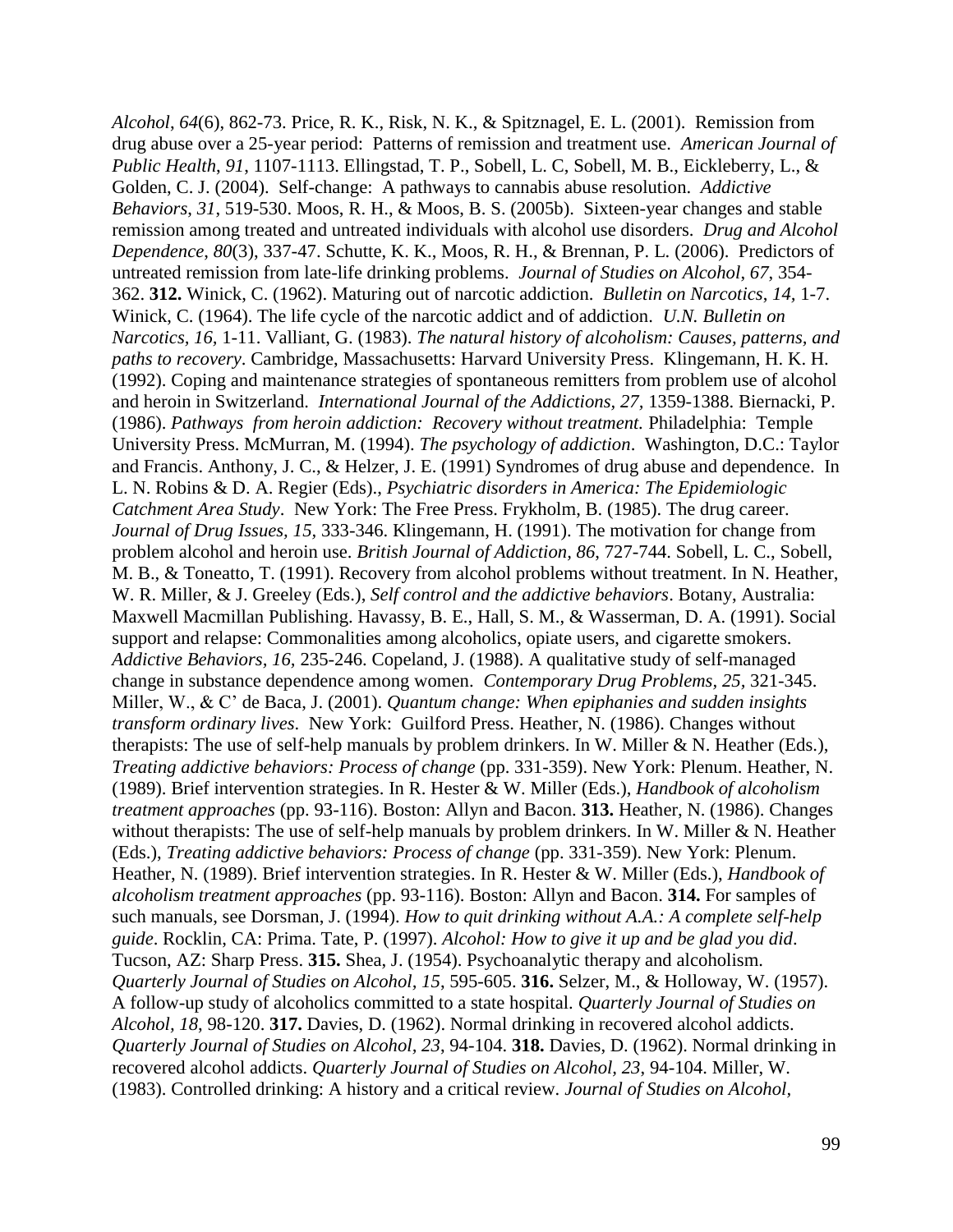*Alcohol*, *64*(6), 862-73. Price, R. K., Risk, N. K., & Spitznagel, E. L. (2001). Remission from drug abuse over a 25-year period: Patterns of remission and treatment use. *American Journal of Public Health*, *91*, 1107-1113. Ellingstad, T. P., Sobell, L. C, Sobell, M. B., Eickleberry, L., & Golden, C. J. (2004). Self-change: A pathways to cannabis abuse resolution. *Addictive Behaviors*, *31*, 519-530. Moos, R. H., & Moos, B. S. (2005b). Sixteen-year changes and stable remission among treated and untreated individuals with alcohol use disorders. *Drug and Alcohol Dependence*, *80*(3), 337-47. Schutte, K. K., Moos, R. H., & Brennan, P. L. (2006). Predictors of untreated remission from late-life drinking problems. *Journal of Studies on Alcohol*, *67*, 354-362. **312.** Winick, C. (1962). Maturing out of narcotic addiction. *Bulletin on Narcotics*, *14*, 1-7. Winick, C. (1964). The life cycle of the narcotic addict and of addiction. *U.N. Bulletin on Narcotics*, *16*, 1-11. Valliant, G. (1983). *The natural history of alcoholism: Causes, patterns, and paths to recovery*. Cambridge, Massachusetts: Harvard University Press. Klingemann, H. K. H. (1992). Coping and maintenance strategies of spontaneous remitters from problem use of alcohol and heroin in Switzerland. *International Journal of the Addictions*, *27*, 1359-1388. Biernacki, P. (1986). *Pathways from heroin addiction: Recovery without treatment.* Philadelphia: Temple University Press. McMurran, M. (1994). *The psychology of addiction*. Washington, D.C.: Taylor and Francis. Anthony, J. C., & Helzer, J. E. (1991) Syndromes of drug abuse and dependence. In L. N. Robins & D. A. Regier (Eds)., *Psychiatric disorders in America: The Epidemiologic Catchment Area Study*. New York: The Free Press. Frykholm, B. (1985). The drug career. *Journal of Drug Issues, 15*, 333-346. Klingemann, H. (1991). The motivation for change from problem alcohol and heroin use. *British Journal of Addiction, 86*, 727-744. Sobell, L. C., Sobell, M. B., & Toneatto, T. (1991). Recovery from alcohol problems without treatment. In N. Heather, W. R. Miller, & J. Greeley (Eds.), *Self control and the addictive behaviors*. Botany, Australia: Maxwell Macmillan Publishing. Havassy, B. E., Hall, S. M., & Wasserman, D. A. (1991). Social support and relapse: Commonalities among alcoholics, opiate users, and cigarette smokers. *Addictive Behaviors, 16*, 235-246. Copeland, J. (1988). A qualitative study of self-managed change in substance dependence among women. *Contemporary Drug Problems*, *25*, 321-345. Miller, W., & C' de Baca, J. (2001). *Quantum change: When epiphanies and sudden insights transform ordinary lives*. New York: Guilford Press. Heather, N. (1986). Changes without therapists: The use of self-help manuals by problem drinkers. In W. Miller & N. Heather (Eds.), *Treating addictive behaviors: Process of change* (pp. 331-359). New York: Plenum. Heather, N. (1989). Brief intervention strategies. In R. Hester & W. Miller (Eds.), *Handbook of alcoholism treatment approaches* (pp. 93-116). Boston: Allyn and Bacon. **313.** Heather, N. (1986). Changes without therapists: The use of self-help manuals by problem drinkers. In W. Miller & N. Heather (Eds.), *Treating addictive behaviors: Process of change* (pp. 331-359). New York: Plenum. Heather, N. (1989). Brief intervention strategies. In R. Hester & W. Miller (Eds.), *Handbook of alcoholism treatment approaches* (pp. 93-116). Boston: Allyn and Bacon. **314.** For samples of such manuals, see Dorsman, J. (1994). *How to quit drinking without A.A.: A complete self-help guide*. Rocklin, CA: Prima. Tate, P. (1997). *Alcohol: How to give it up and be glad you did*. Tucson, AZ: Sharp Press. **315.** Shea, J. (1954). Psychoanalytic therapy and alcoholism. *Quarterly Journal of Studies on Alcohol, 15*, 595-605. **316.** Selzer, M., & Holloway, W. (1957). A follow-up study of alcoholics committed to a state hospital. *Quarterly Journal of Studies on Alcohol*, *18*, 98-120. **317.** Davies, D. (1962). Normal drinking in recovered alcohol addicts. *Quarterly Journal of Studies on Alcohol, 23*, 94-104. **318.** Davies, D. (1962). Normal drinking in recovered alcohol addicts. *Quarterly Journal of Studies on Alcohol, 23*, 94-104. Miller, W. (1983). Controlled drinking: A history and a critical review. *Journal of Studies on Alcohol*,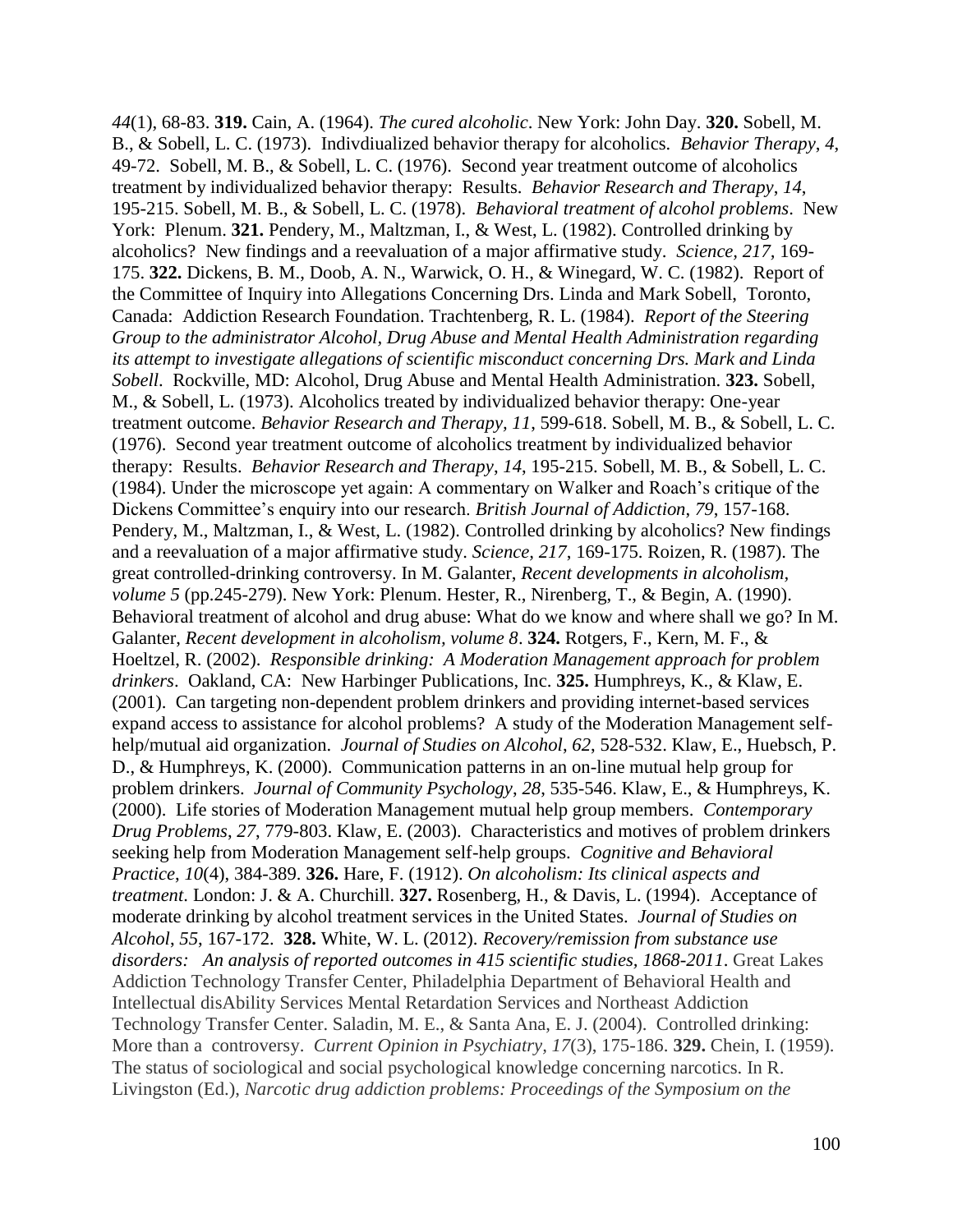*44*(1), 68-83. **319.** Cain, A. (1964). *The cured alcoholic*. New York: John Day. **320.** Sobell, M. B., & Sobell, L. C. (1973). Indivdiualized behavior therapy for alcoholics. *Behavior Therapy*, *4*, 49-72. Sobell, M. B., & Sobell, L. C. (1976). Second year treatment outcome of alcoholics treatment by individualized behavior therapy: Results. *Behavior Research and Therapy*, *14*, 195-215. Sobell, M. B., & Sobell, L. C. (1978). *Behavioral treatment of alcohol problems*. New York: Plenum. **321.** Pendery, M., Maltzman, I., & West, L. (1982). Controlled drinking by alcoholics? New findings and a reevaluation of a major affirmative study. *Science, 217*, 169-175. **322.** Dickens, B. M., Doob, A. N., Warwick, O. H., & Winegard, W. C. (1982). Report of the Committee of Inquiry into Allegations Concerning Drs. Linda and Mark Sobell, Toronto, Canada: Addiction Research Foundation. Trachtenberg, R. L. (1984). *Report of the Steering Group to the administrator Alcohol, Drug Abuse and Mental Health Administration regarding its attempt to investigate allegations of scientific misconduct concerning Drs. Mark and Linda Sobell*. Rockville, MD: Alcohol, Drug Abuse and Mental Health Administration. **323.** Sobell, M., & Sobell, L. (1973). Alcoholics treated by individualized behavior therapy: One-year treatment outcome. *Behavior Research and Therapy*, *11*, 599-618. Sobell, M. B., & Sobell, L. C. (1976). Second year treatment outcome of alcoholics treatment by individualized behavior therapy: Results. *Behavior Research and Therapy*, *14*, 195-215. Sobell, M. B., & Sobell, L. C. (1984). Under the microscope yet again: A commentary on Walker and Roach's critique of the Dickens Committee's enquiry into our research. *British Journal of Addiction*, *79*, 157-168. Pendery, M., Maltzman, I., & West, L. (1982). Controlled drinking by alcoholics? New findings and a reevaluation of a major affirmative study. *Science, 217*, 169-175. Roizen, R. (1987). The great controlled-drinking controversy. In M. Galanter, *Recent developments in alcoholism, volume 5* (pp.245-279). New York: Plenum. Hester, R., Nirenberg, T., & Begin, A. (1990). Behavioral treatment of alcohol and drug abuse: What do we know and where shall we go? In M. Galanter, *Recent development in alcoholism, volume 8*. **324.** Rotgers, F., Kern, M. F., & Hoeltzel, R. (2002). *Responsible drinking: A Moderation Management approach for problem drinkers*. Oakland, CA: New Harbinger Publications, Inc. **325.** Humphreys, K., & Klaw, E. (2001). Can targeting non-dependent problem drinkers and providing internet-based services expand access to assistance for alcohol problems? A study of the Moderation Management self-help/mutual aid organization. *Journal of Studies on Alcohol*, *62*, 528-532. Klaw, E., Huebsch, P. D., & Humphreys, K. (2000). Communication patterns in an on-line mutual help group for problem drinkers. *Journal of Community Psychology*, *28*, 535-546. Klaw, E., & Humphreys, K. (2000). Life stories of Moderation Management mutual help group members. *Contemporary Drug Problems*, *27*, 779-803. Klaw, E. (2003). Characteristics and motives of problem drinkers seeking help from Moderation Management self-help groups. *Cognitive and Behavioral Practice*, *10*(4), 384-389. **326.** Hare, F. (1912). *On alcoholism: Its clinical aspects and treatment*. London: J. & A. Churchill. **327.** Rosenberg, H., & Davis, L. (1994). Acceptance of moderate drinking by alcohol treatment services in the United States. *Journal of Studies on Alcohol*, *55*, 167-172. **328.** White, W. L. (2012). *Recovery/remission from substance use disorders: An analysis of reported outcomes in 415 scientific studies, 1868-2011*. Great Lakes Addiction Technology Transfer Center, Philadelphia Department of Behavioral Health and Intellectual disAbility Services Mental Retardation Services and Northeast Addiction Technology Transfer Center. Saladin, M. E., & Santa Ana, E. J. (2004). Controlled drinking: More than a controversy. *Current Opinion in Psychiatry, 17*(3), 175-186. **329.** Chein, I. (1959). The status of sociological and social psychological knowledge concerning narcotics. In R. Livingston (Ed.), *Narcotic drug addiction problems: Proceedings of the Symposium on the*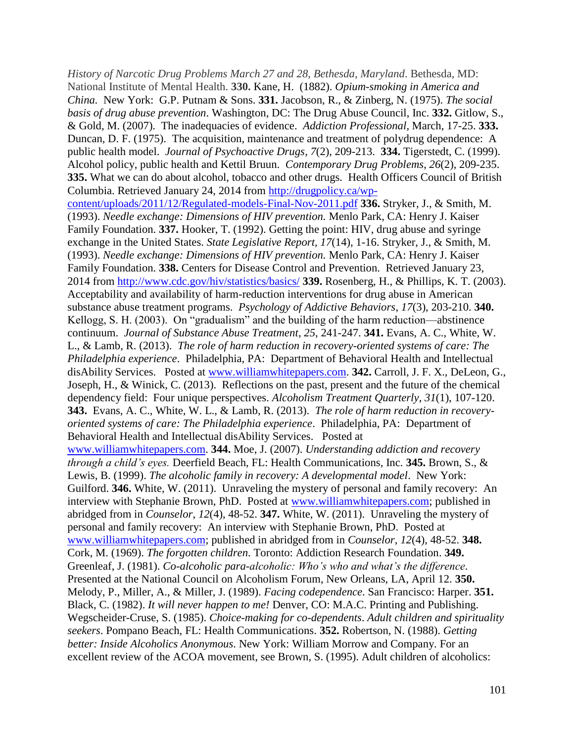*History of Narcotic Drug Problems March 27 and 28, Bethesda, Maryland*. Bethesda, MD: National Institute of Mental Health. **330.** Kane, H. (1882). *Opium-smoking in America and China.* New York: G.P. Putnam & Sons. **331.** Jacobson, R., & Zinberg, N. (1975). *The social basis of drug abuse prevention*. Washington, DC: The Drug Abuse Council, Inc. **332.** Gitlow, S., & Gold, M. (2007). The inadequacies of evidence. *Addiction Professional*, March, 17-25. **333.** Duncan, D. F. (1975). The acquisition, maintenance and treatment of polydrug dependence: A public health model. *Journal of Psychoactive Drugs*, *7*(2), 209-213. **334.** Tigerstedt, C. (1999). Alcohol policy, public health and Kettil Bruun. *Contemporary Drug Problems*, *26*(2), 209-235. **335.** What we can do about alcohol, tobacco and other drugs. Health Officers Council of British Columbia. Retrieved January 24, 2014 from http://drugpolicy.ca/wp-content/uploads/2011/12/Regulated-models-Final-Nov-2011.pdf **336.** Stryker, J., & Smith, M. (1993). *Needle exchange: Dimensions of HIV prevention.* Menlo Park, CA: Henry J. Kaiser Family Foundation. **337.** Hooker, T. (1992). Getting the point: HIV, drug abuse and syringe exchange in the United States. *State Legislative Report, 17*(14), 1-16. Stryker, J., & Smith, M. (1993). *Needle exchange: Dimensions of HIV prevention.* Menlo Park, CA: Henry J. Kaiser Family Foundation. **338.** Centers for Disease Control and Prevention. Retrieved January 23, 2014 from http://www.cdc.gov/hiv/statistics/basics/ **339.** Rosenberg, H., & Phillips, K. T. (2003). Acceptability and availability of harm-reduction interventions for drug abuse in American substance abuse treatment programs. *Psychology of Addictive Behaviors*, *17*(3), 203-210. **340.** Kellogg, S. H. (2003). On "gradualism" and the building of the harm reduction—abstinence continuum. *Journal of Substance Abuse Treatment*, *25*, 241-247. **341.** Evans, A. C., White, W. L., & Lamb, R. (2013). *The role of harm reduction in recovery-oriented systems of care: The Philadelphia experience*. Philadelphia, PA: Department of Behavioral Health and Intellectual disAbility Services. Posted at www.williamwhitepapers.com. **342.** Carroll, J. F. X., DeLeon, G., Joseph, H., & Winick, C. (2013). Reflections on the past, present and the future of the chemical dependency field: Four unique perspectives. *Alcoholism Treatment Quarterly*, *31*(1), 107-120. **343.** Evans, A. C., White, W. L., & Lamb, R. (2013). *The role of harm reduction in recovery-oriented systems of care: The Philadelphia experience*. Philadelphia, PA: Department of Behavioral Health and Intellectual disAbility Services. Posted at www.williamwhitepapers.com. **344.** Moe, J. (2007). *Understanding addiction and recovery through a child's eyes.* Deerfield Beach, FL: Health Communications, Inc. **345.** Brown, S., & Lewis, B. (1999). *The alcoholic family in recovery: A developmental model*. New York: Guilford. **346.** White, W. (2011). Unraveling the mystery of personal and family recovery: An interview with Stephanie Brown, PhD. Posted at www.williamwhitepapers.com; published in abridged from in *Counselor*, *12*(4), 48-52. **347.** White, W. (2011). Unraveling the mystery of personal and family recovery: An interview with Stephanie Brown, PhD. Posted at www.williamwhitepapers.com; published in abridged from in *Counselor*, *12*(4), 48-52. **348.** Cork, M. (1969). *The forgotten children.* Toronto: Addiction Research Foundation. **349.** Greenleaf, J. (1981). *Co-alcoholic para-alcoholic: Who's who and what's the difference.* Presented at the National Council on Alcoholism Forum, New Orleans, LA, April 12. **350.** Melody, P., Miller, A., & Miller, J. (1989). *Facing codependence*. San Francisco: Harper. **351.** Black, C. (1982). *It will never happen to me!* Denver, CO: M.A.C. Printing and Publishing. Wegscheider-Cruse, S. (1985). *Choice-making for co-dependents*. *Adult children and spirituality seekers*. Pompano Beach, FL: Health Communications. **352.** Robertson, N. (1988). *Getting better: Inside Alcoholics Anonymous*. New York: William Morrow and Company. For an excellent review of the ACOA movement, see Brown, S. (1995). Adult children of alcoholics: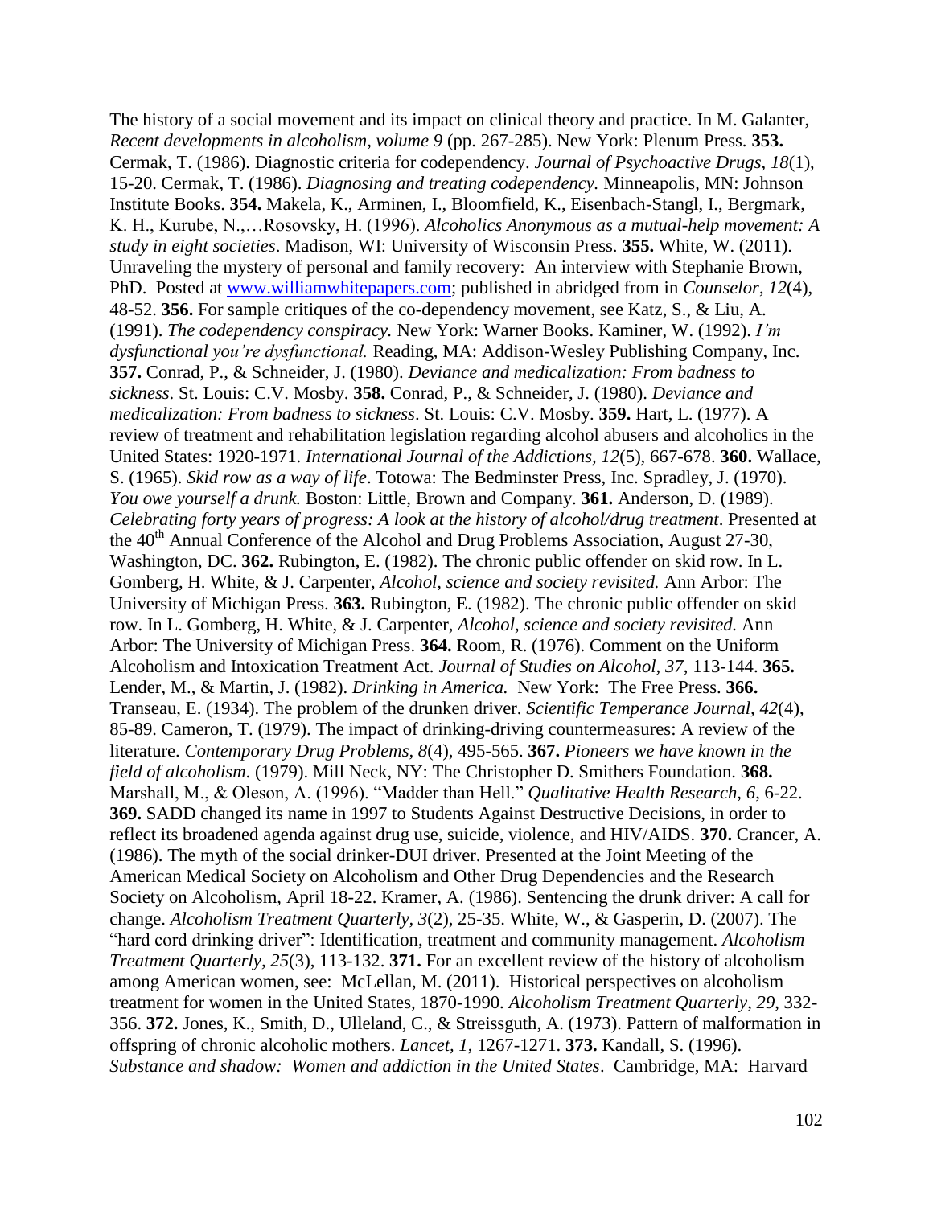The history of a social movement and its impact on clinical theory and practice. In M. Galanter, *Recent developments in alcoholism, volume 9* (pp. 267-285). New York: Plenum Press. **353.** Cermak, T. (1986). Diagnostic criteria for codependency. *Journal of Psychoactive Drugs, 18*(1), 15-20. Cermak, T. (1986). *Diagnosing and treating codependency.* Minneapolis, MN: Johnson Institute Books. **354.** Makela, K., Arminen, I., Bloomfield, K., Eisenbach-Stangl, I., Bergmark, K. H., Kurube, N.,…Rosovsky, H. (1996). *Alcoholics Anonymous as a mutual-help movement: A study in eight societies*. Madison, WI: University of Wisconsin Press. **355.** White, W. (2011). Unraveling the mystery of personal and family recovery: An interview with Stephanie Brown, PhD. Posted at [www.williamwhitepapers.com](www.williamwhitepapers.com); published in abridged from in *Counselor*, *12*(4), 48-52. **356.** For sample critiques of the co-dependency movement, see Katz, S., & Liu, A. (1991). *The codependency conspiracy.* New York: Warner Books. Kaminer, W. (1992). *I'm dysfunctional you're dysfunctional.* Reading, MA: Addison-Wesley Publishing Company, Inc. **357.** Conrad, P., & Schneider, J. (1980). *Deviance and medicalization: From badness to sickness*. St. Louis: C.V. Mosby. **358.** Conrad, P., & Schneider, J. (1980). *Deviance and medicalization: From badness to sickness*. St. Louis: C.V. Mosby. **359.** Hart, L. (1977). A review of treatment and rehabilitation legislation regarding alcohol abusers and alcoholics in the United States: 1920-1971. *International Journal of the Addictions, 12*(5), 667-678. **360.** Wallace, S. (1965). *Skid row as a way of life*. Totowa: The Bedminster Press, Inc. Spradley, J. (1970). *You owe yourself a drunk.* Boston: Little, Brown and Company. **361.** Anderson, D. (1989). *Celebrating forty years of progress: A look at the history of alcohol/drug treatment*. Presented at the 40th Annual Conference of the Alcohol and Drug Problems Association, August 27-30, Washington, DC. **362.** Rubington, E. (1982). The chronic public offender on skid row. In L. Gomberg, H. White, & J. Carpenter, *Alcohol, science and society revisited.* Ann Arbor: The University of Michigan Press. **363.** Rubington, E. (1982). The chronic public offender on skid row. In L. Gomberg, H. White, & J. Carpenter, *Alcohol, science and society revisited.* Ann Arbor: The University of Michigan Press. **364.** Room, R. (1976). Comment on the Uniform Alcoholism and Intoxication Treatment Act. *Journal of Studies on Alcohol, 37*, 113-144. **365.** Lender, M., & Martin, J. (1982). *Drinking in America.* New York: The Free Press. **366.** Transeau, E. (1934). The problem of the drunken driver. *Scientific Temperance Journal, 42*(4), 85-89. Cameron, T. (1979). The impact of drinking-driving countermeasures: A review of the literature. *Contemporary Drug Problems, 8*(4), 495-565. **367.** *Pioneers we have known in the field of alcoholism*. (1979). Mill Neck, NY: The Christopher D. Smithers Foundation. **368.** Marshall, M., & Oleson, A. (1996). "Madder than Hell." *Qualitative Health Research, 6*, 6-22. **369.** SADD changed its name in 1997 to Students Against Destructive Decisions, in order to reflect its broadened agenda against drug use, suicide, violence, and HIV/AIDS. **370.** Crancer, A. (1986). The myth of the social drinker-DUI driver. Presented at the Joint Meeting of the American Medical Society on Alcoholism and Other Drug Dependencies and the Research Society on Alcoholism, April 18-22. Kramer, A. (1986). Sentencing the drunk driver: A call for change. *Alcoholism Treatment Quarterly, 3*(2), 25-35. White, W., & Gasperin, D. (2007). The "hard cord drinking driver": Identification, treatment and community management. *Alcoholism Treatment Quarterly, 25*(3), 113-132. **371.** For an excellent review of the history of alcoholism among American women, see: McLellan, M. (2011). Historical perspectives on alcoholism treatment for women in the United States, 1870-1990. *Alcoholism Treatment Quarterly*, *29*, 332-356. **372.** Jones, K., Smith, D., Ulleland, C., & Streissguth, A. (1973). Pattern of malformation in offspring of chronic alcoholic mothers. *Lancet, 1*, 1267-1271. **373.** Kandall, S. (1996). *Substance and shadow: Women and addiction in the United States*. Cambridge, MA: Harvard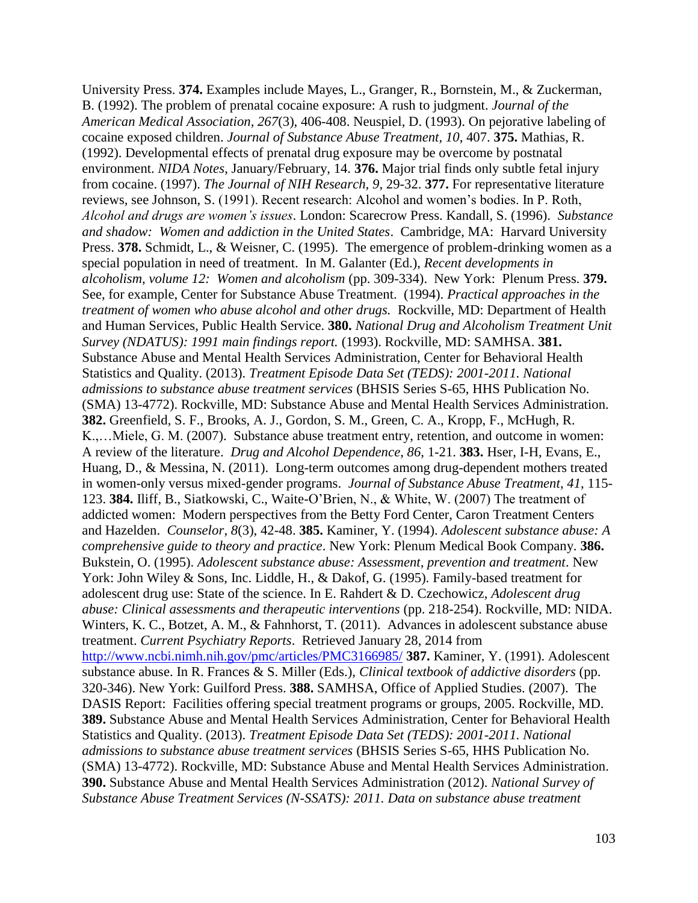University Press. **374.** Examples include Mayes, L., Granger, R., Bornstein, M., & Zuckerman, B. (1992). The problem of prenatal cocaine exposure: A rush to judgment. *Journal of the American Medical Association, 267*(3), 406-408. Neuspiel, D. (1993). On pejorative labeling of cocaine exposed children. *Journal of Substance Abuse Treatment, 10,* 407. **375.** Mathias, R. (1992). Developmental effects of prenatal drug exposure may be overcome by postnatal environment. *NIDA Notes,* January/February, 14. **376.** Major trial finds only subtle fetal injury from cocaine. (1997). *The Journal of NIH Research, 9*, 29-32. **377.** For representative literature reviews, see Johnson, S. (1991). Recent research: Alcohol and women's bodies. In P. Roth, *Alcohol and drugs are women's issues*. London: Scarecrow Press. Kandall, S. (1996). *Substance and shadow: Women and addiction in the United States*. Cambridge, MA: Harvard University Press. **378.** Schmidt, L., & Weisner, C. (1995). The emergence of problem-drinking women as a special population in need of treatment. In M. Galanter (Ed.), *Recent developments in alcoholism, volume 12: Women and alcoholism* (pp. 309-334). New York: Plenum Press. **379.** See, for example, Center for Substance Abuse Treatment. (1994). *Practical approaches in the treatment of women who abuse alcohol and other drugs.* Rockville, MD: Department of Health and Human Services, Public Health Service. **380.** *National Drug and Alcoholism Treatment Unit Survey (NDATUS): 1991 main findings report.* (1993). Rockville, MD: SAMHSA. **381.** Substance Abuse and Mental Health Services Administration, Center for Behavioral Health Statistics and Quality. (2013). *Treatment Episode Data Set (TEDS): 2001-2011. National admissions to substance abuse treatment services* (BHSIS Series S-65, HHS Publication No. (SMA) 13-4772). Rockville, MD: Substance Abuse and Mental Health Services Administration. **382.** Greenfield, S. F., Brooks, A. J., Gordon, S. M., Green, C. A., Kropp, F., McHugh, R. K.,…Miele, G. M. (2007). Substance abuse treatment entry, retention, and outcome in women: A review of the literature. *Drug and Alcohol Dependence, 86*, 1-21. **383.** Hser, I-H, Evans, E., Huang, D., & Messina, N. (2011). Long-term outcomes among drug-dependent mothers treated in women-only versus mixed-gender programs. *Journal of Substance Abuse Treatment, 41*, 115-123. **384.** Iliff, B., Siatkowski, C., Waite-O'Brien, N., & White, W. (2007) The treatment of addicted women: Modern perspectives from the Betty Ford Center, Caron Treatment Centers and Hazelden. *Counselor, 8*(3), 42-48. **385.** Kaminer, Y. (1994). *Adolescent substance abuse: A comprehensive guide to theory and practice*. New York: Plenum Medical Book Company. **386.** Bukstein, O. (1995). *Adolescent substance abuse: Assessment, prevention and treatment*. New York: John Wiley & Sons, Inc. Liddle, H., & Dakof, G. (1995). Family-based treatment for adolescent drug use: State of the science. In E. Rahdert & D. Czechowicz, *Adolescent drug abuse: Clinical assessments and therapeutic interventions* (pp. 218-254). Rockville, MD: NIDA. Winters, K. C., Botzet, A. M., & Fahnhorst, T. (2011). Advances in adolescent substance abuse treatment. *Current Psychiatry Reports*. Retrieved January 28, 2014 from http://www.ncbi.nimh.nih.gov/pmc/articles/PMC3166985/ **387.** Kaminer, Y. (1991). Adolescent substance abuse. In R. Frances & S. Miller (Eds.), *Clinical textbook of addictive disorders* (pp. 320-346). New York: Guilford Press. **388.** SAMHSA, Office of Applied Studies. (2007). The DASIS Report: Facilities offering special treatment programs or groups, 2005. Rockville, MD. **389.** Substance Abuse and Mental Health Services Administration, Center for Behavioral Health Statistics and Quality. (2013). *Treatment Episode Data Set (TEDS): 2001-2011. National admissions to substance abuse treatment services* (BHSIS Series S-65, HHS Publication No. (SMA) 13-4772). Rockville, MD: Substance Abuse and Mental Health Services Administration. **390.** Substance Abuse and Mental Health Services Administration (2012). *National Survey of Substance Abuse Treatment Services (N-SSATS): 2011. Data on substance abuse treatment*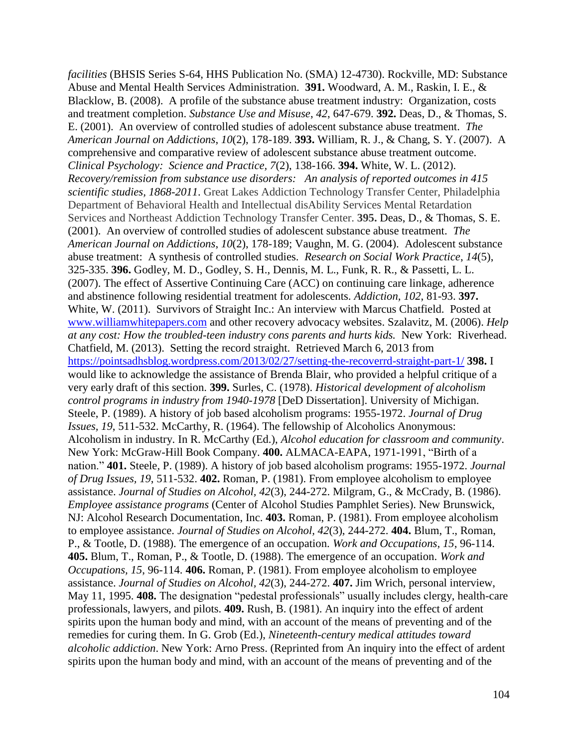*facilities* (BHSIS Series S-64, HHS Publication No. (SMA) 12-4730). Rockville, MD: Substance Abuse and Mental Health Services Administration. **391.** Woodward, A. M., Raskin, I. E., & Blacklow, B. (2008). A profile of the substance abuse treatment industry: Organization, costs and treatment completion. *Substance Use and Misuse, 42*, 647-679. **392.** Deas, D., & Thomas, S. E. (2001). An overview of controlled studies of adolescent substance abuse treatment. *The American Journal on Addictions*, *10*(2), 178-189. **393.** William, R. J., & Chang, S. Y. (2007). A comprehensive and comparative review of adolescent substance abuse treatment outcome. *Clinical Psychology: Science and Practice, 7*(2), 138-166. **394.** White, W. L. (2012). *Recovery/remission from substance use disorders: An analysis of reported outcomes in 415 scientific studies, 1868-2011*. Great Lakes Addiction Technology Transfer Center, Philadelphia Department of Behavioral Health and Intellectual disAbility Services Mental Retardation Services and Northeast Addiction Technology Transfer Center. **395.** Deas, D., & Thomas, S. E. (2001). An overview of controlled studies of adolescent substance abuse treatment. *The American Journal on Addictions*, *10*(2), 178-189; Vaughn, M. G. (2004). Adolescent substance abuse treatment: A synthesis of controlled studies. *Research on Social Work Practice*, *14*(5), 325-335. **396.** Godley, M. D., Godley, S. H., Dennis, M. L., Funk, R. R., & Passetti, L. L. (2007). The effect of Assertive Continuing Care (ACC) on continuing care linkage, adherence and abstinence following residential treatment for adolescents. *Addiction*, *102*, 81-93. **397.** White, W. (2011). Survivors of Straight Inc.: An interview with Marcus Chatfield. Posted at www.williamwhitepapers.com and other recovery advocacy websites. Szalavitz, M. (2006). *Help at any cost: How the troubled-teen industry cons parents and hurts kids.* New York: Riverhead. Chatfield, M. (2013). Setting the record straight. Retrieved March 6, 2013 from https://pointsadhsblog.wordpress.com/2013/02/27/setting-the-recoverrd-straight-part-1/ **398.** I would like to acknowledge the assistance of Brenda Blair, who provided a helpful critique of a very early draft of this section. **399.** Surles, C. (1978). *Historical development of alcoholism control programs in industry from 1940-1978* [DeD Dissertation]. University of Michigan. Steele, P. (1989). A history of job based alcoholism programs: 1955-1972. *Journal of Drug Issues, 19*, 511-532. McCarthy, R. (1964). The fellowship of Alcoholics Anonymous: Alcoholism in industry. In R. McCarthy (Ed.), *Alcohol education for classroom and community*. New York: McGraw-Hill Book Company. **400.** ALMACA-EAPA, 1971-1991, "Birth of a nation." **401.** Steele, P. (1989). A history of job based alcoholism programs: 1955-1972. *Journal of Drug Issues, 19*, 511-532. **402.** Roman, P. (1981). From employee alcoholism to employee assistance. *Journal of Studies on Alcohol, 42*(3), 244-272. Milgram, G., & McCrady, B. (1986). *Employee assistance programs* (Center of Alcohol Studies Pamphlet Series). New Brunswick, NJ: Alcohol Research Documentation, Inc. **403.** Roman, P. (1981). From employee alcoholism to employee assistance. *Journal of Studies on Alcohol, 42*(3), 244-272. **404.** Blum, T., Roman, P., & Tootle, D. (1988). The emergence of an occupation. *Work and Occupations, 15*, 96-114. **405.** Blum, T., Roman, P., & Tootle, D. (1988). The emergence of an occupation. *Work and Occupations, 15*, 96-114. **406.** Roman, P. (1981). From employee alcoholism to employee assistance. *Journal of Studies on Alcohol, 42*(3), 244-272. **407.** Jim Wrich, personal interview, May 11, 1995. **408.** The designation "pedestal professionals" usually includes clergy, health-care professionals, lawyers, and pilots. **409.** Rush, B. (1981). An inquiry into the effect of ardent spirits upon the human body and mind, with an account of the means of preventing and of the remedies for curing them. In G. Grob (Ed.), *Nineteenth-century medical attitudes toward alcoholic addiction*. New York: Arno Press. (Reprinted from An inquiry into the effect of ardent spirits upon the human body and mind, with an account of the means of preventing and of the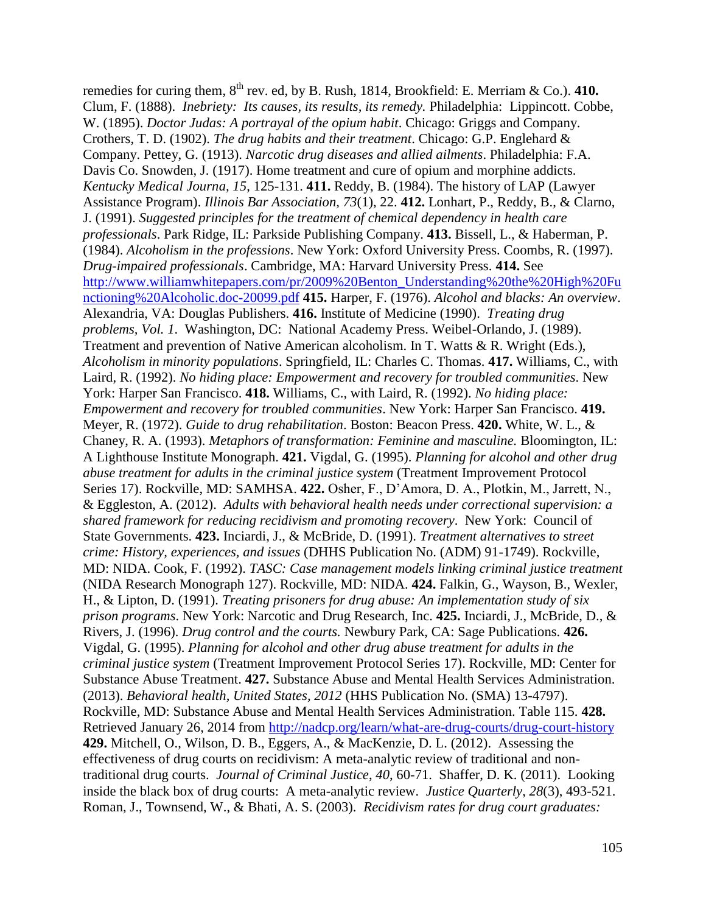remedies for curing them, 8th rev. ed, by B. Rush, 1814, Brookfield: E. Merriam & Co.). **410.** Clum, F. (1888). *Inebriety: Its causes, its results, its remedy*. Philadelphia: Lippincott. Cobbe, W. (1895). *Doctor Judas: A portrayal of the opium habit*. Chicago: Griggs and Company. Crothers, T. D. (1902). *The drug habits and their treatment*. Chicago: G.P. Englehard & Company. Pettey, G. (1913). *Narcotic drug diseases and allied ailments*. Philadelphia: F.A. Davis Co. Snowden, J. (1917). Home treatment and cure of opium and morphine addicts. *Kentucky Medical Journa, 15*, 125-131. **411.** Reddy, B. (1984). The history of LAP (Lawyer Assistance Program). *Illinois Bar Association, 73*(1), 22. **412.** Lonhart, P., Reddy, B., & Clarno, J. (1991). *Suggested principles for the treatment of chemical dependency in health care professionals*. Park Ridge, IL: Parkside Publishing Company. **413.** Bissell, L., & Haberman, P. (1984). *Alcoholism in the professions*. New York: Oxford University Press. Coombs, R. (1997). *Drug-impaired professionals*. Cambridge, MA: Harvard University Press. **414.** See http://www.williamwhitepapers.com/pr/2009%20Benton_Understanding%20the%20High%20Functioning%20Alcoholic.doc-20099.pdf **415.** Harper, F. (1976). *Alcohol and blacks: An overview*. Alexandria, VA: Douglas Publishers. **416.** Institute of Medicine (1990). *Treating drug problems, Vol. 1*. Washington, DC: National Academy Press. Weibel-Orlando, J. (1989). Treatment and prevention of Native American alcoholism. In T. Watts & R. Wright (Eds.), *Alcoholism in minority populations*. Springfield, IL: Charles C. Thomas. **417.** Williams, C., with Laird, R. (1992). *No hiding place: Empowerment and recovery for troubled communities*. New York: Harper San Francisco. **418.** Williams, C., with Laird, R. (1992). *No hiding place: Empowerment and recovery for troubled communities*. New York: Harper San Francisco. **419.** Meyer, R. (1972). *Guide to drug rehabilitation*. Boston: Beacon Press. **420.** White, W. L., & Chaney, R. A. (1993). *Metaphors of transformation: Feminine and masculine.* Bloomington, IL: A Lighthouse Institute Monograph. **421.** Vigdal, G. (1995). *Planning for alcohol and other drug abuse treatment for adults in the criminal justice system* (Treatment Improvement Protocol Series 17). Rockville, MD: SAMHSA. **422.** Osher, F., D'Amora, D. A., Plotkin, M., Jarrett, N., & Eggleston, A. (2012). *Adults with behavioral health needs under correctional supervision: a shared framework for reducing recidivism and promoting recovery*. New York: Council of State Governments. **423.** Inciardi, J., & McBride, D. (1991). *Treatment alternatives to street crime: History, experiences, and issues* (DHHS Publication No. (ADM) 91-1749). Rockville, MD: NIDA. Cook, F. (1992). *TASC: Case management models linking criminal justice treatment* (NIDA Research Monograph 127). Rockville, MD: NIDA. **424.** Falkin, G., Wayson, B., Wexler, H., & Lipton, D. (1991). *Treating prisoners for drug abuse: An implementation study of six prison programs*. New York: Narcotic and Drug Research, Inc. **425.** Inciardi, J., McBride, D., & Rivers, J. (1996). *Drug control and the courts.* Newbury Park, CA: Sage Publications. **426.** Vigdal, G. (1995). *Planning for alcohol and other drug abuse treatment for adults in the criminal justice system* (Treatment Improvement Protocol Series 17). Rockville, MD: Center for Substance Abuse Treatment. **427.** Substance Abuse and Mental Health Services Administration. (2013). *Behavioral health, United States, 2012* (HHS Publication No. (SMA) 13-4797). Rockville, MD: Substance Abuse and Mental Health Services Administration. Table 115. **428.** Retrieved January 26, 2014 from http://nadcp.org/learn/what-are-drug-courts/drug-court-history **429.** Mitchell, O., Wilson, D. B., Eggers, A., & MacKenzie, D. L. (2012). Assessing the effectiveness of drug courts on recidivism: A meta-analytic review of traditional and non-traditional drug courts. *Journal of Criminal Justice*, *40*, 60-71. Shaffer, D. K. (2011). Looking inside the black box of drug courts: A meta-analytic review. *Justice Quarterly*, *28*(3), 493-521. Roman, J., Townsend, W., & Bhati, A. S. (2003). *Recidivism rates for drug court graduates:*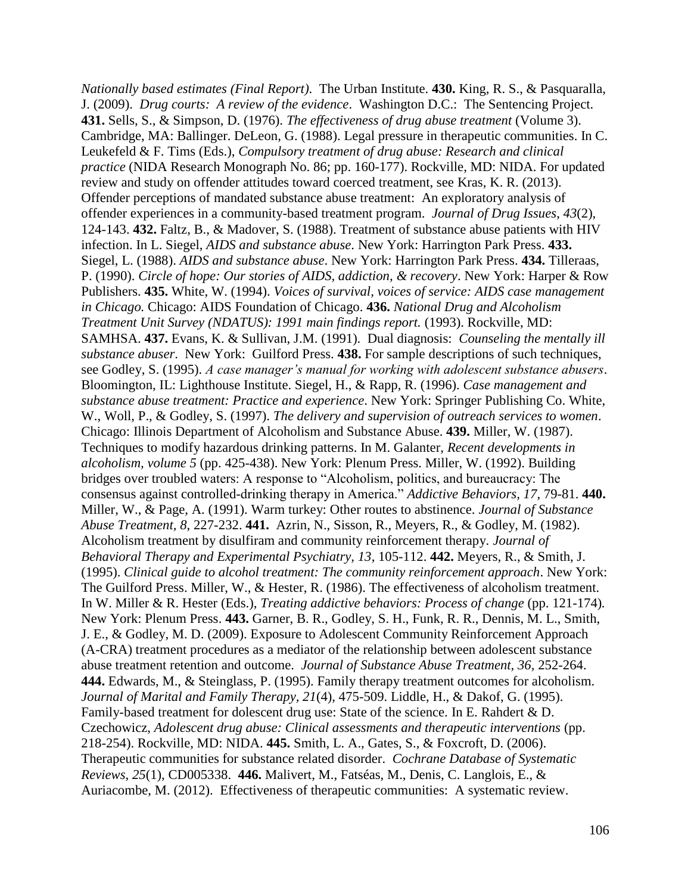*Nationally based estimates (Final Report)*. The Urban Institute. **430.** King, R. S., & Pasquaralla, J. (2009). *Drug courts: A review of the evidence*. Washington D.C.: The Sentencing Project. **431.** Sells, S., & Simpson, D. (1976). *The effectiveness of drug abuse treatment* (Volume 3). Cambridge, MA: Ballinger. DeLeon, G. (1988). Legal pressure in therapeutic communities. In C. Leukefeld & F. Tims (Eds.), *Compulsory treatment of drug abuse: Research and clinical practice* (NIDA Research Monograph No. 86; pp. 160-177). Rockville, MD: NIDA. For updated review and study on offender attitudes toward coerced treatment, see Kras, K. R. (2013). Offender perceptions of mandated substance abuse treatment: An exploratory analysis of offender experiences in a community-based treatment program. *Journal of Drug Issues*, *43*(2), 124-143. **432.** Faltz, B., & Madover, S. (1988). Treatment of substance abuse patients with HIV infection. In L. Siegel, *AIDS and substance abuse.* New York: Harrington Park Press. **433.** Siegel, L. (1988). *AIDS and substance abuse*. New York: Harrington Park Press. **434.** Tilleraas, P. (1990). *Circle of hope: Our stories of AIDS, addiction, & recovery*. New York: Harper & Row Publishers. **435.** White, W. (1994). *Voices of survival, voices of service: AIDS case management in Chicago.* Chicago: AIDS Foundation of Chicago. **436.** *National Drug and Alcoholism Treatment Unit Survey (NDATUS): 1991 main findings report.* (1993). Rockville, MD: SAMHSA. **437.** Evans, K. & Sullivan, J.M. (1991). Dual diagnosis: *Counseling the mentally ill substance abuser*. New York: Guilford Press. **438.** For sample descriptions of such techniques, see Godley, S. (1995). *A case manager's manual for working with adolescent substance abusers*. Bloomington, IL: Lighthouse Institute. Siegel, H., & Rapp, R. (1996). *Case management and substance abuse treatment: Practice and experience*. New York: Springer Publishing Co. White, W., Woll, P., & Godley, S. (1997). *The delivery and supervision of outreach services to women*. Chicago: Illinois Department of Alcoholism and Substance Abuse. **439.** Miller, W. (1987). Techniques to modify hazardous drinking patterns. In M. Galanter, *Recent developments in alcoholism, volume 5* (pp. 425-438). New York: Plenum Press. Miller, W. (1992). Building bridges over troubled waters: A response to "Alcoholism, politics, and bureaucracy: The consensus against controlled-drinking therapy in America." *Addictive Behaviors, 17,* 79-81. **440.** Miller, W., & Page, A. (1991). Warm turkey: Other routes to abstinence. *Journal of Substance Abuse Treatment, 8*, 227-232. **441.** Azrin, N., Sisson, R., Meyers, R., & Godley, M. (1982). Alcoholism treatment by disulfiram and community reinforcement therapy. *Journal of Behavioral Therapy and Experimental Psychiatry, 13*, 105-112. **442.** Meyers, R., & Smith, J. (1995). *Clinical guide to alcohol treatment: The community reinforcement approach*. New York: The Guilford Press. Miller, W., & Hester, R. (1986). The effectiveness of alcoholism treatment. In W. Miller & R. Hester (Eds.), *Treating addictive behaviors: Process of change* (pp. 121-174). New York: Plenum Press. **443.** Garner, B. R., Godley, S. H., Funk, R. R., Dennis, M. L., Smith, J. E., & Godley, M. D. (2009). Exposure to Adolescent Community Reinforcement Approach (A-CRA) treatment procedures as a mediator of the relationship between adolescent substance abuse treatment retention and outcome. *Journal of Substance Abuse Treatment, 36,* 252-264. **444.** Edwards, M., & Steinglass, P. (1995). Family therapy treatment outcomes for alcoholism. *Journal of Marital and Family Therapy, 21*(4), 475-509. Liddle, H., & Dakof, G. (1995). Family-based treatment for dolescent drug use: State of the science. In E. Rahdert & D. Czechowicz, *Adolescent drug abuse: Clinical assessments and therapeutic interventions* (pp. 218-254). Rockville, MD: NIDA. **445.** Smith, L. A., Gates, S., & Foxcroft, D. (2006). Therapeutic communities for substance related disorder. *Cochrane Database of Systematic Reviews*, *25*(1), CD005338. **446.** Malivert, M., Fatséas, M., Denis, C. Langlois, E., & Auriacombe, M. (2012). Effectiveness of therapeutic communities: A systematic review.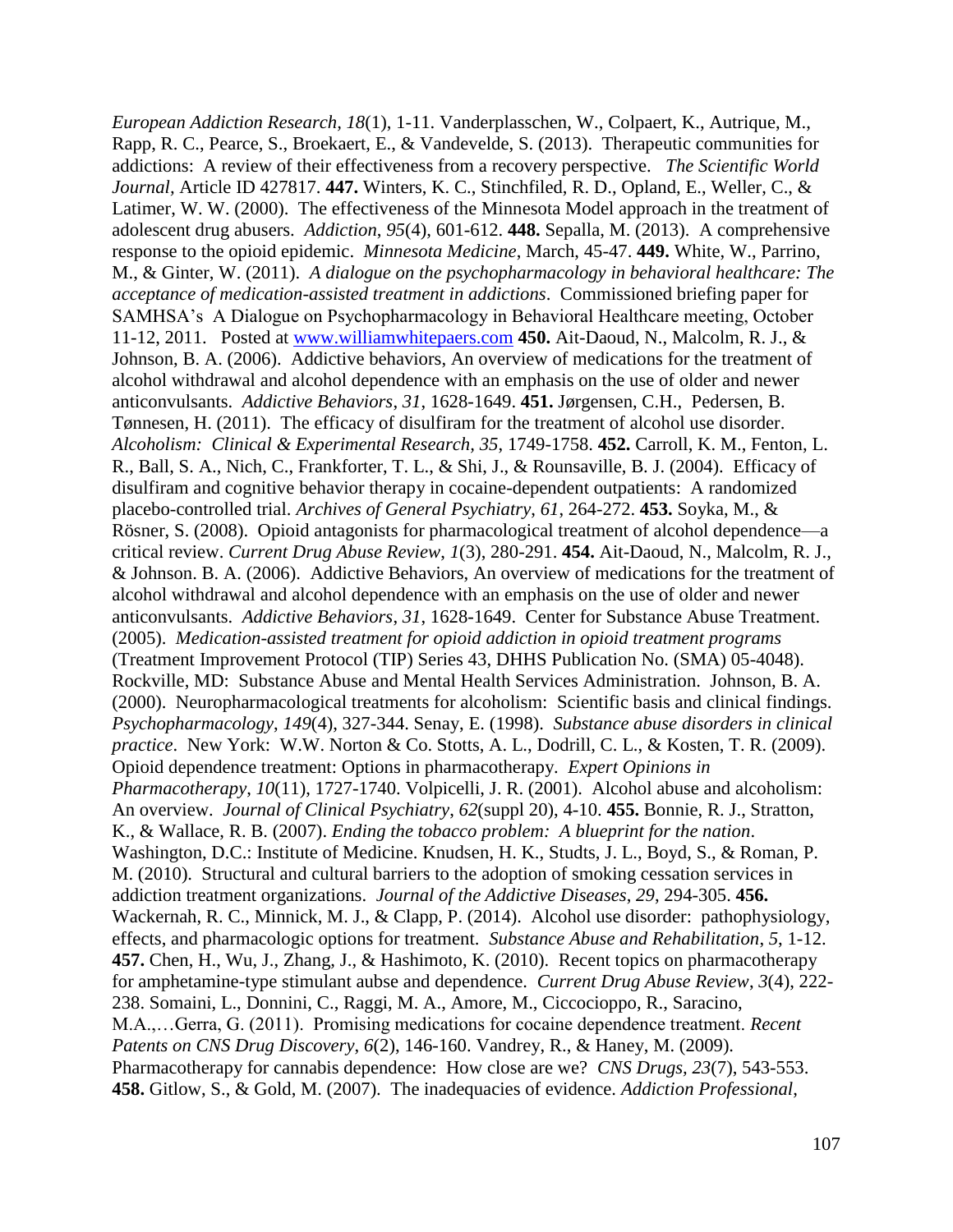*European Addiction Research*, *18*(1), 1-11. Vanderplasschen, W., Colpaert, K., Autrique, M., Rapp, R. C., Pearce, S., Broekaert, E., & Vandevelde, S. (2013). Therapeutic communities for addictions: A review of their effectiveness from a recovery perspective. *The Scientific World Journal*, Article ID 427817. **447.** Winters, K. C., Stinchfiled, R. D., Opland, E., Weller, C., & Latimer, W. W. (2000). The effectiveness of the Minnesota Model approach in the treatment of adolescent drug abusers. *Addiction*, *95*(4), 601-612. **448.** Sepalla, M. (2013). A comprehensive response to the opioid epidemic. *Minnesota Medicine*, March, 45-47. **449.** White, W., Parrino, M., & Ginter, W. (2011). *A dialogue on the psychopharmacology in behavioral healthcare: The acceptance of medication-assisted treatment in addictions*. Commissioned briefing paper for SAMHSA's A Dialogue on Psychopharmacology in Behavioral Healthcare meeting, October 11-12, 2011. Posted at www.williamwhitepaers.com **450.** Ait-Daoud, N., Malcolm, R. J., & Johnson, B. A. (2006). Addictive behaviors, An overview of medications for the treatment of alcohol withdrawal and alcohol dependence with an emphasis on the use of older and newer anticonvulsants. *Addictive Behaviors*, *31*, 1628-1649. **451.** Jørgensen, C.H., Pedersen, B. Tønnesen, H. (2011). The efficacy of disulfiram for the treatment of alcohol use disorder. *Alcoholism: Clinical & Experimental Research, 35*, 1749-1758. **452.** Carroll, K. M., Fenton, L. R., Ball, S. A., Nich, C., Frankforter, T. L., & Shi, J., & Rounsaville, B. J. (2004). Efficacy of disulfiram and cognitive behavior therapy in cocaine-dependent outpatients: A randomized placebo-controlled trial. *Archives of General Psychiatry*, *61*, 264-272. **453.** Soyka, M., & Rösner, S. (2008). Opioid antagonists for pharmacological treatment of alcohol dependence—a critical review. *Current Drug Abuse Review*, *1*(3), 280-291. **454.** Ait-Daoud, N., Malcolm, R. J., & Johnson. B. A. (2006). Addictive Behaviors, An overview of medications for the treatment of alcohol withdrawal and alcohol dependence with an emphasis on the use of older and newer anticonvulsants. *Addictive Behaviors*, *31*, 1628-1649. Center for Substance Abuse Treatment. (2005). *Medication-assisted treatment for opioid addiction in opioid treatment programs* (Treatment Improvement Protocol (TIP) Series 43, DHHS Publication No. (SMA) 05-4048). Rockville, MD: Substance Abuse and Mental Health Services Administration. Johnson, B. A. (2000). Neuropharmacological treatments for alcoholism: Scientific basis and clinical findings. *Psychopharmacology*, *149*(4), 327-344. Senay, E. (1998). *Substance abuse disorders in clinical practice*. New York: W.W. Norton & Co. Stotts, A. L., Dodrill, C. L., & Kosten, T. R. (2009). Opioid dependence treatment: Options in pharmacotherapy. *Expert Opinions in Pharmacotherapy*, *10*(11), 1727-1740. Volpicelli, J. R. (2001). Alcohol abuse and alcoholism: An overview. *Journal of Clinical Psychiatry*, *62*(suppl 20), 4-10. **455.** Bonnie, R. J., Stratton, K., & Wallace, R. B. (2007). *Ending the tobacco problem: A blueprint for the nation*. Washington, D.C.: Institute of Medicine. Knudsen, H. K., Studts, J. L., Boyd, S., & Roman, P. M. (2010). Structural and cultural barriers to the adoption of smoking cessation services in addiction treatment organizations. *Journal of the Addictive Diseases*, *29*, 294-305. **456.** Wackernah, R. C., Minnick, M. J., & Clapp, P. (2014). Alcohol use disorder: pathophysiology, effects, and pharmacologic options for treatment. *Substance Abuse and Rehabilitation*, *5*, 1-12. **457.** Chen, H., Wu, J., Zhang, J., & Hashimoto, K. (2010). Recent topics on pharmacotherapy for amphetamine-type stimulant aubse and dependence. *Current Drug Abuse Review*, *3*(4), 222-238. Somaini, L., Donnini, C., Raggi, M. A., Amore, M., Ciccocioppo, R., Saracino, M.A.,…Gerra, G. (2011). Promising medications for cocaine dependence treatment. *Recent Patents on CNS Drug Discovery, 6*(2), 146-160. Vandrey, R., & Haney, M. (2009). Pharmacotherapy for cannabis dependence: How close are we? *CNS Drugs, 23*(7), 543-553. **458.** Gitlow, S., & Gold, M. (2007). The inadequacies of evidence. *Addiction Professional*,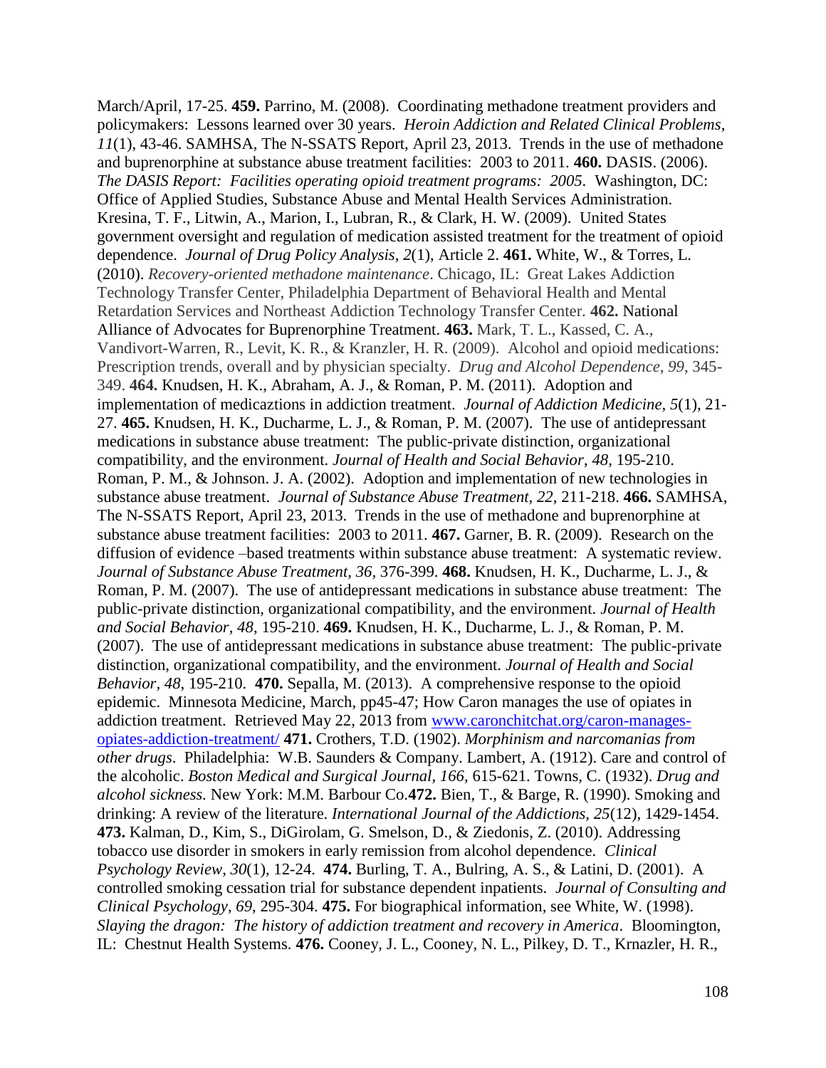March/April, 17-25. **459.** Parrino, M. (2008). Coordinating methadone treatment providers and policymakers: Lessons learned over 30 years. *Heroin Addiction and Related Clinical Problems*, *11*(1), 43-46. SAMHSA, The N-SSATS Report, April 23, 2013. Trends in the use of methadone and buprenorphine at substance abuse treatment facilities: 2003 to 2011. **460.** DASIS. (2006). *The DASIS Report: Facilities operating opioid treatment programs: 2005*. Washington, DC: Office of Applied Studies, Substance Abuse and Mental Health Services Administration. Kresina, T. F., Litwin, A., Marion, I., Lubran, R., & Clark, H. W. (2009). United States government oversight and regulation of medication assisted treatment for the treatment of opioid dependence. *Journal of Drug Policy Analysis*, *2*(1), Article 2. **461.** White, W., & Torres, L. (2010). *Recovery-oriented methadone maintenance*. Chicago, IL: Great Lakes Addiction Technology Transfer Center, Philadelphia Department of Behavioral Health and Mental Retardation Services and Northeast Addiction Technology Transfer Center. **462.** National Alliance of Advocates for Buprenorphine Treatment. **463.** Mark, T. L., Kassed, C. A., Vandivort-Warren, R., Levit, K. R., & Kranzler, H. R. (2009). Alcohol and opioid medications: Prescription trends, overall and by physician specialty. *Drug and Alcohol Dependence*, *99*, 345-349. **464.** Knudsen, H. K., Abraham, A. J., & Roman, P. M. (2011). Adoption and implementation of medicaztions in addiction treatment. *Journal of Addiction Medicine*, *5*(1), 21-27. **465.** Knudsen, H. K., Ducharme, L. J., & Roman, P. M. (2007). The use of antidepressant medications in substance abuse treatment: The public-private distinction, organizational compatibility, and the environment. *Journal of Health and Social Behavior*, *48*, 195-210. Roman, P. M., & Johnson. J. A. (2002). Adoption and implementation of new technologies in substance abuse treatment. *Journal of Substance Abuse Treatment, 22*, 211-218. **466.** SAMHSA, The N-SSATS Report, April 23, 2013. Trends in the use of methadone and buprenorphine at substance abuse treatment facilities: 2003 to 2011. **467.** Garner, B. R. (2009). Research on the diffusion of evidence –based treatments within substance abuse treatment: A systematic review. *Journal of Substance Abuse Treatment, 36*, 376-399. **468.** Knudsen, H. K., Ducharme, L. J., & Roman, P. M. (2007). The use of antidepressant medications in substance abuse treatment: The public-private distinction, organizational compatibility, and the environment. *Journal of Health and Social Behavior, 48*, 195-210. **469.** Knudsen, H. K., Ducharme, L. J., & Roman, P. M. (2007). The use of antidepressant medications in substance abuse treatment: The public-private distinction, organizational compatibility, and the environment. *Journal of Health and Social Behavior*, *48*, 195-210. **470.** Sepalla, M. (2013). A comprehensive response to the opioid epidemic. Minnesota Medicine, March, pp45-47; How Caron manages the use of opiates in addiction treatment. Retrieved May 22, 2013 from [www.caronchitchat.org/caron-manages-opiates-addiction-treatment/](www.caronchitchat.org/caron-manages-opiates-addiction-treatment/) **471.** Crothers, T.D. (1902). *Morphinism and narcomanias from other drugs*. Philadelphia: W.B. Saunders & Company. Lambert, A. (1912). Care and control of the alcoholic. *Boston Medical and Surgical Journal, 166*, 615-621. Towns, C. (1932). *Drug and alcohol sickness.* New York: M.M. Barbour Co.**472.** Bien, T., & Barge, R. (1990). Smoking and drinking: A review of the literature. *International Journal of the Addictions*, *25*(12), 1429-1454. **473.** Kalman, D., Kim, S., DiGirolam, G. Smelson, D., & Ziedonis, Z. (2010). Addressing tobacco use disorder in smokers in early remission from alcohol dependence. *Clinical Psychology Review*, *30*(1), 12-24. **474.** Burling, T. A., Bulring, A. S., & Latini, D. (2001). A controlled smoking cessation trial for substance dependent inpatients. *Journal of Consulting and Clinical Psychology*, *69*, 295-304. **475.** For biographical information, see White, W. (1998). *Slaying the dragon: The history of addiction treatment and recovery in America*. Bloomington, IL: Chestnut Health Systems. **476.** Cooney, J. L., Cooney, N. L., Pilkey, D. T., Krnazler, H. R.,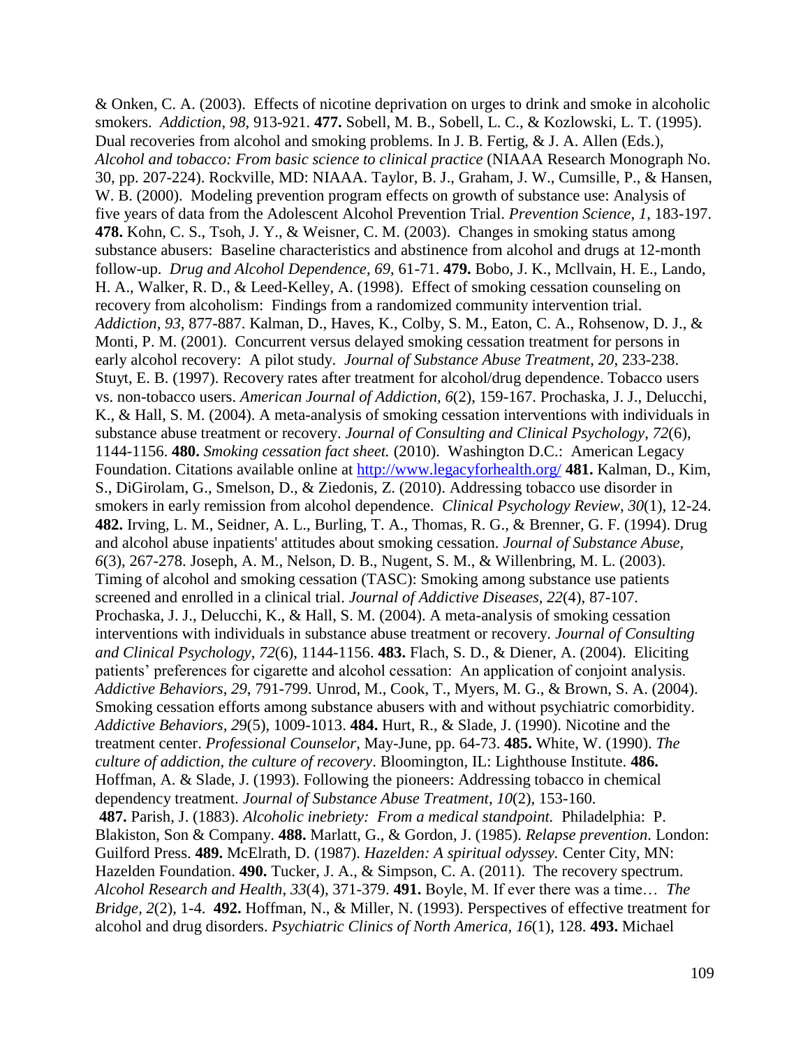& Onken, C. A. (2003). Effects of nicotine deprivation on urges to drink and smoke in alcoholic smokers. *Addiction*, *98*, 913-921. **477.** Sobell, M. B., Sobell, L. C., & Kozlowski, L. T. (1995). Dual recoveries from alcohol and smoking problems. In J. B. Fertig, & J. A. Allen (Eds.), *Alcohol and tobacco: From basic science to clinical practice* (NIAAA Research Monograph No. 30, pp. 207-224). Rockville, MD: NIAAA. Taylor, B. J., Graham, J. W., Cumsille, P., & Hansen, W. B. (2000). Modeling prevention program effects on growth of substance use: Analysis of five years of data from the Adolescent Alcohol Prevention Trial. *Prevention Science*, *1*, 183-197. **478.** Kohn, C. S., Tsoh, J. Y., & Weisner, C. M. (2003). Changes in smoking status among substance abusers: Baseline characteristics and abstinence from alcohol and drugs at 12-month follow-up. *Drug and Alcohol Dependence*, *69*, 61-71. **479.** Bobo, J. K., Mcllvain, H. E., Lando, H. A., Walker, R. D., & Leed-Kelley, A. (1998). Effect of smoking cessation counseling on recovery from alcoholism: Findings from a randomized community intervention trial. *Addiction*, *93*, 877-887. Kalman, D., Haves, K., Colby, S. M., Eaton, C. A., Rohsenow, D. J., & Monti, P. M. (2001). Concurrent versus delayed smoking cessation treatment for persons in early alcohol recovery: A pilot study. *Journal of Substance Abuse Treatment*, *20*, 233-238. Stuyt, E. B. (1997). Recovery rates after treatment for alcohol/drug dependence. Tobacco users vs. non-tobacco users. *American Journal of Addiction*, *6*(2), 159-167. Prochaska, J. J., Delucchi, K., & Hall, S. M. (2004). A meta-analysis of smoking cessation interventions with individuals in substance abuse treatment or recovery. *Journal of Consulting and Clinical Psychology*, *72*(6), 1144-1156. **480.** *Smoking cessation fact sheet.* (2010). Washington D.C.: American Legacy Foundation. Citations available online at http://www.legacyforhealth.org/ **481.** Kalman, D., Kim, S., DiGirolam, G., Smelson, D., & Ziedonis, Z. (2010). Addressing tobacco use disorder in smokers in early remission from alcohol dependence. *Clinical Psychology Review*, *30*(1), 12-24. **482.** Irving, L. M., Seidner, A. L., Burling, T. A., Thomas, R. G., & Brenner, G. F. (1994). Drug and alcohol abuse inpatients' attitudes about smoking cessation. *Journal of Substance Abuse, 6*(3), 267-278. Joseph, A. M., Nelson, D. B., Nugent, S. M., & Willenbring, M. L. (2003). Timing of alcohol and smoking cessation (TASC): Smoking among substance use patients screened and enrolled in a clinical trial. *Journal of Addictive Diseases*, *22*(4), 87-107. Prochaska, J. J., Delucchi, K., & Hall, S. M. (2004). A meta-analysis of smoking cessation interventions with individuals in substance abuse treatment or recovery. *Journal of Consulting and Clinical Psychology*, *72*(6), 1144-1156. **483.** Flach, S. D., & Diener, A. (2004). Eliciting patients' preferences for cigarette and alcohol cessation: An application of conjoint analysis. *Addictive Behaviors*, *29*, 791-799. Unrod, M., Cook, T., Myers, M. G., & Brown, S. A. (2004). Smoking cessation efforts among substance abusers with and without psychiatric comorbidity. *Addictive Behaviors, 2*9(5), 1009-1013. **484.** Hurt, R., & Slade, J. (1990). Nicotine and the treatment center. *Professional Counselor*, May-June, pp. 64-73. **485.** White, W. (1990). *The culture of addiction, the culture of recovery*. Bloomington, IL: Lighthouse Institute. **486.** Hoffman, A. & Slade, J. (1993). Following the pioneers: Addressing tobacco in chemical dependency treatment. *Journal of Substance Abuse Treatment*, *10*(2), 153-160. **487.** Parish, J. (1883). *Alcoholic inebriety: From a medical standpoint.* Philadelphia: P. Blakiston, Son & Company. **488.** Marlatt, G., & Gordon, J. (1985). *Relapse prevention*. London: Guilford Press. **489.** McElrath, D. (1987). *Hazelden: A spiritual odyssey.* Center City, MN: Hazelden Foundation. **490.** Tucker, J. A., & Simpson, C. A. (2011). The recovery spectrum. *Alcohol Research and Health*, *33*(4), 371-379. **491.** Boyle, M. If ever there was a time… *The Bridge, 2*(2), 1-4. **492.** Hoffman, N., & Miller, N. (1993). Perspectives of effective treatment for alcohol and drug disorders. *Psychiatric Clinics of North America*, *16*(1), 128. **493.** Michael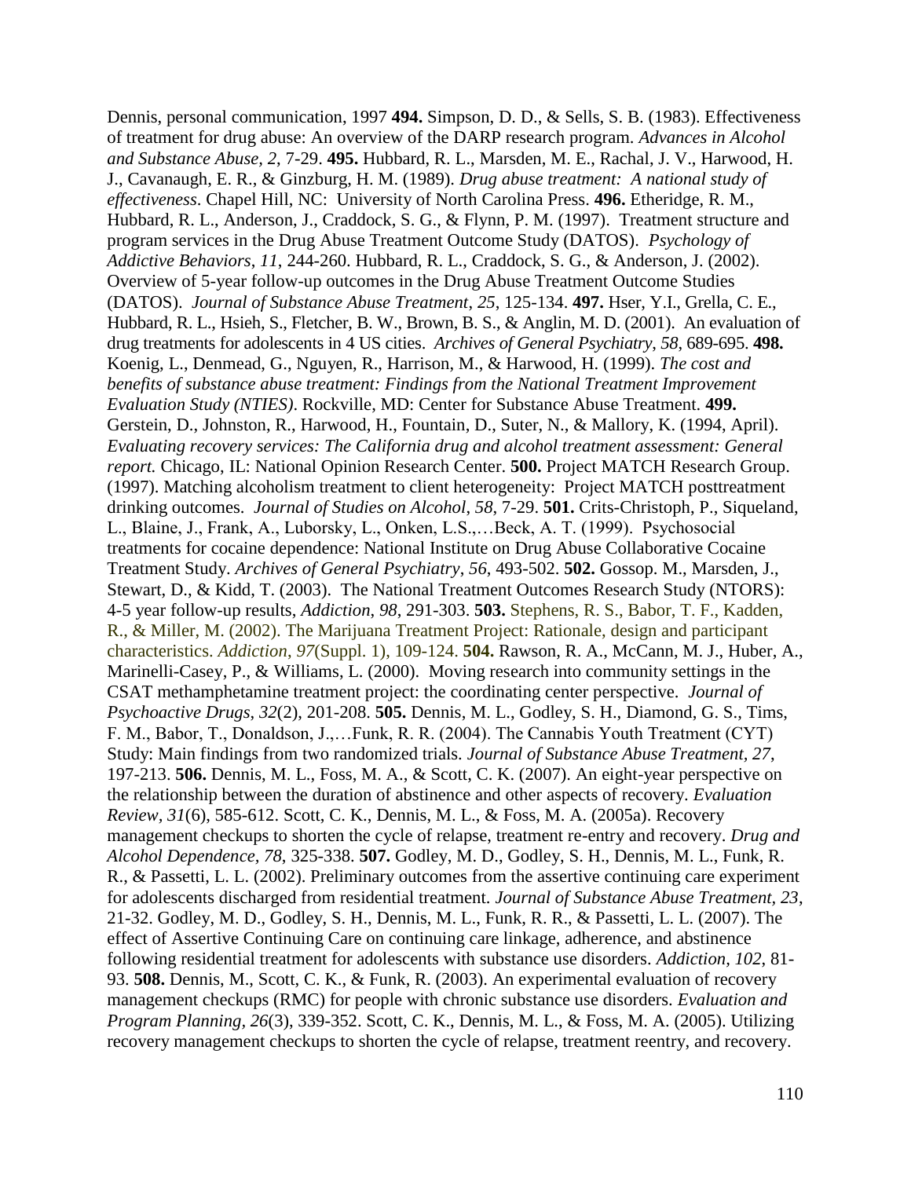Dennis, personal communication, 1997 **494.** Simpson, D. D., & Sells, S. B. (1983). Effectiveness of treatment for drug abuse: An overview of the DARP research program. *Advances in Alcohol and Substance Abuse, 2*, 7-29. **495.** Hubbard, R. L., Marsden, M. E., Rachal, J. V., Harwood, H. J., Cavanaugh, E. R., & Ginzburg, H. M. (1989). *Drug abuse treatment: A national study of effectiveness*. Chapel Hill, NC: University of North Carolina Press. **496.** Etheridge, R. M., Hubbard, R. L., Anderson, J., Craddock, S. G., & Flynn, P. M. (1997). Treatment structure and program services in the Drug Abuse Treatment Outcome Study (DATOS). *Psychology of Addictive Behaviors*, *11*, 244-260. Hubbard, R. L., Craddock, S. G., & Anderson, J. (2002). Overview of 5-year follow-up outcomes in the Drug Abuse Treatment Outcome Studies (DATOS). *Journal of Substance Abuse Treatment*, *25*, 125-134. **497.** Hser, Y.I., Grella, C. E., Hubbard, R. L., Hsieh, S., Fletcher, B. W., Brown, B. S., & Anglin, M. D. (2001). An evaluation of drug treatments for adolescents in 4 US cities. *Archives of General Psychiatry*, *58*, 689-695. **498.** Koenig, L., Denmead, G., Nguyen, R., Harrison, M., & Harwood, H. (1999). *The cost and benefits of substance abuse treatment: Findings from the National Treatment Improvement Evaluation Study (NTIES)*. Rockville, MD: Center for Substance Abuse Treatment. **499.** Gerstein, D., Johnston, R., Harwood, H., Fountain, D., Suter, N., & Mallory, K. (1994, April). *Evaluating recovery services: The California drug and alcohol treatment assessment: General report.* Chicago, IL: National Opinion Research Center. **500.** Project MATCH Research Group. (1997). Matching alcoholism treatment to client heterogeneity: Project MATCH posttreatment drinking outcomes. *Journal of Studies on Alcohol*, *58*, 7-29. **501.** Crits-Christoph, P., Siqueland, L., Blaine, J., Frank, A., Luborsky, L., Onken, L.S.,…Beck, A. T. (1999). Psychosocial treatments for cocaine dependence: National Institute on Drug Abuse Collaborative Cocaine Treatment Study. *Archives of General Psychiatry*, *56*, 493-502. **502.** Gossop. M., Marsden, J., Stewart, D., & Kidd, T. (2003). The National Treatment Outcomes Research Study (NTORS): 4-5 year follow-up results, *Addiction*, *98*, 291-303. **503.** Stephens, R. S., Babor, T. F., Kadden, R., & Miller, M. (2002). The Marijuana Treatment Project: Rationale, design and participant characteristics. *Addiction*, *97*(Suppl. 1), 109-124. **504.** Rawson, R. A., McCann, M. J., Huber, A., Marinelli-Casey, P., & Williams, L. (2000). Moving research into community settings in the CSAT methamphetamine treatment project: the coordinating center perspective. *Journal of Psychoactive Drugs*, *32*(2), 201-208. **505.** Dennis, M. L., Godley, S. H., Diamond, G. S., Tims, F. M., Babor, T., Donaldson, J.,…Funk, R. R. (2004). The Cannabis Youth Treatment (CYT) Study: Main findings from two randomized trials. *Journal of Substance Abuse Treatment*, *27*, 197-213. **506.** Dennis, M. L., Foss, M. A., & Scott, C. K. (2007). An eight-year perspective on the relationship between the duration of abstinence and other aspects of recovery. *Evaluation Review*, *31*(6), 585-612. Scott, C. K., Dennis, M. L., & Foss, M. A. (2005a). Recovery management checkups to shorten the cycle of relapse, treatment re-entry and recovery. *Drug and Alcohol Dependence, 78*, 325-338. **507.** Godley, M. D., Godley, S. H., Dennis, M. L., Funk, R. R., & Passetti, L. L. (2002). Preliminary outcomes from the assertive continuing care experiment for adolescents discharged from residential treatment. *Journal of Substance Abuse Treatment, 23*, 21-32. Godley, M. D., Godley, S. H., Dennis, M. L., Funk, R. R., & Passetti, L. L. (2007). The effect of Assertive Continuing Care on continuing care linkage, adherence, and abstinence following residential treatment for adolescents with substance use disorders. *Addiction, 102*, 81-93. **508.** Dennis, M., Scott, C. K., & Funk, R. (2003). An experimental evaluation of recovery management checkups (RMC) for people with chronic substance use disorders. *Evaluation and Program Planning*, *26*(3), 339-352. Scott, C. K., Dennis, M. L., & Foss, M. A. (2005). Utilizing recovery management checkups to shorten the cycle of relapse, treatment reentry, and recovery.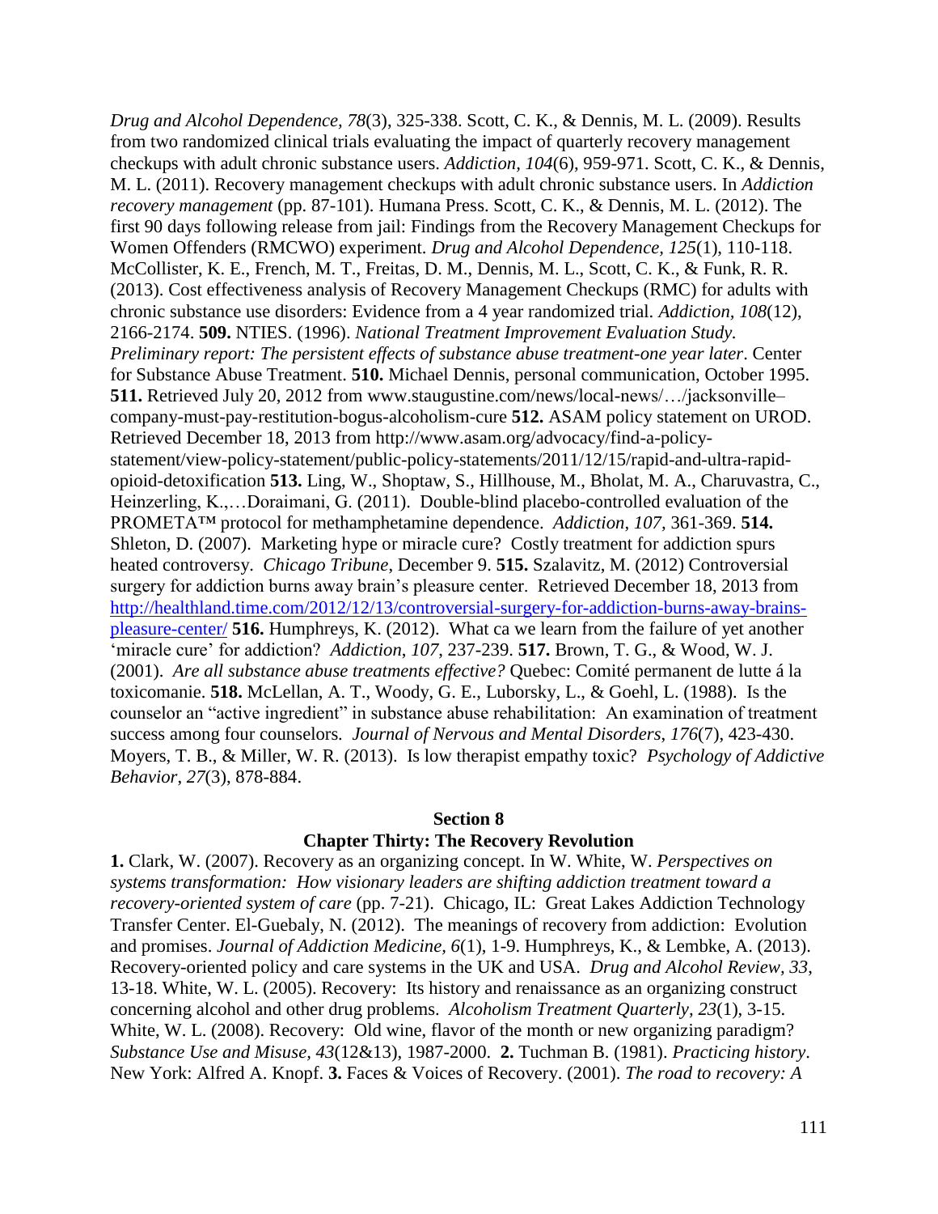*Drug and Alcohol Dependence, 78*(3), 325-338. Scott, C. K., & Dennis, M. L. (2009). Results from two randomized clinical trials evaluating the impact of quarterly recovery management checkups with adult chronic substance users. *Addiction*, *104*(6), 959-971. Scott, C. K., & Dennis, M. L. (2011). Recovery management checkups with adult chronic substance users. In *Addiction recovery management* (pp. 87-101). Humana Press. Scott, C. K., & Dennis, M. L. (2012). The first 90 days following release from jail: Findings from the Recovery Management Checkups for Women Offenders (RMCWO) experiment. *Drug and Alcohol Dependence, 125*(1), 110-118. McCollister, K. E., French, M. T., Freitas, D. M., Dennis, M. L., Scott, C. K., & Funk, R. R. (2013). Cost effectiveness analysis of Recovery Management Checkups (RMC) for adults with chronic substance use disorders: Evidence from a 4 year randomized trial. *Addiction, 108*(12), 2166-2174. **509.** NTIES. (1996). *National Treatment Improvement Evaluation Study. Preliminary report: The persistent effects of substance abuse treatment-one year later*. Center for Substance Abuse Treatment. **510.** Michael Dennis, personal communication, October 1995. **511.** Retrieved July 20, 2012 from www.staugustine.com/news/local-news/…/jacksonville–company-must-pay-restitution-bogus-alcoholism-cure **512.** ASAM policy statement on UROD. Retrieved December 18, 2013 from http://www.asam.org/advocacy/find-a-policy-statement/view-policy-statement/public-policy-statements/2011/12/15/rapid-and-ultra-rapid-opioid-detoxification **513.** Ling, W., Shoptaw, S., Hillhouse, M., Bholat, M. A., Charuvastra, C., Heinzerling, K.,…Doraimani, G. (2011). Double-blind placebo-controlled evaluation of the PROMETA™ protocol for methamphetamine dependence. *Addiction*, *107,* 361-369. **514.** Shleton, D. (2007). Marketing hype or miracle cure? Costly treatment for addiction spurs heated controversy. *Chicago Tribune*, December 9. **515.** Szalavitz, M. (2012) Controversial surgery for addiction burns away brain's pleasure center. Retrieved December 18, 2013 from http://healthland.time.com/2012/12/13/controversial-surgery-for-addiction-burns-away-brains-pleasure-center/ **516.** Humphreys, K. (2012). What ca we learn from the failure of yet another 'miracle cure' for addiction? *Addiction*, *107,* 237-239. **517.** Brown, T. G., & Wood, W. J. (2001). *Are all substance abuse treatments effective?* Quebec: Comité permanent de lutte á la toxicomanie. **518.** McLellan, A. T., Woody, G. E., Luborsky, L., & Goehl, L. (1988). Is the counselor an "active ingredient" in substance abuse rehabilitation: An examination of treatment success among four counselors. *Journal of Nervous and Mental Disorders*, *176*(7), 423-430. Moyers, T. B., & Miller, W. R. (2013). Is low therapist empathy toxic? *Psychology of Addictive Behavior*, *27*(3), 878-884.

## Section 8

### Chapter Thirty: The Recovery Revolution

**1.** Clark, W. (2007). Recovery as an organizing concept. In W. White, W. *Perspectives on systems transformation: How visionary leaders are shifting addiction treatment toward a recovery-oriented system of care* (pp. 7-21). Chicago, IL: Great Lakes Addiction Technology Transfer Center. El-Guebaly, N. (2012). The meanings of recovery from addiction: Evolution and promises. *Journal of Addiction Medicine, 6*(1), 1-9. Humphreys, K., & Lembke, A. (2013). Recovery-oriented policy and care systems in the UK and USA. *Drug and Alcohol Review*, *33*, 13-18. White, W. L. (2005). Recovery: Its history and renaissance as an organizing construct concerning alcohol and other drug problems. *Alcoholism Treatment Quarterly, 23*(1), 3-15. White, W. L. (2008). Recovery: Old wine, flavor of the month or new organizing paradigm? *Substance Use and Misuse, 43*(12&13), 1987-2000. **2.** Tuchman B. (1981). *Practicing history*. New York: Alfred A. Knopf. **3.** Faces & Voices of Recovery. (2001). *The road to recovery: A*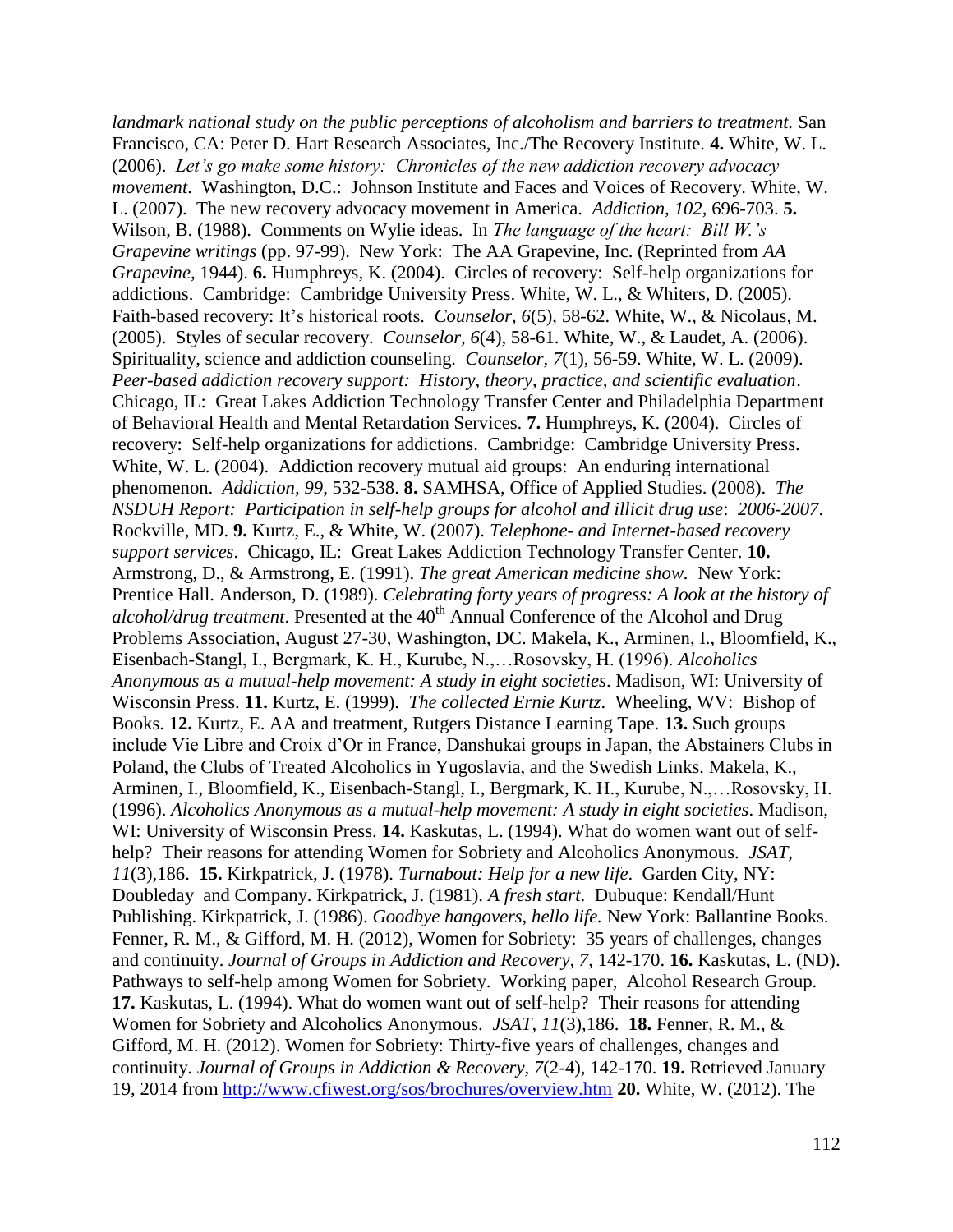*landmark national study on the public perceptions of alcoholism and barriers to treatment.* San Francisco, CA: Peter D. Hart Research Associates, Inc./The Recovery Institute. **4.** White, W. L. (2006). *Let's go make some history: Chronicles of the new addiction recovery advocacy movement.* Washington, D.C.: Johnson Institute and Faces and Voices of Recovery. White, W. L. (2007). The new recovery advocacy movement in America. *Addiction, 102,* 696-703. **5.** Wilson, B. (1988). Comments on Wylie ideas. In *The language of the heart: Bill W.'s Grapevine writings* (pp. 97-99). New York: The AA Grapevine, Inc. (Reprinted from *AA Grapevine,* 1944). **6.** Humphreys, K. (2004). Circles of recovery: Self-help organizations for addictions. Cambridge: Cambridge University Press. White, W. L., & Whiters, D. (2005). Faith-based recovery: It's historical roots. *Counselor, 6*(5), 58-62. White, W., & Nicolaus, M. (2005). Styles of secular recovery. *Counselor, 6*(4), 58-61. White, W., & Laudet, A. (2006). Spirituality, science and addiction counseling. *Counselor, 7*(1), 56-59. White, W. L. (2009). *Peer-based addiction recovery support: History, theory, practice, and scientific evaluation*. Chicago, IL: Great Lakes Addiction Technology Transfer Center and Philadelphia Department of Behavioral Health and Mental Retardation Services. **7.** Humphreys, K. (2004). Circles of recovery: Self-help organizations for addictions. Cambridge: Cambridge University Press. White, W. L. (2004). Addiction recovery mutual aid groups: An enduring international phenomenon. *Addiction, 99*, 532-538. **8.** SAMHSA, Office of Applied Studies. (2008). *The NSDUH Report: Participation in self-help groups for alcohol and illicit drug use*: *2006-2007*. Rockville, MD. **9.** Kurtz, E., & White, W. (2007). *Telephone- and Internet-based recovery support services*. Chicago, IL: Great Lakes Addiction Technology Transfer Center. **10.** Armstrong, D., & Armstrong, E. (1991). *The great American medicine show.* New York: Prentice Hall. Anderson, D. (1989). *Celebrating forty years of progress: A look at the history of alcohol/drug treatment*. Presented at the 40th Annual Conference of the Alcohol and Drug Problems Association, August 27-30, Washington, DC. Makela, K., Arminen, I., Bloomfield, K., Eisenbach-Stangl, I., Bergmark, K. H., Kurube, N.,…Rosovsky, H. (1996). *Alcoholics Anonymous as a mutual-help movement: A study in eight societies*. Madison, WI: University of Wisconsin Press. **11.** Kurtz, E. (1999). *The collected Ernie Kurtz*. Wheeling, WV: Bishop of Books. **12.** Kurtz, E. AA and treatment, Rutgers Distance Learning Tape. **13.** Such groups include Vie Libre and Croix d'Or in France, Danshukai groups in Japan, the Abstainers Clubs in Poland, the Clubs of Treated Alcoholics in Yugoslavia, and the Swedish Links. Makela, K., Arminen, I., Bloomfield, K., Eisenbach-Stangl, I., Bergmark, K. H., Kurube, N.,…Rosovsky, H. (1996). *Alcoholics Anonymous as a mutual-help movement: A study in eight societies*. Madison, WI: University of Wisconsin Press. **14.** Kaskutas, L. (1994). What do women want out of self-help? Their reasons for attending Women for Sobriety and Alcoholics Anonymous. *JSAT, 11*(3),186. **15.** Kirkpatrick, J. (1978). *Turnabout: Help for a new life*. Garden City, NY: Doubleday and Company. Kirkpatrick, J. (1981). *A fresh start*. Dubuque: Kendall/Hunt Publishing. Kirkpatrick, J. (1986). *Goodbye hangovers, hello life.* New York: Ballantine Books. Fenner, R. M., & Gifford, M. H. (2012), Women for Sobriety: 35 years of challenges, changes and continuity. *Journal of Groups in Addiction and Recovery, 7,* 142-170. **16.** Kaskutas, L. (ND). Pathways to self-help among Women for Sobriety. Working paper, Alcohol Research Group. **17.** Kaskutas, L. (1994). What do women want out of self-help? Their reasons for attending Women for Sobriety and Alcoholics Anonymous. *JSAT, 11*(3),186. **18.** Fenner, R. M., & Gifford, M. H. (2012). Women for Sobriety: Thirty-five years of challenges, changes and continuity. *Journal of Groups in Addiction & Recovery, 7*(2-4), 142-170. **19.** Retrieved January 19, 2014 from http://www.cfiwest.org/sos/brochures/overview.htm **20.** White, W. (2012). The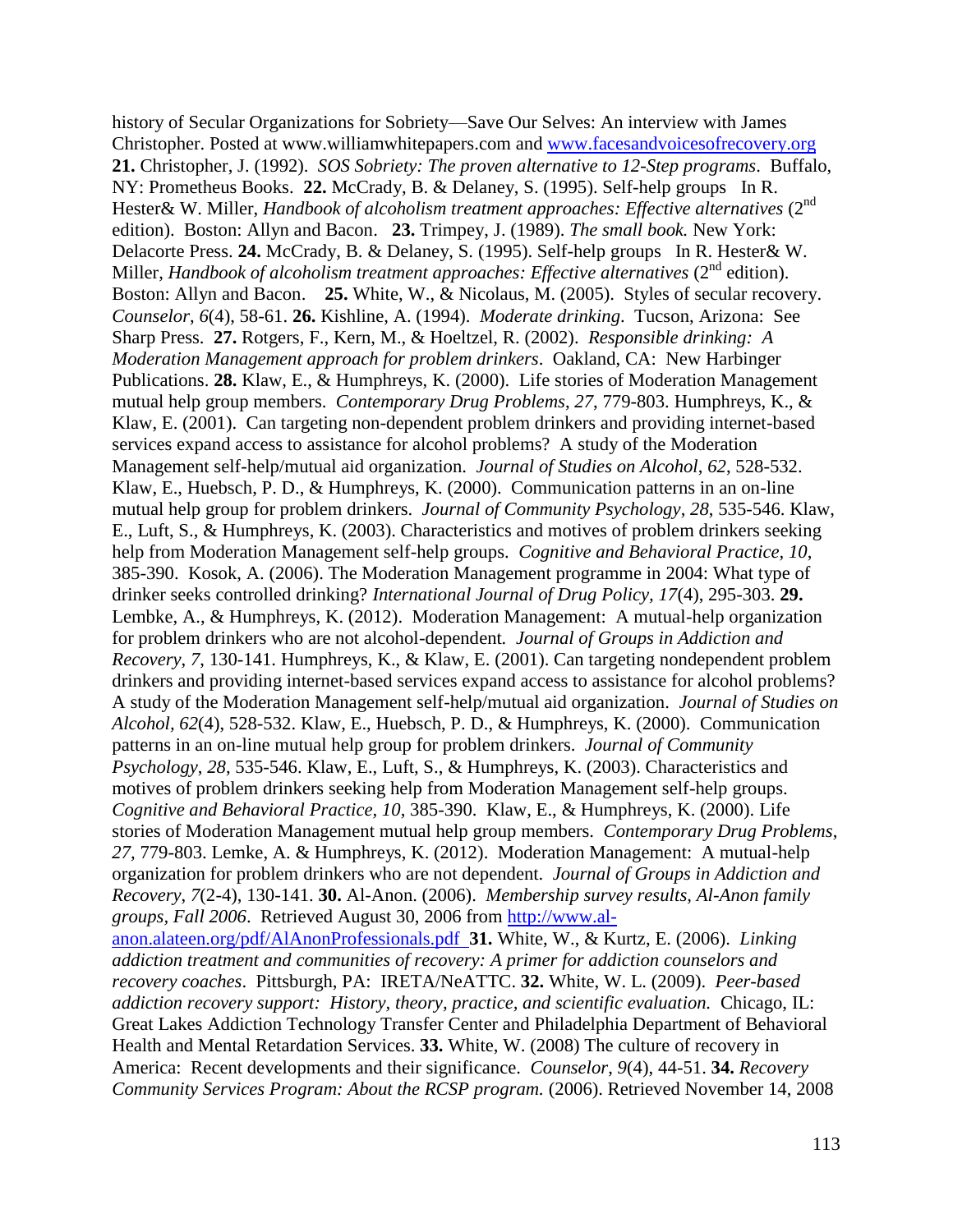history of Secular Organizations for Sobriety—Save Our Selves: An interview with James Christopher. Posted at www.williamwhitepapers.com and [www.facesandvoicesofrecovery.org](www.facesandvoicesofrecovery.org) **21.** Christopher, J. (1992). *SOS Sobriety: The proven alternative to 12-Step programs*. Buffalo, NY: Prometheus Books. **22.** McCrady, B. & Delaney, S. (1995). Self-help groups In R. Hester& W. Miller, *Handbook of alcoholism treatment approaches: Effective alternatives* (2nd edition). Boston: Allyn and Bacon. **23.** Trimpey, J. (1989). *The small book.* New York: Delacorte Press. **24.** McCrady, B. & Delaney, S. (1995). Self-help groups In R. Hester& W. Miller, *Handbook of alcoholism treatment approaches: Effective alternatives* (2nd edition). Boston: Allyn and Bacon. **25.** White, W., & Nicolaus, M. (2005). Styles of secular recovery. *Counselor*, *6*(4), 58-61. **26.** Kishline, A. (1994). *Moderate drinking*. Tucson, Arizona: See Sharp Press. **27.** Rotgers, F., Kern, M., & Hoeltzel, R. (2002). *Responsible drinking: A Moderation Management approach for problem drinkers*. Oakland, CA: New Harbinger Publications. **28.** Klaw, E., & Humphreys, K. (2000). Life stories of Moderation Management mutual help group members. *Contemporary Drug Problems*, *27*, 779-803. Humphreys, K., & Klaw, E. (2001). Can targeting non-dependent problem drinkers and providing internet-based services expand access to assistance for alcohol problems? A study of the Moderation Management self-help/mutual aid organization. *Journal of Studies on Alcohol*, *62*, 528-532. Klaw, E., Huebsch, P. D., & Humphreys, K. (2000). Communication patterns in an on-line mutual help group for problem drinkers. *Journal of Community Psychology*, *28*, 535-546. Klaw, E., Luft, S., & Humphreys, K. (2003). Characteristics and motives of problem drinkers seeking help from Moderation Management self-help groups. *Cognitive and Behavioral Practice*, *10*, 385-390. Kosok, A. (2006). The Moderation Management programme in 2004: What type of drinker seeks controlled drinking? *International Journal of Drug Policy, 17*(4), 295-303. **29.** Lembke, A., & Humphreys, K. (2012). Moderation Management: A mutual-help organization for problem drinkers who are not alcohol-dependent. *Journal of Groups in Addiction and Recovery*, *7*, 130-141. Humphreys, K., & Klaw, E. (2001). Can targeting nondependent problem drinkers and providing internet-based services expand access to assistance for alcohol problems? A study of the Moderation Management self-help/mutual aid organization. *Journal of Studies on Alcohol, 62*(4), 528-532. Klaw, E., Huebsch, P. D., & Humphreys, K. (2000). Communication patterns in an on-line mutual help group for problem drinkers. *Journal of Community Psychology*, *28*, 535-546. Klaw, E., Luft, S., & Humphreys, K. (2003). Characteristics and motives of problem drinkers seeking help from Moderation Management self-help groups. *Cognitive and Behavioral Practice*, *10*, 385-390. Klaw, E., & Humphreys, K. (2000). Life stories of Moderation Management mutual help group members. *Contemporary Drug Problems*, *27,* 779-803. Lemke, A. & Humphreys, K. (2012). Moderation Management: A mutual-help organization for problem drinkers who are not dependent. *Journal of Groups in Addiction and Recovery*, *7*(2-4), 130-141. **30.** Al-Anon. (2006). *Membership survey results, Al-Anon family groups, Fall 2006*. Retrieved August 30, 2006 from [http://www.al-anon.alateen.org/pdf/AlAnonProfessionals.pdf](http://www.al-anon.alateen.org/pdf/AlAnonProfessionals.pdf) **31.** White, W., & Kurtz, E. (2006). *Linking addiction treatment and communities of recovery: A primer for addiction counselors and recovery coaches*. Pittsburgh, PA: IRETA/NeATTC. **32.** White, W. L. (2009). *Peer-based addiction recovery support: History, theory, practice, and scientific evaluation.* Chicago, IL: Great Lakes Addiction Technology Transfer Center and Philadelphia Department of Behavioral Health and Mental Retardation Services. **33.** White, W. (2008) The culture of recovery in America: Recent developments and their significance. *Counselor*, *9*(4), 44-51. **34.** *Recovery Community Services Program: About the RCSP program.* (2006). Retrieved November 14, 2008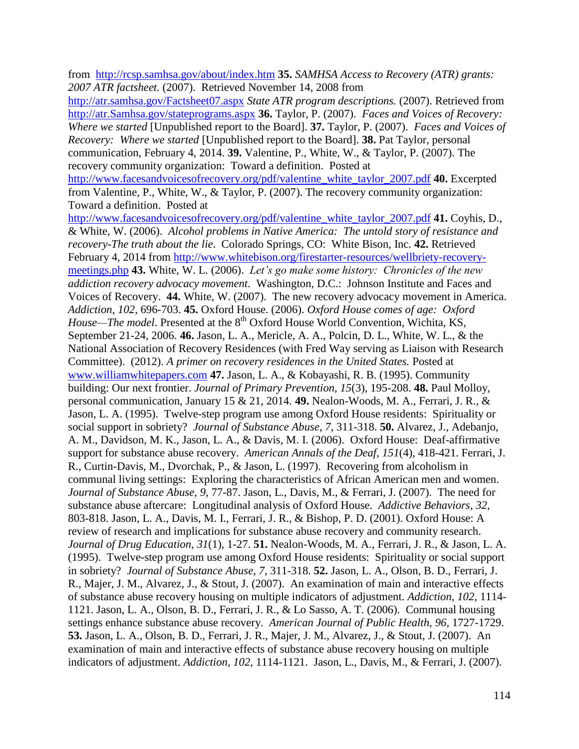from http://rcsp.samhsa.gov/about/index.htm **35.** *SAMHSA Access to Recovery (ATR) grants: 2007 ATR factsheet.* (2007). Retrieved November 14, 2008 from http://atr.samhsa.gov/Factsheet07.aspx *State ATR program descriptions.* (2007). Retrieved from http://atr.Samhsa.gov/stateprograms.aspx **36.** Taylor, P. (2007). *Faces and Voices of Recovery: Where we started* [Unpublished report to the Board]. **37.** Taylor, P. (2007). *Faces and Voices of Recovery: Where we started* [Unpublished report to the Board]. **38.** Pat Taylor, personal communication, February 4, 2014. **39.** Valentine, P., White, W., & Taylor, P. (2007). The recovery community organization: Toward a definition. Posted at http://www.facesandvoicesofrecovery.org/pdf/valentine_white_taylor_2007.pdf **40.** Excerpted from Valentine, P., White, W., & Taylor, P. (2007). The recovery community organization: Toward a definition. Posted at http://www.facesandvoicesofrecovery.org/pdf/valentine_white_taylor_2007.pdf **41.** Coyhis, D., & White, W. (2006). *Alcohol problems in Native America: The untold story of resistance and recovery-The truth about the lie.* Colorado Springs, CO: White Bison, Inc. **42.** Retrieved February 4, 2014 from http://www.whitebison.org/firestarter-resources/wellbriety-recovery-meetings.php **43.** White, W. L. (2006). *Let's go make some history: Chronicles of the new addiction recovery advocacy movement*. Washington, D.C.: Johnson Institute and Faces and Voices of Recovery. **44.** White, W. (2007). The new recovery advocacy movement in America. *Addiction, 102,* 696-703. **45.** Oxford House. (2006). *Oxford House comes of age: Oxford House—The model*. Presented at the 8th Oxford House World Convention, Wichita, KS, September 21-24, 2006. **46.** Jason, L. A., Mericle, A. A., Polcin, D. L., White, W. L., & the National Association of Recovery Residences (with Fred Way serving as Liaison with Research Committee). (2012). *A primer on recovery residences in the United States.* Posted at www.williamwhitepapers.com **47.** Jason, L. A., & Kobayashi, R. B. (1995). Community building: Our next frontier. *Journal of Primary Prevention, 15*(3), 195-208. **48.** Paul Molloy, personal communication, January 15 & 21, 2014. **49.** Nealon-Woods, M. A., Ferrari, J. R., & Jason, L. A. (1995). Twelve-step program use among Oxford House residents: Spirituality or social support in sobriety? *Journal of Substance Abuse*, *7*, 311-318. **50.** Alvarez, J., Adebanjo, A. M., Davidson, M. K., Jason, L. A., & Davis, M. I. (2006). Oxford House: Deaf-affirmative support for substance abuse recovery. *American Annals of the Deaf, 151*(4), 418-421. Ferrari, J. R., Curtin-Davis, M., Dvorchak, P., & Jason, L. (1997). Recovering from alcoholism in communal living settings: Exploring the characteristics of African American men and women. *Journal of Substance Abuse, 9,* 77-87. Jason, L., Davis, M., & Ferrari, J. (2007). The need for substance abuse aftercare: Longitudinal analysis of Oxford House. *Addictive Behaviors*, *32*, 803-818. Jason, L. A., Davis, M. I., Ferrari, J. R., & Bishop, P. D. (2001). Oxford House: A review of research and implications for substance abuse recovery and community research. *Journal of Drug Education, 31*(1), 1-27. **51.** Nealon-Woods, M. A., Ferrari, J. R., & Jason, L. A. (1995). Twelve-step program use among Oxford House residents: Spirituality or social support in sobriety? *Journal of Substance Abuse*, *7*, 311-318. **52.** Jason, L. A., Olson, B. D., Ferrari, J. R., Majer, J. M., Alvarez, J., & Stout, J. (2007). An examination of main and interactive effects of substance abuse recovery housing on multiple indicators of adjustment. *Addiction*, *102,* 1114-1121. Jason, L. A., Olson, B. D., Ferrari, J. R., & Lo Sasso, A. T. (2006). Communal housing settings enhance substance abuse recovery. *American Journal of Public Health, 96*, 1727-1729. **53.** Jason, L. A., Olson, B. D., Ferrari, J. R., Majer, J. M., Alvarez, J., & Stout, J. (2007). An examination of main and interactive effects of substance abuse recovery housing on multiple indicators of adjustment. *Addiction*, *102,* 1114-1121. Jason, L., Davis, M., & Ferrari, J. (2007).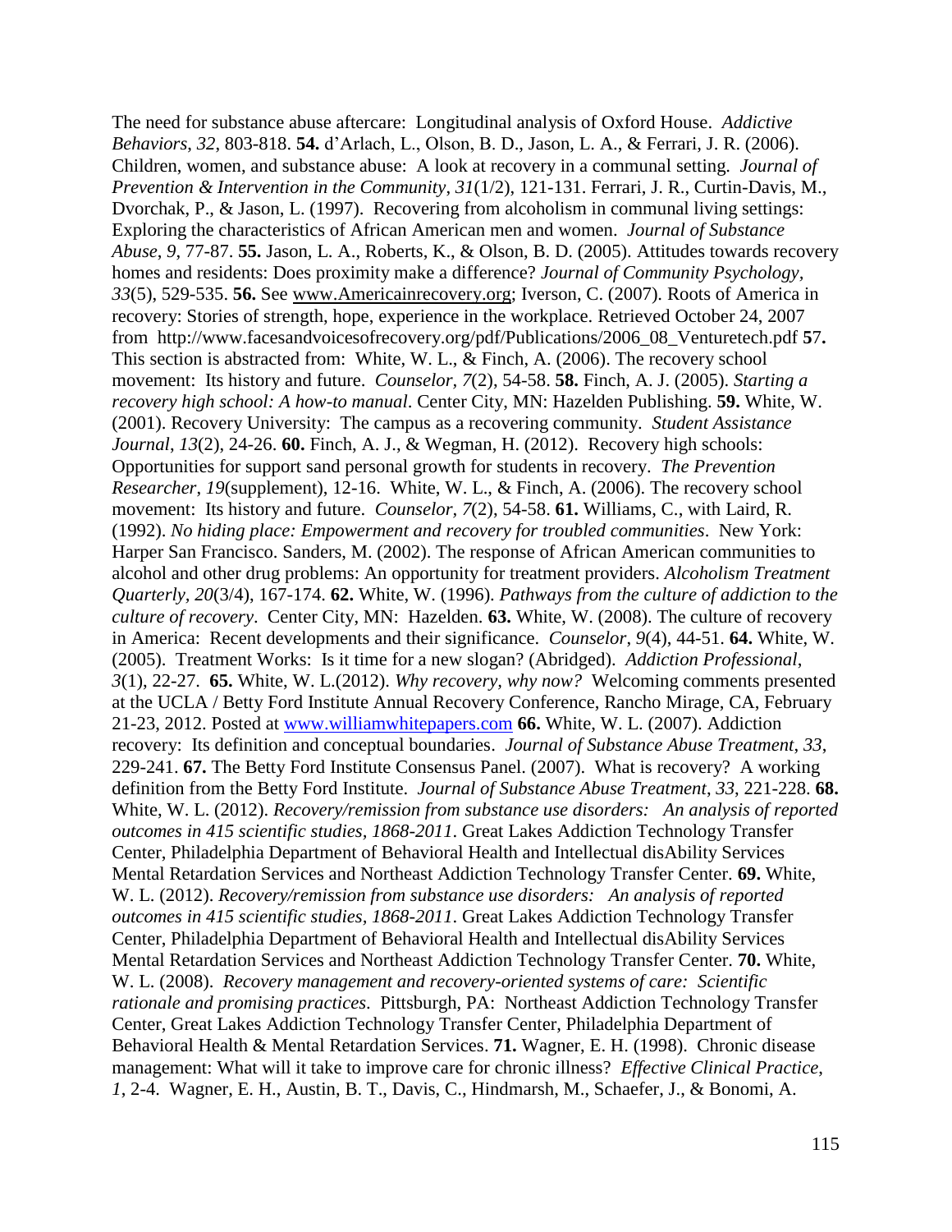The need for substance abuse aftercare: Longitudinal analysis of Oxford House. *Addictive Behaviors, 32,* 803-818. **54.** d'Arlach, L., Olson, B. D., Jason, L. A., & Ferrari, J. R. (2006). Children, women, and substance abuse: A look at recovery in a communal setting. *Journal of Prevention & Intervention in the Community, 31*(1/2), 121-131. Ferrari, J. R., Curtin-Davis, M., Dvorchak, P., & Jason, L. (1997). Recovering from alcoholism in communal living settings: Exploring the characteristics of African American men and women. *Journal of Substance Abuse*, *9*, 77-87. **55.** Jason, L. A., Roberts, K., & Olson, B. D. (2005). Attitudes towards recovery homes and residents: Does proximity make a difference? *Journal of Community Psychology*, *33*(5), 529-535. **56.** See www.Americainrecovery.org; Iverson, C. (2007). Roots of America in recovery: Stories of strength, hope, experience in the workplace. Retrieved October 24, 2007 from http://www.facesandvoicesofrecovery.org/pdf/Publications/2006_08_Venturetech.pdf **57.** This section is abstracted from: White, W. L., & Finch, A. (2006). The recovery school movement: Its history and future. *Counselor*, *7*(2), 54-58. **58.** Finch, A. J. (2005). *Starting a recovery high school: A how-to manual*. Center City, MN: Hazelden Publishing. **59.** White, W. (2001). Recovery University: The campus as a recovering community. *Student Assistance Journal*, *13*(2), 24-26. **60.** Finch, A. J., & Wegman, H. (2012). Recovery high schools: Opportunities for support sand personal growth for students in recovery. *The Prevention Researcher*, *19*(supplement), 12-16. White, W. L., & Finch, A. (2006). The recovery school movement: Its history and future. *Counselor*, *7*(2), 54-58. **61.** Williams, C., with Laird, R. (1992). *No hiding place: Empowerment and recovery for troubled communities*. New York: Harper San Francisco. Sanders, M. (2002). The response of African American communities to alcohol and other drug problems: An opportunity for treatment providers. *Alcoholism Treatment Quarterly, 20*(3/4), 167-174. **62.** White, W. (1996). *Pathways from the culture of addiction to the culture of recovery*. Center City, MN: Hazelden. **63.** White, W. (2008). The culture of recovery in America: Recent developments and their significance. *Counselor*, *9*(4), 44-51. **64.** White, W. (2005). Treatment Works: Is it time for a new slogan? (Abridged). *Addiction Professional*, *3*(1), 22-27. **65.** White, W. L.(2012). *Why recovery, why now?* Welcoming comments presented at the UCLA / Betty Ford Institute Annual Recovery Conference, Rancho Mirage, CA, February 21-23, 2012. Posted at www.williamwhitepapers.com **66.** White, W. L. (2007). Addiction recovery: Its definition and conceptual boundaries. *Journal of Substance Abuse Treatment*, *33*, 229-241. **67.** The Betty Ford Institute Consensus Panel. (2007). What is recovery? A working definition from the Betty Ford Institute. *Journal of Substance Abuse Treatment*, *33*, 221-228. **68.** White, W. L. (2012). *Recovery/remission from substance use disorders: An analysis of reported outcomes in 415 scientific studies, 1868-2011*. Great Lakes Addiction Technology Transfer Center, Philadelphia Department of Behavioral Health and Intellectual disAbility Services Mental Retardation Services and Northeast Addiction Technology Transfer Center. **69.** White, W. L. (2012). *Recovery/remission from substance use disorders: An analysis of reported outcomes in 415 scientific studies, 1868-2011*. Great Lakes Addiction Technology Transfer Center, Philadelphia Department of Behavioral Health and Intellectual disAbility Services Mental Retardation Services and Northeast Addiction Technology Transfer Center. **70.** White, W. L. (2008). *Recovery management and recovery-oriented systems of care: Scientific rationale and promising practices*. Pittsburgh, PA: Northeast Addiction Technology Transfer Center, Great Lakes Addiction Technology Transfer Center, Philadelphia Department of Behavioral Health & Mental Retardation Services. **71.** Wagner, E. H. (1998). Chronic disease management: What will it take to improve care for chronic illness? *Effective Clinical Practice*, *1*, 2-4. Wagner, E. H., Austin, B. T., Davis, C., Hindmarsh, M., Schaefer, J., & Bonomi, A.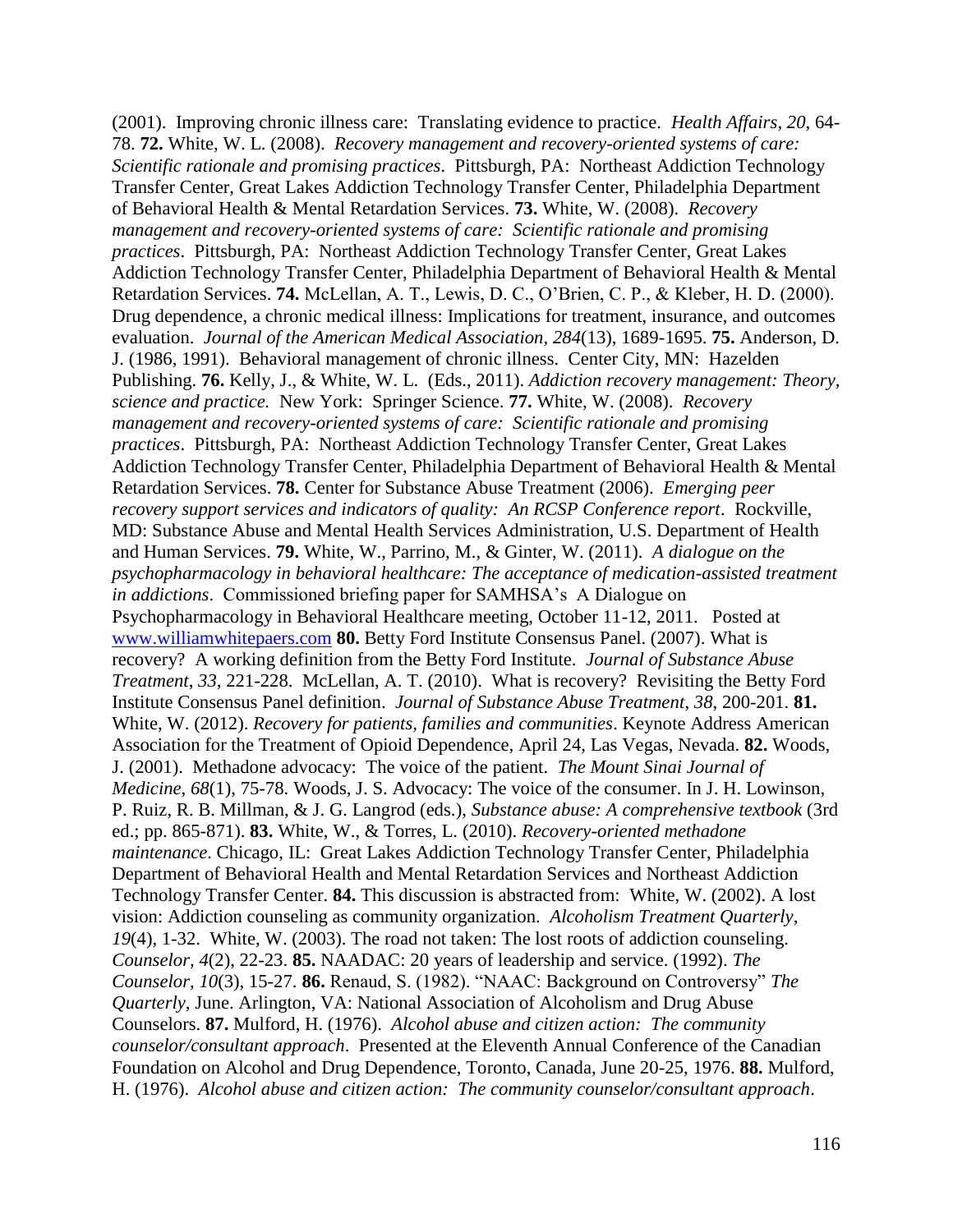(2001). Improving chronic illness care: Translating evidence to practice. *Health Affairs*, *20*, 64-78. **72.** White, W. L. (2008). *Recovery management and recovery-oriented systems of care: Scientific rationale and promising practices*. Pittsburgh, PA: Northeast Addiction Technology Transfer Center, Great Lakes Addiction Technology Transfer Center, Philadelphia Department of Behavioral Health & Mental Retardation Services. **73.** White, W. (2008). *Recovery management and recovery-oriented systems of care: Scientific rationale and promising practices*. Pittsburgh, PA: Northeast Addiction Technology Transfer Center, Great Lakes Addiction Technology Transfer Center, Philadelphia Department of Behavioral Health & Mental Retardation Services. **74.** McLellan, A. T., Lewis, D. C., O'Brien, C. P., & Kleber, H. D. (2000). Drug dependence, a chronic medical illness: Implications for treatment, insurance, and outcomes evaluation. *Journal of the American Medical Association*, *284*(13), 1689-1695. **75.** Anderson, D. J. (1986, 1991). Behavioral management of chronic illness. Center City, MN: Hazelden Publishing. **76.** Kelly, J., & White, W. L. (Eds., 2011). *Addiction recovery management: Theory, science and practice.* New York: Springer Science. **77.** White, W. (2008). *Recovery management and recovery-oriented systems of care: Scientific rationale and promising practices*. Pittsburgh, PA: Northeast Addiction Technology Transfer Center, Great Lakes Addiction Technology Transfer Center, Philadelphia Department of Behavioral Health & Mental Retardation Services. **78.** Center for Substance Abuse Treatment (2006). *Emerging peer recovery support services and indicators of quality: An RCSP Conference report*. Rockville, MD: Substance Abuse and Mental Health Services Administration, U.S. Department of Health and Human Services. **79.** White, W., Parrino, M., & Ginter, W. (2011). *A dialogue on the psychopharmacology in behavioral healthcare: The acceptance of medication-assisted treatment in addictions*. Commissioned briefing paper for SAMHSA's A Dialogue on Psychopharmacology in Behavioral Healthcare meeting, October 11-12, 2011. Posted at www.williamwhitepaers.com **80.** Betty Ford Institute Consensus Panel. (2007). What is recovery? A working definition from the Betty Ford Institute. *Journal of Substance Abuse Treatment*, *33*, 221-228. McLellan, A. T. (2010). What is recovery? Revisiting the Betty Ford Institute Consensus Panel definition. *Journal of Substance Abuse Treatment*, *38*, 200-201. **81.** White, W. (2012). *Recovery for patients, families and communities*. Keynote Address American Association for the Treatment of Opioid Dependence, April 24, Las Vegas, Nevada. **82.** Woods, J. (2001). Methadone advocacy: The voice of the patient. *The Mount Sinai Journal of Medicine*, *68*(1), 75-78. Woods, J. S. Advocacy: The voice of the consumer. In J. H. Lowinson, P. Ruiz, R. B. Millman, & J. G. Langrod (eds.), *Substance abuse: A comprehensive textbook* (3rd ed.; pp. 865-871). **83.** White, W., & Torres, L. (2010). *Recovery-oriented methadone maintenance*. Chicago, IL: Great Lakes Addiction Technology Transfer Center, Philadelphia Department of Behavioral Health and Mental Retardation Services and Northeast Addiction Technology Transfer Center. **84.** This discussion is abstracted from: White, W. (2002). A lost vision: Addiction counseling as community organization. *Alcoholism Treatment Quarterly, 19*(4), 1-32. White, W. (2003). The road not taken: The lost roots of addiction counseling. *Counselor, 4*(2), 22-23. **85.** NAADAC: 20 years of leadership and service. (1992). *The Counselor*, *10*(3), 15-27. **86.** Renaud, S. (1982). "NAAC: Background on Controversy" *The Quarterly*, June. Arlington, VA: National Association of Alcoholism and Drug Abuse Counselors. **87.** Mulford, H. (1976). *Alcohol abuse and citizen action: The community counselor/consultant approach*. Presented at the Eleventh Annual Conference of the Canadian Foundation on Alcohol and Drug Dependence, Toronto, Canada, June 20-25, 1976. **88.** Mulford, H. (1976). *Alcohol abuse and citizen action: The community counselor/consultant approach*.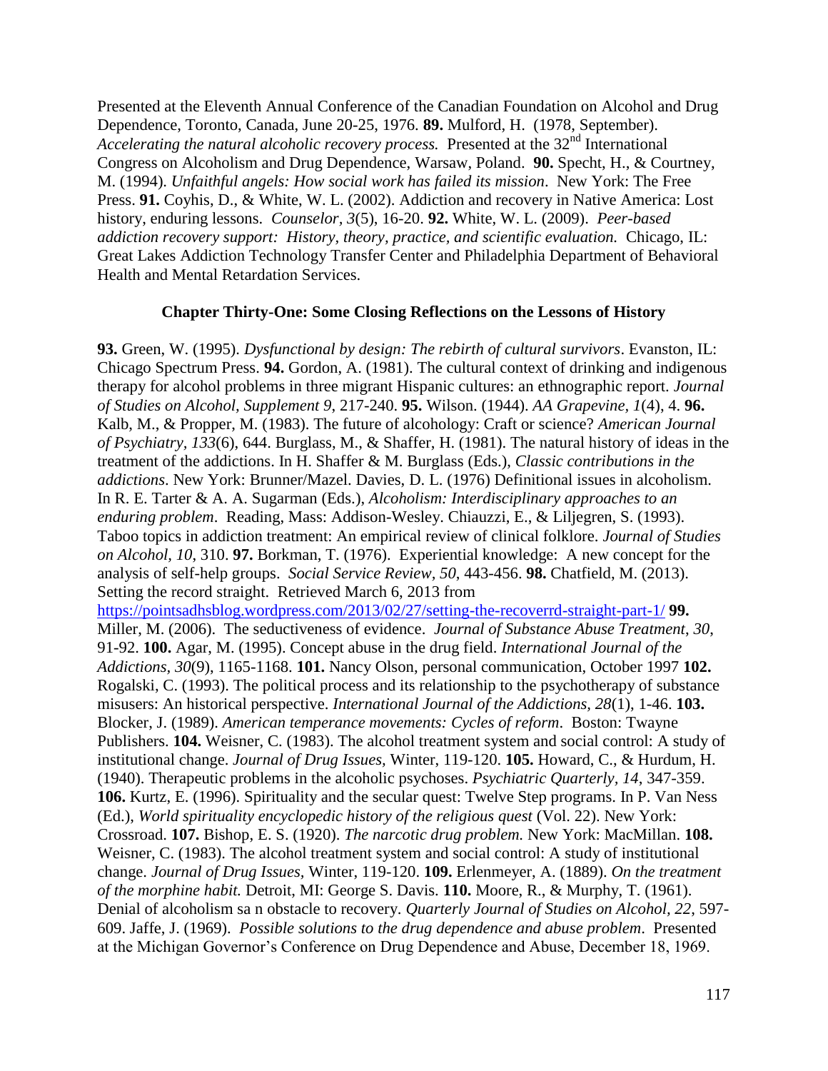Presented at the Eleventh Annual Conference of the Canadian Foundation on Alcohol and Drug Dependence, Toronto, Canada, June 20-25, 1976. **89.** Mulford, H. (1978, September). *Accelerating the natural alcoholic recovery process.* Presented at the 32nd International Congress on Alcoholism and Drug Dependence, Warsaw, Poland. **90.** Specht, H., & Courtney, M. (1994). *Unfaithful angels: How social work has failed its mission*. New York: The Free Press. **91.** Coyhis, D., & White, W. L. (2002). Addiction and recovery in Native America: Lost history, enduring lessons. *Counselor, 3*(5), 16-20. **92.** White, W. L. (2009). *Peer-based addiction recovery support: History, theory, practice, and scientific evaluation.* Chicago, IL: Great Lakes Addiction Technology Transfer Center and Philadelphia Department of Behavioral Health and Mental Retardation Services.

### Chapter Thirty-One: Some Closing Reflections on the Lessons of History

**93.** Green, W. (1995). *Dysfunctional by design: The rebirth of cultural survivors*. Evanston, IL: Chicago Spectrum Press. **94.** Gordon, A. (1981). The cultural context of drinking and indigenous therapy for alcohol problems in three migrant Hispanic cultures: an ethnographic report. *Journal of Studies on Alcohol, Supplement 9*, 217-240. **95.** Wilson. (1944). *AA Grapevine, 1*(4), 4. **96.** Kalb, M., & Propper, M. (1983). The future of alcohology: Craft or science? *American Journal of Psychiatry, 133*(6), 644. Burglass, M., & Shaffer, H. (1981). The natural history of ideas in the treatment of the addictions. In H. Shaffer & M. Burglass (Eds.), *Classic contributions in the addictions*. New York: Brunner/Mazel. Davies, D. L. (1976) Definitional issues in alcoholism. In R. E. Tarter & A. A. Sugarman (Eds.), *Alcoholism: Interdisciplinary approaches to an enduring problem*. Reading, Mass: Addison-Wesley. Chiauzzi, E., & Liljegren, S. (1993). Taboo topics in addiction treatment: An empirical review of clinical folklore. *Journal of Studies on Alcohol, 10*, 310. **97.** Borkman, T. (1976). Experiential knowledge: A new concept for the analysis of self-help groups. *Social Service Review, 50*, 443-456. **98.** Chatfield, M. (2013). Setting the record straight. Retrieved March 6, 2013 from https://pointsadhsblog.wordpress.com/2013/02/27/setting-the-recoverrd-straight-part-1/ **99.** Miller, M. (2006). The seductiveness of evidence. *Journal of Substance Abuse Treatment, 30*, 91-92. **100.** Agar, M. (1995). Concept abuse in the drug field. *International Journal of the Addictions, 30*(9), 1165-1168. **101.** Nancy Olson, personal communication, October 1997 **102.** Rogalski, C. (1993). The political process and its relationship to the psychotherapy of substance misusers: An historical perspective. *International Journal of the Addictions, 28*(1), 1-46. **103.** Blocker, J. (1989). *American temperance movements: Cycles of reform*. Boston: Twayne Publishers. **104.** Weisner, C. (1983). The alcohol treatment system and social control: A study of institutional change. *Journal of Drug Issues,* Winter, 119-120. **105.** Howard, C., & Hurdum, H. (1940). Therapeutic problems in the alcoholic psychoses. *Psychiatric Quarterly, 14*, 347-359. **106.** Kurtz, E. (1996). Spirituality and the secular quest: Twelve Step programs. In P. Van Ness (Ed.), *World spirituality encyclopedic history of the religious quest* (Vol. 22). New York: Crossroad. **107.** Bishop, E. S. (1920). *The narcotic drug problem.* New York: MacMillan. **108.** Weisner, C. (1983). The alcohol treatment system and social control: A study of institutional change. *Journal of Drug Issues,* Winter, 119-120. **109.** Erlenmeyer, A. (1889). *On the treatment of the morphine habit.* Detroit, MI: George S. Davis. **110.** Moore, R., & Murphy, T. (1961). Denial of alcoholism sa n obstacle to recovery. *Quarterly Journal of Studies on Alcohol, 22*, 597-609. Jaffe, J. (1969). *Possible solutions to the drug dependence and abuse problem*. Presented at the Michigan Governor's Conference on Drug Dependence and Abuse, December 18, 1969.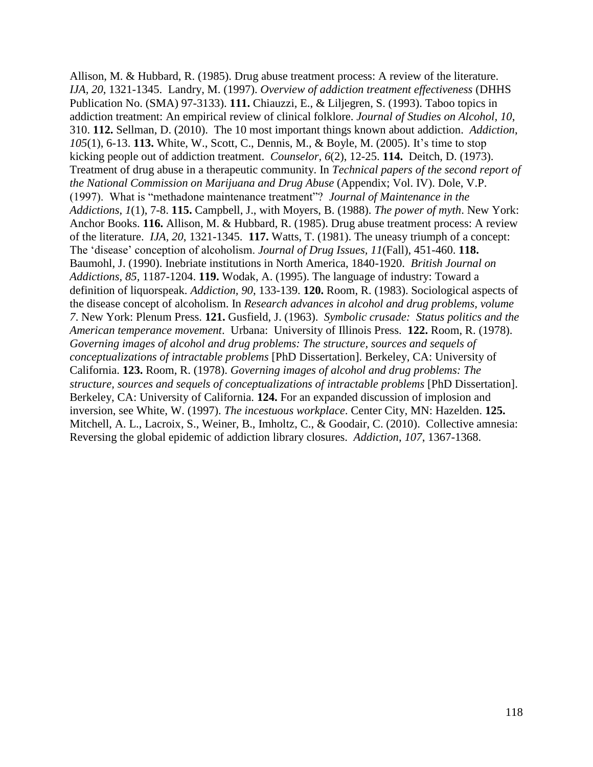Allison, M. & Hubbard, R. (1985). Drug abuse treatment process: A review of the literature. *IJA*, *20*, 1321-1345. Landry, M. (1997). *Overview of addiction treatment effectiveness* (DHHS Publication No. (SMA) 97-3133). **111.** Chiauzzi, E., & Liljegren, S. (1993). Taboo topics in addiction treatment: An empirical review of clinical folklore. *Journal of Studies on Alcohol*, *10*, 310. **112.** Sellman, D. (2010). The 10 most important things known about addiction. *Addiction*, *105*(1), 6-13. **113.** White, W., Scott, C., Dennis, M., & Boyle, M. (2005). It's time to stop kicking people out of addiction treatment. *Counselor, 6*(2), 12-25. **114.** Deitch, D. (1973). Treatment of drug abuse in a therapeutic community. In *Technical papers of the second report of the National Commission on Marijuana and Drug Abuse* (Appendix; Vol. IV). Dole, V.P. (1997). What is "methadone maintenance treatment"? *Journal of Maintenance in the Addictions*, *1*(1), 7-8. **115.** Campbell, J., with Moyers, B. (1988). *The power of myth*. New York: Anchor Books. **116.** Allison, M. & Hubbard, R. (1985). Drug abuse treatment process: A review of the literature. *IJA, 20*, 1321-1345. **117.** Watts, T. (1981). The uneasy triumph of a concept: The 'disease' conception of alcoholism. *Journal of Drug Issues, 11*(Fall), 451-460. **118.** Baumohl, J. (1990). Inebriate institutions in North America, 1840-1920. *British Journal on Addictions*, *85,* 1187-1204. **119.** Wodak, A. (1995). The language of industry: Toward a definition of liquorspeak. *Addiction, 90*, 133-139. **120.** Room, R. (1983). Sociological aspects of the disease concept of alcoholism. In *Research advances in alcohol and drug problems, volume 7*. New York: Plenum Press. **121.** Gusfield, J. (1963). *Symbolic crusade: Status politics and the American temperance movement*. Urbana: University of Illinois Press. **122.** Room, R. (1978). *Governing images of alcohol and drug problems: The structure, sources and sequels of conceptualizations of intractable problems* [PhD Dissertation]. Berkeley, CA: University of California. **123.** Room, R. (1978). *Governing images of alcohol and drug problems: The structure, sources and sequels of conceptualizations of intractable problems* [PhD Dissertation]. Berkeley, CA: University of California. **124.** For an expanded discussion of implosion and inversion, see White, W. (1997). *The incestuous workplace*. Center City, MN: Hazelden. **125.** Mitchell, A. L., Lacroix, S., Weiner, B., Imholtz, C., & Goodair, C. (2010). Collective amnesia: Reversing the global epidemic of addiction library closures. *Addiction*, *107*, 1367-1368.